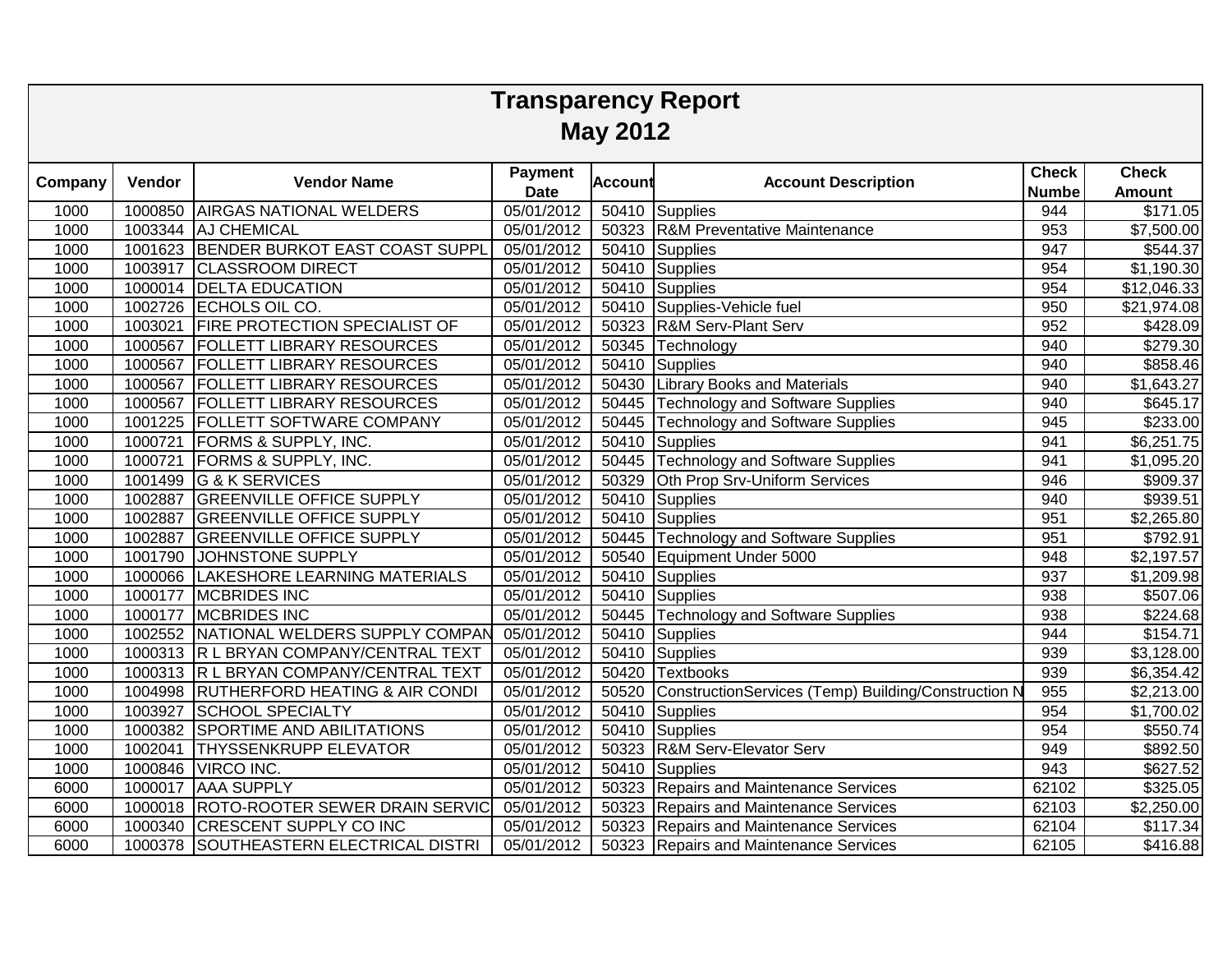# Transparency Report

## May 2012

| Company | Vendor | Vendor Name | Payment Date | Account | Account Description | Check Numbe | Check Amount |
|---|---|---|---|---|---|---|---|
| 1000 | 1000850 | AIRGAS NATIONAL WELDERS | 05/01/2012 | 50410 | Supplies | 944 | $171.05 |
| 1000 | 1003344 | AJ CHEMICAL | 05/01/2012 | 50323 | R&M Preventative Maintenance | 953 | $7,500.00 |
| 1000 | 1001623 | BENDER BURKOT EAST COAST SUPPL | 05/01/2012 | 50410 | Supplies | 947 | $544.37 |
| 1000 | 1003917 | CLASSROOM DIRECT | 05/01/2012 | 50410 | Supplies | 954 | $1,190.30 |
| 1000 | 1000014 | DELTA EDUCATION | 05/01/2012 | 50410 | Supplies | 954 | $12,046.33 |
| 1000 | 1002726 | ECHOLS OIL CO. | 05/01/2012 | 50410 | Supplies-Vehicle fuel | 950 | $21,974.08 |
| 1000 | 1003021 | FIRE PROTECTION SPECIALIST OF | 05/01/2012 | 50323 | R&M Serv-Plant Serv | 952 | $428.09 |
| 1000 | 1000567 | FOLLETT LIBRARY RESOURCES | 05/01/2012 | 50345 | Technology | 940 | $279.30 |
| 1000 | 1000567 | FOLLETT LIBRARY RESOURCES | 05/01/2012 | 50410 | Supplies | 940 | $858.46 |
| 1000 | 1000567 | FOLLETT LIBRARY RESOURCES | 05/01/2012 | 50430 | Library Books and Materials | 940 | $1,643.27 |
| 1000 | 1000567 | FOLLETT LIBRARY RESOURCES | 05/01/2012 | 50445 | Technology and Software Supplies | 940 | $645.17 |
| 1000 | 1001225 | FOLLETT SOFTWARE COMPANY | 05/01/2012 | 50445 | Technology and Software Supplies | 945 | $233.00 |
| 1000 | 1000721 | FORMS & SUPPLY, INC. | 05/01/2012 | 50410 | Supplies | 941 | $6,251.75 |
| 1000 | 1000721 | FORMS & SUPPLY, INC. | 05/01/2012 | 50445 | Technology and Software Supplies | 941 | $1,095.20 |
| 1000 | 1001499 | G & K SERVICES | 05/01/2012 | 50329 | Oth Prop Srv-Uniform Services | 946 | $909.37 |
| 1000 | 1002887 | GREENVILLE OFFICE SUPPLY | 05/01/2012 | 50410 | Supplies | 940 | $939.51 |
| 1000 | 1002887 | GREENVILLE OFFICE SUPPLY | 05/01/2012 | 50410 | Supplies | 951 | $2,265.80 |
| 1000 | 1002887 | GREENVILLE OFFICE SUPPLY | 05/01/2012 | 50445 | Technology and Software Supplies | 951 | $792.91 |
| 1000 | 1001790 | JOHNSTONE SUPPLY | 05/01/2012 | 50540 | Equipment Under 5000 | 948 | $2,197.57 |
| 1000 | 1000066 | LAKESHORE LEARNING MATERIALS | 05/01/2012 | 50410 | Supplies | 937 | $1,209.98 |
| 1000 | 1000177 | MCBRIDES INC | 05/01/2012 | 50410 | Supplies | 938 | $507.06 |
| 1000 | 1000177 | MCBRIDES INC | 05/01/2012 | 50445 | Technology and Software Supplies | 938 | $224.68 |
| 1000 | 1002552 | NATIONAL WELDERS SUPPLY COMPAN | 05/01/2012 | 50410 | Supplies | 944 | $154.71 |
| 1000 | 1000313 | R L BRYAN COMPANY/CENTRAL TEXT | 05/01/2012 | 50410 | Supplies | 939 | $3,128.00 |
| 1000 | 1000313 | R L BRYAN COMPANY/CENTRAL TEXT | 05/01/2012 | 50420 | Textbooks | 939 | $6,354.42 |
| 1000 | 1004998 | RUTHERFORD HEATING & AIR CONDI | 05/01/2012 | 50520 | ConstructionServices (Temp) Building/Construction N | 955 | $2,213.00 |
| 1000 | 1003927 | SCHOOL SPECIALTY | 05/01/2012 | 50410 | Supplies | 954 | $1,700.02 |
| 1000 | 1000382 | SPORTIME AND ABILITATIONS | 05/01/2012 | 50410 | Supplies | 954 | $550.74 |
| 1000 | 1002041 | THYSSENKRUPP ELEVATOR | 05/01/2012 | 50323 | R&M Serv-Elevator Serv | 949 | $892.50 |
| 1000 | 1000846 | VIRCO INC. | 05/01/2012 | 50410 | Supplies | 943 | $627.52 |
| 6000 | 1000017 | AAA SUPPLY | 05/01/2012 | 50323 | Repairs and Maintenance Services | 62102 | $325.05 |
| 6000 | 1000018 | ROTO-ROOTER SEWER DRAIN SERVIC | 05/01/2012 | 50323 | Repairs and Maintenance Services | 62103 | $2,250.00 |
| 6000 | 1000340 | CRESCENT SUPPLY CO INC | 05/01/2012 | 50323 | Repairs and Maintenance Services | 62104 | $117.34 |
| 6000 | 1000378 | SOUTHEASTERN ELECTRICAL DISTRI | 05/01/2012 | 50323 | Repairs and Maintenance Services | 62105 | $416.88 |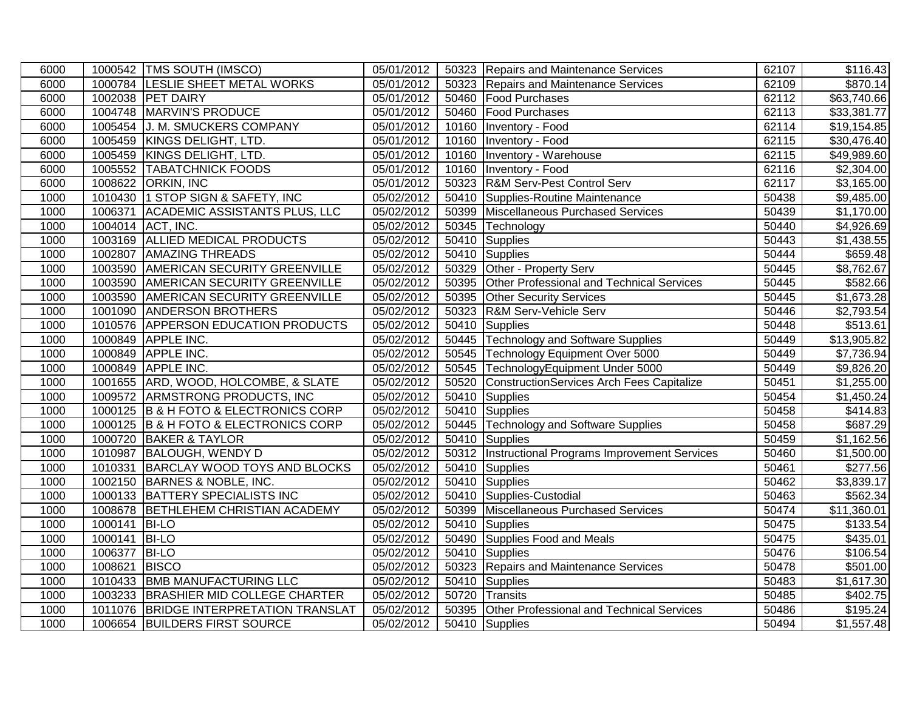| | | | | | | | |
|---|---|---|---|---|---|---|---|
| 6000 | 1000542 | TMS SOUTH (IMSCO) | 05/01/2012 | 50323 | Repairs and Maintenance Services | 62107 | $116.43 |
| 6000 | 1000784 | LESLIE SHEET METAL WORKS | 05/01/2012 | 50323 | Repairs and Maintenance Services | 62109 | $870.14 |
| 6000 | 1002038 | PET DAIRY | 05/01/2012 | 50460 | Food Purchases | 62112 | $63,740.66 |
| 6000 | 1004748 | MARVIN'S PRODUCE | 05/01/2012 | 50460 | Food Purchases | 62113 | $33,381.77 |
| 6000 | 1005454 | J. M. SMUCKERS COMPANY | 05/01/2012 | 10160 | Inventory - Food | 62114 | $19,154.85 |
| 6000 | 1005459 | KINGS DELIGHT, LTD. | 05/01/2012 | 10160 | Inventory - Food | 62115 | $30,476.40 |
| 6000 | 1005459 | KINGS DELIGHT, LTD. | 05/01/2012 | 10160 | Inventory - Warehouse | 62115 | $49,989.60 |
| 6000 | 1005552 | TABATCHNICK FOODS | 05/01/2012 | 10160 | Inventory - Food | 62116 | $2,304.00 |
| 6000 | 1008622 | ORKIN, INC | 05/01/2012 | 50323 | R&M Serv-Pest Control Serv | 62117 | $3,165.00 |
| 1000 | 1010430 | 1 STOP SIGN & SAFETY, INC | 05/02/2012 | 50410 | Supplies-Routine Maintenance | 50438 | $9,485.00 |
| 1000 | 1006371 | ACADEMIC ASSISTANTS PLUS, LLC | 05/02/2012 | 50399 | Miscellaneous Purchased Services | 50439 | $1,170.00 |
| 1000 | 1004014 | ACT, INC. | 05/02/2012 | 50345 | Technology | 50440 | $4,926.69 |
| 1000 | 1003169 | ALLIED MEDICAL PRODUCTS | 05/02/2012 | 50410 | Supplies | 50443 | $1,438.55 |
| 1000 | 1002807 | AMAZING THREADS | 05/02/2012 | 50410 | Supplies | 50444 | $659.48 |
| 1000 | 1003590 | AMERICAN SECURITY GREENVILLE | 05/02/2012 | 50329 | Other - Property Serv | 50445 | $8,762.67 |
| 1000 | 1003590 | AMERICAN SECURITY GREENVILLE | 05/02/2012 | 50395 | Other Professional and Technical Services | 50445 | $582.66 |
| 1000 | 1003590 | AMERICAN SECURITY GREENVILLE | 05/02/2012 | 50395 | Other Security Services | 50445 | $1,673.28 |
| 1000 | 1001090 | ANDERSON BROTHERS | 05/02/2012 | 50323 | R&M Serv-Vehicle Serv | 50446 | $2,793.54 |
| 1000 | 1010576 | APPERSON EDUCATION PRODUCTS | 05/02/2012 | 50410 | Supplies | 50448 | $513.61 |
| 1000 | 1000849 | APPLE INC. | 05/02/2012 | 50445 | Technology and Software Supplies | 50449 | $13,905.82 |
| 1000 | 1000849 | APPLE INC. | 05/02/2012 | 50545 | Technology Equipment Over 5000 | 50449 | $7,736.94 |
| 1000 | 1000849 | APPLE INC. | 05/02/2012 | 50545 | TechnologyEquipment Under 5000 | 50449 | $9,826.20 |
| 1000 | 1001655 | ARD, WOOD, HOLCOMBE, & SLATE | 05/02/2012 | 50520 | ConstructionServices Arch Fees Capitalize | 50451 | $1,255.00 |
| 1000 | 1009572 | ARMSTRONG PRODUCTS, INC | 05/02/2012 | 50410 | Supplies | 50454 | $1,450.24 |
| 1000 | 1000125 | B & H FOTO & ELECTRONICS CORP | 05/02/2012 | 50410 | Supplies | 50458 | $414.83 |
| 1000 | 1000125 | B & H FOTO & ELECTRONICS CORP | 05/02/2012 | 50445 | Technology and Software Supplies | 50458 | $687.29 |
| 1000 | 1000720 | BAKER & TAYLOR | 05/02/2012 | 50410 | Supplies | 50459 | $1,162.56 |
| 1000 | 1010987 | BALOUGH, WENDY D | 05/02/2012 | 50312 | Instructional Programs Improvement Services | 50460 | $1,500.00 |
| 1000 | 1010331 | BARCLAY WOOD TOYS AND BLOCKS | 05/02/2012 | 50410 | Supplies | 50461 | $277.56 |
| 1000 | 1002150 | BARNES & NOBLE, INC. | 05/02/2012 | 50410 | Supplies | 50462 | $3,839.17 |
| 1000 | 1000133 | BATTERY SPECIALISTS INC | 05/02/2012 | 50410 | Supplies-Custodial | 50463 | $562.34 |
| 1000 | 1008678 | BETHLEHEM CHRISTIAN ACADEMY | 05/02/2012 | 50399 | Miscellaneous Purchased Services | 50474 | $11,360.01 |
| 1000 | 1000141 | BI-LO | 05/02/2012 | 50410 | Supplies | 50475 | $133.54 |
| 1000 | 1000141 | BI-LO | 05/02/2012 | 50490 | Supplies Food and Meals | 50475 | $435.01 |
| 1000 | 1006377 | BI-LO | 05/02/2012 | 50410 | Supplies | 50476 | $106.54 |
| 1000 | 1008621 | BISCO | 05/02/2012 | 50323 | Repairs and Maintenance Services | 50478 | $501.00 |
| 1000 | 1010433 | BMB MANUFACTURING LLC | 05/02/2012 | 50410 | Supplies | 50483 | $1,617.30 |
| 1000 | 1003233 | BRASHIER MID COLLEGE CHARTER | 05/02/2012 | 50720 | Transits | 50485 | $402.75 |
| 1000 | 1011076 | BRIDGE INTERPRETATION TRANSLAT | 05/02/2012 | 50395 | Other Professional and Technical Services | 50486 | $195.24 |
| 1000 | 1006654 | BUILDERS FIRST SOURCE | 05/02/2012 | 50410 | Supplies | 50494 | $1,557.48 |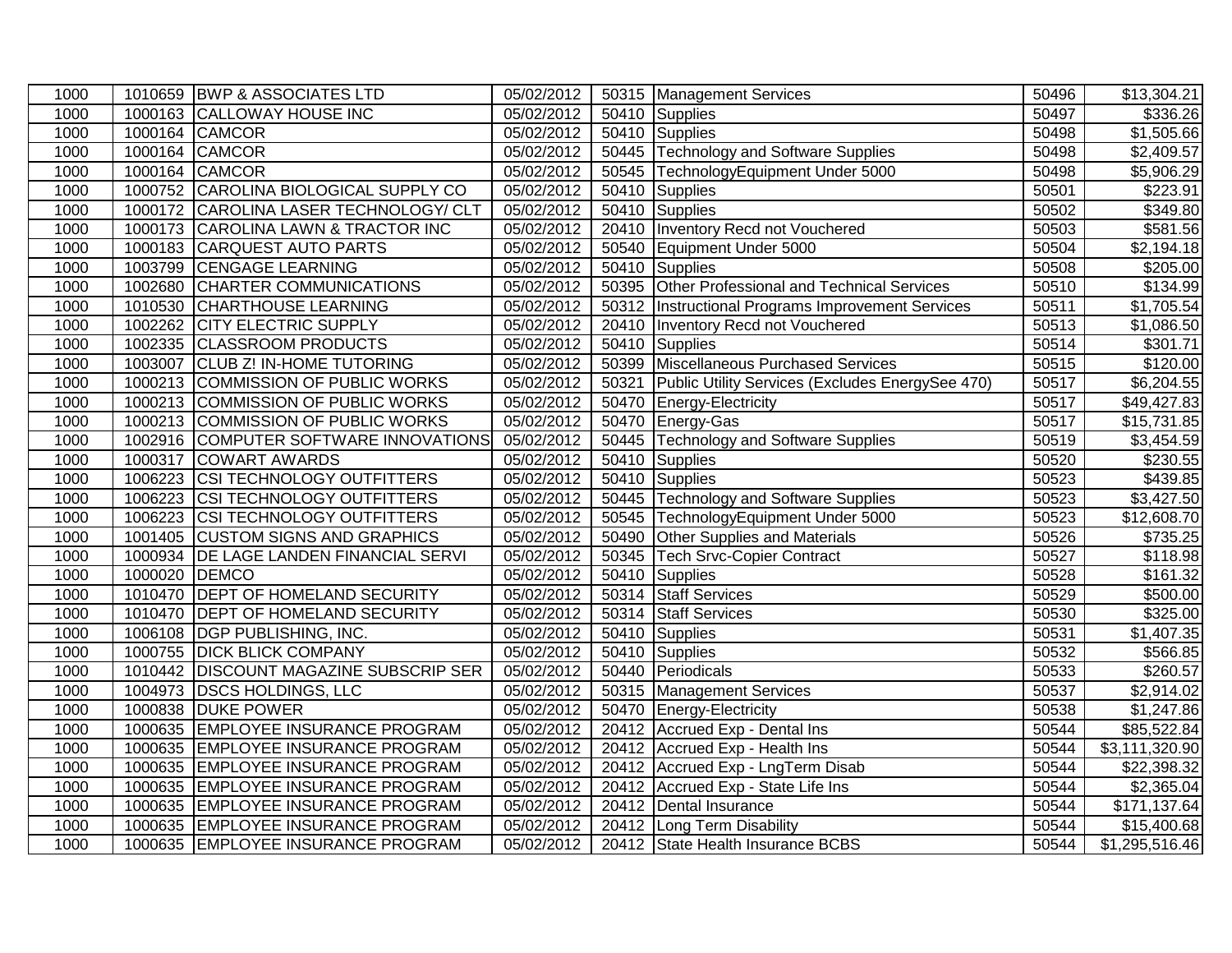| 1000 | 1010659 | BWP & ASSOCIATES LTD | 05/02/2012 | 50315 | Management Services | 50496 | $13,304.21 |
|---|---|---|---|---|---|---|---|
| 1000 | 1000163 | CALLOWAY HOUSE INC | 05/02/2012 | 50410 | Supplies | 50497 | $336.26 |
| 1000 | 1000164 | CAMCOR | 05/02/2012 | 50410 | Supplies | 50498 | $1,505.66 |
| 1000 | 1000164 | CAMCOR | 05/02/2012 | 50445 | Technology and Software Supplies | 50498 | $2,409.57 |
| 1000 | 1000164 | CAMCOR | 05/02/2012 | 50545 | TechnologyEquipment Under 5000 | 50498 | $5,906.29 |
| 1000 | 1000752 | CAROLINA BIOLOGICAL SUPPLY CO | 05/02/2012 | 50410 | Supplies | 50501 | $223.91 |
| 1000 | 1000172 | CAROLINA LASER TECHNOLOGY/ CLT | 05/02/2012 | 50410 | Supplies | 50502 | $349.80 |
| 1000 | 1000173 | CAROLINA LAWN & TRACTOR INC | 05/02/2012 | 20410 | Inventory Recd not Vouchered | 50503 | $581.56 |
| 1000 | 1000183 | CARQUEST AUTO PARTS | 05/02/2012 | 50540 | Equipment Under 5000 | 50504 | $2,194.18 |
| 1000 | 1003799 | CENGAGE LEARNING | 05/02/2012 | 50410 | Supplies | 50508 | $205.00 |
| 1000 | 1002680 | CHARTER COMMUNICATIONS | 05/02/2012 | 50395 | Other Professional and Technical Services | 50510 | $134.99 |
| 1000 | 1010530 | CHARTHOUSE LEARNING | 05/02/2012 | 50312 | Instructional Programs Improvement Services | 50511 | $1,705.54 |
| 1000 | 1002262 | CITY ELECTRIC SUPPLY | 05/02/2012 | 20410 | Inventory Recd not Vouchered | 50513 | $1,086.50 |
| 1000 | 1002335 | CLASSROOM PRODUCTS | 05/02/2012 | 50410 | Supplies | 50514 | $301.71 |
| 1000 | 1003007 | CLUB Z! IN-HOME TUTORING | 05/02/2012 | 50399 | Miscellaneous Purchased Services | 50515 | $120.00 |
| 1000 | 1000213 | COMMISSION OF PUBLIC WORKS | 05/02/2012 | 50321 | Public Utility Services (Excludes EnergySee 470) | 50517 | $6,204.55 |
| 1000 | 1000213 | COMMISSION OF PUBLIC WORKS | 05/02/2012 | 50470 | Energy-Electricity | 50517 | $49,427.83 |
| 1000 | 1000213 | COMMISSION OF PUBLIC WORKS | 05/02/2012 | 50470 | Energy-Gas | 50517 | $15,731.85 |
| 1000 | 1002916 | COMPUTER SOFTWARE INNOVATIONS | 05/02/2012 | 50445 | Technology and Software Supplies | 50519 | $3,454.59 |
| 1000 | 1000317 | COWART AWARDS | 05/02/2012 | 50410 | Supplies | 50520 | $230.55 |
| 1000 | 1006223 | CSI TECHNOLOGY OUTFITTERS | 05/02/2012 | 50410 | Supplies | 50523 | $439.85 |
| 1000 | 1006223 | CSI TECHNOLOGY OUTFITTERS | 05/02/2012 | 50445 | Technology and Software Supplies | 50523 | $3,427.50 |
| 1000 | 1006223 | CSI TECHNOLOGY OUTFITTERS | 05/02/2012 | 50545 | TechnologyEquipment Under 5000 | 50523 | $12,608.70 |
| 1000 | 1001405 | CUSTOM SIGNS AND GRAPHICS | 05/02/2012 | 50490 | Other Supplies and Materials | 50526 | $735.25 |
| 1000 | 1000934 | DE LAGE LANDEN FINANCIAL SERVI | 05/02/2012 | 50345 | Tech Srvc-Copier Contract | 50527 | $118.98 |
| 1000 | 1000020 | DEMCO | 05/02/2012 | 50410 | Supplies | 50528 | $161.32 |
| 1000 | 1010470 | DEPT OF HOMELAND SECURITY | 05/02/2012 | 50314 | Staff Services | 50529 | $500.00 |
| 1000 | 1010470 | DEPT OF HOMELAND SECURITY | 05/02/2012 | 50314 | Staff Services | 50530 | $325.00 |
| 1000 | 1006108 | DGP PUBLISHING, INC. | 05/02/2012 | 50410 | Supplies | 50531 | $1,407.35 |
| 1000 | 1000755 | DICK BLICK COMPANY | 05/02/2012 | 50410 | Supplies | 50532 | $566.85 |
| 1000 | 1010442 | DISCOUNT MAGAZINE SUBSCRIP SER | 05/02/2012 | 50440 | Periodicals | 50533 | $260.57 |
| 1000 | 1004973 | DSCS HOLDINGS, LLC | 05/02/2012 | 50315 | Management Services | 50537 | $2,914.02 |
| 1000 | 1000838 | DUKE POWER | 05/02/2012 | 50470 | Energy-Electricity | 50538 | $1,247.86 |
| 1000 | 1000635 | EMPLOYEE INSURANCE PROGRAM | 05/02/2012 | 20412 | Accrued Exp - Dental Ins | 50544 | $85,522.84 |
| 1000 | 1000635 | EMPLOYEE INSURANCE PROGRAM | 05/02/2012 | 20412 | Accrued Exp - Health Ins | 50544 | $3,111,320.90 |
| 1000 | 1000635 | EMPLOYEE INSURANCE PROGRAM | 05/02/2012 | 20412 | Accrued Exp - LngTerm Disab | 50544 | $22,398.32 |
| 1000 | 1000635 | EMPLOYEE INSURANCE PROGRAM | 05/02/2012 | 20412 | Accrued Exp - State Life Ins | 50544 | $2,365.04 |
| 1000 | 1000635 | EMPLOYEE INSURANCE PROGRAM | 05/02/2012 | 20412 | Dental Insurance | 50544 | $171,137.64 |
| 1000 | 1000635 | EMPLOYEE INSURANCE PROGRAM | 05/02/2012 | 20412 | Long Term Disability | 50544 | $15,400.68 |
| 1000 | 1000635 | EMPLOYEE INSURANCE PROGRAM | 05/02/2012 | 20412 | State Health Insurance BCBS | 50544 | $1,295,516.46 |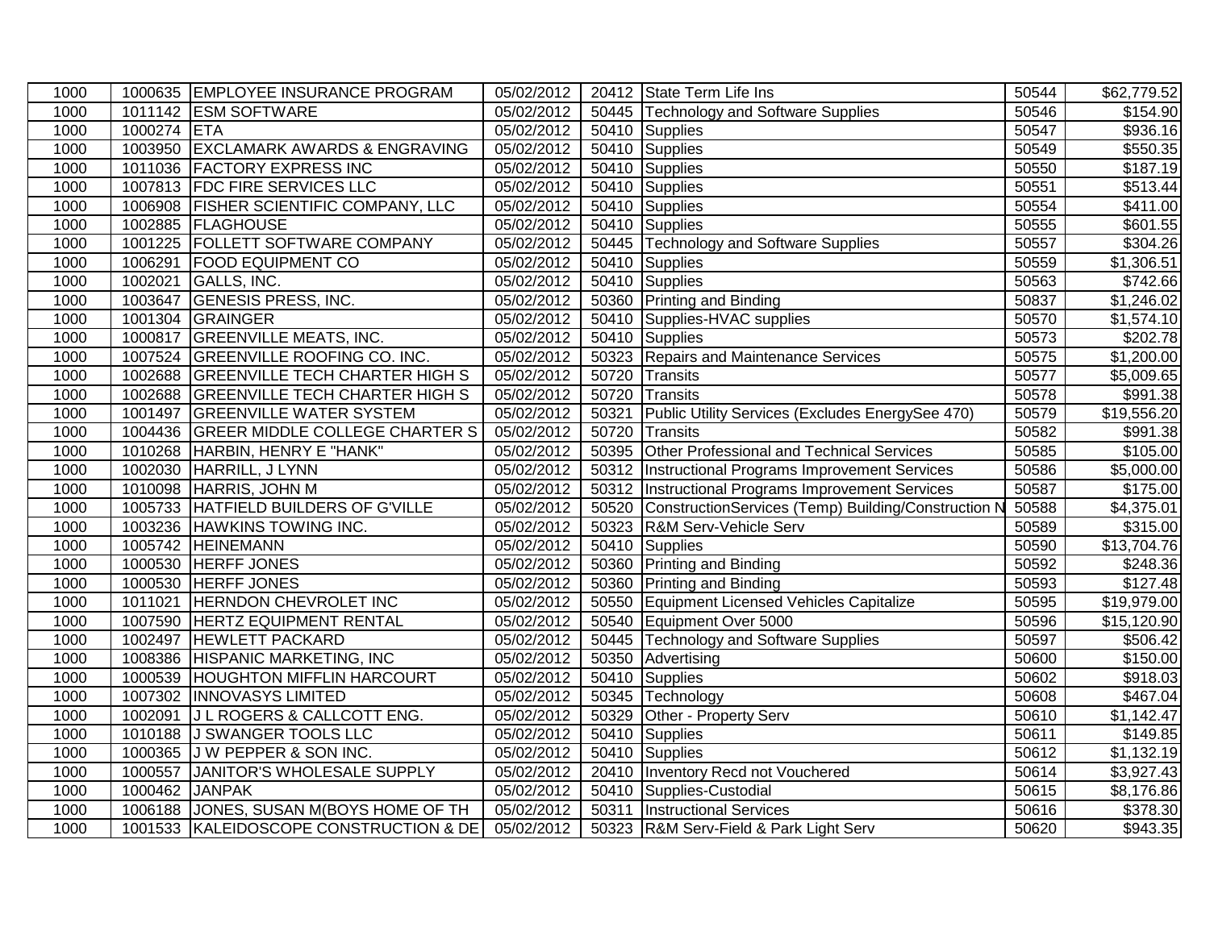| 1000 | 1000635 | EMPLOYEE INSURANCE PROGRAM | 05/02/2012 | 20412 | State Term Life Ins | 50544 | $62,779.52 |
|---|---|---|---|---|---|---|---|
| 1000 | 1011142 | ESM SOFTWARE | 05/02/2012 | 50445 | Technology and Software Supplies | 50546 | $154.90 |
| 1000 | 1000274 | ETA | 05/02/2012 | 50410 | Supplies | 50547 | $936.16 |
| 1000 | 1003950 | EXCLAMARK AWARDS & ENGRAVING | 05/02/2012 | 50410 | Supplies | 50549 | $550.35 |
| 1000 | 1011036 | FACTORY EXPRESS INC | 05/02/2012 | 50410 | Supplies | 50550 | $187.19 |
| 1000 | 1007813 | FDC FIRE SERVICES LLC | 05/02/2012 | 50410 | Supplies | 50551 | $513.44 |
| 1000 | 1006908 | FISHER SCIENTIFIC COMPANY, LLC | 05/02/2012 | 50410 | Supplies | 50554 | $411.00 |
| 1000 | 1002885 | FLAGHOUSE | 05/02/2012 | 50410 | Supplies | 50555 | $601.55 |
| 1000 | 1001225 | FOLLETT SOFTWARE COMPANY | 05/02/2012 | 50445 | Technology and Software Supplies | 50557 | $304.26 |
| 1000 | 1006291 | FOOD EQUIPMENT CO | 05/02/2012 | 50410 | Supplies | 50559 | $1,306.51 |
| 1000 | 1002021 | GALLS, INC. | 05/02/2012 | 50410 | Supplies | 50563 | $742.66 |
| 1000 | 1003647 | GENESIS PRESS, INC. | 05/02/2012 | 50360 | Printing and Binding | 50837 | $1,246.02 |
| 1000 | 1001304 | GRAINGER | 05/02/2012 | 50410 | Supplies-HVAC supplies | 50570 | $1,574.10 |
| 1000 | 1000817 | GREENVILLE MEATS, INC. | 05/02/2012 | 50410 | Supplies | 50573 | $202.78 |
| 1000 | 1007524 | GREENVILLE ROOFING CO. INC. | 05/02/2012 | 50323 | Repairs and Maintenance Services | 50575 | $1,200.00 |
| 1000 | 1002688 | GREENVILLE TECH CHARTER HIGH S | 05/02/2012 | 50720 | Transits | 50577 | $5,009.65 |
| 1000 | 1002688 | GREENVILLE TECH CHARTER HIGH S | 05/02/2012 | 50720 | Transits | 50578 | $991.38 |
| 1000 | 1001497 | GREENVILLE WATER SYSTEM | 05/02/2012 | 50321 | Public Utility Services (Excludes EnergySee 470) | 50579 | $19,556.20 |
| 1000 | 1004436 | GREER MIDDLE COLLEGE CHARTER S | 05/02/2012 | 50720 | Transits | 50582 | $991.38 |
| 1000 | 1010268 | HARBIN, HENRY E "HANK" | 05/02/2012 | 50395 | Other Professional and Technical Services | 50585 | $105.00 |
| 1000 | 1002030 | HARRILL, J LYNN | 05/02/2012 | 50312 | Instructional Programs Improvement Services | 50586 | $5,000.00 |
| 1000 | 1010098 | HARRIS, JOHN M | 05/02/2012 | 50312 | Instructional Programs Improvement Services | 50587 | $175.00 |
| 1000 | 1005733 | HATFIELD BUILDERS OF G'VILLE | 05/02/2012 | 50520 | ConstructionServices (Temp) Building/Construction N | 50588 | $4,375.01 |
| 1000 | 1003236 | HAWKINS TOWING INC. | 05/02/2012 | 50323 | R&M Serv-Vehicle Serv | 50589 | $315.00 |
| 1000 | 1005742 | HEINEMANN | 05/02/2012 | 50410 | Supplies | 50590 | $13,704.76 |
| 1000 | 1000530 | HERFF JONES | 05/02/2012 | 50360 | Printing and Binding | 50592 | $248.36 |
| 1000 | 1000530 | HERFF JONES | 05/02/2012 | 50360 | Printing and Binding | 50593 | $127.48 |
| 1000 | 1011021 | HERNDON CHEVROLET INC | 05/02/2012 | 50550 | Equipment Licensed Vehicles Capitalize | 50595 | $19,979.00 |
| 1000 | 1007590 | HERTZ EQUIPMENT RENTAL | 05/02/2012 | 50540 | Equipment Over 5000 | 50596 | $15,120.90 |
| 1000 | 1002497 | HEWLETT PACKARD | 05/02/2012 | 50445 | Technology and Software Supplies | 50597 | $506.42 |
| 1000 | 1008386 | HISPANIC MARKETING, INC | 05/02/2012 | 50350 | Advertising | 50600 | $150.00 |
| 1000 | 1000539 | HOUGHTON MIFFLIN HARCOURT | 05/02/2012 | 50410 | Supplies | 50602 | $918.03 |
| 1000 | 1007302 | INNOVASYS LIMITED | 05/02/2012 | 50345 | Technology | 50608 | $467.04 |
| 1000 | 1002091 | J L ROGERS & CALLCOTT ENG. | 05/02/2012 | 50329 | Other - Property Serv | 50610 | $1,142.47 |
| 1000 | 1010188 | J SWANGER TOOLS LLC | 05/02/2012 | 50410 | Supplies | 50611 | $149.85 |
| 1000 | 1000365 | J W PEPPER & SON INC. | 05/02/2012 | 50410 | Supplies | 50612 | $1,132.19 |
| 1000 | 1000557 | JANITOR'S WHOLESALE SUPPLY | 05/02/2012 | 20410 | Inventory Recd not Vouchered | 50614 | $3,927.43 |
| 1000 | 1000462 | JANPAK | 05/02/2012 | 50410 | Supplies-Custodial | 50615 | $8,176.86 |
| 1000 | 1006188 | JONES, SUSAN M(BOYS HOME OF TH | 05/02/2012 | 50311 | Instructional Services | 50616 | $378.30 |
| 1000 | 1001533 | KALEIDOSCOPE CONSTRUCTION & DE | 05/02/2012 | 50323 | R&M Serv-Field & Park Light Serv | 50620 | $943.35 |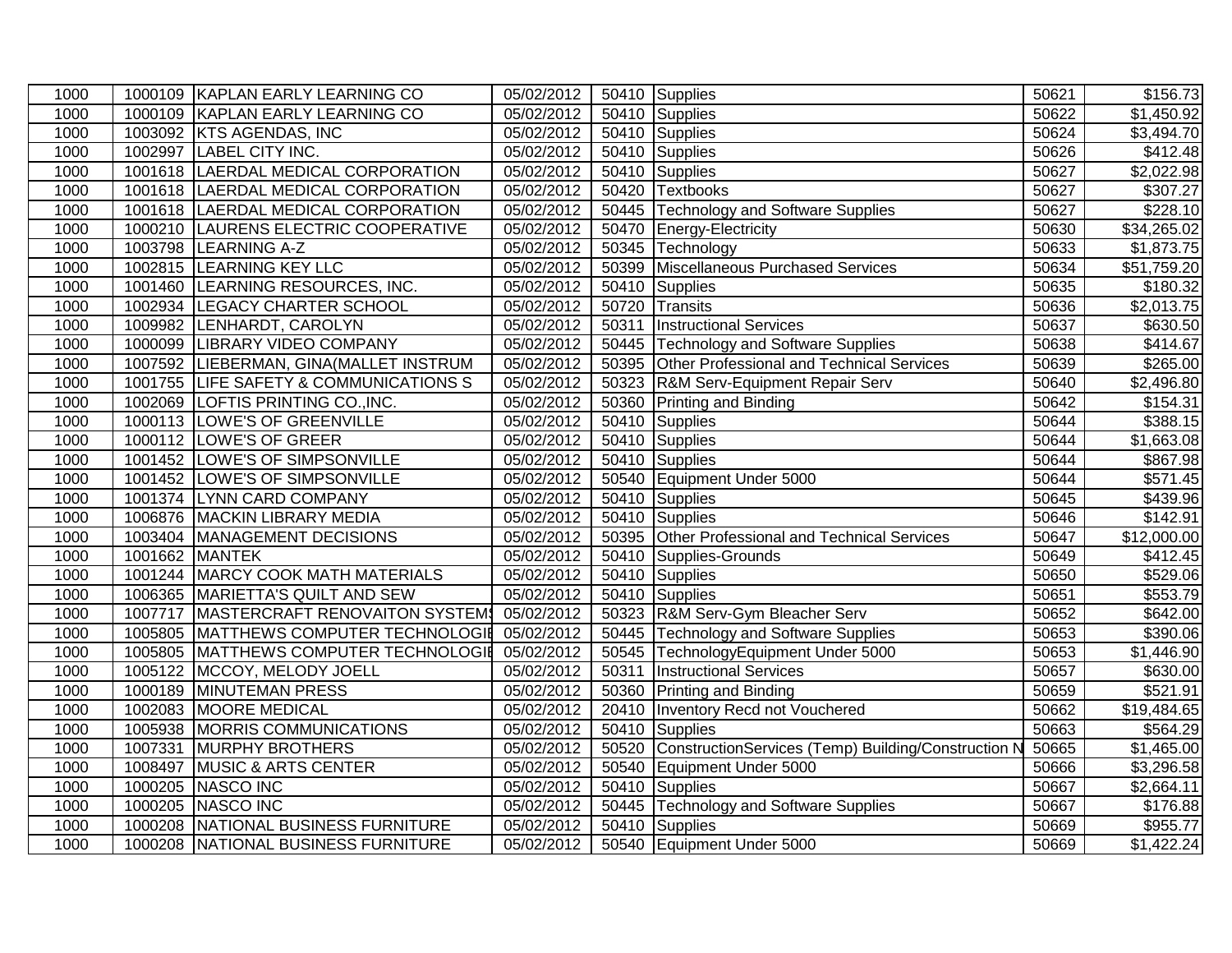| 1000 | 1000109 | KAPLAN EARLY LEARNING CO | 05/02/2012 | 50410 | Supplies | 50621 | $156.73 |
|---|---|---|---|---|---|---|---|
| 1000 | 1000109 | KAPLAN EARLY LEARNING CO | 05/02/2012 | 50410 | Supplies | 50622 | $1,450.92 |
| 1000 | 1003092 | KTS AGENDAS, INC | 05/02/2012 | 50410 | Supplies | 50624 | $3,494.70 |
| 1000 | 1002997 | LABEL CITY INC. | 05/02/2012 | 50410 | Supplies | 50626 | $412.48 |
| 1000 | 1001618 | LAERDAL MEDICAL CORPORATION | 05/02/2012 | 50410 | Supplies | 50627 | $2,022.98 |
| 1000 | 1001618 | LAERDAL MEDICAL CORPORATION | 05/02/2012 | 50420 | Textbooks | 50627 | $307.27 |
| 1000 | 1001618 | LAERDAL MEDICAL CORPORATION | 05/02/2012 | 50445 | Technology and Software Supplies | 50627 | $228.10 |
| 1000 | 1000210 | LAURENS ELECTRIC COOPERATIVE | 05/02/2012 | 50470 | Energy-Electricity | 50630 | $34,265.02 |
| 1000 | 1003798 | LEARNING A-Z | 05/02/2012 | 50345 | Technology | 50633 | $1,873.75 |
| 1000 | 1002815 | LEARNING KEY LLC | 05/02/2012 | 50399 | Miscellaneous Purchased Services | 50634 | $51,759.20 |
| 1000 | 1001460 | LEARNING RESOURCES, INC. | 05/02/2012 | 50410 | Supplies | 50635 | $180.32 |
| 1000 | 1002934 | LEGACY CHARTER SCHOOL | 05/02/2012 | 50720 | Transits | 50636 | $2,013.75 |
| 1000 | 1009982 | LENHARDT, CAROLYN | 05/02/2012 | 50311 | Instructional Services | 50637 | $630.50 |
| 1000 | 1000099 | LIBRARY VIDEO COMPANY | 05/02/2012 | 50445 | Technology and Software Supplies | 50638 | $414.67 |
| 1000 | 1007592 | LIEBERMAN, GINA(MALLET INSTRUM | 05/02/2012 | 50395 | Other Professional and Technical Services | 50639 | $265.00 |
| 1000 | 1001755 | LIFE SAFETY & COMMUNICATIONS S | 05/02/2012 | 50323 | R&M Serv-Equipment Repair Serv | 50640 | $2,496.80 |
| 1000 | 1002069 | LOFTIS PRINTING CO.,INC. | 05/02/2012 | 50360 | Printing and Binding | 50642 | $154.31 |
| 1000 | 1000113 | LOWE'S OF GREENVILLE | 05/02/2012 | 50410 | Supplies | 50644 | $388.15 |
| 1000 | 1000112 | LOWE'S OF GREER | 05/02/2012 | 50410 | Supplies | 50644 | $1,663.08 |
| 1000 | 1001452 | LOWE'S OF SIMPSONVILLE | 05/02/2012 | 50410 | Supplies | 50644 | $867.98 |
| 1000 | 1001452 | LOWE'S OF SIMPSONVILLE | 05/02/2012 | 50540 | Equipment Under 5000 | 50644 | $571.45 |
| 1000 | 1001374 | LYNN CARD COMPANY | 05/02/2012 | 50410 | Supplies | 50645 | $439.96 |
| 1000 | 1006876 | MACKIN LIBRARY MEDIA | 05/02/2012 | 50410 | Supplies | 50646 | $142.91 |
| 1000 | 1003404 | MANAGEMENT DECISIONS | 05/02/2012 | 50395 | Other Professional and Technical Services | 50647 | $12,000.00 |
| 1000 | 1001662 | MANTEK | 05/02/2012 | 50410 | Supplies-Grounds | 50649 | $412.45 |
| 1000 | 1001244 | MARCY COOK MATH MATERIALS | 05/02/2012 | 50410 | Supplies | 50650 | $529.06 |
| 1000 | 1006365 | MARIETTA'S QUILT AND SEW | 05/02/2012 | 50410 | Supplies | 50651 | $553.79 |
| 1000 | 1007717 | MASTERCRAFT RENOVAITON SYSTEMS | 05/02/2012 | 50323 | R&M Serv-Gym Bleacher Serv | 50652 | $642.00 |
| 1000 | 1005805 | MATTHEWS COMPUTER TECHNOLOGIE | 05/02/2012 | 50445 | Technology and Software Supplies | 50653 | $390.06 |
| 1000 | 1005805 | MATTHEWS COMPUTER TECHNOLOGIE | 05/02/2012 | 50545 | TechnologyEquipment Under 5000 | 50653 | $1,446.90 |
| 1000 | 1005122 | MCCOY, MELODY JOELL | 05/02/2012 | 50311 | Instructional Services | 50657 | $630.00 |
| 1000 | 1000189 | MINUTEMAN PRESS | 05/02/2012 | 50360 | Printing and Binding | 50659 | $521.91 |
| 1000 | 1002083 | MOORE MEDICAL | 05/02/2012 | 20410 | Inventory Recd not Vouchered | 50662 | $19,484.65 |
| 1000 | 1005938 | MORRIS COMMUNICATIONS | 05/02/2012 | 50410 | Supplies | 50663 | $564.29 |
| 1000 | 1007331 | MURPHY BROTHERS | 05/02/2012 | 50520 | ConstructionServices (Temp) Building/Construction N | 50665 | $1,465.00 |
| 1000 | 1008497 | MUSIC & ARTS CENTER | 05/02/2012 | 50540 | Equipment Under 5000 | 50666 | $3,296.58 |
| 1000 | 1000205 | NASCO INC | 05/02/2012 | 50410 | Supplies | 50667 | $2,664.11 |
| 1000 | 1000205 | NASCO INC | 05/02/2012 | 50445 | Technology and Software Supplies | 50667 | $176.88 |
| 1000 | 1000208 | NATIONAL BUSINESS FURNITURE | 05/02/2012 | 50410 | Supplies | 50669 | $955.77 |
| 1000 | 1000208 | NATIONAL BUSINESS FURNITURE | 05/02/2012 | 50540 | Equipment Under 5000 | 50669 | $1,422.24 |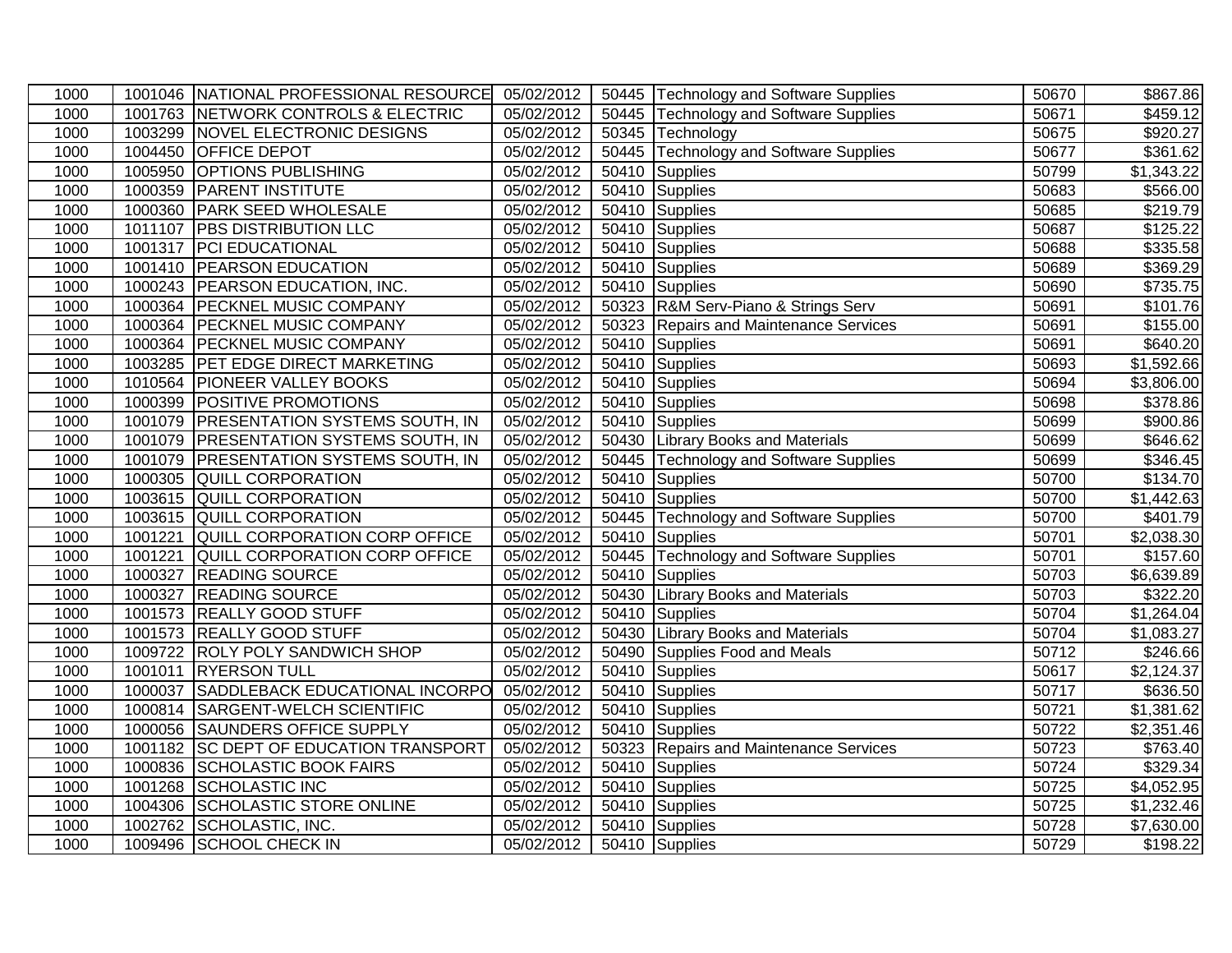| | | | | | | | |
|---|---|---|---|---|---|---|---|
| 1000 | 1001046 | NATIONAL PROFESSIONAL RESOURCE | 05/02/2012 | 50445 | Technology and Software Supplies | 50670 | $867.86 |
| 1000 | 1001763 | NETWORK CONTROLS & ELECTRIC | 05/02/2012 | 50445 | Technology and Software Supplies | 50671 | $459.12 |
| 1000 | 1003299 | NOVEL ELECTRONIC DESIGNS | 05/02/2012 | 50345 | Technology | 50675 | $920.27 |
| 1000 | 1004450 | OFFICE DEPOT | 05/02/2012 | 50445 | Technology and Software Supplies | 50677 | $361.62 |
| 1000 | 1005950 | OPTIONS PUBLISHING | 05/02/2012 | 50410 | Supplies | 50799 | $1,343.22 |
| 1000 | 1000359 | PARENT INSTITUTE | 05/02/2012 | 50410 | Supplies | 50683 | $566.00 |
| 1000 | 1000360 | PARK SEED WHOLESALE | 05/02/2012 | 50410 | Supplies | 50685 | $219.79 |
| 1000 | 1011107 | PBS DISTRIBUTION LLC | 05/02/2012 | 50410 | Supplies | 50687 | $125.22 |
| 1000 | 1001317 | PCI EDUCATIONAL | 05/02/2012 | 50410 | Supplies | 50688 | $335.58 |
| 1000 | 1001410 | PEARSON EDUCATION | 05/02/2012 | 50410 | Supplies | 50689 | $369.29 |
| 1000 | 1000243 | PEARSON EDUCATION, INC. | 05/02/2012 | 50410 | Supplies | 50690 | $735.75 |
| 1000 | 1000364 | PECKNEL MUSIC COMPANY | 05/02/2012 | 50323 | R&M Serv-Piano & Strings Serv | 50691 | $101.76 |
| 1000 | 1000364 | PECKNEL MUSIC COMPANY | 05/02/2012 | 50323 | Repairs and Maintenance Services | 50691 | $155.00 |
| 1000 | 1000364 | PECKNEL MUSIC COMPANY | 05/02/2012 | 50410 | Supplies | 50691 | $640.20 |
| 1000 | 1003285 | PET EDGE DIRECT MARKETING | 05/02/2012 | 50410 | Supplies | 50693 | $1,592.66 |
| 1000 | 1010564 | PIONEER VALLEY BOOKS | 05/02/2012 | 50410 | Supplies | 50694 | $3,806.00 |
| 1000 | 1000399 | POSITIVE PROMOTIONS | 05/02/2012 | 50410 | Supplies | 50698 | $378.86 |
| 1000 | 1001079 | PRESENTATION SYSTEMS SOUTH, IN | 05/02/2012 | 50410 | Supplies | 50699 | $900.86 |
| 1000 | 1001079 | PRESENTATION SYSTEMS SOUTH, IN | 05/02/2012 | 50430 | Library Books and Materials | 50699 | $646.62 |
| 1000 | 1001079 | PRESENTATION SYSTEMS SOUTH, IN | 05/02/2012 | 50445 | Technology and Software Supplies | 50699 | $346.45 |
| 1000 | 1000305 | QUILL CORPORATION | 05/02/2012 | 50410 | Supplies | 50700 | $134.70 |
| 1000 | 1003615 | QUILL CORPORATION | 05/02/2012 | 50410 | Supplies | 50700 | $1,442.63 |
| 1000 | 1003615 | QUILL CORPORATION | 05/02/2012 | 50445 | Technology and Software Supplies | 50700 | $401.79 |
| 1000 | 1001221 | QUILL CORPORATION CORP OFFICE | 05/02/2012 | 50410 | Supplies | 50701 | $2,038.30 |
| 1000 | 1001221 | QUILL CORPORATION CORP OFFICE | 05/02/2012 | 50445 | Technology and Software Supplies | 50701 | $157.60 |
| 1000 | 1000327 | READING SOURCE | 05/02/2012 | 50410 | Supplies | 50703 | $6,639.89 |
| 1000 | 1000327 | READING SOURCE | 05/02/2012 | 50430 | Library Books and Materials | 50703 | $322.20 |
| 1000 | 1001573 | REALLY GOOD STUFF | 05/02/2012 | 50410 | Supplies | 50704 | $1,264.04 |
| 1000 | 1001573 | REALLY GOOD STUFF | 05/02/2012 | 50430 | Library Books and Materials | 50704 | $1,083.27 |
| 1000 | 1009722 | ROLY POLY SANDWICH SHOP | 05/02/2012 | 50490 | Supplies Food and Meals | 50712 | $246.66 |
| 1000 | 1001011 | RYERSON TULL | 05/02/2012 | 50410 | Supplies | 50617 | $2,124.37 |
| 1000 | 1000037 | SADDLEBACK EDUCATIONAL INCORPO | 05/02/2012 | 50410 | Supplies | 50717 | $636.50 |
| 1000 | 1000814 | SARGENT-WELCH SCIENTIFIC | 05/02/2012 | 50410 | Supplies | 50721 | $1,381.62 |
| 1000 | 1000056 | SAUNDERS OFFICE SUPPLY | 05/02/2012 | 50410 | Supplies | 50722 | $2,351.46 |
| 1000 | 1001182 | SC DEPT OF EDUCATION TRANSPORT | 05/02/2012 | 50323 | Repairs and Maintenance Services | 50723 | $763.40 |
| 1000 | 1000836 | SCHOLASTIC BOOK FAIRS | 05/02/2012 | 50410 | Supplies | 50724 | $329.34 |
| 1000 | 1001268 | SCHOLASTIC INC | 05/02/2012 | 50410 | Supplies | 50725 | $4,052.95 |
| 1000 | 1004306 | SCHOLASTIC STORE ONLINE | 05/02/2012 | 50410 | Supplies | 50725 | $1,232.46 |
| 1000 | 1002762 | SCHOLASTIC, INC. | 05/02/2012 | 50410 | Supplies | 50728 | $7,630.00 |
| 1000 | 1009496 | SCHOOL CHECK IN | 05/02/2012 | 50410 | Supplies | 50729 | $198.22 |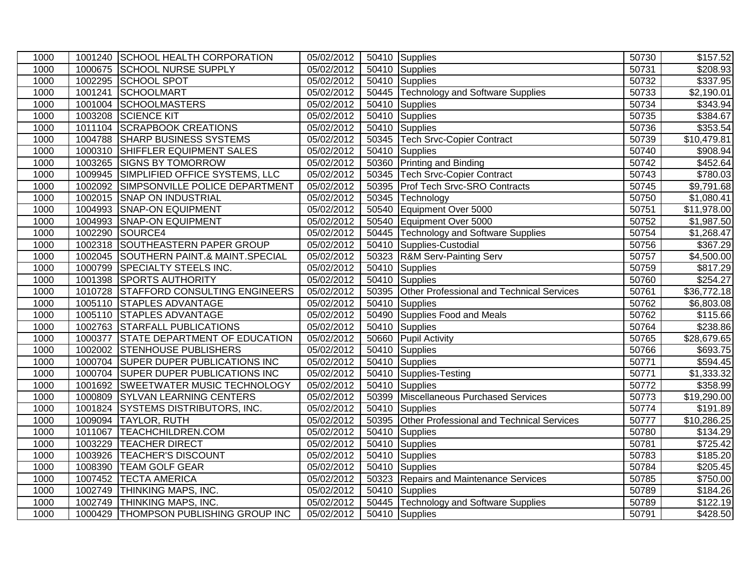| | | | | | | | |
|---|---|---|---|---|---|---|---|
| 1000 | 1001240 | SCHOOL HEALTH CORPORATION | 05/02/2012 | 50410 | Supplies | 50730 | $157.52 |
| 1000 | 1000675 | SCHOOL NURSE SUPPLY | 05/02/2012 | 50410 | Supplies | 50731 | $208.93 |
| 1000 | 1002295 | SCHOOL SPOT | 05/02/2012 | 50410 | Supplies | 50732 | $337.95 |
| 1000 | 1001241 | SCHOOLMART | 05/02/2012 | 50445 | Technology and Software Supplies | 50733 | $2,190.01 |
| 1000 | 1001004 | SCHOOLMASTERS | 05/02/2012 | 50410 | Supplies | 50734 | $343.94 |
| 1000 | 1003208 | SCIENCE KIT | 05/02/2012 | 50410 | Supplies | 50735 | $384.67 |
| 1000 | 1011104 | SCRAPBOOK CREATIONS | 05/02/2012 | 50410 | Supplies | 50736 | $353.54 |
| 1000 | 1004788 | SHARP BUSINESS SYSTEMS | 05/02/2012 | 50345 | Tech Srvc-Copier Contract | 50739 | $10,479.81 |
| 1000 | 1000310 | SHIFFLER EQUIPMENT SALES | 05/02/2012 | 50410 | Supplies | 50740 | $908.94 |
| 1000 | 1003265 | SIGNS BY TOMORROW | 05/02/2012 | 50360 | Printing and Binding | 50742 | $452.64 |
| 1000 | 1009945 | SIMPLIFIED OFFICE SYSTEMS, LLC | 05/02/2012 | 50345 | Tech Srvc-Copier Contract | 50743 | $780.03 |
| 1000 | 1002092 | SIMPSONVILLE POLICE DEPARTMENT | 05/02/2012 | 50395 | Prof Tech Srvc-SRO Contracts | 50745 | $9,791.68 |
| 1000 | 1002015 | SNAP ON INDUSTRIAL | 05/02/2012 | 50345 | Technology | 50750 | $1,080.41 |
| 1000 | 1004993 | SNAP-ON EQUIPMENT | 05/02/2012 | 50540 | Equipment Over 5000 | 50751 | $11,978.00 |
| 1000 | 1004993 | SNAP-ON EQUIPMENT | 05/02/2012 | 50540 | Equipment Over 5000 | 50752 | $1,987.50 |
| 1000 | 1002290 | SOURCE4 | 05/02/2012 | 50445 | Technology and Software Supplies | 50754 | $1,268.47 |
| 1000 | 1002318 | SOUTHEASTERN PAPER GROUP | 05/02/2012 | 50410 | Supplies-Custodial | 50756 | $367.29 |
| 1000 | 1002045 | SOUTHERN PAINT.& MAINT.SPECIAL | 05/02/2012 | 50323 | R&M Serv-Painting Serv | 50757 | $4,500.00 |
| 1000 | 1000799 | SPECIALTY STEELS INC. | 05/02/2012 | 50410 | Supplies | 50759 | $817.29 |
| 1000 | 1001398 | SPORTS AUTHORITY | 05/02/2012 | 50410 | Supplies | 50760 | $254.27 |
| 1000 | 1010728 | STAFFORD CONSULTING ENGINEERS | 05/02/2012 | 50395 | Other Professional and Technical Services | 50761 | $36,772.18 |
| 1000 | 1005110 | STAPLES ADVANTAGE | 05/02/2012 | 50410 | Supplies | 50762 | $6,803.08 |
| 1000 | 1005110 | STAPLES ADVANTAGE | 05/02/2012 | 50490 | Supplies Food and Meals | 50762 | $115.66 |
| 1000 | 1002763 | STARFALL PUBLICATIONS | 05/02/2012 | 50410 | Supplies | 50764 | $238.86 |
| 1000 | 1000377 | STATE DEPARTMENT OF EDUCATION | 05/02/2012 | 50660 | Pupil Activity | 50765 | $28,679.65 |
| 1000 | 1002002 | STENHOUSE PUBLISHERS | 05/02/2012 | 50410 | Supplies | 50766 | $693.75 |
| 1000 | 1000704 | SUPER DUPER PUBLICATIONS INC | 05/02/2012 | 50410 | Supplies | 50771 | $594.45 |
| 1000 | 1000704 | SUPER DUPER PUBLICATIONS INC | 05/02/2012 | 50410 | Supplies-Testing | 50771 | $1,333.32 |
| 1000 | 1001692 | SWEETWATER MUSIC TECHNOLOGY | 05/02/2012 | 50410 | Supplies | 50772 | $358.99 |
| 1000 | 1000809 | SYLVAN LEARNING CENTERS | 05/02/2012 | 50399 | Miscellaneous Purchased Services | 50773 | $19,290.00 |
| 1000 | 1001824 | SYSTEMS DISTRIBUTORS, INC. | 05/02/2012 | 50410 | Supplies | 50774 | $191.89 |
| 1000 | 1009094 | TAYLOR, RUTH | 05/02/2012 | 50395 | Other Professional and Technical Services | 50777 | $10,286.25 |
| 1000 | 1011067 | TEACHCHILDREN.COM | 05/02/2012 | 50410 | Supplies | 50780 | $134.29 |
| 1000 | 1003229 | TEACHER DIRECT | 05/02/2012 | 50410 | Supplies | 50781 | $725.42 |
| 1000 | 1003926 | TEACHER'S DISCOUNT | 05/02/2012 | 50410 | Supplies | 50783 | $185.20 |
| 1000 | 1008390 | TEAM GOLF GEAR | 05/02/2012 | 50410 | Supplies | 50784 | $205.45 |
| 1000 | 1007452 | TECTA AMERICA | 05/02/2012 | 50323 | Repairs and Maintenance Services | 50785 | $750.00 |
| 1000 | 1002749 | THINKING MAPS, INC. | 05/02/2012 | 50410 | Supplies | 50789 | $184.26 |
| 1000 | 1002749 | THINKING MAPS, INC. | 05/02/2012 | 50445 | Technology and Software Supplies | 50789 | $122.19 |
| 1000 | 1000429 | THOMPSON PUBLISHING GROUP INC | 05/02/2012 | 50410 | Supplies | 50791 | $428.50 |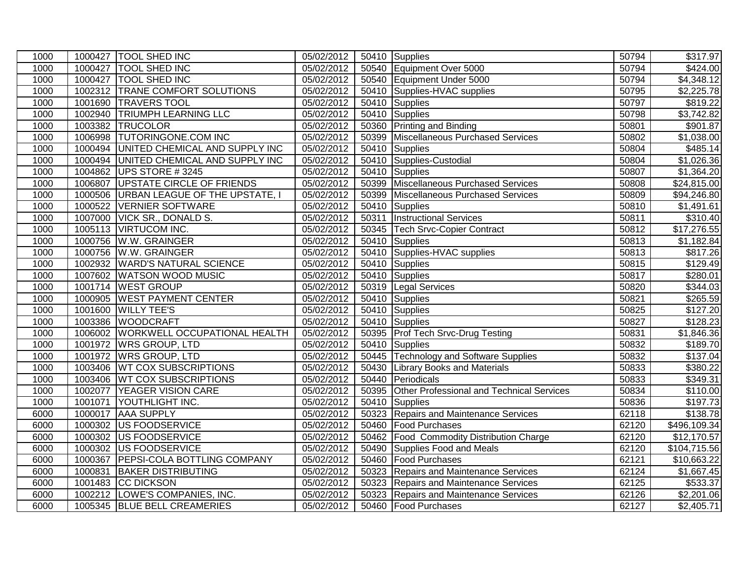| | | | | | | | |
|---|---|---|---|---|---|---|---|
| 1000 | 1000427 | TOOL SHED INC | 05/02/2012 | 50410 | Supplies | 50794 | $317.97 |
| 1000 | 1000427 | TOOL SHED INC | 05/02/2012 | 50540 | Equipment Over 5000 | 50794 | $424.00 |
| 1000 | 1000427 | TOOL SHED INC | 05/02/2012 | 50540 | Equipment Under 5000 | 50794 | $4,348.12 |
| 1000 | 1002312 | TRANE COMFORT SOLUTIONS | 05/02/2012 | 50410 | Supplies-HVAC supplies | 50795 | $2,225.78 |
| 1000 | 1001690 | TRAVERS TOOL | 05/02/2012 | 50410 | Supplies | 50797 | $819.22 |
| 1000 | 1002940 | TRIUMPH LEARNING LLC | 05/02/2012 | 50410 | Supplies | 50798 | $3,742.82 |
| 1000 | 1003382 | TRUCOLOR | 05/02/2012 | 50360 | Printing and Binding | 50801 | $901.87 |
| 1000 | 1006998 | TUTORINGONE.COM INC | 05/02/2012 | 50399 | Miscellaneous Purchased Services | 50802 | $1,038.00 |
| 1000 | 1000494 | UNITED CHEMICAL AND SUPPLY INC | 05/02/2012 | 50410 | Supplies | 50804 | $485.14 |
| 1000 | 1000494 | UNITED CHEMICAL AND SUPPLY INC | 05/02/2012 | 50410 | Supplies-Custodial | 50804 | $1,026.36 |
| 1000 | 1004862 | UPS STORE # 3245 | 05/02/2012 | 50410 | Supplies | 50807 | $1,364.20 |
| 1000 | 1006807 | UPSTATE CIRCLE OF FRIENDS | 05/02/2012 | 50399 | Miscellaneous Purchased Services | 50808 | $24,815.00 |
| 1000 | 1000506 | URBAN LEAGUE OF THE UPSTATE, I | 05/02/2012 | 50399 | Miscellaneous Purchased Services | 50809 | $94,246.80 |
| 1000 | 1000522 | VERNIER SOFTWARE | 05/02/2012 | 50410 | Supplies | 50810 | $1,491.61 |
| 1000 | 1007000 | VICK SR., DONALD S. | 05/02/2012 | 50311 | Instructional Services | 50811 | $310.40 |
| 1000 | 1005113 | VIRTUCOM INC. | 05/02/2012 | 50345 | Tech Srvc-Copier Contract | 50812 | $17,276.55 |
| 1000 | 1000756 | W.W. GRAINGER | 05/02/2012 | 50410 | Supplies | 50813 | $1,182.84 |
| 1000 | 1000756 | W.W. GRAINGER | 05/02/2012 | 50410 | Supplies-HVAC supplies | 50813 | $817.26 |
| 1000 | 1002932 | WARD'S NATURAL SCIENCE | 05/02/2012 | 50410 | Supplies | 50815 | $129.49 |
| 1000 | 1007602 | WATSON WOOD MUSIC | 05/02/2012 | 50410 | Supplies | 50817 | $280.01 |
| 1000 | 1001714 | WEST GROUP | 05/02/2012 | 50319 | Legal Services | 50820 | $344.03 |
| 1000 | 1000905 | WEST PAYMENT CENTER | 05/02/2012 | 50410 | Supplies | 50821 | $265.59 |
| 1000 | 1001600 | WILLY TEE'S | 05/02/2012 | 50410 | Supplies | 50825 | $127.20 |
| 1000 | 1003386 | WOODCRAFT | 05/02/2012 | 50410 | Supplies | 50827 | $128.23 |
| 1000 | 1006002 | WORKWELL OCCUPATIONAL HEALTH | 05/02/2012 | 50395 | Prof Tech Srvc-Drug Testing | 50831 | $1,846.36 |
| 1000 | 1001972 | WRS GROUP, LTD | 05/02/2012 | 50410 | Supplies | 50832 | $189.70 |
| 1000 | 1001972 | WRS GROUP, LTD | 05/02/2012 | 50445 | Technology and Software Supplies | 50832 | $137.04 |
| 1000 | 1003406 | WT COX SUBSCRIPTIONS | 05/02/2012 | 50430 | Library Books and Materials | 50833 | $380.22 |
| 1000 | 1003406 | WT COX SUBSCRIPTIONS | 05/02/2012 | 50440 | Periodicals | 50833 | $349.31 |
| 1000 | 1002077 | YEAGER VISION CARE | 05/02/2012 | 50395 | Other Professional and Technical Services | 50834 | $110.00 |
| 1000 | 1001071 | YOUTHLIGHT INC. | 05/02/2012 | 50410 | Supplies | 50836 | $197.73 |
| 6000 | 1000017 | AAA SUPPLY | 05/02/2012 | 50323 | Repairs and Maintenance Services | 62118 | $138.78 |
| 6000 | 1000302 | US FOODSERVICE | 05/02/2012 | 50460 | Food Purchases | 62120 | $496,109.34 |
| 6000 | 1000302 | US FOODSERVICE | 05/02/2012 | 50462 | Food Commodity Distribution Charge | 62120 | $12,170.57 |
| 6000 | 1000302 | US FOODSERVICE | 05/02/2012 | 50490 | Supplies Food and Meals | 62120 | $104,715.56 |
| 6000 | 1000367 | PEPSI-COLA BOTTLING COMPANY | 05/02/2012 | 50460 | Food Purchases | 62121 | $10,663.22 |
| 6000 | 1000831 | BAKER DISTRIBUTING | 05/02/2012 | 50323 | Repairs and Maintenance Services | 62124 | $1,667.45 |
| 6000 | 1001483 | CC DICKSON | 05/02/2012 | 50323 | Repairs and Maintenance Services | 62125 | $533.37 |
| 6000 | 1002212 | LOWE'S COMPANIES, INC. | 05/02/2012 | 50323 | Repairs and Maintenance Services | 62126 | $2,201.06 |
| 6000 | 1005345 | BLUE BELL CREAMERIES | 05/02/2012 | 50460 | Food Purchases | 62127 | $2,405.71 |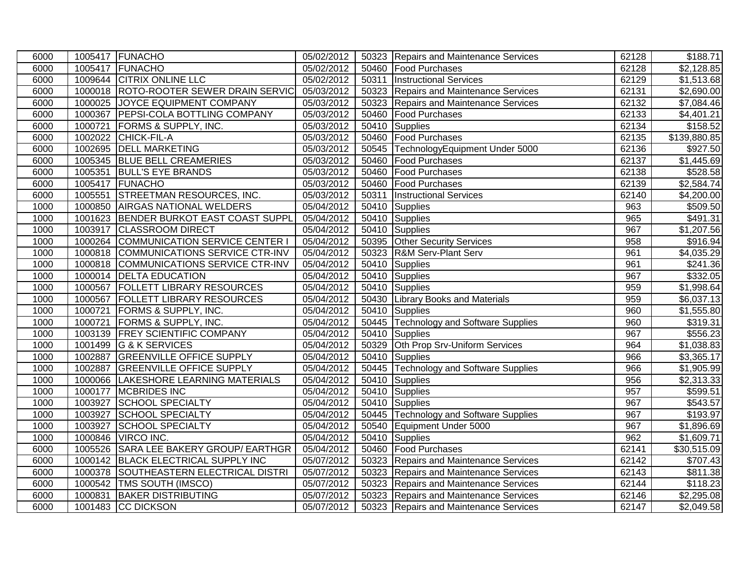| | | | | | | | |
|---|---|---|---|---|---|---|---|
| 6000 | 1005417 | FUNACHO | 05/02/2012 | 50323 | Repairs and Maintenance Services | 62128 | $188.71 |
| 6000 | 1005417 | FUNACHO | 05/02/2012 | 50460 | Food Purchases | 62128 | $2,128.85 |
| 6000 | 1009644 | CITRIX ONLINE LLC | 05/02/2012 | 50311 | Instructional Services | 62129 | $1,513.68 |
| 6000 | 1000018 | ROTO-ROOTER SEWER DRAIN SERVIC | 05/03/2012 | 50323 | Repairs and Maintenance Services | 62131 | $2,690.00 |
| 6000 | 1000025 | JOYCE EQUIPMENT COMPANY | 05/03/2012 | 50323 | Repairs and Maintenance Services | 62132 | $7,084.46 |
| 6000 | 1000367 | PEPSI-COLA BOTTLING COMPANY | 05/03/2012 | 50460 | Food Purchases | 62133 | $4,401.21 |
| 6000 | 1000721 | FORMS & SUPPLY, INC. | 05/03/2012 | 50410 | Supplies | 62134 | $158.52 |
| 6000 | 1002022 | CHICK-FIL-A | 05/03/2012 | 50460 | Food Purchases | 62135 | $139,880.85 |
| 6000 | 1002695 | DELL MARKETING | 05/03/2012 | 50545 | TechnologyEquipment Under 5000 | 62136 | $927.50 |
| 6000 | 1005345 | BLUE BELL CREAMERIES | 05/03/2012 | 50460 | Food Purchases | 62137 | $1,445.69 |
| 6000 | 1005351 | BULL'S EYE BRANDS | 05/03/2012 | 50460 | Food Purchases | 62138 | $528.58 |
| 6000 | 1005417 | FUNACHO | 05/03/2012 | 50460 | Food Purchases | 62139 | $2,584.74 |
| 6000 | 1005551 | STREETMAN RESOURCES, INC. | 05/03/2012 | 50311 | Instructional Services | 62140 | $4,200.00 |
| 1000 | 1000850 | AIRGAS NATIONAL WELDERS | 05/04/2012 | 50410 | Supplies | 963 | $509.50 |
| 1000 | 1001623 | BENDER BURKOT EAST COAST SUPPL | 05/04/2012 | 50410 | Supplies | 965 | $491.31 |
| 1000 | 1003917 | CLASSROOM DIRECT | 05/04/2012 | 50410 | Supplies | 967 | $1,207.56 |
| 1000 | 1000264 | COMMUNICATION SERVICE CENTER I | 05/04/2012 | 50395 | Other Security Services | 958 | $916.94 |
| 1000 | 1000818 | COMMUNICATIONS SERVICE CTR-INV | 05/04/2012 | 50323 | R&M Serv-Plant Serv | 961 | $4,035.29 |
| 1000 | 1000818 | COMMUNICATIONS SERVICE CTR-INV | 05/04/2012 | 50410 | Supplies | 961 | $241.36 |
| 1000 | 1000014 | DELTA EDUCATION | 05/04/2012 | 50410 | Supplies | 967 | $332.05 |
| 1000 | 1000567 | FOLLETT LIBRARY RESOURCES | 05/04/2012 | 50410 | Supplies | 959 | $1,998.64 |
| 1000 | 1000567 | FOLLETT LIBRARY RESOURCES | 05/04/2012 | 50430 | Library Books and Materials | 959 | $6,037.13 |
| 1000 | 1000721 | FORMS & SUPPLY, INC. | 05/04/2012 | 50410 | Supplies | 960 | $1,555.80 |
| 1000 | 1000721 | FORMS & SUPPLY, INC. | 05/04/2012 | 50445 | Technology and Software Supplies | 960 | $319.31 |
| 1000 | 1003139 | FREY SCIENTIFIC COMPANY | 05/04/2012 | 50410 | Supplies | 967 | $556.23 |
| 1000 | 1001499 | G & K SERVICES | 05/04/2012 | 50329 | Oth Prop Srv-Uniform Services | 964 | $1,038.83 |
| 1000 | 1002887 | GREENVILLE OFFICE SUPPLY | 05/04/2012 | 50410 | Supplies | 966 | $3,365.17 |
| 1000 | 1002887 | GREENVILLE OFFICE SUPPLY | 05/04/2012 | 50445 | Technology and Software Supplies | 966 | $1,905.99 |
| 1000 | 1000066 | LAKESHORE LEARNING MATERIALS | 05/04/2012 | 50410 | Supplies | 956 | $2,313.33 |
| 1000 | 1000177 | MCBRIDES INC | 05/04/2012 | 50410 | Supplies | 957 | $599.51 |
| 1000 | 1003927 | SCHOOL SPECIALTY | 05/04/2012 | 50410 | Supplies | 967 | $543.57 |
| 1000 | 1003927 | SCHOOL SPECIALTY | 05/04/2012 | 50445 | Technology and Software Supplies | 967 | $193.97 |
| 1000 | 1003927 | SCHOOL SPECIALTY | 05/04/2012 | 50540 | Equipment Under 5000 | 967 | $1,896.69 |
| 1000 | 1000846 | VIRCO INC. | 05/04/2012 | 50410 | Supplies | 962 | $1,609.71 |
| 6000 | 1005526 | SARA LEE BAKERY GROUP/ EARTHGR | 05/04/2012 | 50460 | Food Purchases | 62141 | $30,515.09 |
| 6000 | 1000142 | BLACK ELECTRICAL SUPPLY INC | 05/07/2012 | 50323 | Repairs and Maintenance Services | 62142 | $707.43 |
| 6000 | 1000378 | SOUTHEASTERN ELECTRICAL DISTRI | 05/07/2012 | 50323 | Repairs and Maintenance Services | 62143 | $811.38 |
| 6000 | 1000542 | TMS SOUTH (IMSCO) | 05/07/2012 | 50323 | Repairs and Maintenance Services | 62144 | $118.23 |
| 6000 | 1000831 | BAKER DISTRIBUTING | 05/07/2012 | 50323 | Repairs and Maintenance Services | 62146 | $2,295.08 |
| 6000 | 1001483 | CC DICKSON | 05/07/2012 | 50323 | Repairs and Maintenance Services | 62147 | $2,049.58 |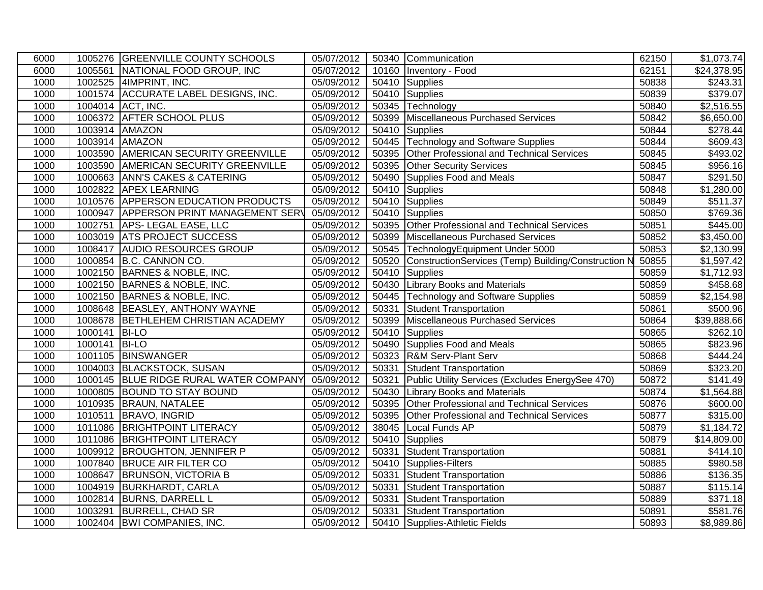| | | | | | | | |
|---|---|---|---|---|---|---|---|
| 6000 | 1005276 | GREENVILLE COUNTY SCHOOLS | 05/07/2012 | 50340 | Communication | 62150 | $1,073.74 |
| 6000 | 1005561 | NATIONAL FOOD GROUP, INC | 05/07/2012 | 10160 | Inventory - Food | 62151 | $24,378.95 |
| 1000 | 1002525 | 4IMPRINT, INC. | 05/09/2012 | 50410 | Supplies | 50838 | $243.31 |
| 1000 | 1001574 | ACCURATE LABEL DESIGNS, INC. | 05/09/2012 | 50410 | Supplies | 50839 | $379.07 |
| 1000 | 1004014 | ACT, INC. | 05/09/2012 | 50345 | Technology | 50840 | $2,516.55 |
| 1000 | 1006372 | AFTER SCHOOL PLUS | 05/09/2012 | 50399 | Miscellaneous Purchased Services | 50842 | $6,650.00 |
| 1000 | 1003914 | AMAZON | 05/09/2012 | 50410 | Supplies | 50844 | $278.44 |
| 1000 | 1003914 | AMAZON | 05/09/2012 | 50445 | Technology and Software Supplies | 50844 | $609.43 |
| 1000 | 1003590 | AMERICAN SECURITY GREENVILLE | 05/09/2012 | 50395 | Other Professional and Technical Services | 50845 | $493.02 |
| 1000 | 1003590 | AMERICAN SECURITY GREENVILLE | 05/09/2012 | 50395 | Other Security Services | 50845 | $956.16 |
| 1000 | 1000663 | ANN'S CAKES & CATERING | 05/09/2012 | 50490 | Supplies Food and Meals | 50847 | $291.50 |
| 1000 | 1002822 | APEX LEARNING | 05/09/2012 | 50410 | Supplies | 50848 | $1,280.00 |
| 1000 | 1010576 | APPERSON EDUCATION PRODUCTS | 05/09/2012 | 50410 | Supplies | 50849 | $511.37 |
| 1000 | 1000947 | APPERSON PRINT MANAGEMENT SERV | 05/09/2012 | 50410 | Supplies | 50850 | $769.36 |
| 1000 | 1002751 | APS- LEGAL EASE, LLC | 05/09/2012 | 50395 | Other Professional and Technical Services | 50851 | $445.00 |
| 1000 | 1003019 | ATS PROJECT SUCCESS | 05/09/2012 | 50399 | Miscellaneous Purchased Services | 50852 | $3,450.00 |
| 1000 | 1008417 | AUDIO RESOURCES GROUP | 05/09/2012 | 50545 | TechnologyEquipment Under 5000 | 50853 | $2,130.99 |
| 1000 | 1000854 | B.C. CANNON CO. | 05/09/2012 | 50520 | ConstructionServices (Temp) Building/Construction N | 50855 | $1,597.42 |
| 1000 | 1002150 | BARNES & NOBLE, INC. | 05/09/2012 | 50410 | Supplies | 50859 | $1,712.93 |
| 1000 | 1002150 | BARNES & NOBLE, INC. | 05/09/2012 | 50430 | Library Books and Materials | 50859 | $458.68 |
| 1000 | 1002150 | BARNES & NOBLE, INC. | 05/09/2012 | 50445 | Technology and Software Supplies | 50859 | $2,154.98 |
| 1000 | 1008648 | BEASLEY, ANTHONY WAYNE | 05/09/2012 | 50331 | Student Transportation | 50861 | $500.96 |
| 1000 | 1008678 | BETHLEHEM CHRISTIAN ACADEMY | 05/09/2012 | 50399 | Miscellaneous Purchased Services | 50864 | $39,888.66 |
| 1000 | 1000141 | BI-LO | 05/09/2012 | 50410 | Supplies | 50865 | $262.10 |
| 1000 | 1000141 | BI-LO | 05/09/2012 | 50490 | Supplies Food and Meals | 50865 | $823.96 |
| 1000 | 1001105 | BINSWANGER | 05/09/2012 | 50323 | R&M Serv-Plant Serv | 50868 | $444.24 |
| 1000 | 1004003 | BLACKSTOCK, SUSAN | 05/09/2012 | 50331 | Student Transportation | 50869 | $323.20 |
| 1000 | 1000145 | BLUE RIDGE RURAL WATER COMPANY | 05/09/2012 | 50321 | Public Utility Services (Excludes EnergySee 470) | 50872 | $141.49 |
| 1000 | 1000805 | BOUND TO STAY BOUND | 05/09/2012 | 50430 | Library Books and Materials | 50874 | $1,564.88 |
| 1000 | 1010935 | BRAUN, NATALEE | 05/09/2012 | 50395 | Other Professional and Technical Services | 50876 | $600.00 |
| 1000 | 1010511 | BRAVO, INGRID | 05/09/2012 | 50395 | Other Professional and Technical Services | 50877 | $315.00 |
| 1000 | 1011086 | BRIGHTPOINT LITERACY | 05/09/2012 | 38045 | Local Funds AP | 50879 | $1,184.72 |
| 1000 | 1011086 | BRIGHTPOINT LITERACY | 05/09/2012 | 50410 | Supplies | 50879 | $14,809.00 |
| 1000 | 1009912 | BROUGHTON, JENNIFER P | 05/09/2012 | 50331 | Student Transportation | 50881 | $414.10 |
| 1000 | 1007840 | BRUCE AIR FILTER CO | 05/09/2012 | 50410 | Supplies-Filters | 50885 | $980.58 |
| 1000 | 1008647 | BRUNSON, VICTORIA B | 05/09/2012 | 50331 | Student Transportation | 50886 | $136.35 |
| 1000 | 1004919 | BURKHARDT, CARLA | 05/09/2012 | 50331 | Student Transportation | 50887 | $115.14 |
| 1000 | 1002814 | BURNS, DARRELL L | 05/09/2012 | 50331 | Student Transportation | 50889 | $371.18 |
| 1000 | 1003291 | BURRELL, CHAD SR | 05/09/2012 | 50331 | Student Transportation | 50891 | $581.76 |
| 1000 | 1002404 | BWI COMPANIES, INC. | 05/09/2012 | 50410 | Supplies-Athletic Fields | 50893 | $8,989.86 |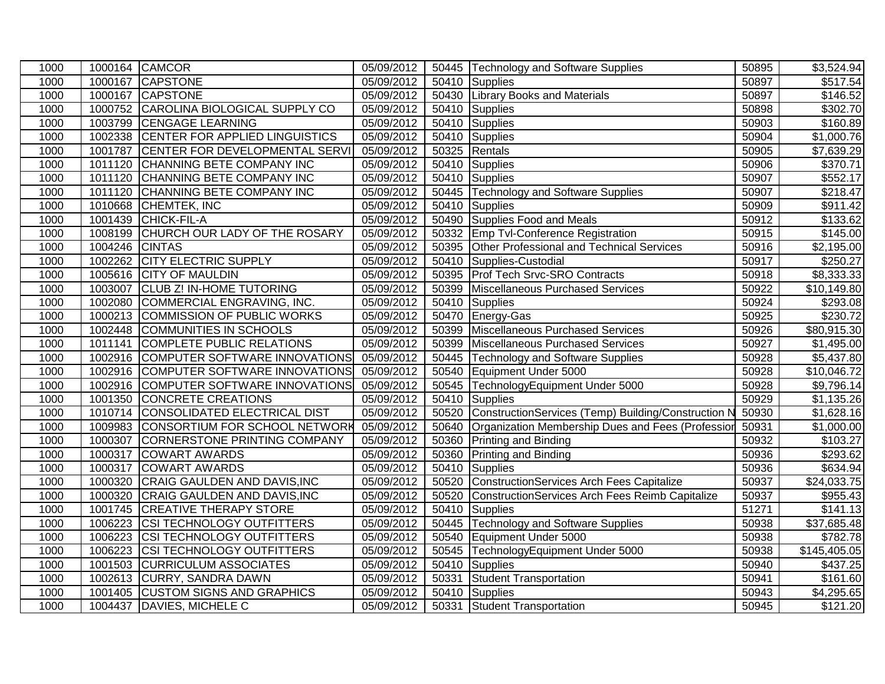| 1000 | 1000164 | CAMCOR | 05/09/2012 | 50445 | Technology and Software Supplies | 50895 | $3,524.94 |
|---|---|---|---|---|---|---|---|
| 1000 | 1000167 | CAPSTONE | 05/09/2012 | 50410 | Supplies | 50897 | $517.54 |
| 1000 | 1000167 | CAPSTONE | 05/09/2012 | 50430 | Library Books and Materials | 50897 | $146.52 |
| 1000 | 1000752 | CAROLINA BIOLOGICAL SUPPLY CO | 05/09/2012 | 50410 | Supplies | 50898 | $302.70 |
| 1000 | 1003799 | CENGAGE LEARNING | 05/09/2012 | 50410 | Supplies | 50903 | $160.89 |
| 1000 | 1002338 | CENTER FOR APPLIED LINGUISTICS | 05/09/2012 | 50410 | Supplies | 50904 | $1,000.76 |
| 1000 | 1001787 | CENTER FOR DEVELOPMENTAL SERVI | 05/09/2012 | 50325 | Rentals | 50905 | $7,639.29 |
| 1000 | 1011120 | CHANNING BETE COMPANY INC | 05/09/2012 | 50410 | Supplies | 50906 | $370.71 |
| 1000 | 1011120 | CHANNING BETE COMPANY INC | 05/09/2012 | 50410 | Supplies | 50907 | $552.17 |
| 1000 | 1011120 | CHANNING BETE COMPANY INC | 05/09/2012 | 50445 | Technology and Software Supplies | 50907 | $218.47 |
| 1000 | 1010668 | CHEMTEK, INC | 05/09/2012 | 50410 | Supplies | 50909 | $911.42 |
| 1000 | 1001439 | CHICK-FIL-A | 05/09/2012 | 50490 | Supplies Food and Meals | 50912 | $133.62 |
| 1000 | 1008199 | CHURCH OUR LADY OF THE ROSARY | 05/09/2012 | 50332 | Emp Tvl-Conference Registration | 50915 | $145.00 |
| 1000 | 1004246 | CINTAS | 05/09/2012 | 50395 | Other Professional and Technical Services | 50916 | $2,195.00 |
| 1000 | 1002262 | CITY ELECTRIC SUPPLY | 05/09/2012 | 50410 | Supplies-Custodial | 50917 | $250.27 |
| 1000 | 1005616 | CITY OF MAULDIN | 05/09/2012 | 50395 | Prof Tech Srvc-SRO Contracts | 50918 | $8,333.33 |
| 1000 | 1003007 | CLUB Z! IN-HOME TUTORING | 05/09/2012 | 50399 | Miscellaneous Purchased Services | 50922 | $10,149.80 |
| 1000 | 1002080 | COMMERCIAL ENGRAVING, INC. | 05/09/2012 | 50410 | Supplies | 50924 | $293.08 |
| 1000 | 1000213 | COMMISSION OF PUBLIC WORKS | 05/09/2012 | 50470 | Energy-Gas | 50925 | $230.72 |
| 1000 | 1002448 | COMMUNITIES IN SCHOOLS | 05/09/2012 | 50399 | Miscellaneous Purchased Services | 50926 | $80,915.30 |
| 1000 | 1011141 | COMPLETE PUBLIC RELATIONS | 05/09/2012 | 50399 | Miscellaneous Purchased Services | 50927 | $1,495.00 |
| 1000 | 1002916 | COMPUTER SOFTWARE INNOVATIONS | 05/09/2012 | 50445 | Technology and Software Supplies | 50928 | $5,437.80 |
| 1000 | 1002916 | COMPUTER SOFTWARE INNOVATIONS | 05/09/2012 | 50540 | Equipment Under 5000 | 50928 | $10,046.72 |
| 1000 | 1002916 | COMPUTER SOFTWARE INNOVATIONS | 05/09/2012 | 50545 | TechnologyEquipment Under 5000 | 50928 | $9,796.14 |
| 1000 | 1001350 | CONCRETE CREATIONS | 05/09/2012 | 50410 | Supplies | 50929 | $1,135.26 |
| 1000 | 1010714 | CONSOLIDATED ELECTRICAL DIST | 05/09/2012 | 50520 | ConstructionServices (Temp) Building/Construction N | 50930 | $1,628.16 |
| 1000 | 1009983 | CONSORTIUM FOR SCHOOL NETWORK | 05/09/2012 | 50640 | Organization Membership Dues and Fees (Professior | 50931 | $1,000.00 |
| 1000 | 1000307 | CORNERSTONE PRINTING COMPANY | 05/09/2012 | 50360 | Printing and Binding | 50932 | $103.27 |
| 1000 | 1000317 | COWART AWARDS | 05/09/2012 | 50360 | Printing and Binding | 50936 | $293.62 |
| 1000 | 1000317 | COWART AWARDS | 05/09/2012 | 50410 | Supplies | 50936 | $634.94 |
| 1000 | 1000320 | CRAIG GAULDEN AND DAVIS,INC | 05/09/2012 | 50520 | ConstructionServices Arch Fees Capitalize | 50937 | $24,033.75 |
| 1000 | 1000320 | CRAIG GAULDEN AND DAVIS,INC | 05/09/2012 | 50520 | ConstructionServices Arch Fees Reimb Capitalize | 50937 | $955.43 |
| 1000 | 1001745 | CREATIVE THERAPY STORE | 05/09/2012 | 50410 | Supplies | 51271 | $141.13 |
| 1000 | 1006223 | CSI TECHNOLOGY OUTFITTERS | 05/09/2012 | 50445 | Technology and Software Supplies | 50938 | $37,685.48 |
| 1000 | 1006223 | CSI TECHNOLOGY OUTFITTERS | 05/09/2012 | 50540 | Equipment Under 5000 | 50938 | $782.78 |
| 1000 | 1006223 | CSI TECHNOLOGY OUTFITTERS | 05/09/2012 | 50545 | TechnologyEquipment Under 5000 | 50938 | $145,405.05 |
| 1000 | 1001503 | CURRICULUM ASSOCIATES | 05/09/2012 | 50410 | Supplies | 50940 | $437.25 |
| 1000 | 1002613 | CURRY, SANDRA DAWN | 05/09/2012 | 50331 | Student Transportation | 50941 | $161.60 |
| 1000 | 1001405 | CUSTOM SIGNS AND GRAPHICS | 05/09/2012 | 50410 | Supplies | 50943 | $4,295.65 |
| 1000 | 1004437 | DAVIES, MICHELE C | 05/09/2012 | 50331 | Student Transportation | 50945 | $121.20 |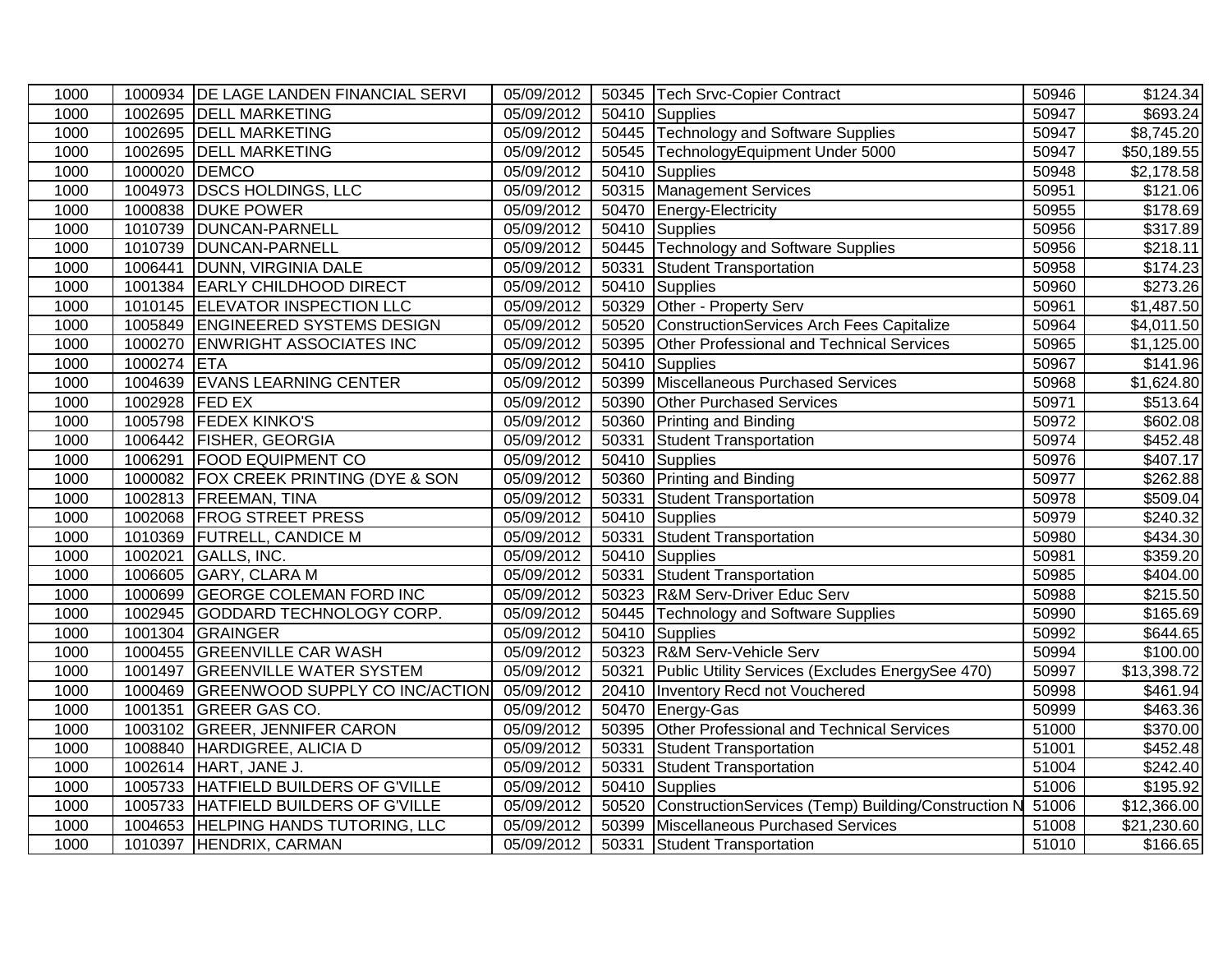| 1000 | 1000934 | DE LAGE LANDEN FINANCIAL SERVI | 05/09/2012 | 50345 | Tech Srvc-Copier Contract | 50946 | $124.34 |
|---|---|---|---|---|---|---|---|
| 1000 | 1002695 | DELL MARKETING | 05/09/2012 | 50410 | Supplies | 50947 | $693.24 |
| 1000 | 1002695 | DELL MARKETING | 05/09/2012 | 50445 | Technology and Software Supplies | 50947 | $8,745.20 |
| 1000 | 1002695 | DELL MARKETING | 05/09/2012 | 50545 | TechnologyEquipment Under 5000 | 50947 | $50,189.55 |
| 1000 | 1000020 | DEMCO | 05/09/2012 | 50410 | Supplies | 50948 | $2,178.58 |
| 1000 | 1004973 | DSCS HOLDINGS, LLC | 05/09/2012 | 50315 | Management Services | 50951 | $121.06 |
| 1000 | 1000838 | DUKE POWER | 05/09/2012 | 50470 | Energy-Electricity | 50955 | $178.69 |
| 1000 | 1010739 | DUNCAN-PARNELL | 05/09/2012 | 50410 | Supplies | 50956 | $317.89 |
| 1000 | 1010739 | DUNCAN-PARNELL | 05/09/2012 | 50445 | Technology and Software Supplies | 50956 | $218.11 |
| 1000 | 1006441 | DUNN, VIRGINIA DALE | 05/09/2012 | 50331 | Student Transportation | 50958 | $174.23 |
| 1000 | 1001384 | EARLY CHILDHOOD DIRECT | 05/09/2012 | 50410 | Supplies | 50960 | $273.26 |
| 1000 | 1010145 | ELEVATOR INSPECTION LLC | 05/09/2012 | 50329 | Other - Property Serv | 50961 | $1,487.50 |
| 1000 | 1005849 | ENGINEERED SYSTEMS DESIGN | 05/09/2012 | 50520 | ConstructionServices Arch Fees Capitalize | 50964 | $4,011.50 |
| 1000 | 1000270 | ENWRIGHT ASSOCIATES INC | 05/09/2012 | 50395 | Other Professional and Technical Services | 50965 | $1,125.00 |
| 1000 | 1000274 | ETA | 05/09/2012 | 50410 | Supplies | 50967 | $141.96 |
| 1000 | 1004639 | EVANS LEARNING CENTER | 05/09/2012 | 50399 | Miscellaneous Purchased Services | 50968 | $1,624.80 |
| 1000 | 1002928 | FED EX | 05/09/2012 | 50390 | Other Purchased Services | 50971 | $513.64 |
| 1000 | 1005798 | FEDEX KINKO'S | 05/09/2012 | 50360 | Printing and Binding | 50972 | $602.08 |
| 1000 | 1006442 | FISHER, GEORGIA | 05/09/2012 | 50331 | Student Transportation | 50974 | $452.48 |
| 1000 | 1006291 | FOOD EQUIPMENT CO | 05/09/2012 | 50410 | Supplies | 50976 | $407.17 |
| 1000 | 1000082 | FOX CREEK PRINTING (DYE & SON | 05/09/2012 | 50360 | Printing and Binding | 50977 | $262.88 |
| 1000 | 1002813 | FREEMAN, TINA | 05/09/2012 | 50331 | Student Transportation | 50978 | $509.04 |
| 1000 | 1002068 | FROG STREET PRESS | 05/09/2012 | 50410 | Supplies | 50979 | $240.32 |
| 1000 | 1010369 | FUTRELL, CANDICE M | 05/09/2012 | 50331 | Student Transportation | 50980 | $434.30 |
| 1000 | 1002021 | GALLS, INC. | 05/09/2012 | 50410 | Supplies | 50981 | $359.20 |
| 1000 | 1006605 | GARY, CLARA M | 05/09/2012 | 50331 | Student Transportation | 50985 | $404.00 |
| 1000 | 1000699 | GEORGE COLEMAN FORD INC | 05/09/2012 | 50323 | R&M Serv-Driver Educ Serv | 50988 | $215.50 |
| 1000 | 1002945 | GODDARD TECHNOLOGY CORP. | 05/09/2012 | 50445 | Technology and Software Supplies | 50990 | $165.69 |
| 1000 | 1001304 | GRAINGER | 05/09/2012 | 50410 | Supplies | 50992 | $644.65 |
| 1000 | 1000455 | GREENVILLE CAR WASH | 05/09/2012 | 50323 | R&M Serv-Vehicle Serv | 50994 | $100.00 |
| 1000 | 1001497 | GREENVILLE WATER SYSTEM | 05/09/2012 | 50321 | Public Utility Services (Excludes EnergySee 470) | 50997 | $13,398.72 |
| 1000 | 1000469 | GREENWOOD SUPPLY CO INC/ACTION | 05/09/2012 | 20410 | Inventory Recd not Vouchered | 50998 | $461.94 |
| 1000 | 1001351 | GREER GAS CO. | 05/09/2012 | 50470 | Energy-Gas | 50999 | $463.36 |
| 1000 | 1003102 | GREER, JENNIFER CARON | 05/09/2012 | 50395 | Other Professional and Technical Services | 51000 | $370.00 |
| 1000 | 1008840 | HARDIGREE, ALICIA D | 05/09/2012 | 50331 | Student Transportation | 51001 | $452.48 |
| 1000 | 1002614 | HART, JANE J. | 05/09/2012 | 50331 | Student Transportation | 51004 | $242.40 |
| 1000 | 1005733 | HATFIELD BUILDERS OF G'VILLE | 05/09/2012 | 50410 | Supplies | 51006 | $195.92 |
| 1000 | 1005733 | HATFIELD BUILDERS OF G'VILLE | 05/09/2012 | 50520 | ConstructionServices (Temp) Building/Construction N | 51006 | $12,366.00 |
| 1000 | 1004653 | HELPING HANDS TUTORING, LLC | 05/09/2012 | 50399 | Miscellaneous Purchased Services | 51008 | $21,230.60 |
| 1000 | 1010397 | HENDRIX, CARMAN | 05/09/2012 | 50331 | Student Transportation | 51010 | $166.65 |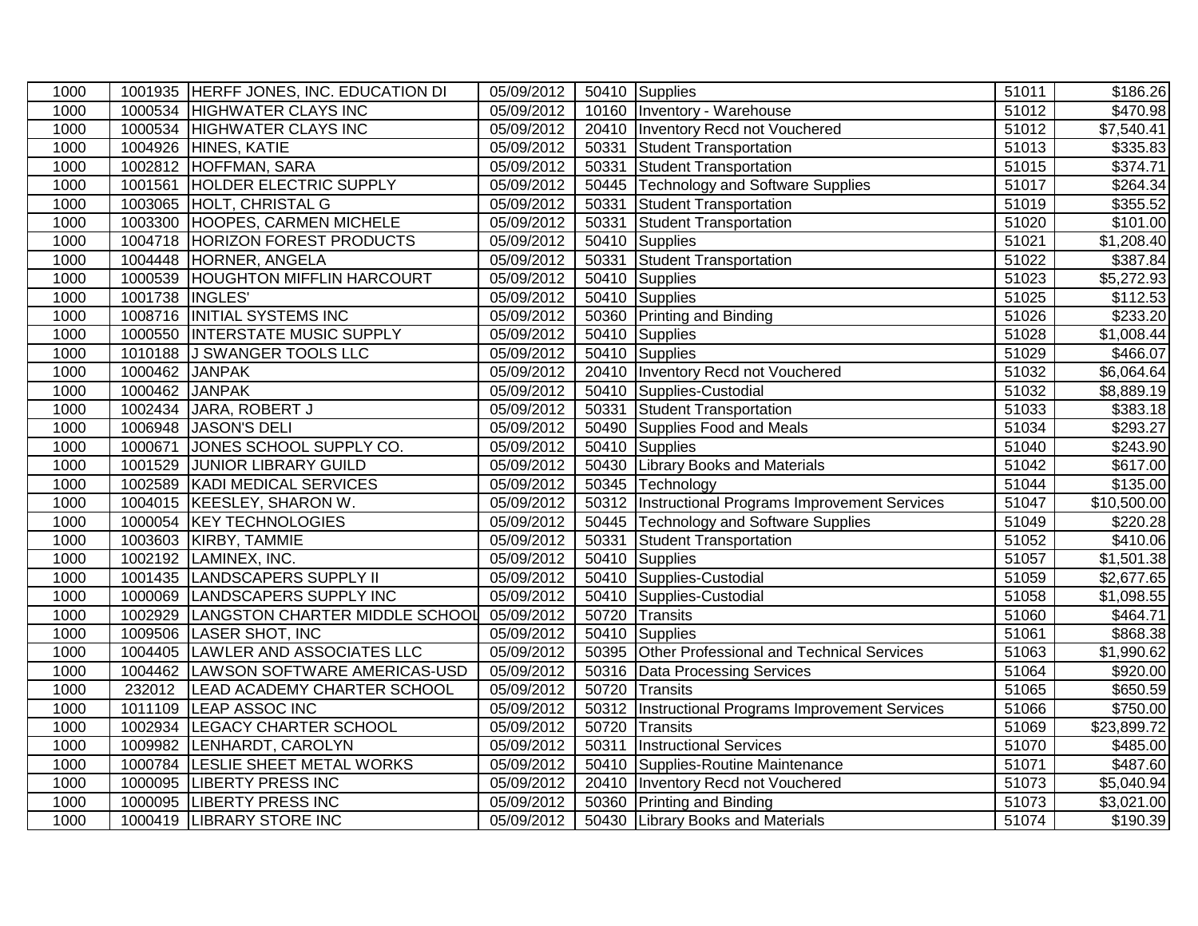| | | | | | | | |
|---|---|---|---|---|---|---|---|
| 1000 | 1001935 | HERFF JONES, INC. EDUCATION DI | 05/09/2012 | 50410 | Supplies | 51011 | $186.26 |
| 1000 | 1000534 | HIGHWATER CLAYS INC | 05/09/2012 | 10160 | Inventory - Warehouse | 51012 | $470.98 |
| 1000 | 1000534 | HIGHWATER CLAYS INC | 05/09/2012 | 20410 | Inventory Recd not Vouchered | 51012 | $7,540.41 |
| 1000 | 1004926 | HINES, KATIE | 05/09/2012 | 50331 | Student Transportation | 51013 | $335.83 |
| 1000 | 1002812 | HOFFMAN, SARA | 05/09/2012 | 50331 | Student Transportation | 51015 | $374.71 |
| 1000 | 1001561 | HOLDER ELECTRIC SUPPLY | 05/09/2012 | 50445 | Technology and Software Supplies | 51017 | $264.34 |
| 1000 | 1003065 | HOLT, CHRISTAL G | 05/09/2012 | 50331 | Student Transportation | 51019 | $355.52 |
| 1000 | 1003300 | HOOPES, CARMEN MICHELE | 05/09/2012 | 50331 | Student Transportation | 51020 | $101.00 |
| 1000 | 1004718 | HORIZON FOREST PRODUCTS | 05/09/2012 | 50410 | Supplies | 51021 | $1,208.40 |
| 1000 | 1004448 | HORNER, ANGELA | 05/09/2012 | 50331 | Student Transportation | 51022 | $387.84 |
| 1000 | 1000539 | HOUGHTON MIFFLIN HARCOURT | 05/09/2012 | 50410 | Supplies | 51023 | $5,272.93 |
| 1000 | 1001738 | INGLES' | 05/09/2012 | 50410 | Supplies | 51025 | $112.53 |
| 1000 | 1008716 | INITIAL SYSTEMS INC | 05/09/2012 | 50360 | Printing and Binding | 51026 | $233.20 |
| 1000 | 1000550 | INTERSTATE MUSIC SUPPLY | 05/09/2012 | 50410 | Supplies | 51028 | $1,008.44 |
| 1000 | 1010188 | J SWANGER TOOLS LLC | 05/09/2012 | 50410 | Supplies | 51029 | $466.07 |
| 1000 | 1000462 | JANPAK | 05/09/2012 | 20410 | Inventory Recd not Vouchered | 51032 | $6,064.64 |
| 1000 | 1000462 | JANPAK | 05/09/2012 | 50410 | Supplies-Custodial | 51032 | $8,889.19 |
| 1000 | 1002434 | JARA, ROBERT J | 05/09/2012 | 50331 | Student Transportation | 51033 | $383.18 |
| 1000 | 1006948 | JASON'S DELI | 05/09/2012 | 50490 | Supplies Food and Meals | 51034 | $293.27 |
| 1000 | 1000671 | JONES SCHOOL SUPPLY CO. | 05/09/2012 | 50410 | Supplies | 51040 | $243.90 |
| 1000 | 1001529 | JUNIOR LIBRARY GUILD | 05/09/2012 | 50430 | Library Books and Materials | 51042 | $617.00 |
| 1000 | 1002589 | KADI MEDICAL SERVICES | 05/09/2012 | 50345 | Technology | 51044 | $135.00 |
| 1000 | 1004015 | KEESLEY, SHARON W. | 05/09/2012 | 50312 | Instructional Programs Improvement Services | 51047 | $10,500.00 |
| 1000 | 1000054 | KEY TECHNOLOGIES | 05/09/2012 | 50445 | Technology and Software Supplies | 51049 | $220.28 |
| 1000 | 1003603 | KIRBY, TAMMIE | 05/09/2012 | 50331 | Student Transportation | 51052 | $410.06 |
| 1000 | 1002192 | LAMINEX, INC. | 05/09/2012 | 50410 | Supplies | 51057 | $1,501.38 |
| 1000 | 1001435 | LANDSCAPERS SUPPLY II | 05/09/2012 | 50410 | Supplies-Custodial | 51059 | $2,677.65 |
| 1000 | 1000069 | LANDSCAPERS SUPPLY INC | 05/09/2012 | 50410 | Supplies-Custodial | 51058 | $1,098.55 |
| 1000 | 1002929 | LANGSTON CHARTER MIDDLE SCHOOL | 05/09/2012 | 50720 | Transits | 51060 | $464.71 |
| 1000 | 1009506 | LASER SHOT, INC | 05/09/2012 | 50410 | Supplies | 51061 | $868.38 |
| 1000 | 1004405 | LAWLER AND ASSOCIATES LLC | 05/09/2012 | 50395 | Other Professional and Technical Services | 51063 | $1,990.62 |
| 1000 | 1004462 | LAWSON SOFTWARE AMERICAS-USD | 05/09/2012 | 50316 | Data Processing Services | 51064 | $920.00 |
| 1000 | 232012 | LEAD ACADEMY CHARTER SCHOOL | 05/09/2012 | 50720 | Transits | 51065 | $650.59 |
| 1000 | 1011109 | LEAP ASSOC INC | 05/09/2012 | 50312 | Instructional Programs Improvement Services | 51066 | $750.00 |
| 1000 | 1002934 | LEGACY CHARTER SCHOOL | 05/09/2012 | 50720 | Transits | 51069 | $23,899.72 |
| 1000 | 1009982 | LENHARDT, CAROLYN | 05/09/2012 | 50311 | Instructional Services | 51070 | $485.00 |
| 1000 | 1000784 | LESLIE SHEET METAL WORKS | 05/09/2012 | 50410 | Supplies-Routine Maintenance | 51071 | $487.60 |
| 1000 | 1000095 | LIBERTY PRESS INC | 05/09/2012 | 20410 | Inventory Recd not Vouchered | 51073 | $5,040.94 |
| 1000 | 1000095 | LIBERTY PRESS INC | 05/09/2012 | 50360 | Printing and Binding | 51073 | $3,021.00 |
| 1000 | 1000419 | LIBRARY STORE INC | 05/09/2012 | 50430 | Library Books and Materials | 51074 | $190.39 |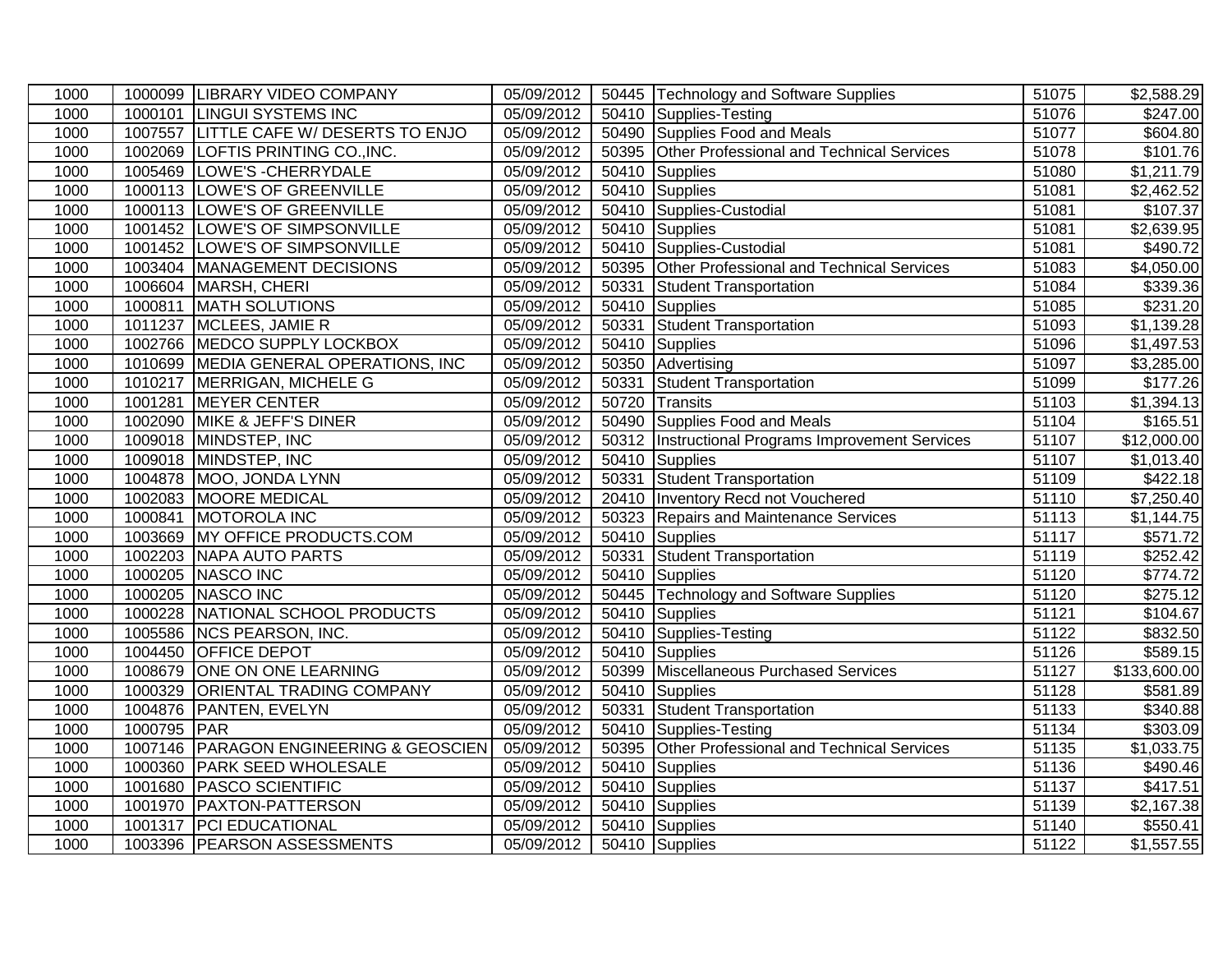| | | | | | | | |
|---|---|---|---|---|---|---|---|
| 1000 | 1000099 | LIBRARY VIDEO COMPANY | 05/09/2012 | 50445 | Technology and Software Supplies | 51075 | $2,588.29 |
| 1000 | 1000101 | LINGUI SYSTEMS INC | 05/09/2012 | 50410 | Supplies-Testing | 51076 | $247.00 |
| 1000 | 1007557 | LITTLE CAFE W/ DESERTS TO ENJO | 05/09/2012 | 50490 | Supplies Food and Meals | 51077 | $604.80 |
| 1000 | 1002069 | LOFTIS PRINTING CO.,INC. | 05/09/2012 | 50395 | Other Professional and Technical Services | 51078 | $101.76 |
| 1000 | 1005469 | LOWE'S -CHERRYDALE | 05/09/2012 | 50410 | Supplies | 51080 | $1,211.79 |
| 1000 | 1000113 | LOWE'S OF GREENVILLE | 05/09/2012 | 50410 | Supplies | 51081 | $2,462.52 |
| 1000 | 1000113 | LOWE'S OF GREENVILLE | 05/09/2012 | 50410 | Supplies-Custodial | 51081 | $107.37 |
| 1000 | 1001452 | LOWE'S OF SIMPSONVILLE | 05/09/2012 | 50410 | Supplies | 51081 | $2,639.95 |
| 1000 | 1001452 | LOWE'S OF SIMPSONVILLE | 05/09/2012 | 50410 | Supplies-Custodial | 51081 | $490.72 |
| 1000 | 1003404 | MANAGEMENT DECISIONS | 05/09/2012 | 50395 | Other Professional and Technical Services | 51083 | $4,050.00 |
| 1000 | 1006604 | MARSH, CHERI | 05/09/2012 | 50331 | Student Transportation | 51084 | $339.36 |
| 1000 | 1000811 | MATH SOLUTIONS | 05/09/2012 | 50410 | Supplies | 51085 | $231.20 |
| 1000 | 1011237 | MCLEES, JAMIE R | 05/09/2012 | 50331 | Student Transportation | 51093 | $1,139.28 |
| 1000 | 1002766 | MEDCO SUPPLY LOCKBOX | 05/09/2012 | 50410 | Supplies | 51096 | $1,497.53 |
| 1000 | 1010699 | MEDIA GENERAL OPERATIONS, INC | 05/09/2012 | 50350 | Advertising | 51097 | $3,285.00 |
| 1000 | 1010217 | MERRIGAN, MICHELE G | 05/09/2012 | 50331 | Student Transportation | 51099 | $177.26 |
| 1000 | 1001281 | MEYER CENTER | 05/09/2012 | 50720 | Transits | 51103 | $1,394.13 |
| 1000 | 1002090 | MIKE & JEFF'S DINER | 05/09/2012 | 50490 | Supplies Food and Meals | 51104 | $165.51 |
| 1000 | 1009018 | MINDSTEP, INC | 05/09/2012 | 50312 | Instructional Programs Improvement Services | 51107 | $12,000.00 |
| 1000 | 1009018 | MINDSTEP, INC | 05/09/2012 | 50410 | Supplies | 51107 | $1,013.40 |
| 1000 | 1004878 | MOO, JONDA LYNN | 05/09/2012 | 50331 | Student Transportation | 51109 | $422.18 |
| 1000 | 1002083 | MOORE MEDICAL | 05/09/2012 | 20410 | Inventory Recd not Vouchered | 51110 | $7,250.40 |
| 1000 | 1000841 | MOTOROLA INC | 05/09/2012 | 50323 | Repairs and Maintenance Services | 51113 | $1,144.75 |
| 1000 | 1003669 | MY OFFICE PRODUCTS.COM | 05/09/2012 | 50410 | Supplies | 51117 | $571.72 |
| 1000 | 1002203 | NAPA AUTO PARTS | 05/09/2012 | 50331 | Student Transportation | 51119 | $252.42 |
| 1000 | 1000205 | NASCO INC | 05/09/2012 | 50410 | Supplies | 51120 | $774.72 |
| 1000 | 1000205 | NASCO INC | 05/09/2012 | 50445 | Technology and Software Supplies | 51120 | $275.12 |
| 1000 | 1000228 | NATIONAL SCHOOL PRODUCTS | 05/09/2012 | 50410 | Supplies | 51121 | $104.67 |
| 1000 | 1005586 | NCS PEARSON, INC. | 05/09/2012 | 50410 | Supplies-Testing | 51122 | $832.50 |
| 1000 | 1004450 | OFFICE DEPOT | 05/09/2012 | 50410 | Supplies | 51126 | $589.15 |
| 1000 | 1008679 | ONE ON ONE LEARNING | 05/09/2012 | 50399 | Miscellaneous Purchased Services | 51127 | $133,600.00 |
| 1000 | 1000329 | ORIENTAL TRADING COMPANY | 05/09/2012 | 50410 | Supplies | 51128 | $581.89 |
| 1000 | 1004876 | PANTEN, EVELYN | 05/09/2012 | 50331 | Student Transportation | 51133 | $340.88 |
| 1000 | 1000795 | PAR | 05/09/2012 | 50410 | Supplies-Testing | 51134 | $303.09 |
| 1000 | 1007146 | PARAGON ENGINEERING & GEOSCIEN | 05/09/2012 | 50395 | Other Professional and Technical Services | 51135 | $1,033.75 |
| 1000 | 1000360 | PARK SEED WHOLESALE | 05/09/2012 | 50410 | Supplies | 51136 | $490.46 |
| 1000 | 1001680 | PASCO SCIENTIFIC | 05/09/2012 | 50410 | Supplies | 51137 | $417.51 |
| 1000 | 1001970 | PAXTON-PATTERSON | 05/09/2012 | 50410 | Supplies | 51139 | $2,167.38 |
| 1000 | 1001317 | PCI EDUCATIONAL | 05/09/2012 | 50410 | Supplies | 51140 | $550.41 |
| 1000 | 1003396 | PEARSON ASSESSMENTS | 05/09/2012 | 50410 | Supplies | 51122 | $1,557.55 |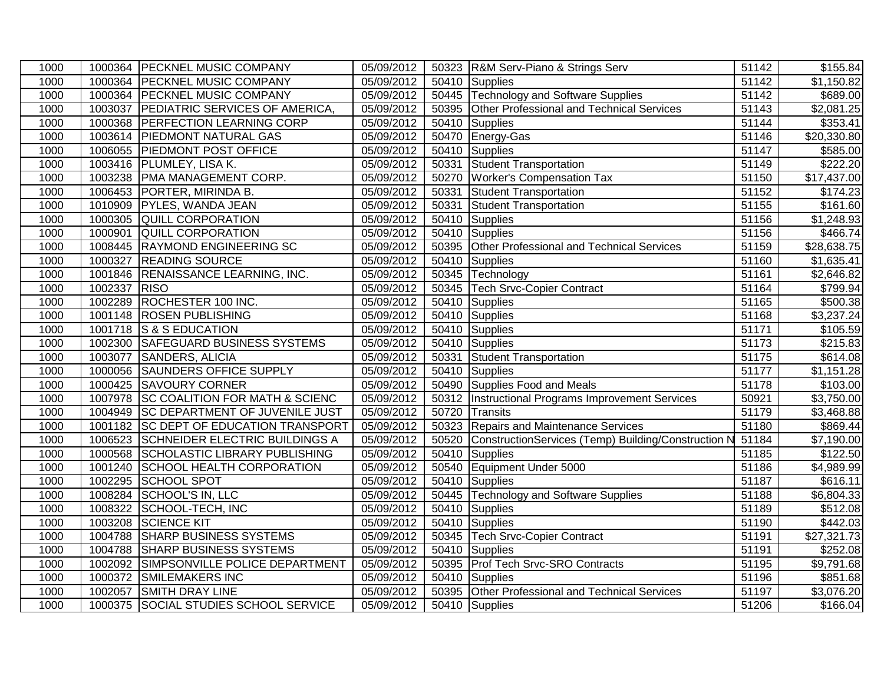| | | | | | | | |
|---|---|---|---|---|---|---|---|
| 1000 | 1000364 | PECKNEL MUSIC COMPANY | 05/09/2012 | 50323 | R&M Serv-Piano & Strings Serv | 51142 | $155.84 |
| 1000 | 1000364 | PECKNEL MUSIC COMPANY | 05/09/2012 | 50410 | Supplies | 51142 | $1,150.82 |
| 1000 | 1000364 | PECKNEL MUSIC COMPANY | 05/09/2012 | 50445 | Technology and Software Supplies | 51142 | $689.00 |
| 1000 | 1003037 | PEDIATRIC SERVICES OF AMERICA, | 05/09/2012 | 50395 | Other Professional and Technical Services | 51143 | $2,081.25 |
| 1000 | 1000368 | PERFECTION LEARNING CORP | 05/09/2012 | 50410 | Supplies | 51144 | $353.41 |
| 1000 | 1003614 | PIEDMONT NATURAL GAS | 05/09/2012 | 50470 | Energy-Gas | 51146 | $20,330.80 |
| 1000 | 1006055 | PIEDMONT POST OFFICE | 05/09/2012 | 50410 | Supplies | 51147 | $585.00 |
| 1000 | 1003416 | PLUMLEY, LISA K. | 05/09/2012 | 50331 | Student Transportation | 51149 | $222.20 |
| 1000 | 1003238 | PMA MANAGEMENT CORP. | 05/09/2012 | 50270 | Worker's Compensation Tax | 51150 | $17,437.00 |
| 1000 | 1006453 | PORTER, MIRINDA B. | 05/09/2012 | 50331 | Student Transportation | 51152 | $174.23 |
| 1000 | 1010909 | PYLES, WANDA JEAN | 05/09/2012 | 50331 | Student Transportation | 51155 | $161.60 |
| 1000 | 1000305 | QUILL CORPORATION | 05/09/2012 | 50410 | Supplies | 51156 | $1,248.93 |
| 1000 | 1000901 | QUILL CORPORATION | 05/09/2012 | 50410 | Supplies | 51156 | $466.74 |
| 1000 | 1008445 | RAYMOND ENGINEERING SC | 05/09/2012 | 50395 | Other Professional and Technical Services | 51159 | $28,638.75 |
| 1000 | 1000327 | READING SOURCE | 05/09/2012 | 50410 | Supplies | 51160 | $1,635.41 |
| 1000 | 1001846 | RENAISSANCE LEARNING, INC. | 05/09/2012 | 50345 | Technology | 51161 | $2,646.82 |
| 1000 | 1002337 | RISO | 05/09/2012 | 50345 | Tech Srvc-Copier Contract | 51164 | $799.94 |
| 1000 | 1002289 | ROCHESTER 100 INC. | 05/09/2012 | 50410 | Supplies | 51165 | $500.38 |
| 1000 | 1001148 | ROSEN PUBLISHING | 05/09/2012 | 50410 | Supplies | 51168 | $3,237.24 |
| 1000 | 1001718 | S & S EDUCATION | 05/09/2012 | 50410 | Supplies | 51171 | $105.59 |
| 1000 | 1002300 | SAFEGUARD BUSINESS SYSTEMS | 05/09/2012 | 50410 | Supplies | 51173 | $215.83 |
| 1000 | 1003077 | SANDERS, ALICIA | 05/09/2012 | 50331 | Student Transportation | 51175 | $614.08 |
| 1000 | 1000056 | SAUNDERS OFFICE SUPPLY | 05/09/2012 | 50410 | Supplies | 51177 | $1,151.28 |
| 1000 | 1000425 | SAVOURY CORNER | 05/09/2012 | 50490 | Supplies Food and Meals | 51178 | $103.00 |
| 1000 | 1007978 | SC COALITION FOR MATH & SCIENC | 05/09/2012 | 50312 | Instructional Programs Improvement Services | 50921 | $3,750.00 |
| 1000 | 1004949 | SC DEPARTMENT OF JUVENILE JUST | 05/09/2012 | 50720 | Transits | 51179 | $3,468.88 |
| 1000 | 1001182 | SC DEPT OF EDUCATION TRANSPORT | 05/09/2012 | 50323 | Repairs and Maintenance Services | 51180 | $869.44 |
| 1000 | 1006523 | SCHNEIDER ELECTRIC BUILDINGS A | 05/09/2012 | 50520 | ConstructionServices (Temp) Building/Construction N | 51184 | $7,190.00 |
| 1000 | 1000568 | SCHOLASTIC LIBRARY PUBLISHING | 05/09/2012 | 50410 | Supplies | 51185 | $122.50 |
| 1000 | 1001240 | SCHOOL HEALTH CORPORATION | 05/09/2012 | 50540 | Equipment Under 5000 | 51186 | $4,989.99 |
| 1000 | 1002295 | SCHOOL SPOT | 05/09/2012 | 50410 | Supplies | 51187 | $616.11 |
| 1000 | 1008284 | SCHOOL'S IN, LLC | 05/09/2012 | 50445 | Technology and Software Supplies | 51188 | $6,804.33 |
| 1000 | 1008322 | SCHOOL-TECH, INC | 05/09/2012 | 50410 | Supplies | 51189 | $512.08 |
| 1000 | 1003208 | SCIENCE KIT | 05/09/2012 | 50410 | Supplies | 51190 | $442.03 |
| 1000 | 1004788 | SHARP BUSINESS SYSTEMS | 05/09/2012 | 50345 | Tech Srvc-Copier Contract | 51191 | $27,321.73 |
| 1000 | 1004788 | SHARP BUSINESS SYSTEMS | 05/09/2012 | 50410 | Supplies | 51191 | $252.08 |
| 1000 | 1002092 | SIMPSONVILLE POLICE DEPARTMENT | 05/09/2012 | 50395 | Prof Tech Srvc-SRO Contracts | 51195 | $9,791.68 |
| 1000 | 1000372 | SMILEMAKERS INC | 05/09/2012 | 50410 | Supplies | 51196 | $851.68 |
| 1000 | 1002057 | SMITH DRAY LINE | 05/09/2012 | 50395 | Other Professional and Technical Services | 51197 | $3,076.20 |
| 1000 | 1000375 | SOCIAL STUDIES SCHOOL SERVICE | 05/09/2012 | 50410 | Supplies | 51206 | $166.04 |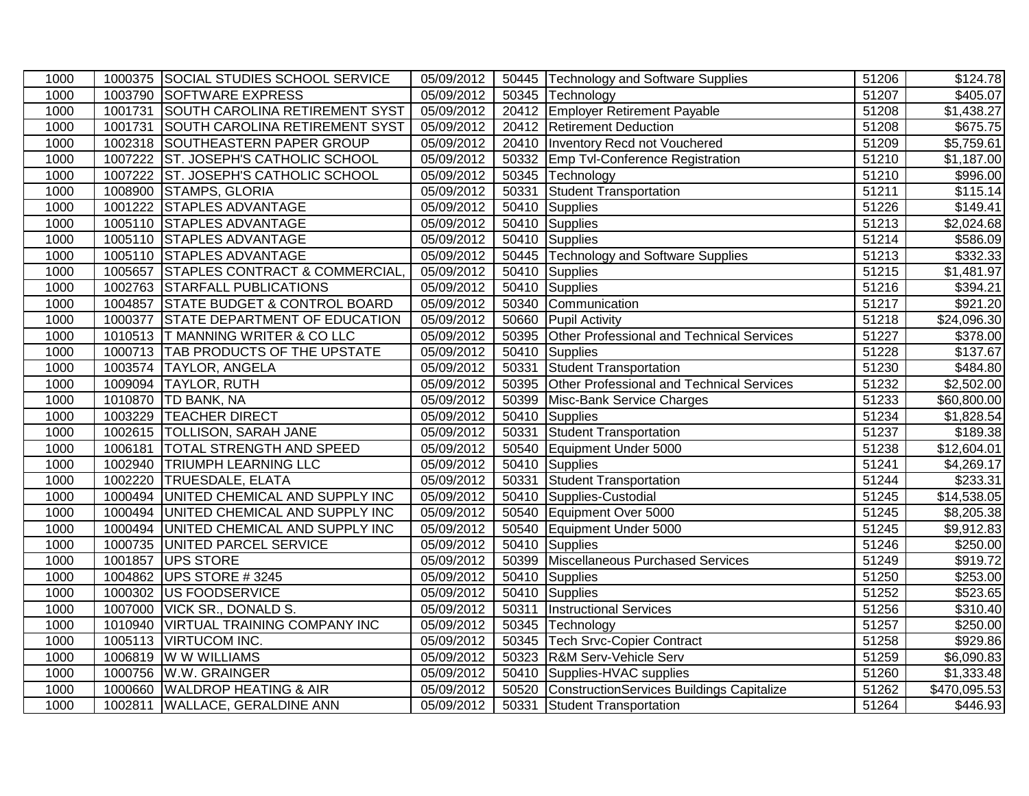| | | | | | | | |
|---|---|---|---|---|---|---|---|
| 1000 | 1000375 | SOCIAL STUDIES SCHOOL SERVICE | 05/09/2012 | 50445 | Technology and Software Supplies | 51206 | $124.78 |
| 1000 | 1003790 | SOFTWARE EXPRESS | 05/09/2012 | 50345 | Technology | 51207 | $405.07 |
| 1000 | 1001731 | SOUTH CAROLINA RETIREMENT SYST | 05/09/2012 | 20412 | Employer Retirement Payable | 51208 | $1,438.27 |
| 1000 | 1001731 | SOUTH CAROLINA RETIREMENT SYST | 05/09/2012 | 20412 | Retirement Deduction | 51208 | $675.75 |
| 1000 | 1002318 | SOUTHEASTERN PAPER GROUP | 05/09/2012 | 20410 | Inventory Recd not Vouchered | 51209 | $5,759.61 |
| 1000 | 1007222 | ST. JOSEPH'S CATHOLIC SCHOOL | 05/09/2012 | 50332 | Emp Tvl-Conference Registration | 51210 | $1,187.00 |
| 1000 | 1007222 | ST. JOSEPH'S CATHOLIC SCHOOL | 05/09/2012 | 50345 | Technology | 51210 | $996.00 |
| 1000 | 1008900 | STAMPS, GLORIA | 05/09/2012 | 50331 | Student Transportation | 51211 | $115.14 |
| 1000 | 1001222 | STAPLES ADVANTAGE | 05/09/2012 | 50410 | Supplies | 51226 | $149.41 |
| 1000 | 1005110 | STAPLES ADVANTAGE | 05/09/2012 | 50410 | Supplies | 51213 | $2,024.68 |
| 1000 | 1005110 | STAPLES ADVANTAGE | 05/09/2012 | 50410 | Supplies | 51214 | $586.09 |
| 1000 | 1005110 | STAPLES ADVANTAGE | 05/09/2012 | 50445 | Technology and Software Supplies | 51213 | $332.33 |
| 1000 | 1005657 | STAPLES CONTRACT & COMMERCIAL, | 05/09/2012 | 50410 | Supplies | 51215 | $1,481.97 |
| 1000 | 1002763 | STARFALL PUBLICATIONS | 05/09/2012 | 50410 | Supplies | 51216 | $394.21 |
| 1000 | 1004857 | STATE BUDGET & CONTROL BOARD | 05/09/2012 | 50340 | Communication | 51217 | $921.20 |
| 1000 | 1000377 | STATE DEPARTMENT OF EDUCATION | 05/09/2012 | 50660 | Pupil Activity | 51218 | $24,096.30 |
| 1000 | 1010513 | T MANNING WRITER & CO LLC | 05/09/2012 | 50395 | Other Professional and Technical Services | 51227 | $378.00 |
| 1000 | 1000713 | TAB PRODUCTS OF THE UPSTATE | 05/09/2012 | 50410 | Supplies | 51228 | $137.67 |
| 1000 | 1003574 | TAYLOR, ANGELA | 05/09/2012 | 50331 | Student Transportation | 51230 | $484.80 |
| 1000 | 1009094 | TAYLOR, RUTH | 05/09/2012 | 50395 | Other Professional and Technical Services | 51232 | $2,502.00 |
| 1000 | 1010870 | TD BANK, NA | 05/09/2012 | 50399 | Misc-Bank Service Charges | 51233 | $60,800.00 |
| 1000 | 1003229 | TEACHER DIRECT | 05/09/2012 | 50410 | Supplies | 51234 | $1,828.54 |
| 1000 | 1002615 | TOLLISON, SARAH JANE | 05/09/2012 | 50331 | Student Transportation | 51237 | $189.38 |
| 1000 | 1006181 | TOTAL STRENGTH AND SPEED | 05/09/2012 | 50540 | Equipment Under 5000 | 51238 | $12,604.01 |
| 1000 | 1002940 | TRIUMPH LEARNING LLC | 05/09/2012 | 50410 | Supplies | 51241 | $4,269.17 |
| 1000 | 1002220 | TRUESDALE, ELATA | 05/09/2012 | 50331 | Student Transportation | 51244 | $233.31 |
| 1000 | 1000494 | UNITED CHEMICAL AND SUPPLY INC | 05/09/2012 | 50410 | Supplies-Custodial | 51245 | $14,538.05 |
| 1000 | 1000494 | UNITED CHEMICAL AND SUPPLY INC | 05/09/2012 | 50540 | Equipment Over 5000 | 51245 | $8,205.38 |
| 1000 | 1000494 | UNITED CHEMICAL AND SUPPLY INC | 05/09/2012 | 50540 | Equipment Under 5000 | 51245 | $9,912.83 |
| 1000 | 1000735 | UNITED PARCEL SERVICE | 05/09/2012 | 50410 | Supplies | 51246 | $250.00 |
| 1000 | 1001857 | UPS STORE | 05/09/2012 | 50399 | Miscellaneous Purchased Services | 51249 | $919.72 |
| 1000 | 1004862 | UPS STORE # 3245 | 05/09/2012 | 50410 | Supplies | 51250 | $253.00 |
| 1000 | 1000302 | US FOODSERVICE | 05/09/2012 | 50410 | Supplies | 51252 | $523.65 |
| 1000 | 1007000 | VICK SR., DONALD S. | 05/09/2012 | 50311 | Instructional Services | 51256 | $310.40 |
| 1000 | 1010940 | VIRTUAL TRAINING COMPANY INC | 05/09/2012 | 50345 | Technology | 51257 | $250.00 |
| 1000 | 1005113 | VIRTUCOM INC. | 05/09/2012 | 50345 | Tech Srvc-Copier Contract | 51258 | $929.86 |
| 1000 | 1006819 | W W WILLIAMS | 05/09/2012 | 50323 | R&M Serv-Vehicle Serv | 51259 | $6,090.83 |
| 1000 | 1000756 | W.W. GRAINGER | 05/09/2012 | 50410 | Supplies-HVAC supplies | 51260 | $1,333.48 |
| 1000 | 1000660 | WALDROP HEATING & AIR | 05/09/2012 | 50520 | ConstructionServices Buildings Capitalize | 51262 | $470,095.53 |
| 1000 | 1002811 | WALLACE, GERALDINE ANN | 05/09/2012 | 50331 | Student Transportation | 51264 | $446.93 |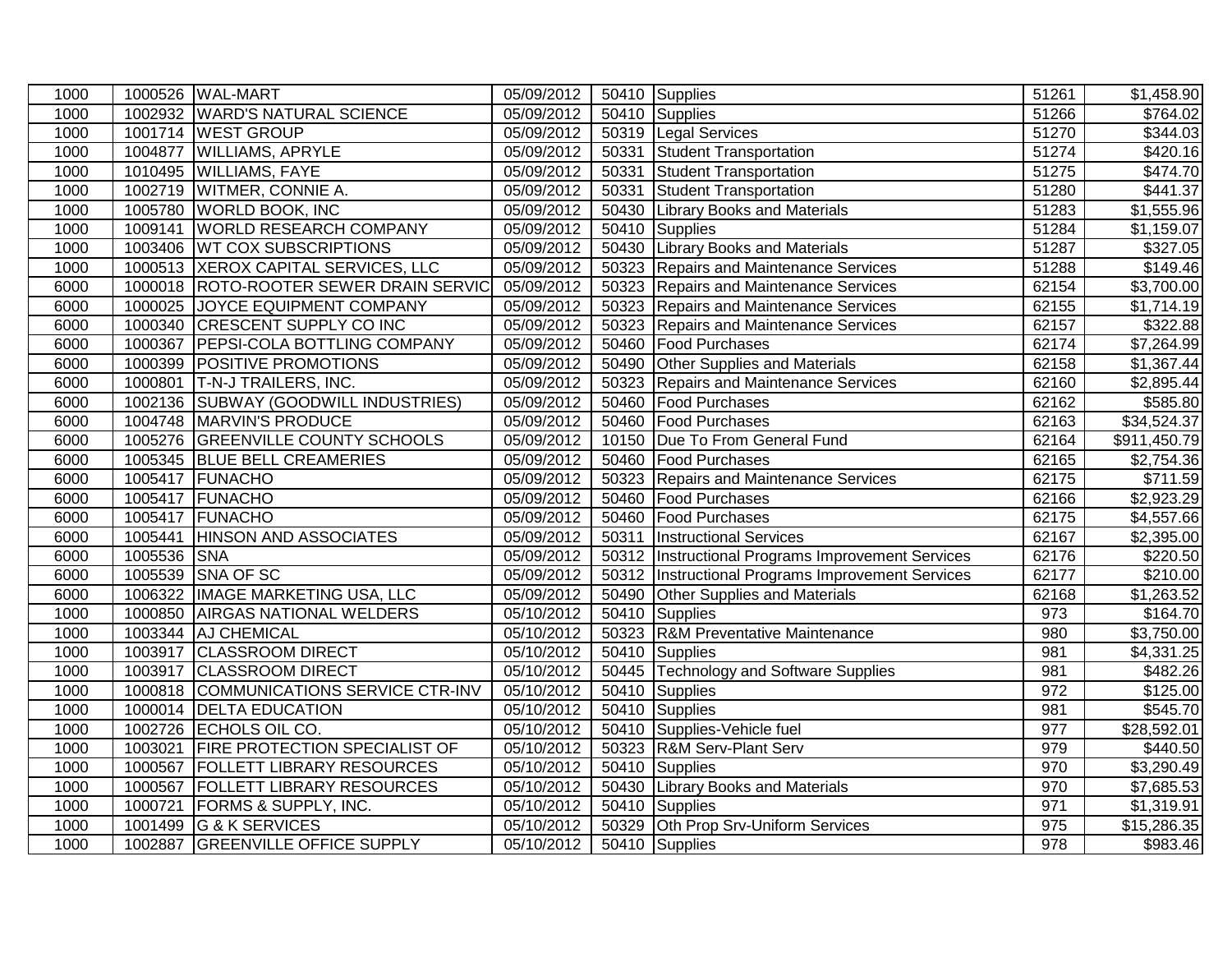| 1000 | 1000526 | WAL-MART | 05/09/2012 | 50410 | Supplies | 51261 | $1,458.90 |
|---|---|---|---|---|---|---|---|
| 1000 | 1002932 | WARD'S NATURAL SCIENCE | 05/09/2012 | 50410 | Supplies | 51266 | $764.02 |
| 1000 | 1001714 | WEST GROUP | 05/09/2012 | 50319 | Legal Services | 51270 | $344.03 |
| 1000 | 1004877 | WILLIAMS, APRYLE | 05/09/2012 | 50331 | Student Transportation | 51274 | $420.16 |
| 1000 | 1010495 | WILLIAMS, FAYE | 05/09/2012 | 50331 | Student Transportation | 51275 | $474.70 |
| 1000 | 1002719 | WITMER, CONNIE A. | 05/09/2012 | 50331 | Student Transportation | 51280 | $441.37 |
| 1000 | 1005780 | WORLD BOOK, INC | 05/09/2012 | 50430 | Library Books and Materials | 51283 | $1,555.96 |
| 1000 | 1009141 | WORLD RESEARCH COMPANY | 05/09/2012 | 50410 | Supplies | 51284 | $1,159.07 |
| 1000 | 1003406 | WT COX SUBSCRIPTIONS | 05/09/2012 | 50430 | Library Books and Materials | 51287 | $327.05 |
| 1000 | 1000513 | XEROX CAPITAL SERVICES, LLC | 05/09/2012 | 50323 | Repairs and Maintenance Services | 51288 | $149.46 |
| 6000 | 1000018 | ROTO-ROOTER SEWER DRAIN SERVIC | 05/09/2012 | 50323 | Repairs and Maintenance Services | 62154 | $3,700.00 |
| 6000 | 1000025 | JOYCE EQUIPMENT COMPANY | 05/09/2012 | 50323 | Repairs and Maintenance Services | 62155 | $1,714.19 |
| 6000 | 1000340 | CRESCENT SUPPLY CO INC | 05/09/2012 | 50323 | Repairs and Maintenance Services | 62157 | $322.88 |
| 6000 | 1000367 | PEPSI-COLA BOTTLING COMPANY | 05/09/2012 | 50460 | Food Purchases | 62174 | $7,264.99 |
| 6000 | 1000399 | POSITIVE PROMOTIONS | 05/09/2012 | 50490 | Other Supplies and Materials | 62158 | $1,367.44 |
| 6000 | 1000801 | T-N-J TRAILERS, INC. | 05/09/2012 | 50323 | Repairs and Maintenance Services | 62160 | $2,895.44 |
| 6000 | 1002136 | SUBWAY (GOODWILL INDUSTRIES) | 05/09/2012 | 50460 | Food Purchases | 62162 | $585.80 |
| 6000 | 1004748 | MARVIN'S PRODUCE | 05/09/2012 | 50460 | Food Purchases | 62163 | $34,524.37 |
| 6000 | 1005276 | GREENVILLE COUNTY SCHOOLS | 05/09/2012 | 10150 | Due To From General Fund | 62164 | $911,450.79 |
| 6000 | 1005345 | BLUE BELL CREAMERIES | 05/09/2012 | 50460 | Food Purchases | 62165 | $2,754.36 |
| 6000 | 1005417 | FUNACHO | 05/09/2012 | 50323 | Repairs and Maintenance Services | 62175 | $711.59 |
| 6000 | 1005417 | FUNACHO | 05/09/2012 | 50460 | Food Purchases | 62166 | $2,923.29 |
| 6000 | 1005417 | FUNACHO | 05/09/2012 | 50460 | Food Purchases | 62175 | $4,557.66 |
| 6000 | 1005441 | HINSON AND ASSOCIATES | 05/09/2012 | 50311 | Instructional Services | 62167 | $2,395.00 |
| 6000 | 1005536 | SNA | 05/09/2012 | 50312 | Instructional Programs Improvement Services | 62176 | $220.50 |
| 6000 | 1005539 | SNA OF SC | 05/09/2012 | 50312 | Instructional Programs Improvement Services | 62177 | $210.00 |
| 6000 | 1006322 | IMAGE MARKETING USA, LLC | 05/09/2012 | 50490 | Other Supplies and Materials | 62168 | $1,263.52 |
| 1000 | 1000850 | AIRGAS NATIONAL WELDERS | 05/10/2012 | 50410 | Supplies | 973 | $164.70 |
| 1000 | 1003344 | AJ CHEMICAL | 05/10/2012 | 50323 | R&M Preventative Maintenance | 980 | $3,750.00 |
| 1000 | 1003917 | CLASSROOM DIRECT | 05/10/2012 | 50410 | Supplies | 981 | $4,331.25 |
| 1000 | 1003917 | CLASSROOM DIRECT | 05/10/2012 | 50445 | Technology and Software Supplies | 981 | $482.26 |
| 1000 | 1000818 | COMMUNICATIONS SERVICE CTR-INV | 05/10/2012 | 50410 | Supplies | 972 | $125.00 |
| 1000 | 1000014 | DELTA EDUCATION | 05/10/2012 | 50410 | Supplies | 981 | $545.70 |
| 1000 | 1002726 | ECHOLS OIL CO. | 05/10/2012 | 50410 | Supplies-Vehicle fuel | 977 | $28,592.01 |
| 1000 | 1003021 | FIRE PROTECTION SPECIALIST OF | 05/10/2012 | 50323 | R&M Serv-Plant Serv | 979 | $440.50 |
| 1000 | 1000567 | FOLLETT LIBRARY RESOURCES | 05/10/2012 | 50410 | Supplies | 970 | $3,290.49 |
| 1000 | 1000567 | FOLLETT LIBRARY RESOURCES | 05/10/2012 | 50430 | Library Books and Materials | 970 | $7,685.53 |
| 1000 | 1000721 | FORMS & SUPPLY, INC. | 05/10/2012 | 50410 | Supplies | 971 | $1,319.91 |
| 1000 | 1001499 | G & K SERVICES | 05/10/2012 | 50329 | Oth Prop Srv-Uniform Services | 975 | $15,286.35 |
| 1000 | 1002887 | GREENVILLE OFFICE SUPPLY | 05/10/2012 | 50410 | Supplies | 978 | $983.46 |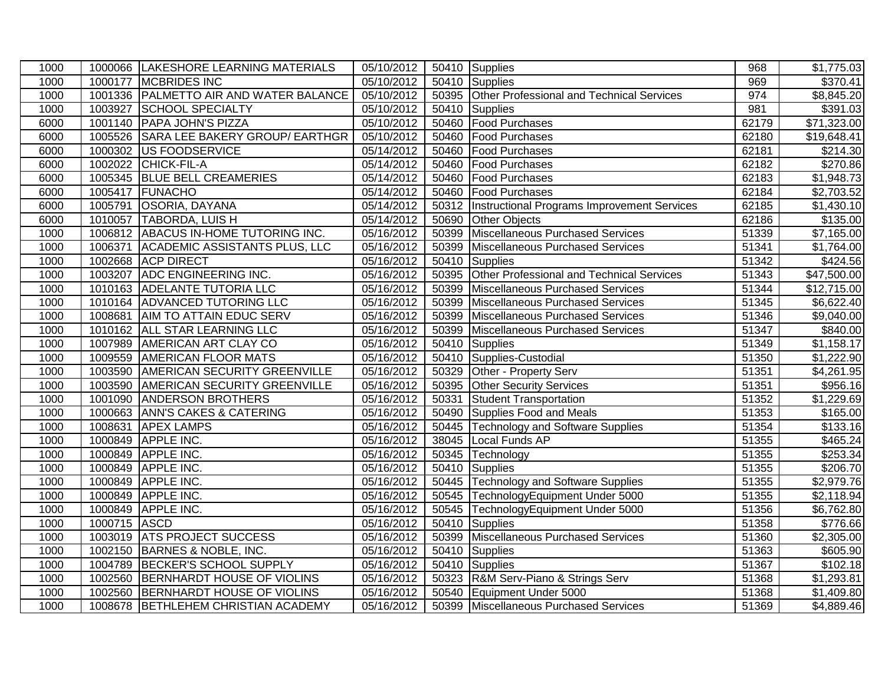| 1000 | 1000066 | LAKESHORE LEARNING MATERIALS | 05/10/2012 | 50410 | Supplies | 968 | $1,775.03 |
|---|---|---|---|---|---|---|---|
| 1000 | 1000177 | MCBRIDES INC | 05/10/2012 | 50410 | Supplies | 969 | $370.41 |
| 1000 | 1001336 | PALMETTO AIR AND WATER BALANCE | 05/10/2012 | 50395 | Other Professional and Technical Services | 974 | $8,845.20 |
| 1000 | 1003927 | SCHOOL SPECIALTY | 05/10/2012 | 50410 | Supplies | 981 | $391.03 |
| 6000 | 1001140 | PAPA JOHN'S PIZZA | 05/10/2012 | 50460 | Food Purchases | 62179 | $71,323.00 |
| 6000 | 1005526 | SARA LEE BAKERY GROUP/ EARTHGR | 05/10/2012 | 50460 | Food Purchases | 62180 | $19,648.41 |
| 6000 | 1000302 | US FOODSERVICE | 05/14/2012 | 50460 | Food Purchases | 62181 | $214.30 |
| 6000 | 1002022 | CHICK-FIL-A | 05/14/2012 | 50460 | Food Purchases | 62182 | $270.86 |
| 6000 | 1005345 | BLUE BELL CREAMERIES | 05/14/2012 | 50460 | Food Purchases | 62183 | $1,948.73 |
| 6000 | 1005417 | FUNACHO | 05/14/2012 | 50460 | Food Purchases | 62184 | $2,703.52 |
| 6000 | 1005791 | OSORIA, DAYANA | 05/14/2012 | 50312 | Instructional Programs Improvement Services | 62185 | $1,430.10 |
| 6000 | 1010057 | TABORDA, LUIS H | 05/14/2012 | 50690 | Other Objects | 62186 | $135.00 |
| 1000 | 1006812 | ABACUS IN-HOME TUTORING INC. | 05/16/2012 | 50399 | Miscellaneous Purchased Services | 51339 | $7,165.00 |
| 1000 | 1006371 | ACADEMIC ASSISTANTS PLUS, LLC | 05/16/2012 | 50399 | Miscellaneous Purchased Services | 51341 | $1,764.00 |
| 1000 | 1002668 | ACP DIRECT | 05/16/2012 | 50410 | Supplies | 51342 | $424.56 |
| 1000 | 1003207 | ADC ENGINEERING INC. | 05/16/2012 | 50395 | Other Professional and Technical Services | 51343 | $47,500.00 |
| 1000 | 1010163 | ADELANTE TUTORIA LLC | 05/16/2012 | 50399 | Miscellaneous Purchased Services | 51344 | $12,715.00 |
| 1000 | 1010164 | ADVANCED TUTORING LLC | 05/16/2012 | 50399 | Miscellaneous Purchased Services | 51345 | $6,622.40 |
| 1000 | 1008681 | AIM TO ATTAIN EDUC SERV | 05/16/2012 | 50399 | Miscellaneous Purchased Services | 51346 | $9,040.00 |
| 1000 | 1010162 | ALL STAR LEARNING LLC | 05/16/2012 | 50399 | Miscellaneous Purchased Services | 51347 | $840.00 |
| 1000 | 1007989 | AMERICAN ART CLAY CO | 05/16/2012 | 50410 | Supplies | 51349 | $1,158.17 |
| 1000 | 1009559 | AMERICAN FLOOR MATS | 05/16/2012 | 50410 | Supplies-Custodial | 51350 | $1,222.90 |
| 1000 | 1003590 | AMERICAN SECURITY GREENVILLE | 05/16/2012 | 50329 | Other - Property Serv | 51351 | $4,261.95 |
| 1000 | 1003590 | AMERICAN SECURITY GREENVILLE | 05/16/2012 | 50395 | Other Security Services | 51351 | $956.16 |
| 1000 | 1001090 | ANDERSON BROTHERS | 05/16/2012 | 50331 | Student Transportation | 51352 | $1,229.69 |
| 1000 | 1000663 | ANN'S CAKES & CATERING | 05/16/2012 | 50490 | Supplies Food and Meals | 51353 | $165.00 |
| 1000 | 1008631 | APEX LAMPS | 05/16/2012 | 50445 | Technology and Software Supplies | 51354 | $133.16 |
| 1000 | 1000849 | APPLE INC. | 05/16/2012 | 38045 | Local Funds AP | 51355 | $465.24 |
| 1000 | 1000849 | APPLE INC. | 05/16/2012 | 50345 | Technology | 51355 | $253.34 |
| 1000 | 1000849 | APPLE INC. | 05/16/2012 | 50410 | Supplies | 51355 | $206.70 |
| 1000 | 1000849 | APPLE INC. | 05/16/2012 | 50445 | Technology and Software Supplies | 51355 | $2,979.76 |
| 1000 | 1000849 | APPLE INC. | 05/16/2012 | 50545 | TechnologyEquipment Under 5000 | 51355 | $2,118.94 |
| 1000 | 1000849 | APPLE INC. | 05/16/2012 | 50545 | TechnologyEquipment Under 5000 | 51356 | $6,762.80 |
| 1000 | 1000715 | ASCD | 05/16/2012 | 50410 | Supplies | 51358 | $776.66 |
| 1000 | 1003019 | ATS PROJECT SUCCESS | 05/16/2012 | 50399 | Miscellaneous Purchased Services | 51360 | $2,305.00 |
| 1000 | 1002150 | BARNES & NOBLE, INC. | 05/16/2012 | 50410 | Supplies | 51363 | $605.90 |
| 1000 | 1004789 | BECKER'S SCHOOL SUPPLY | 05/16/2012 | 50410 | Supplies | 51367 | $102.18 |
| 1000 | 1002560 | BERNHARDT HOUSE OF VIOLINS | 05/16/2012 | 50323 | R&M Serv-Piano & Strings Serv | 51368 | $1,293.81 |
| 1000 | 1002560 | BERNHARDT HOUSE OF VIOLINS | 05/16/2012 | 50540 | Equipment Under 5000 | 51368 | $1,409.80 |
| 1000 | 1008678 | BETHLEHEM CHRISTIAN ACADEMY | 05/16/2012 | 50399 | Miscellaneous Purchased Services | 51369 | $4,889.46 |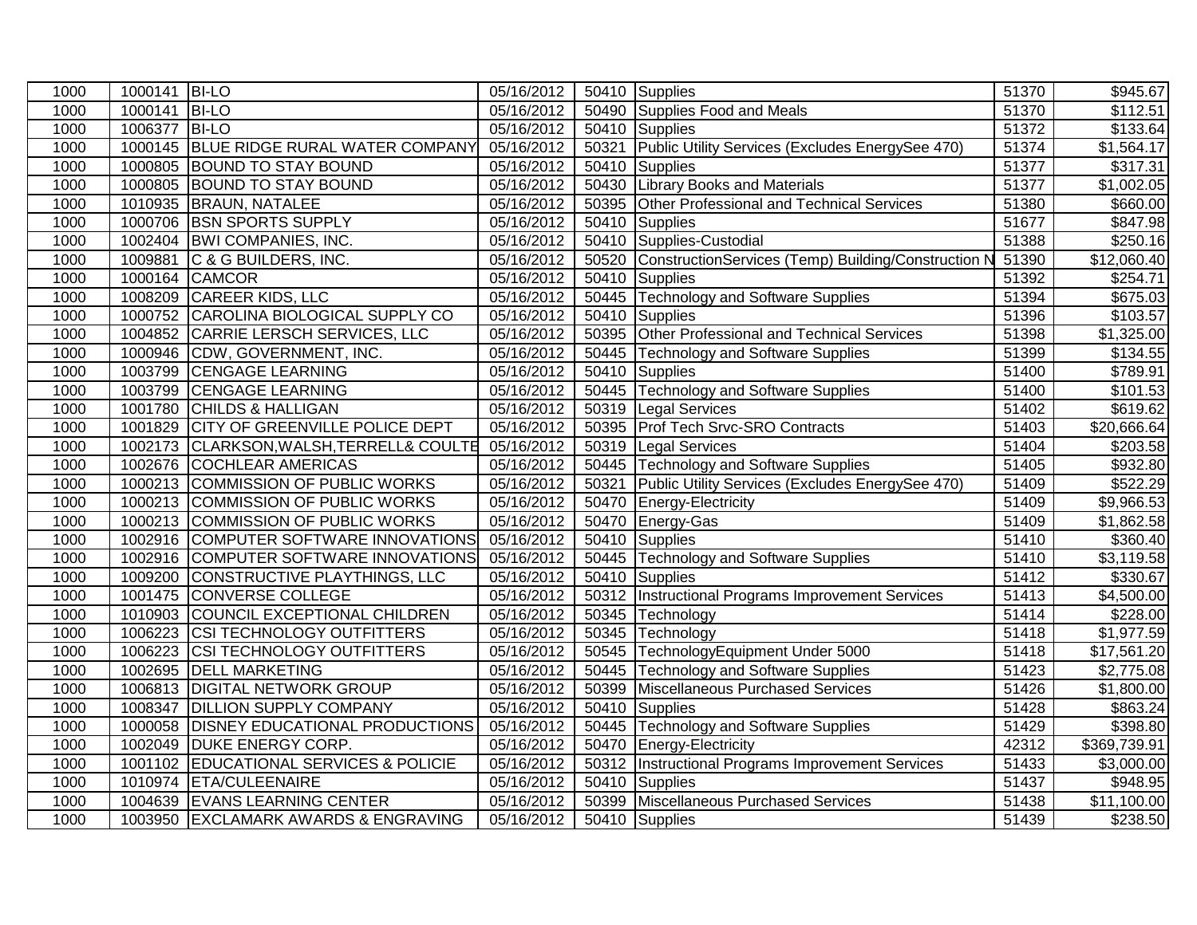| 1000 | 1000141 | BI-LO | 05/16/2012 | 50410 | Supplies | 51370 | $945.67 |
|---|---|---|---|---|---|---|---|
| 1000 | 1000141 | BI-LO | 05/16/2012 | 50490 | Supplies Food and Meals | 51370 | $112.51 |
| 1000 | 1006377 | BI-LO | 05/16/2012 | 50410 | Supplies | 51372 | $133.64 |
| 1000 | 1000145 | BLUE RIDGE RURAL WATER COMPANY | 05/16/2012 | 50321 | Public Utility Services (Excludes EnergySee 470) | 51374 | $1,564.17 |
| 1000 | 1000805 | BOUND TO STAY BOUND | 05/16/2012 | 50410 | Supplies | 51377 | $317.31 |
| 1000 | 1000805 | BOUND TO STAY BOUND | 05/16/2012 | 50430 | Library Books and Materials | 51377 | $1,002.05 |
| 1000 | 1010935 | BRAUN, NATALEE | 05/16/2012 | 50395 | Other Professional and Technical Services | 51380 | $660.00 |
| 1000 | 1000706 | BSN SPORTS SUPPLY | 05/16/2012 | 50410 | Supplies | 51677 | $847.98 |
| 1000 | 1002404 | BWI COMPANIES, INC. | 05/16/2012 | 50410 | Supplies-Custodial | 51388 | $250.16 |
| 1000 | 1009881 | C & G BUILDERS, INC. | 05/16/2012 | 50520 | ConstructionServices (Temp) Building/Construction N | 51390 | $12,060.40 |
| 1000 | 1000164 | CAMCOR | 05/16/2012 | 50410 | Supplies | 51392 | $254.71 |
| 1000 | 1008209 | CAREER KIDS, LLC | 05/16/2012 | 50445 | Technology and Software Supplies | 51394 | $675.03 |
| 1000 | 1000752 | CAROLINA BIOLOGICAL SUPPLY CO | 05/16/2012 | 50410 | Supplies | 51396 | $103.57 |
| 1000 | 1004852 | CARRIE LERSCH SERVICES, LLC | 05/16/2012 | 50395 | Other Professional and Technical Services | 51398 | $1,325.00 |
| 1000 | 1000946 | CDW, GOVERNMENT, INC. | 05/16/2012 | 50445 | Technology and Software Supplies | 51399 | $134.55 |
| 1000 | 1003799 | CENGAGE LEARNING | 05/16/2012 | 50410 | Supplies | 51400 | $789.91 |
| 1000 | 1003799 | CENGAGE LEARNING | 05/16/2012 | 50445 | Technology and Software Supplies | 51400 | $101.53 |
| 1000 | 1001780 | CHILDS & HALLIGAN | 05/16/2012 | 50319 | Legal Services | 51402 | $619.62 |
| 1000 | 1001829 | CITY OF GREENVILLE POLICE DEPT | 05/16/2012 | 50395 | Prof Tech Srvc-SRO Contracts | 51403 | $20,666.64 |
| 1000 | 1002173 | CLARKSON,WALSH,TERRELL& COULTE | 05/16/2012 | 50319 | Legal Services | 51404 | $203.58 |
| 1000 | 1002676 | COCHLEAR AMERICAS | 05/16/2012 | 50445 | Technology and Software Supplies | 51405 | $932.80 |
| 1000 | 1000213 | COMMISSION OF PUBLIC WORKS | 05/16/2012 | 50321 | Public Utility Services (Excludes EnergySee 470) | 51409 | $522.29 |
| 1000 | 1000213 | COMMISSION OF PUBLIC WORKS | 05/16/2012 | 50470 | Energy-Electricity | 51409 | $9,966.53 |
| 1000 | 1000213 | COMMISSION OF PUBLIC WORKS | 05/16/2012 | 50470 | Energy-Gas | 51409 | $1,862.58 |
| 1000 | 1002916 | COMPUTER SOFTWARE INNOVATIONS | 05/16/2012 | 50410 | Supplies | 51410 | $360.40 |
| 1000 | 1002916 | COMPUTER SOFTWARE INNOVATIONS | 05/16/2012 | 50445 | Technology and Software Supplies | 51410 | $3,119.58 |
| 1000 | 1009200 | CONSTRUCTIVE PLAYTHINGS, LLC | 05/16/2012 | 50410 | Supplies | 51412 | $330.67 |
| 1000 | 1001475 | CONVERSE COLLEGE | 05/16/2012 | 50312 | Instructional Programs Improvement Services | 51413 | $4,500.00 |
| 1000 | 1010903 | COUNCIL EXCEPTIONAL CHILDREN | 05/16/2012 | 50345 | Technology | 51414 | $228.00 |
| 1000 | 1006223 | CSI TECHNOLOGY OUTFITTERS | 05/16/2012 | 50345 | Technology | 51418 | $1,977.59 |
| 1000 | 1006223 | CSI TECHNOLOGY OUTFITTERS | 05/16/2012 | 50545 | TechnologyEquipment Under 5000 | 51418 | $17,561.20 |
| 1000 | 1002695 | DELL MARKETING | 05/16/2012 | 50445 | Technology and Software Supplies | 51423 | $2,775.08 |
| 1000 | 1006813 | DIGITAL NETWORK GROUP | 05/16/2012 | 50399 | Miscellaneous Purchased Services | 51426 | $1,800.00 |
| 1000 | 1008347 | DILLION SUPPLY COMPANY | 05/16/2012 | 50410 | Supplies | 51428 | $863.24 |
| 1000 | 1000058 | DISNEY EDUCATIONAL PRODUCTIONS | 05/16/2012 | 50445 | Technology and Software Supplies | 51429 | $398.80 |
| 1000 | 1002049 | DUKE ENERGY CORP. | 05/16/2012 | 50470 | Energy-Electricity | 42312 | $369,739.91 |
| 1000 | 1001102 | EDUCATIONAL SERVICES & POLICIE | 05/16/2012 | 50312 | Instructional Programs Improvement Services | 51433 | $3,000.00 |
| 1000 | 1010974 | ETA/CULEENAIRE | 05/16/2012 | 50410 | Supplies | 51437 | $948.95 |
| 1000 | 1004639 | EVANS LEARNING CENTER | 05/16/2012 | 50399 | Miscellaneous Purchased Services | 51438 | $11,100.00 |
| 1000 | 1003950 | EXCLAMARK AWARDS & ENGRAVING | 05/16/2012 | 50410 | Supplies | 51439 | $238.50 |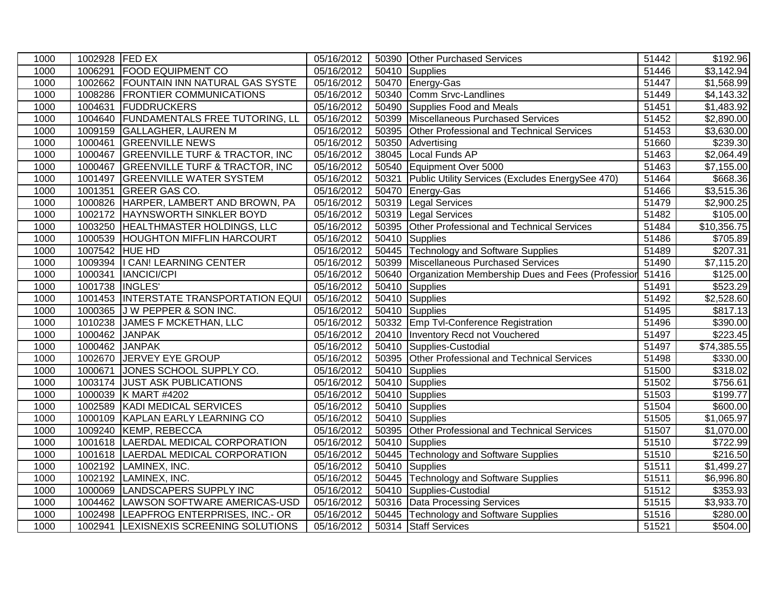| | | | | | | | |
|---|---|---|---|---|---|---|---|
| 1000 | 1002928 | FED EX | 05/16/2012 | 50390 | Other Purchased Services | 51442 | $192.96 |
| 1000 | 1006291 | FOOD EQUIPMENT CO | 05/16/2012 | 50410 | Supplies | 51446 | $3,142.94 |
| 1000 | 1002662 | FOUNTAIN INN NATURAL GAS SYSTE | 05/16/2012 | 50470 | Energy-Gas | 51447 | $1,568.99 |
| 1000 | 1008286 | FRONTIER COMMUNICATIONS | 05/16/2012 | 50340 | Comm Srvc-Landlines | 51449 | $4,143.32 |
| 1000 | 1004631 | FUDDRUCKERS | 05/16/2012 | 50490 | Supplies Food and Meals | 51451 | $1,483.92 |
| 1000 | 1004640 | FUNDAMENTALS FREE TUTORING, LL | 05/16/2012 | 50399 | Miscellaneous Purchased Services | 51452 | $2,890.00 |
| 1000 | 1009159 | GALLAGHER, LAUREN M | 05/16/2012 | 50395 | Other Professional and Technical Services | 51453 | $3,630.00 |
| 1000 | 1000461 | GREENVILLE NEWS | 05/16/2012 | 50350 | Advertising | 51660 | $239.30 |
| 1000 | 1000467 | GREENVILLE TURF & TRACTOR, INC | 05/16/2012 | 38045 | Local Funds AP | 51463 | $2,064.49 |
| 1000 | 1000467 | GREENVILLE TURF & TRACTOR, INC | 05/16/2012 | 50540 | Equipment Over 5000 | 51463 | $7,155.00 |
| 1000 | 1001497 | GREENVILLE WATER SYSTEM | 05/16/2012 | 50321 | Public Utility Services (Excludes EnergySee 470) | 51464 | $668.36 |
| 1000 | 1001351 | GREER GAS CO. | 05/16/2012 | 50470 | Energy-Gas | 51466 | $3,515.36 |
| 1000 | 1000826 | HARPER, LAMBERT AND BROWN, PA | 05/16/2012 | 50319 | Legal Services | 51479 | $2,900.25 |
| 1000 | 1002172 | HAYNSWORTH SINKLER BOYD | 05/16/2012 | 50319 | Legal Services | 51482 | $105.00 |
| 1000 | 1003250 | HEALTHMASTER HOLDINGS, LLC | 05/16/2012 | 50395 | Other Professional and Technical Services | 51484 | $10,356.75 |
| 1000 | 1000539 | HOUGHTON MIFFLIN HARCOURT | 05/16/2012 | 50410 | Supplies | 51486 | $705.89 |
| 1000 | 1007542 | HUE HD | 05/16/2012 | 50445 | Technology and Software Supplies | 51489 | $207.31 |
| 1000 | 1009394 | I CAN! LEARNING CENTER | 05/16/2012 | 50399 | Miscellaneous Purchased Services | 51490 | $7,115.20 |
| 1000 | 1000341 | IANCICI/CPI | 05/16/2012 | 50640 | Organization Membership Dues and Fees (Profession | 51416 | $125.00 |
| 1000 | 1001738 | INGLES' | 05/16/2012 | 50410 | Supplies | 51491 | $523.29 |
| 1000 | 1001453 | INTERSTATE TRANSPORTATION EQUI | 05/16/2012 | 50410 | Supplies | 51492 | $2,528.60 |
| 1000 | 1000365 | J W PEPPER & SON INC. | 05/16/2012 | 50410 | Supplies | 51495 | $817.13 |
| 1000 | 1010238 | JAMES F MCKETHAN, LLC | 05/16/2012 | 50332 | Emp Tvl-Conference Registration | 51496 | $390.00 |
| 1000 | 1000462 | JANPAK | 05/16/2012 | 20410 | Inventory Recd not Vouchered | 51497 | $223.45 |
| 1000 | 1000462 | JANPAK | 05/16/2012 | 50410 | Supplies-Custodial | 51497 | $74,385.55 |
| 1000 | 1002670 | JERVEY EYE GROUP | 05/16/2012 | 50395 | Other Professional and Technical Services | 51498 | $330.00 |
| 1000 | 1000671 | JONES SCHOOL SUPPLY CO. | 05/16/2012 | 50410 | Supplies | 51500 | $318.02 |
| 1000 | 1003174 | JUST ASK PUBLICATIONS | 05/16/2012 | 50410 | Supplies | 51502 | $756.61 |
| 1000 | 1000039 | K MART #4202 | 05/16/2012 | 50410 | Supplies | 51503 | $199.77 |
| 1000 | 1002589 | KADI MEDICAL SERVICES | 05/16/2012 | 50410 | Supplies | 51504 | $600.00 |
| 1000 | 1000109 | KAPLAN EARLY LEARNING CO | 05/16/2012 | 50410 | Supplies | 51505 | $1,065.97 |
| 1000 | 1009240 | KEMP, REBECCA | 05/16/2012 | 50395 | Other Professional and Technical Services | 51507 | $1,070.00 |
| 1000 | 1001618 | LAERDAL MEDICAL CORPORATION | 05/16/2012 | 50410 | Supplies | 51510 | $722.99 |
| 1000 | 1001618 | LAERDAL MEDICAL CORPORATION | 05/16/2012 | 50445 | Technology and Software Supplies | 51510 | $216.50 |
| 1000 | 1002192 | LAMINEX, INC. | 05/16/2012 | 50410 | Supplies | 51511 | $1,499.27 |
| 1000 | 1002192 | LAMINEX, INC. | 05/16/2012 | 50445 | Technology and Software Supplies | 51511 | $6,996.80 |
| 1000 | 1000069 | LANDSCAPERS SUPPLY INC | 05/16/2012 | 50410 | Supplies-Custodial | 51512 | $353.93 |
| 1000 | 1004462 | LAWSON SOFTWARE AMERICAS-USD | 05/16/2012 | 50316 | Data Processing Services | 51515 | $3,933.70 |
| 1000 | 1002498 | LEAPFROG ENTERPRISES, INC.- OR | 05/16/2012 | 50445 | Technology and Software Supplies | 51516 | $280.00 |
| 1000 | 1002941 | LEXISNEXIS SCREENING SOLUTIONS | 05/16/2012 | 50314 | Staff Services | 51521 | $504.00 |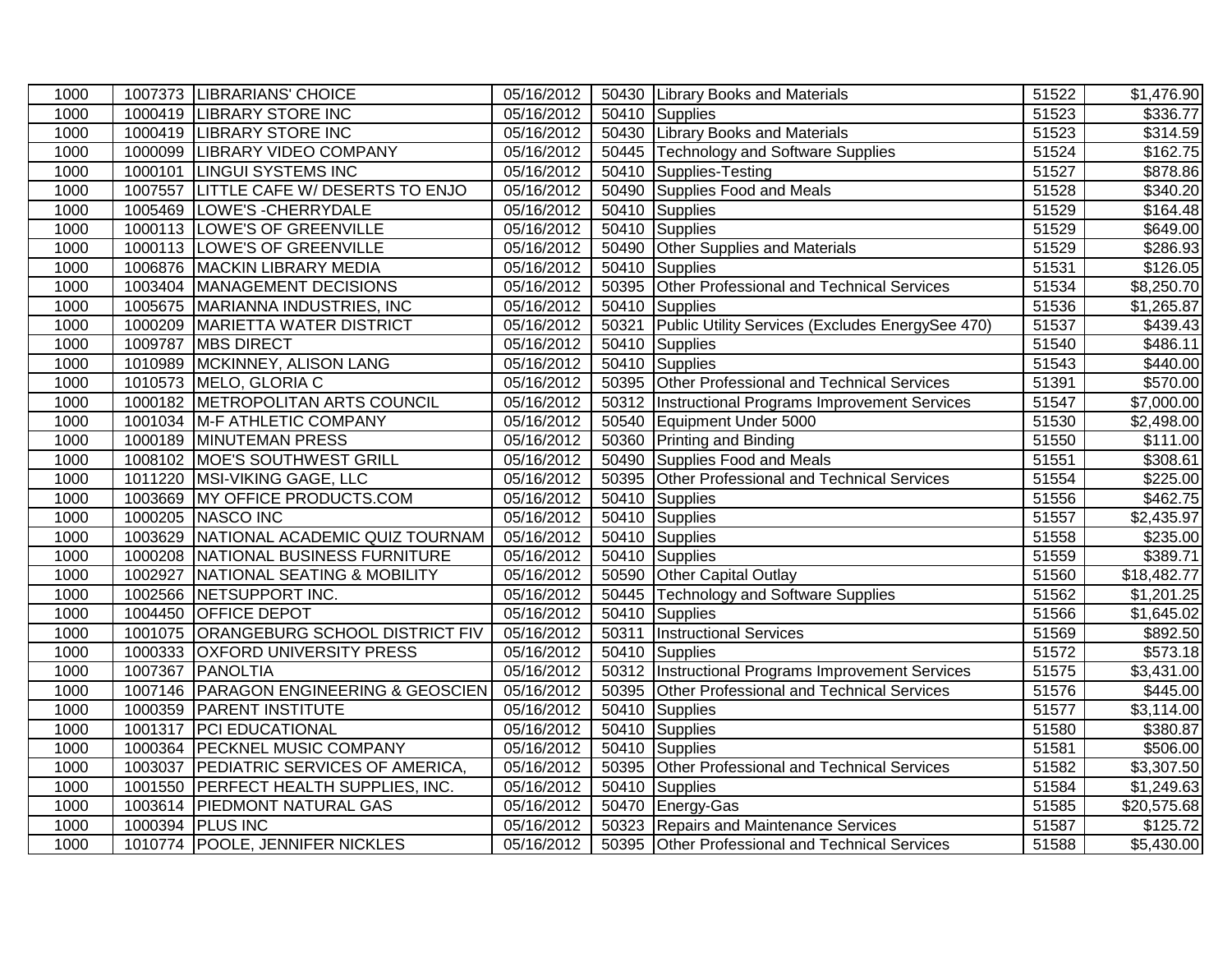| | | | | | | | |
|---|---|---|---|---|---|---|---|
| 1000 | 1007373 | LIBRARIANS' CHOICE | 05/16/2012 | 50430 | Library Books and Materials | 51522 | $1,476.90 |
| 1000 | 1000419 | LIBRARY STORE INC | 05/16/2012 | 50410 | Supplies | 51523 | $336.77 |
| 1000 | 1000419 | LIBRARY STORE INC | 05/16/2012 | 50430 | Library Books and Materials | 51523 | $314.59 |
| 1000 | 1000099 | LIBRARY VIDEO COMPANY | 05/16/2012 | 50445 | Technology and Software Supplies | 51524 | $162.75 |
| 1000 | 1000101 | LINGUI SYSTEMS INC | 05/16/2012 | 50410 | Supplies-Testing | 51527 | $878.86 |
| 1000 | 1007557 | LITTLE CAFE W/ DESERTS TO ENJO | 05/16/2012 | 50490 | Supplies Food and Meals | 51528 | $340.20 |
| 1000 | 1005469 | LOWE'S -CHERRYDALE | 05/16/2012 | 50410 | Supplies | 51529 | $164.48 |
| 1000 | 1000113 | LOWE'S OF GREENVILLE | 05/16/2012 | 50410 | Supplies | 51529 | $649.00 |
| 1000 | 1000113 | LOWE'S OF GREENVILLE | 05/16/2012 | 50490 | Other Supplies and Materials | 51529 | $286.93 |
| 1000 | 1006876 | MACKIN LIBRARY MEDIA | 05/16/2012 | 50410 | Supplies | 51531 | $126.05 |
| 1000 | 1003404 | MANAGEMENT DECISIONS | 05/16/2012 | 50395 | Other Professional and Technical Services | 51534 | $8,250.70 |
| 1000 | 1005675 | MARIANNA INDUSTRIES, INC | 05/16/2012 | 50410 | Supplies | 51536 | $1,265.87 |
| 1000 | 1000209 | MARIETTA WATER DISTRICT | 05/16/2012 | 50321 | Public Utility Services (Excludes EnergySee 470) | 51537 | $439.43 |
| 1000 | 1009787 | MBS DIRECT | 05/16/2012 | 50410 | Supplies | 51540 | $486.11 |
| 1000 | 1010989 | MCKINNEY, ALISON LANG | 05/16/2012 | 50410 | Supplies | 51543 | $440.00 |
| 1000 | 1010573 | MELO, GLORIA C | 05/16/2012 | 50395 | Other Professional and Technical Services | 51391 | $570.00 |
| 1000 | 1000182 | METROPOLITAN ARTS COUNCIL | 05/16/2012 | 50312 | Instructional Programs Improvement Services | 51547 | $7,000.00 |
| 1000 | 1001034 | M-F ATHLETIC COMPANY | 05/16/2012 | 50540 | Equipment Under 5000 | 51530 | $2,498.00 |
| 1000 | 1000189 | MINUTEMAN PRESS | 05/16/2012 | 50360 | Printing and Binding | 51550 | $111.00 |
| 1000 | 1008102 | MOE'S SOUTHWEST GRILL | 05/16/2012 | 50490 | Supplies Food and Meals | 51551 | $308.61 |
| 1000 | 1011220 | MSI-VIKING GAGE, LLC | 05/16/2012 | 50395 | Other Professional and Technical Services | 51554 | $225.00 |
| 1000 | 1003669 | MY OFFICE PRODUCTS.COM | 05/16/2012 | 50410 | Supplies | 51556 | $462.75 |
| 1000 | 1000205 | NASCO INC | 05/16/2012 | 50410 | Supplies | 51557 | $2,435.97 |
| 1000 | 1003629 | NATIONAL ACADEMIC QUIZ TOURNAM | 05/16/2012 | 50410 | Supplies | 51558 | $235.00 |
| 1000 | 1000208 | NATIONAL BUSINESS FURNITURE | 05/16/2012 | 50410 | Supplies | 51559 | $389.71 |
| 1000 | 1002927 | NATIONAL SEATING & MOBILITY | 05/16/2012 | 50590 | Other Capital Outlay | 51560 | $18,482.77 |
| 1000 | 1002566 | NETSUPPORT INC. | 05/16/2012 | 50445 | Technology and Software Supplies | 51562 | $1,201.25 |
| 1000 | 1004450 | OFFICE DEPOT | 05/16/2012 | 50410 | Supplies | 51566 | $1,645.02 |
| 1000 | 1001075 | ORANGEBURG SCHOOL DISTRICT FIV | 05/16/2012 | 50311 | Instructional Services | 51569 | $892.50 |
| 1000 | 1000333 | OXFORD UNIVERSITY PRESS | 05/16/2012 | 50410 | Supplies | 51572 | $573.18 |
| 1000 | 1007367 | PANOLTIA | 05/16/2012 | 50312 | Instructional Programs Improvement Services | 51575 | $3,431.00 |
| 1000 | 1007146 | PARAGON ENGINEERING & GEOSCIEN | 05/16/2012 | 50395 | Other Professional and Technical Services | 51576 | $445.00 |
| 1000 | 1000359 | PARENT INSTITUTE | 05/16/2012 | 50410 | Supplies | 51577 | $3,114.00 |
| 1000 | 1001317 | PCI EDUCATIONAL | 05/16/2012 | 50410 | Supplies | 51580 | $380.87 |
| 1000 | 1000364 | PECKNEL MUSIC COMPANY | 05/16/2012 | 50410 | Supplies | 51581 | $506.00 |
| 1000 | 1003037 | PEDIATRIC SERVICES OF AMERICA, | 05/16/2012 | 50395 | Other Professional and Technical Services | 51582 | $3,307.50 |
| 1000 | 1001550 | PERFECT HEALTH SUPPLIES, INC. | 05/16/2012 | 50410 | Supplies | 51584 | $1,249.63 |
| 1000 | 1003614 | PIEDMONT NATURAL GAS | 05/16/2012 | 50470 | Energy-Gas | 51585 | $20,575.68 |
| 1000 | 1000394 | PLUS INC | 05/16/2012 | 50323 | Repairs and Maintenance Services | 51587 | $125.72 |
| 1000 | 1010774 | POOLE, JENNIFER NICKLES | 05/16/2012 | 50395 | Other Professional and Technical Services | 51588 | $5,430.00 |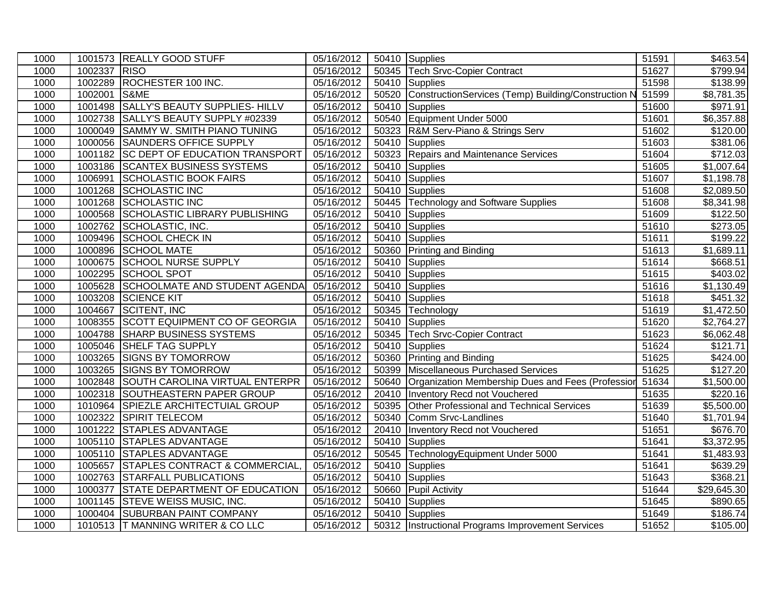| 1000 | 1001573 | REALLY GOOD STUFF | 05/16/2012 | 50410 | Supplies | 51591 | $463.54 |
|---|---|---|---|---|---|---|---|
| 1000 | 1002337 | RISO | 05/16/2012 | 50345 | Tech Srvc-Copier Contract | 51627 | $799.94 |
| 1000 | 1002289 | ROCHESTER 100 INC. | 05/16/2012 | 50410 | Supplies | 51598 | $138.99 |
| 1000 | 1002001 | S&ME | 05/16/2012 | 50520 | ConstructionServices (Temp) Building/Construction N | 51599 | $8,781.35 |
| 1000 | 1001498 | SALLY'S BEAUTY SUPPLIES- HILLV | 05/16/2012 | 50410 | Supplies | 51600 | $971.91 |
| 1000 | 1002738 | SALLY'S BEAUTY SUPPLY #02339 | 05/16/2012 | 50540 | Equipment Under 5000 | 51601 | $6,357.88 |
| 1000 | 1000049 | SAMMY W. SMITH PIANO TUNING | 05/16/2012 | 50323 | R&M Serv-Piano & Strings Serv | 51602 | $120.00 |
| 1000 | 1000056 | SAUNDERS OFFICE SUPPLY | 05/16/2012 | 50410 | Supplies | 51603 | $381.06 |
| 1000 | 1001182 | SC DEPT OF EDUCATION TRANSPORT | 05/16/2012 | 50323 | Repairs and Maintenance Services | 51604 | $712.03 |
| 1000 | 1003186 | SCANTEX BUSINESS SYSTEMS | 05/16/2012 | 50410 | Supplies | 51605 | $1,007.64 |
| 1000 | 1006991 | SCHOLASTIC BOOK FAIRS | 05/16/2012 | 50410 | Supplies | 51607 | $1,198.78 |
| 1000 | 1001268 | SCHOLASTIC INC | 05/16/2012 | 50410 | Supplies | 51608 | $2,089.50 |
| 1000 | 1001268 | SCHOLASTIC INC | 05/16/2012 | 50445 | Technology and Software Supplies | 51608 | $8,341.98 |
| 1000 | 1000568 | SCHOLASTIC LIBRARY PUBLISHING | 05/16/2012 | 50410 | Supplies | 51609 | $122.50 |
| 1000 | 1002762 | SCHOLASTIC, INC. | 05/16/2012 | 50410 | Supplies | 51610 | $273.05 |
| 1000 | 1009496 | SCHOOL CHECK IN | 05/16/2012 | 50410 | Supplies | 51611 | $199.22 |
| 1000 | 1000896 | SCHOOL MATE | 05/16/2012 | 50360 | Printing and Binding | 51613 | $1,689.11 |
| 1000 | 1000675 | SCHOOL NURSE SUPPLY | 05/16/2012 | 50410 | Supplies | 51614 | $668.51 |
| 1000 | 1002295 | SCHOOL SPOT | 05/16/2012 | 50410 | Supplies | 51615 | $403.02 |
| 1000 | 1005628 | SCHOOLMATE AND STUDENT AGENDA | 05/16/2012 | 50410 | Supplies | 51616 | $1,130.49 |
| 1000 | 1003208 | SCIENCE KIT | 05/16/2012 | 50410 | Supplies | 51618 | $451.32 |
| 1000 | 1004667 | SCITENT, INC | 05/16/2012 | 50345 | Technology | 51619 | $1,472.50 |
| 1000 | 1008355 | SCOTT EQUIPMENT CO OF GEORGIA | 05/16/2012 | 50410 | Supplies | 51620 | $2,764.27 |
| 1000 | 1004788 | SHARP BUSINESS SYSTEMS | 05/16/2012 | 50345 | Tech Srvc-Copier Contract | 51623 | $6,062.48 |
| 1000 | 1005046 | SHELF TAG SUPPLY | 05/16/2012 | 50410 | Supplies | 51624 | $121.71 |
| 1000 | 1003265 | SIGNS BY TOMORROW | 05/16/2012 | 50360 | Printing and Binding | 51625 | $424.00 |
| 1000 | 1003265 | SIGNS BY TOMORROW | 05/16/2012 | 50399 | Miscellaneous Purchased Services | 51625 | $127.20 |
| 1000 | 1002848 | SOUTH CAROLINA VIRTUAL ENTERPR | 05/16/2012 | 50640 | Organization Membership Dues and Fees (Profession | 51634 | $1,500.00 |
| 1000 | 1002318 | SOUTHEASTERN PAPER GROUP | 05/16/2012 | 20410 | Inventory Recd not Vouchered | 51635 | $220.16 |
| 1000 | 1010964 | SPIEZLE ARCHITECTUIAL GROUP | 05/16/2012 | 50395 | Other Professional and Technical Services | 51639 | $5,500.00 |
| 1000 | 1002322 | SPIRIT TELECOM | 05/16/2012 | 50340 | Comm Srvc-Landlines | 51640 | $1,701.94 |
| 1000 | 1001222 | STAPLES ADVANTAGE | 05/16/2012 | 20410 | Inventory Recd not Vouchered | 51651 | $676.70 |
| 1000 | 1005110 | STAPLES ADVANTAGE | 05/16/2012 | 50410 | Supplies | 51641 | $3,372.95 |
| 1000 | 1005110 | STAPLES ADVANTAGE | 05/16/2012 | 50545 | TechnologyEquipment Under 5000 | 51641 | $1,483.93 |
| 1000 | 1005657 | STAPLES CONTRACT & COMMERCIAL, | 05/16/2012 | 50410 | Supplies | 51641 | $639.29 |
| 1000 | 1002763 | STARFALL PUBLICATIONS | 05/16/2012 | 50410 | Supplies | 51643 | $368.21 |
| 1000 | 1000377 | STATE DEPARTMENT OF EDUCATION | 05/16/2012 | 50660 | Pupil Activity | 51644 | $29,645.30 |
| 1000 | 1001145 | STEVE WEISS MUSIC, INC. | 05/16/2012 | 50410 | Supplies | 51645 | $890.65 |
| 1000 | 1000404 | SUBURBAN PAINT COMPANY | 05/16/2012 | 50410 | Supplies | 51649 | $186.74 |
| 1000 | 1010513 | T MANNING WRITER & CO LLC | 05/16/2012 | 50312 | Instructional Programs Improvement Services | 51652 | $105.00 |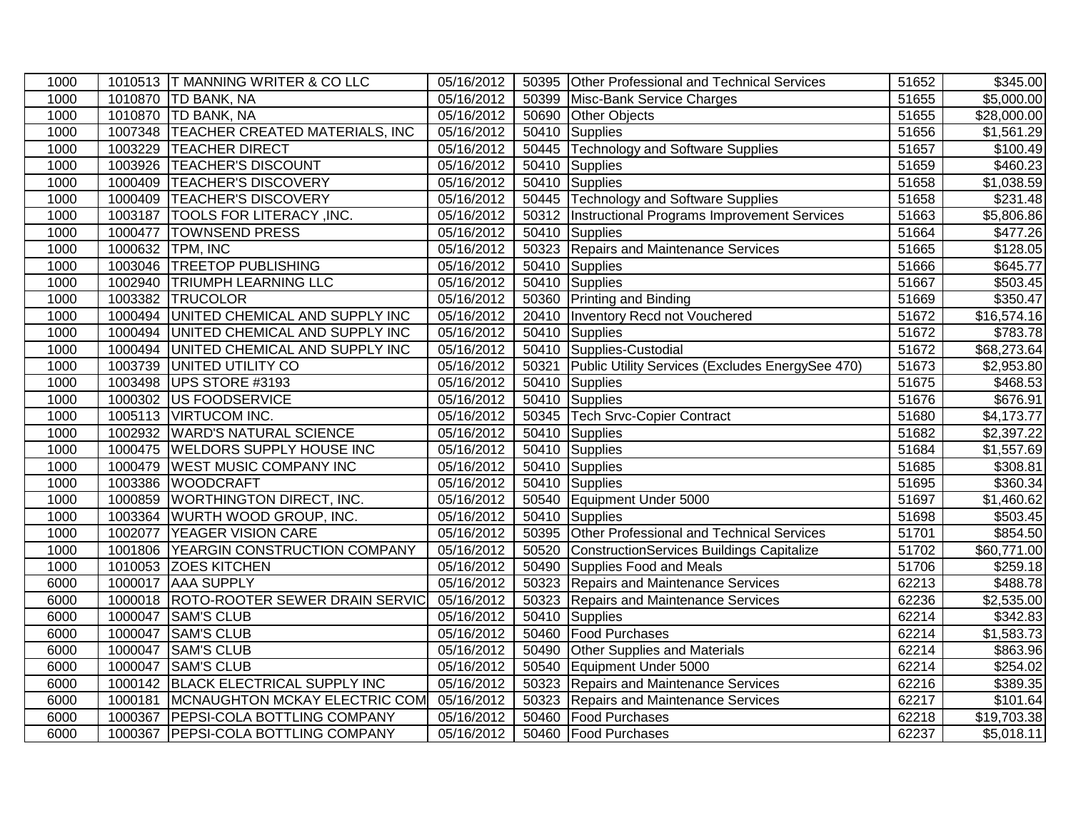| | | | | | | | |
|---|---|---|---|---|---|---|---|
| 1000 | 1010513 | T MANNING WRITER & CO LLC | 05/16/2012 | 50395 | Other Professional and Technical Services | 51652 | $345.00 |
| 1000 | 1010870 | TD BANK, NA | 05/16/2012 | 50399 | Misc-Bank Service Charges | 51655 | $5,000.00 |
| 1000 | 1010870 | TD BANK, NA | 05/16/2012 | 50690 | Other Objects | 51655 | $28,000.00 |
| 1000 | 1007348 | TEACHER CREATED MATERIALS, INC | 05/16/2012 | 50410 | Supplies | 51656 | $1,561.29 |
| 1000 | 1003229 | TEACHER DIRECT | 05/16/2012 | 50445 | Technology and Software Supplies | 51657 | $100.49 |
| 1000 | 1003926 | TEACHER'S DISCOUNT | 05/16/2012 | 50410 | Supplies | 51659 | $460.23 |
| 1000 | 1000409 | TEACHER'S DISCOVERY | 05/16/2012 | 50410 | Supplies | 51658 | $1,038.59 |
| 1000 | 1000409 | TEACHER'S DISCOVERY | 05/16/2012 | 50445 | Technology and Software Supplies | 51658 | $231.48 |
| 1000 | 1003187 | TOOLS FOR LITERACY ,INC. | 05/16/2012 | 50312 | Instructional Programs Improvement Services | 51663 | $5,806.86 |
| 1000 | 1000477 | TOWNSEND PRESS | 05/16/2012 | 50410 | Supplies | 51664 | $477.26 |
| 1000 | 1000632 | TPM, INC | 05/16/2012 | 50323 | Repairs and Maintenance Services | 51665 | $128.05 |
| 1000 | 1003046 | TREETOP PUBLISHING | 05/16/2012 | 50410 | Supplies | 51666 | $645.77 |
| 1000 | 1002940 | TRIUMPH LEARNING LLC | 05/16/2012 | 50410 | Supplies | 51667 | $503.45 |
| 1000 | 1003382 | TRUCOLOR | 05/16/2012 | 50360 | Printing and Binding | 51669 | $350.47 |
| 1000 | 1000494 | UNITED CHEMICAL AND SUPPLY INC | 05/16/2012 | 20410 | Inventory Recd not Vouchered | 51672 | $16,574.16 |
| 1000 | 1000494 | UNITED CHEMICAL AND SUPPLY INC | 05/16/2012 | 50410 | Supplies | 51672 | $783.78 |
| 1000 | 1000494 | UNITED CHEMICAL AND SUPPLY INC | 05/16/2012 | 50410 | Supplies-Custodial | 51672 | $68,273.64 |
| 1000 | 1003739 | UNITED UTILITY CO | 05/16/2012 | 50321 | Public Utility Services (Excludes EnergySee 470) | 51673 | $2,953.80 |
| 1000 | 1003498 | UPS STORE #3193 | 05/16/2012 | 50410 | Supplies | 51675 | $468.53 |
| 1000 | 1000302 | US FOODSERVICE | 05/16/2012 | 50410 | Supplies | 51676 | $676.91 |
| 1000 | 1005113 | VIRTUCOM INC. | 05/16/2012 | 50345 | Tech Srvc-Copier Contract | 51680 | $4,173.77 |
| 1000 | 1002932 | WARD'S NATURAL SCIENCE | 05/16/2012 | 50410 | Supplies | 51682 | $2,397.22 |
| 1000 | 1000475 | WELDORS SUPPLY HOUSE INC | 05/16/2012 | 50410 | Supplies | 51684 | $1,557.69 |
| 1000 | 1000479 | WEST MUSIC COMPANY INC | 05/16/2012 | 50410 | Supplies | 51685 | $308.81 |
| 1000 | 1003386 | WOODCRAFT | 05/16/2012 | 50410 | Supplies | 51695 | $360.34 |
| 1000 | 1000859 | WORTHINGTON DIRECT, INC. | 05/16/2012 | 50540 | Equipment Under 5000 | 51697 | $1,460.62 |
| 1000 | 1003364 | WURTH WOOD GROUP, INC. | 05/16/2012 | 50410 | Supplies | 51698 | $503.45 |
| 1000 | 1002077 | YEAGER VISION CARE | 05/16/2012 | 50395 | Other Professional and Technical Services | 51701 | $854.50 |
| 1000 | 1001806 | YEARGIN CONSTRUCTION COMPANY | 05/16/2012 | 50520 | ConstructionServices Buildings Capitalize | 51702 | $60,771.00 |
| 1000 | 1010053 | ZOES KITCHEN | 05/16/2012 | 50490 | Supplies Food and Meals | 51706 | $259.18 |
| 6000 | 1000017 | AAA SUPPLY | 05/16/2012 | 50323 | Repairs and Maintenance Services | 62213 | $488.78 |
| 6000 | 1000018 | ROTO-ROOTER SEWER DRAIN SERVIC | 05/16/2012 | 50323 | Repairs and Maintenance Services | 62236 | $2,535.00 |
| 6000 | 1000047 | SAM'S CLUB | 05/16/2012 | 50410 | Supplies | 62214 | $342.83 |
| 6000 | 1000047 | SAM'S CLUB | 05/16/2012 | 50460 | Food Purchases | 62214 | $1,583.73 |
| 6000 | 1000047 | SAM'S CLUB | 05/16/2012 | 50490 | Other Supplies and Materials | 62214 | $863.96 |
| 6000 | 1000047 | SAM'S CLUB | 05/16/2012 | 50540 | Equipment Under 5000 | 62214 | $254.02 |
| 6000 | 1000142 | BLACK ELECTRICAL SUPPLY INC | 05/16/2012 | 50323 | Repairs and Maintenance Services | 62216 | $389.35 |
| 6000 | 1000181 | MCNAUGHTON MCKAY ELECTRIC COM | 05/16/2012 | 50323 | Repairs and Maintenance Services | 62217 | $101.64 |
| 6000 | 1000367 | PEPSI-COLA BOTTLING COMPANY | 05/16/2012 | 50460 | Food Purchases | 62218 | $19,703.38 |
| 6000 | 1000367 | PEPSI-COLA BOTTLING COMPANY | 05/16/2012 | 50460 | Food Purchases | 62237 | $5,018.11 |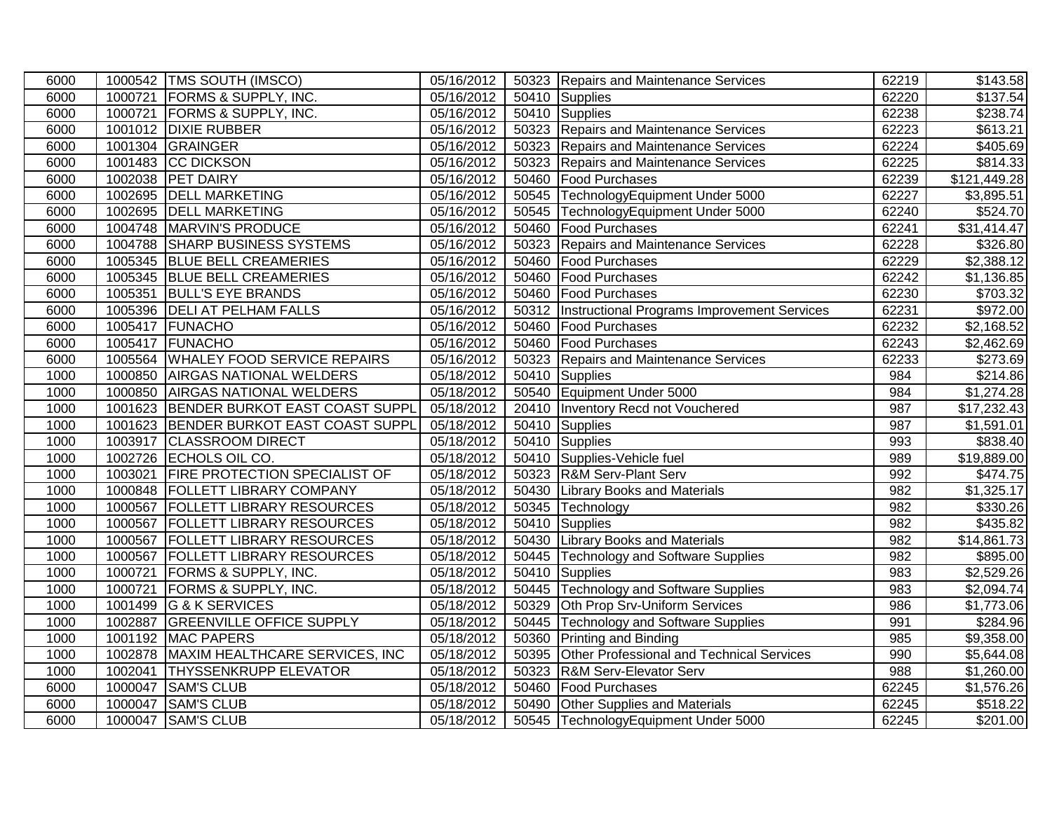| | | | | | | | |
|---|---|---|---|---|---|---|---|
| 6000 | 1000542 | TMS SOUTH (IMSCO) | 05/16/2012 | 50323 | Repairs and Maintenance Services | 62219 | $143.58 |
| 6000 | 1000721 | FORMS & SUPPLY, INC. | 05/16/2012 | 50410 | Supplies | 62220 | $137.54 |
| 6000 | 1000721 | FORMS & SUPPLY, INC. | 05/16/2012 | 50410 | Supplies | 62238 | $238.74 |
| 6000 | 1001012 | DIXIE RUBBER | 05/16/2012 | 50323 | Repairs and Maintenance Services | 62223 | $613.21 |
| 6000 | 1001304 | GRAINGER | 05/16/2012 | 50323 | Repairs and Maintenance Services | 62224 | $405.69 |
| 6000 | 1001483 | CC DICKSON | 05/16/2012 | 50323 | Repairs and Maintenance Services | 62225 | $814.33 |
| 6000 | 1002038 | PET DAIRY | 05/16/2012 | 50460 | Food Purchases | 62239 | $121,449.28 |
| 6000 | 1002695 | DELL MARKETING | 05/16/2012 | 50545 | TechnologyEquipment Under 5000 | 62227 | $3,895.51 |
| 6000 | 1002695 | DELL MARKETING | 05/16/2012 | 50545 | TechnologyEquipment Under 5000 | 62240 | $524.70 |
| 6000 | 1004748 | MARVIN'S PRODUCE | 05/16/2012 | 50460 | Food Purchases | 62241 | $31,414.47 |
| 6000 | 1004788 | SHARP BUSINESS SYSTEMS | 05/16/2012 | 50323 | Repairs and Maintenance Services | 62228 | $326.80 |
| 6000 | 1005345 | BLUE BELL CREAMERIES | 05/16/2012 | 50460 | Food Purchases | 62229 | $2,388.12 |
| 6000 | 1005345 | BLUE BELL CREAMERIES | 05/16/2012 | 50460 | Food Purchases | 62242 | $1,136.85 |
| 6000 | 1005351 | BULL'S EYE BRANDS | 05/16/2012 | 50460 | Food Purchases | 62230 | $703.32 |
| 6000 | 1005396 | DELI AT PELHAM FALLS | 05/16/2012 | 50312 | Instructional Programs Improvement Services | 62231 | $972.00 |
| 6000 | 1005417 | FUNACHO | 05/16/2012 | 50460 | Food Purchases | 62232 | $2,168.52 |
| 6000 | 1005417 | FUNACHO | 05/16/2012 | 50460 | Food Purchases | 62243 | $2,462.69 |
| 6000 | 1005564 | WHALEY FOOD SERVICE REPAIRS | 05/16/2012 | 50323 | Repairs and Maintenance Services | 62233 | $273.69 |
| 1000 | 1000850 | AIRGAS NATIONAL WELDERS | 05/18/2012 | 50410 | Supplies | 984 | $214.86 |
| 1000 | 1000850 | AIRGAS NATIONAL WELDERS | 05/18/2012 | 50540 | Equipment Under 5000 | 984 | $1,274.28 |
| 1000 | 1001623 | BENDER BURKOT EAST COAST SUPPL | 05/18/2012 | 20410 | Inventory Recd not Vouchered | 987 | $17,232.43 |
| 1000 | 1001623 | BENDER BURKOT EAST COAST SUPPL | 05/18/2012 | 50410 | Supplies | 987 | $1,591.01 |
| 1000 | 1003917 | CLASSROOM DIRECT | 05/18/2012 | 50410 | Supplies | 993 | $838.40 |
| 1000 | 1002726 | ECHOLS OIL CO. | 05/18/2012 | 50410 | Supplies-Vehicle fuel | 989 | $19,889.00 |
| 1000 | 1003021 | FIRE PROTECTION SPECIALIST OF | 05/18/2012 | 50323 | R&M Serv-Plant Serv | 992 | $474.75 |
| 1000 | 1000848 | FOLLETT LIBRARY COMPANY | 05/18/2012 | 50430 | Library Books and Materials | 982 | $1,325.17 |
| 1000 | 1000567 | FOLLETT LIBRARY RESOURCES | 05/18/2012 | 50345 | Technology | 982 | $330.26 |
| 1000 | 1000567 | FOLLETT LIBRARY RESOURCES | 05/18/2012 | 50410 | Supplies | 982 | $435.82 |
| 1000 | 1000567 | FOLLETT LIBRARY RESOURCES | 05/18/2012 | 50430 | Library Books and Materials | 982 | $14,861.73 |
| 1000 | 1000567 | FOLLETT LIBRARY RESOURCES | 05/18/2012 | 50445 | Technology and Software Supplies | 982 | $895.00 |
| 1000 | 1000721 | FORMS & SUPPLY, INC. | 05/18/2012 | 50410 | Supplies | 983 | $2,529.26 |
| 1000 | 1000721 | FORMS & SUPPLY, INC. | 05/18/2012 | 50445 | Technology and Software Supplies | 983 | $2,094.74 |
| 1000 | 1001499 | G & K SERVICES | 05/18/2012 | 50329 | Oth Prop Srv-Uniform Services | 986 | $1,773.06 |
| 1000 | 1002887 | GREENVILLE OFFICE SUPPLY | 05/18/2012 | 50445 | Technology and Software Supplies | 991 | $284.96 |
| 1000 | 1001192 | MAC PAPERS | 05/18/2012 | 50360 | Printing and Binding | 985 | $9,358.00 |
| 1000 | 1002878 | MAXIM HEALTHCARE SERVICES, INC | 05/18/2012 | 50395 | Other Professional and Technical Services | 990 | $5,644.08 |
| 1000 | 1002041 | THYSSENKRUPP ELEVATOR | 05/18/2012 | 50323 | R&M Serv-Elevator Serv | 988 | $1,260.00 |
| 6000 | 1000047 | SAM'S CLUB | 05/18/2012 | 50460 | Food Purchases | 62245 | $1,576.26 |
| 6000 | 1000047 | SAM'S CLUB | 05/18/2012 | 50490 | Other Supplies and Materials | 62245 | $518.22 |
| 6000 | 1000047 | SAM'S CLUB | 05/18/2012 | 50545 | TechnologyEquipment Under 5000 | 62245 | $201.00 |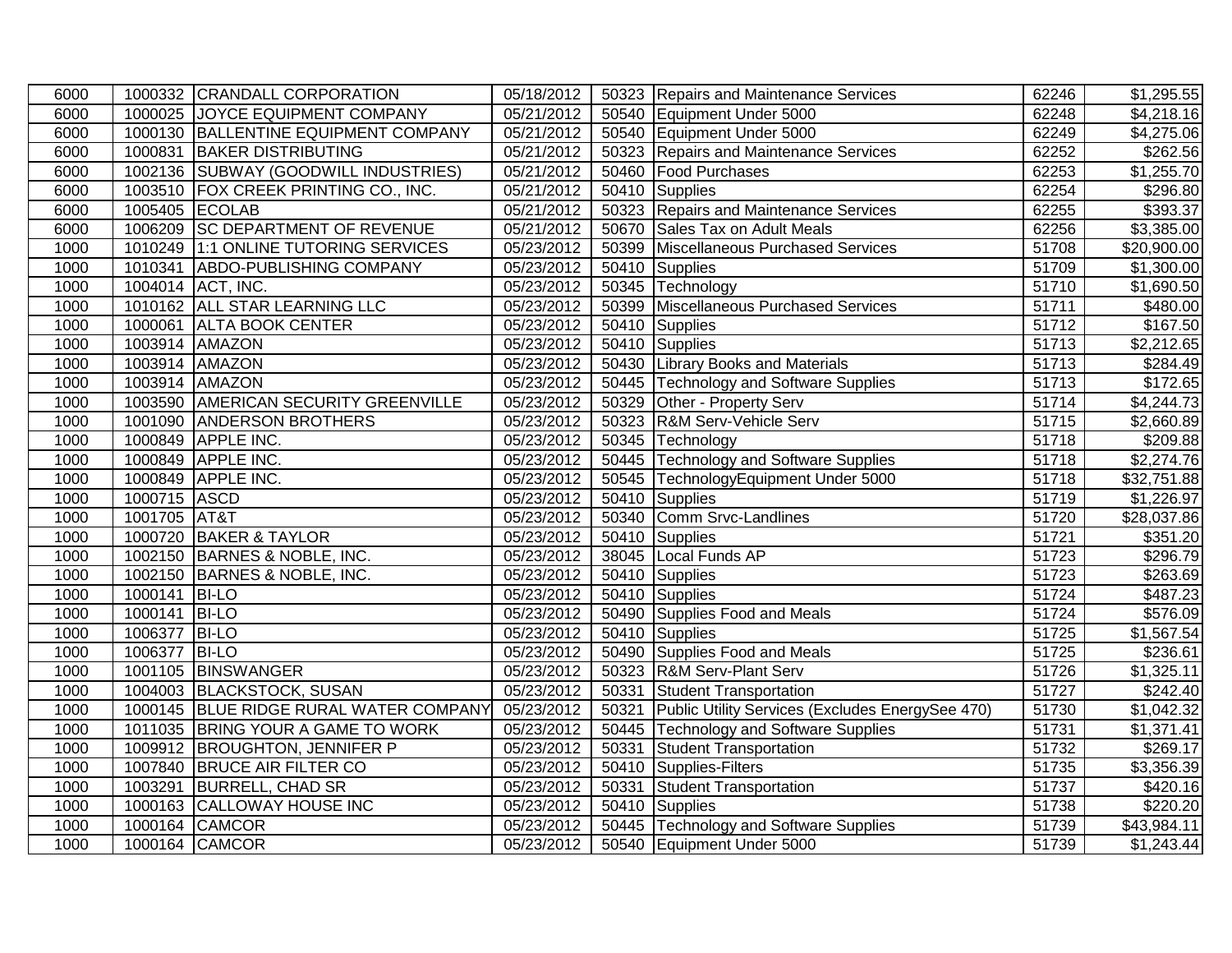| | | | | | | | |
|---|---|---|---|---|---|---|---|
| 6000 | 1000332 | CRANDALL CORPORATION | 05/18/2012 | 50323 | Repairs and Maintenance Services | 62246 | $1,295.55 |
| 6000 | 1000025 | JOYCE EQUIPMENT COMPANY | 05/21/2012 | 50540 | Equipment Under 5000 | 62248 | $4,218.16 |
| 6000 | 1000130 | BALLENTINE EQUIPMENT COMPANY | 05/21/2012 | 50540 | Equipment Under 5000 | 62249 | $4,275.06 |
| 6000 | 1000831 | BAKER DISTRIBUTING | 05/21/2012 | 50323 | Repairs and Maintenance Services | 62252 | $262.56 |
| 6000 | 1002136 | SUBWAY (GOODWILL INDUSTRIES) | 05/21/2012 | 50460 | Food Purchases | 62253 | $1,255.70 |
| 6000 | 1003510 | FOX CREEK PRINTING CO., INC. | 05/21/2012 | 50410 | Supplies | 62254 | $296.80 |
| 6000 | 1005405 | ECOLAB | 05/21/2012 | 50323 | Repairs and Maintenance Services | 62255 | $393.37 |
| 6000 | 1006209 | SC DEPARTMENT OF REVENUE | 05/21/2012 | 50670 | Sales Tax on Adult Meals | 62256 | $3,385.00 |
| 1000 | 1010249 | 1:1 ONLINE TUTORING SERVICES | 05/23/2012 | 50399 | Miscellaneous Purchased Services | 51708 | $20,900.00 |
| 1000 | 1010341 | ABDO-PUBLISHING COMPANY | 05/23/2012 | 50410 | Supplies | 51709 | $1,300.00 |
| 1000 | 1004014 | ACT, INC. | 05/23/2012 | 50345 | Technology | 51710 | $1,690.50 |
| 1000 | 1010162 | ALL STAR LEARNING LLC | 05/23/2012 | 50399 | Miscellaneous Purchased Services | 51711 | $480.00 |
| 1000 | 1000061 | ALTA BOOK CENTER | 05/23/2012 | 50410 | Supplies | 51712 | $167.50 |
| 1000 | 1003914 | AMAZON | 05/23/2012 | 50410 | Supplies | 51713 | $2,212.65 |
| 1000 | 1003914 | AMAZON | 05/23/2012 | 50430 | Library Books and Materials | 51713 | $284.49 |
| 1000 | 1003914 | AMAZON | 05/23/2012 | 50445 | Technology and Software Supplies | 51713 | $172.65 |
| 1000 | 1003590 | AMERICAN SECURITY GREENVILLE | 05/23/2012 | 50329 | Other - Property Serv | 51714 | $4,244.73 |
| 1000 | 1001090 | ANDERSON BROTHERS | 05/23/2012 | 50323 | R&M Serv-Vehicle Serv | 51715 | $2,660.89 |
| 1000 | 1000849 | APPLE INC. | 05/23/2012 | 50345 | Technology | 51718 | $209.88 |
| 1000 | 1000849 | APPLE INC. | 05/23/2012 | 50445 | Technology and Software Supplies | 51718 | $2,274.76 |
| 1000 | 1000849 | APPLE INC. | 05/23/2012 | 50545 | TechnologyEquipment Under 5000 | 51718 | $32,751.88 |
| 1000 | 1000715 | ASCD | 05/23/2012 | 50410 | Supplies | 51719 | $1,226.97 |
| 1000 | 1001705 | AT&T | 05/23/2012 | 50340 | Comm Srvc-Landlines | 51720 | $28,037.86 |
| 1000 | 1000720 | BAKER & TAYLOR | 05/23/2012 | 50410 | Supplies | 51721 | $351.20 |
| 1000 | 1002150 | BARNES & NOBLE, INC. | 05/23/2012 | 38045 | Local Funds AP | 51723 | $296.79 |
| 1000 | 1002150 | BARNES & NOBLE, INC. | 05/23/2012 | 50410 | Supplies | 51723 | $263.69 |
| 1000 | 1000141 | BI-LO | 05/23/2012 | 50410 | Supplies | 51724 | $487.23 |
| 1000 | 1000141 | BI-LO | 05/23/2012 | 50490 | Supplies Food and Meals | 51724 | $576.09 |
| 1000 | 1006377 | BI-LO | 05/23/2012 | 50410 | Supplies | 51725 | $1,567.54 |
| 1000 | 1006377 | BI-LO | 05/23/2012 | 50490 | Supplies Food and Meals | 51725 | $236.61 |
| 1000 | 1001105 | BINSWANGER | 05/23/2012 | 50323 | R&M Serv-Plant Serv | 51726 | $1,325.11 |
| 1000 | 1004003 | BLACKSTOCK, SUSAN | 05/23/2012 | 50331 | Student Transportation | 51727 | $242.40 |
| 1000 | 1000145 | BLUE RIDGE RURAL WATER COMPANY | 05/23/2012 | 50321 | Public Utility Services (Excludes EnergySee 470) | 51730 | $1,042.32 |
| 1000 | 1011035 | BRING YOUR A GAME TO WORK | 05/23/2012 | 50445 | Technology and Software Supplies | 51731 | $1,371.41 |
| 1000 | 1009912 | BROUGHTON, JENNIFER P | 05/23/2012 | 50331 | Student Transportation | 51732 | $269.17 |
| 1000 | 1007840 | BRUCE AIR FILTER CO | 05/23/2012 | 50410 | Supplies-Filters | 51735 | $3,356.39 |
| 1000 | 1003291 | BURRELL, CHAD SR | 05/23/2012 | 50331 | Student Transportation | 51737 | $420.16 |
| 1000 | 1000163 | CALLOWAY HOUSE INC | 05/23/2012 | 50410 | Supplies | 51738 | $220.20 |
| 1000 | 1000164 | CAMCOR | 05/23/2012 | 50445 | Technology and Software Supplies | 51739 | $43,984.11 |
| 1000 | 1000164 | CAMCOR | 05/23/2012 | 50540 | Equipment Under 5000 | 51739 | $1,243.44 |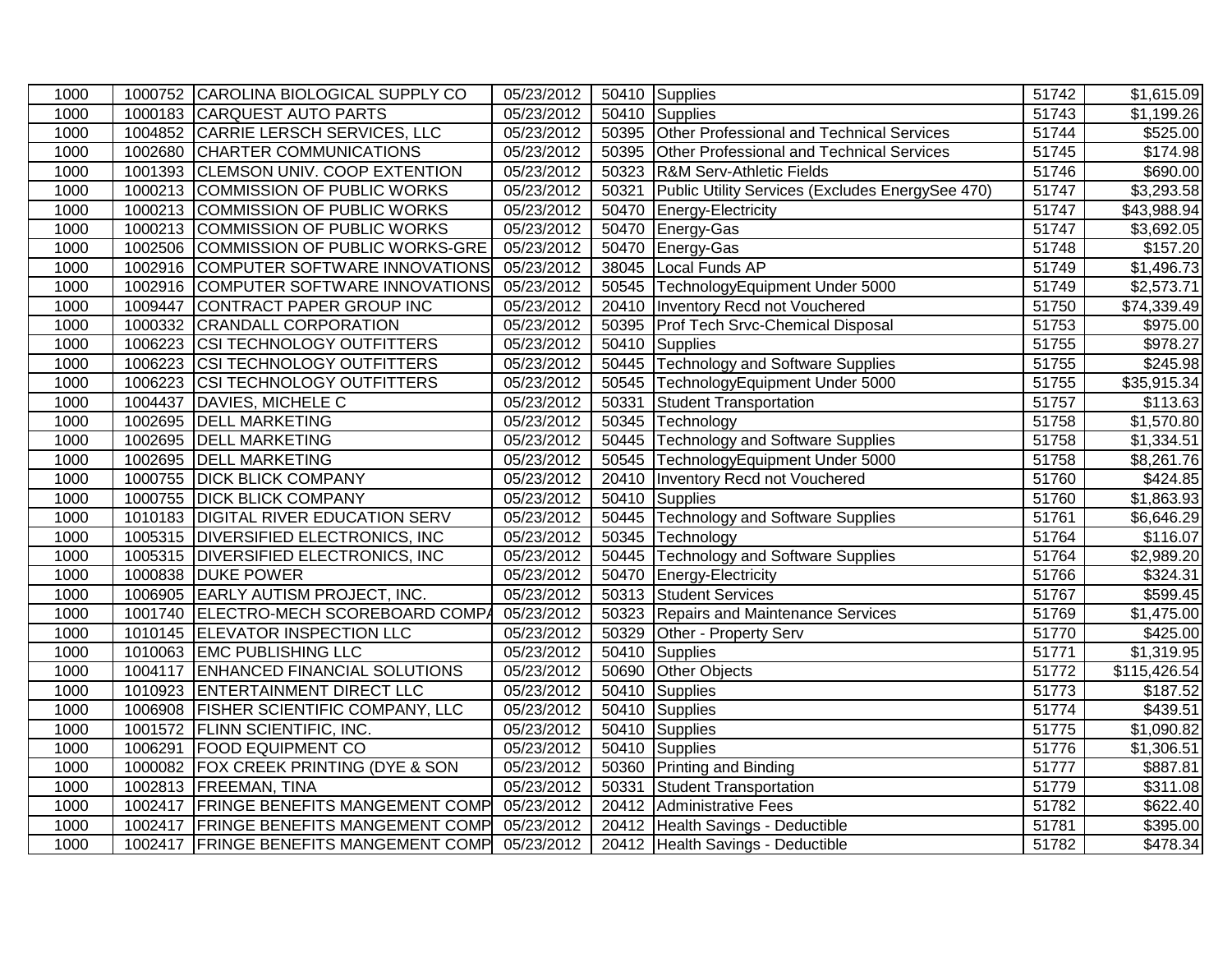| 1000 | 1000752 | CAROLINA BIOLOGICAL SUPPLY CO | 05/23/2012 | 50410 | Supplies | 51742 | $1,615.09 |
|---|---|---|---|---|---|---|---|
| 1000 | 1000183 | CARQUEST AUTO PARTS | 05/23/2012 | 50410 | Supplies | 51743 | $1,199.26 |
| 1000 | 1004852 | CARRIE LERSCH SERVICES, LLC | 05/23/2012 | 50395 | Other Professional and Technical Services | 51744 | $525.00 |
| 1000 | 1002680 | CHARTER COMMUNICATIONS | 05/23/2012 | 50395 | Other Professional and Technical Services | 51745 | $174.98 |
| 1000 | 1001393 | CLEMSON UNIV. COOP EXTENTION | 05/23/2012 | 50323 | R&M Serv-Athletic Fields | 51746 | $690.00 |
| 1000 | 1000213 | COMMISSION OF PUBLIC WORKS | 05/23/2012 | 50321 | Public Utility Services (Excludes EnergySee 470) | 51747 | $3,293.58 |
| 1000 | 1000213 | COMMISSION OF PUBLIC WORKS | 05/23/2012 | 50470 | Energy-Electricity | 51747 | $43,988.94 |
| 1000 | 1000213 | COMMISSION OF PUBLIC WORKS | 05/23/2012 | 50470 | Energy-Gas | 51747 | $3,692.05 |
| 1000 | 1002506 | COMMISSION OF PUBLIC WORKS-GRE | 05/23/2012 | 50470 | Energy-Gas | 51748 | $157.20 |
| 1000 | 1002916 | COMPUTER SOFTWARE INNOVATIONS | 05/23/2012 | 38045 | Local Funds AP | 51749 | $1,496.73 |
| 1000 | 1002916 | COMPUTER SOFTWARE INNOVATIONS | 05/23/2012 | 50545 | TechnologyEquipment Under 5000 | 51749 | $2,573.71 |
| 1000 | 1009447 | CONTRACT PAPER GROUP INC | 05/23/2012 | 20410 | Inventory Recd not Vouchered | 51750 | $74,339.49 |
| 1000 | 1000332 | CRANDALL CORPORATION | 05/23/2012 | 50395 | Prof Tech Srvc-Chemical Disposal | 51753 | $975.00 |
| 1000 | 1006223 | CSI TECHNOLOGY OUTFITTERS | 05/23/2012 | 50410 | Supplies | 51755 | $978.27 |
| 1000 | 1006223 | CSI TECHNOLOGY OUTFITTERS | 05/23/2012 | 50445 | Technology and Software Supplies | 51755 | $245.98 |
| 1000 | 1006223 | CSI TECHNOLOGY OUTFITTERS | 05/23/2012 | 50545 | TechnologyEquipment Under 5000 | 51755 | $35,915.34 |
| 1000 | 1004437 | DAVIES, MICHELE C | 05/23/2012 | 50331 | Student Transportation | 51757 | $113.63 |
| 1000 | 1002695 | DELL MARKETING | 05/23/2012 | 50345 | Technology | 51758 | $1,570.80 |
| 1000 | 1002695 | DELL MARKETING | 05/23/2012 | 50445 | Technology and Software Supplies | 51758 | $1,334.51 |
| 1000 | 1002695 | DELL MARKETING | 05/23/2012 | 50545 | TechnologyEquipment Under 5000 | 51758 | $8,261.76 |
| 1000 | 1000755 | DICK BLICK COMPANY | 05/23/2012 | 20410 | Inventory Recd not Vouchered | 51760 | $424.85 |
| 1000 | 1000755 | DICK BLICK COMPANY | 05/23/2012 | 50410 | Supplies | 51760 | $1,863.93 |
| 1000 | 1010183 | DIGITAL RIVER EDUCATION SERV | 05/23/2012 | 50445 | Technology and Software Supplies | 51761 | $6,646.29 |
| 1000 | 1005315 | DIVERSIFIED ELECTRONICS, INC | 05/23/2012 | 50345 | Technology | 51764 | $116.07 |
| 1000 | 1005315 | DIVERSIFIED ELECTRONICS, INC | 05/23/2012 | 50445 | Technology and Software Supplies | 51764 | $2,989.20 |
| 1000 | 1000838 | DUKE POWER | 05/23/2012 | 50470 | Energy-Electricity | 51766 | $324.31 |
| 1000 | 1006905 | EARLY AUTISM PROJECT, INC. | 05/23/2012 | 50313 | Student Services | 51767 | $599.45 |
| 1000 | 1001740 | ELECTRO-MECH SCOREBOARD COMPA | 05/23/2012 | 50323 | Repairs and Maintenance Services | 51769 | $1,475.00 |
| 1000 | 1010145 | ELEVATOR INSPECTION LLC | 05/23/2012 | 50329 | Other - Property Serv | 51770 | $425.00 |
| 1000 | 1010063 | EMC PUBLISHING LLC | 05/23/2012 | 50410 | Supplies | 51771 | $1,319.95 |
| 1000 | 1004117 | ENHANCED FINANCIAL SOLUTIONS | 05/23/2012 | 50690 | Other Objects | 51772 | $115,426.54 |
| 1000 | 1010923 | ENTERTAINMENT DIRECT LLC | 05/23/2012 | 50410 | Supplies | 51773 | $187.52 |
| 1000 | 1006908 | FISHER SCIENTIFIC COMPANY, LLC | 05/23/2012 | 50410 | Supplies | 51774 | $439.51 |
| 1000 | 1001572 | FLINN SCIENTIFIC, INC. | 05/23/2012 | 50410 | Supplies | 51775 | $1,090.82 |
| 1000 | 1006291 | FOOD EQUIPMENT CO | 05/23/2012 | 50410 | Supplies | 51776 | $1,306.51 |
| 1000 | 1000082 | FOX CREEK PRINTING (DYE & SON | 05/23/2012 | 50360 | Printing and Binding | 51777 | $887.81 |
| 1000 | 1002813 | FREEMAN, TINA | 05/23/2012 | 50331 | Student Transportation | 51779 | $311.08 |
| 1000 | 1002417 | FRINGE BENEFITS MANGEMENT COMP | 05/23/2012 | 20412 | Administrative Fees | 51782 | $622.40 |
| 1000 | 1002417 | FRINGE BENEFITS MANGEMENT COMP | 05/23/2012 | 20412 | Health Savings - Deductible | 51781 | $395.00 |
| 1000 | 1002417 | FRINGE BENEFITS MANGEMENT COMP | 05/23/2012 | 20412 | Health Savings - Deductible | 51782 | $478.34 |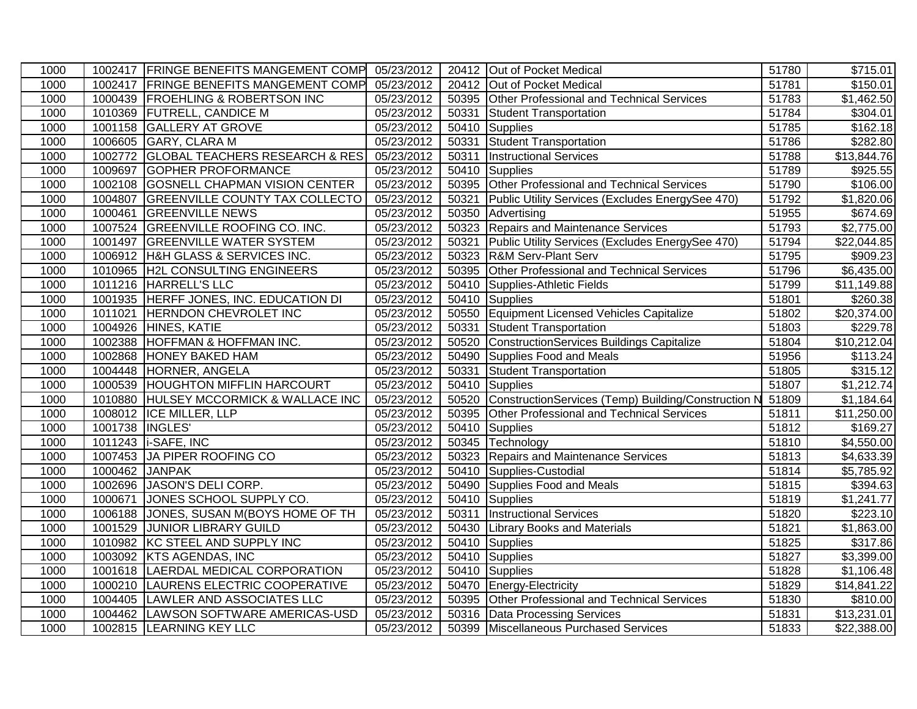| 1000 | 1002417 | FRINGE BENEFITS MANGEMENT COMP | 05/23/2012 | 20412 | Out of Pocket Medical | 51780 | $715.01 |
|---|---|---|---|---|---|---|---|
| 1000 | 1002417 | FRINGE BENEFITS MANGEMENT COMP | 05/23/2012 | 20412 | Out of Pocket Medical | 51781 | $150.01 |
| 1000 | 1000439 | FROEHLING & ROBERTSON INC | 05/23/2012 | 50395 | Other Professional and Technical Services | 51783 | $1,462.50 |
| 1000 | 1010369 | FUTRELL, CANDICE M | 05/23/2012 | 50331 | Student Transportation | 51784 | $304.01 |
| 1000 | 1001158 | GALLERY AT GROVE | 05/23/2012 | 50410 | Supplies | 51785 | $162.18 |
| 1000 | 1006605 | GARY, CLARA M | 05/23/2012 | 50331 | Student Transportation | 51786 | $282.80 |
| 1000 | 1002772 | GLOBAL TEACHERS RESEARCH & RES | 05/23/2012 | 50311 | Instructional Services | 51788 | $13,844.76 |
| 1000 | 1009697 | GOPHER PROFORMANCE | 05/23/2012 | 50410 | Supplies | 51789 | $925.55 |
| 1000 | 1002108 | GOSNELL CHAPMAN VISION CENTER | 05/23/2012 | 50395 | Other Professional and Technical Services | 51790 | $106.00 |
| 1000 | 1004807 | GREENVILLE COUNTY TAX COLLECTO | 05/23/2012 | 50321 | Public Utility Services (Excludes EnergySee 470) | 51792 | $1,820.06 |
| 1000 | 1000461 | GREENVILLE NEWS | 05/23/2012 | 50350 | Advertising | 51955 | $674.69 |
| 1000 | 1007524 | GREENVILLE ROOFING CO. INC. | 05/23/2012 | 50323 | Repairs and Maintenance Services | 51793 | $2,775.00 |
| 1000 | 1001497 | GREENVILLE WATER SYSTEM | 05/23/2012 | 50321 | Public Utility Services (Excludes EnergySee 470) | 51794 | $22,044.85 |
| 1000 | 1006912 | H&H GLASS & SERVICES INC. | 05/23/2012 | 50323 | R&M Serv-Plant Serv | 51795 | $909.23 |
| 1000 | 1010965 | H2L CONSULTING ENGINEERS | 05/23/2012 | 50395 | Other Professional and Technical Services | 51796 | $6,435.00 |
| 1000 | 1011216 | HARRELL'S LLC | 05/23/2012 | 50410 | Supplies-Athletic Fields | 51799 | $11,149.88 |
| 1000 | 1001935 | HERFF JONES, INC. EDUCATION DI | 05/23/2012 | 50410 | Supplies | 51801 | $260.38 |
| 1000 | 1011021 | HERNDON CHEVROLET INC | 05/23/2012 | 50550 | Equipment Licensed Vehicles Capitalize | 51802 | $20,374.00 |
| 1000 | 1004926 | HINES, KATIE | 05/23/2012 | 50331 | Student Transportation | 51803 | $229.78 |
| 1000 | 1002388 | HOFFMAN & HOFFMAN INC. | 05/23/2012 | 50520 | ConstructionServices Buildings Capitalize | 51804 | $10,212.04 |
| 1000 | 1002868 | HONEY BAKED HAM | 05/23/2012 | 50490 | Supplies Food and Meals | 51956 | $113.24 |
| 1000 | 1004448 | HORNER, ANGELA | 05/23/2012 | 50331 | Student Transportation | 51805 | $315.12 |
| 1000 | 1000539 | HOUGHTON MIFFLIN HARCOURT | 05/23/2012 | 50410 | Supplies | 51807 | $1,212.74 |
| 1000 | 1010880 | HULSEY MCCORMICK & WALLACE INC | 05/23/2012 | 50520 | ConstructionServices (Temp) Building/Construction N | 51809 | $1,184.64 |
| 1000 | 1008012 | ICE MILLER, LLP | 05/23/2012 | 50395 | Other Professional and Technical Services | 51811 | $11,250.00 |
| 1000 | 1001738 | INGLES' | 05/23/2012 | 50410 | Supplies | 51812 | $169.27 |
| 1000 | 1011243 | i-SAFE, INC | 05/23/2012 | 50345 | Technology | 51810 | $4,550.00 |
| 1000 | 1007453 | JA PIPER ROOFING CO | 05/23/2012 | 50323 | Repairs and Maintenance Services | 51813 | $4,633.39 |
| 1000 | 1000462 | JANPAK | 05/23/2012 | 50410 | Supplies-Custodial | 51814 | $5,785.92 |
| 1000 | 1002696 | JASON'S DELI CORP. | 05/23/2012 | 50490 | Supplies Food and Meals | 51815 | $394.63 |
| 1000 | 1000671 | JONES SCHOOL SUPPLY CO. | 05/23/2012 | 50410 | Supplies | 51819 | $1,241.77 |
| 1000 | 1006188 | JONES, SUSAN M(BOYS HOME OF TH | 05/23/2012 | 50311 | Instructional Services | 51820 | $223.10 |
| 1000 | 1001529 | JUNIOR LIBRARY GUILD | 05/23/2012 | 50430 | Library Books and Materials | 51821 | $1,863.00 |
| 1000 | 1010982 | KC STEEL AND SUPPLY INC | 05/23/2012 | 50410 | Supplies | 51825 | $317.86 |
| 1000 | 1003092 | KTS AGENDAS, INC | 05/23/2012 | 50410 | Supplies | 51827 | $3,399.00 |
| 1000 | 1001618 | LAERDAL MEDICAL CORPORATION | 05/23/2012 | 50410 | Supplies | 51828 | $1,106.48 |
| 1000 | 1000210 | LAURENS ELECTRIC COOPERATIVE | 05/23/2012 | 50470 | Energy-Electricity | 51829 | $14,841.22 |
| 1000 | 1004405 | LAWLER AND ASSOCIATES LLC | 05/23/2012 | 50395 | Other Professional and Technical Services | 51830 | $810.00 |
| 1000 | 1004462 | LAWSON SOFTWARE AMERICAS-USD | 05/23/2012 | 50316 | Data Processing Services | 51831 | $13,231.01 |
| 1000 | 1002815 | LEARNING KEY LLC | 05/23/2012 | 50399 | Miscellaneous Purchased Services | 51833 | $22,388.00 |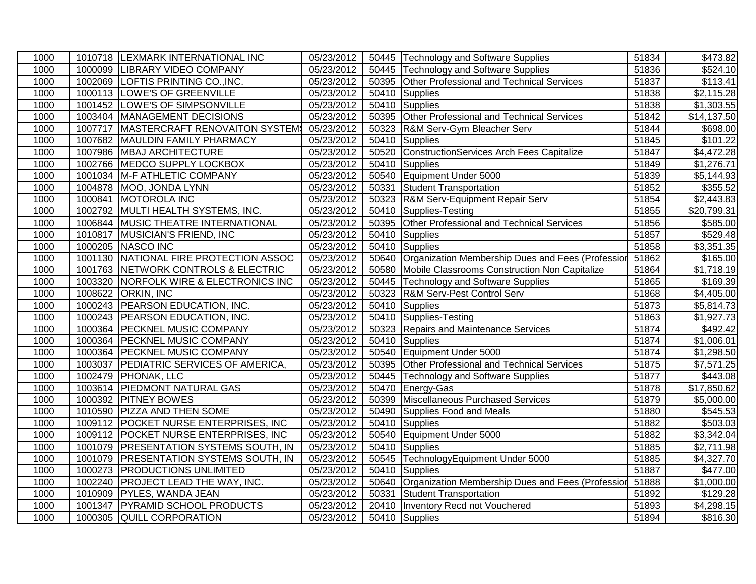| 1000 | 1010718 | LEXMARK INTERNATIONAL INC | 05/23/2012 | 50445 | Technology and Software Supplies | 51834 | $473.82 |
|---|---|---|---|---|---|---|---|
| 1000 | 1000099 | LIBRARY VIDEO COMPANY | 05/23/2012 | 50445 | Technology and Software Supplies | 51836 | $524.10 |
| 1000 | 1002069 | LOFTIS PRINTING CO.,INC. | 05/23/2012 | 50395 | Other Professional and Technical Services | 51837 | $113.41 |
| 1000 | 1000113 | LOWE'S OF GREENVILLE | 05/23/2012 | 50410 | Supplies | 51838 | $2,115.28 |
| 1000 | 1001452 | LOWE'S OF SIMPSONVILLE | 05/23/2012 | 50410 | Supplies | 51838 | $1,303.55 |
| 1000 | 1003404 | MANAGEMENT DECISIONS | 05/23/2012 | 50395 | Other Professional and Technical Services | 51842 | $14,137.50 |
| 1000 | 1007717 | MASTERCRAFT RENOVAITON SYSTEMS | 05/23/2012 | 50323 | R&M Serv-Gym Bleacher Serv | 51844 | $698.00 |
| 1000 | 1007682 | MAULDIN FAMILY PHARMACY | 05/23/2012 | 50410 | Supplies | 51845 | $101.22 |
| 1000 | 1007986 | MBAJ ARCHITECTURE | 05/23/2012 | 50520 | ConstructionServices Arch Fees Capitalize | 51847 | $4,472.28 |
| 1000 | 1002766 | MEDCO SUPPLY LOCKBOX | 05/23/2012 | 50410 | Supplies | 51849 | $1,276.71 |
| 1000 | 1001034 | M-F ATHLETIC COMPANY | 05/23/2012 | 50540 | Equipment Under 5000 | 51839 | $5,144.93 |
| 1000 | 1004878 | MOO, JONDA LYNN | 05/23/2012 | 50331 | Student Transportation | 51852 | $355.52 |
| 1000 | 1000841 | MOTOROLA INC | 05/23/2012 | 50323 | R&M Serv-Equipment Repair Serv | 51854 | $2,443.83 |
| 1000 | 1002792 | MULTI HEALTH SYSTEMS, INC. | 05/23/2012 | 50410 | Supplies-Testing | 51855 | $20,799.31 |
| 1000 | 1006844 | MUSIC THEATRE INTERNATIONAL | 05/23/2012 | 50395 | Other Professional and Technical Services | 51856 | $585.00 |
| 1000 | 1010817 | MUSICIAN'S FRIEND, INC | 05/23/2012 | 50410 | Supplies | 51857 | $529.48 |
| 1000 | 1000205 | NASCO INC | 05/23/2012 | 50410 | Supplies | 51858 | $3,351.35 |
| 1000 | 1001130 | NATIONAL FIRE PROTECTION ASSOC | 05/23/2012 | 50640 | Organization Membership Dues and Fees (Profession | 51862 | $165.00 |
| 1000 | 1001763 | NETWORK CONTROLS & ELECTRIC | 05/23/2012 | 50580 | Mobile Classrooms Construction Non Capitalize | 51864 | $1,718.19 |
| 1000 | 1003320 | NORFOLK WIRE & ELECTRONICS INC | 05/23/2012 | 50445 | Technology and Software Supplies | 51865 | $169.39 |
| 1000 | 1008622 | ORKIN, INC | 05/23/2012 | 50323 | R&M Serv-Pest Control Serv | 51868 | $4,405.00 |
| 1000 | 1000243 | PEARSON EDUCATION, INC. | 05/23/2012 | 50410 | Supplies | 51873 | $5,814.73 |
| 1000 | 1000243 | PEARSON EDUCATION, INC. | 05/23/2012 | 50410 | Supplies-Testing | 51863 | $1,927.73 |
| 1000 | 1000364 | PECKNEL MUSIC COMPANY | 05/23/2012 | 50323 | Repairs and Maintenance Services | 51874 | $492.42 |
| 1000 | 1000364 | PECKNEL MUSIC COMPANY | 05/23/2012 | 50410 | Supplies | 51874 | $1,006.01 |
| 1000 | 1000364 | PECKNEL MUSIC COMPANY | 05/23/2012 | 50540 | Equipment Under 5000 | 51874 | $1,298.50 |
| 1000 | 1003037 | PEDIATRIC SERVICES OF AMERICA, | 05/23/2012 | 50395 | Other Professional and Technical Services | 51875 | $7,571.25 |
| 1000 | 1002479 | PHONAK, LLC | 05/23/2012 | 50445 | Technology and Software Supplies | 51877 | $443.08 |
| 1000 | 1003614 | PIEDMONT NATURAL GAS | 05/23/2012 | 50470 | Energy-Gas | 51878 | $17,850.62 |
| 1000 | 1000392 | PITNEY BOWES | 05/23/2012 | 50399 | Miscellaneous Purchased Services | 51879 | $5,000.00 |
| 1000 | 1010590 | PIZZA AND THEN SOME | 05/23/2012 | 50490 | Supplies Food and Meals | 51880 | $545.53 |
| 1000 | 1009112 | POCKET NURSE ENTERPRISES, INC | 05/23/2012 | 50410 | Supplies | 51882 | $503.03 |
| 1000 | 1009112 | POCKET NURSE ENTERPRISES, INC | 05/23/2012 | 50540 | Equipment Under 5000 | 51882 | $3,342.04 |
| 1000 | 1001079 | PRESENTATION SYSTEMS SOUTH, IN | 05/23/2012 | 50410 | Supplies | 51885 | $2,711.98 |
| 1000 | 1001079 | PRESENTATION SYSTEMS SOUTH, IN | 05/23/2012 | 50545 | TechnologyEquipment Under 5000 | 51885 | $4,327.70 |
| 1000 | 1000273 | PRODUCTIONS UNLIMITED | 05/23/2012 | 50410 | Supplies | 51887 | $477.00 |
| 1000 | 1002240 | PROJECT LEAD THE WAY, INC. | 05/23/2012 | 50640 | Organization Membership Dues and Fees (Profession | 51888 | $1,000.00 |
| 1000 | 1010909 | PYLES, WANDA JEAN | 05/23/2012 | 50331 | Student Transportation | 51892 | $129.28 |
| 1000 | 1001347 | PYRAMID SCHOOL PRODUCTS | 05/23/2012 | 20410 | Inventory Recd not Vouchered | 51893 | $4,298.15 |
| 1000 | 1000305 | QUILL CORPORATION | 05/23/2012 | 50410 | Supplies | 51894 | $816.30 |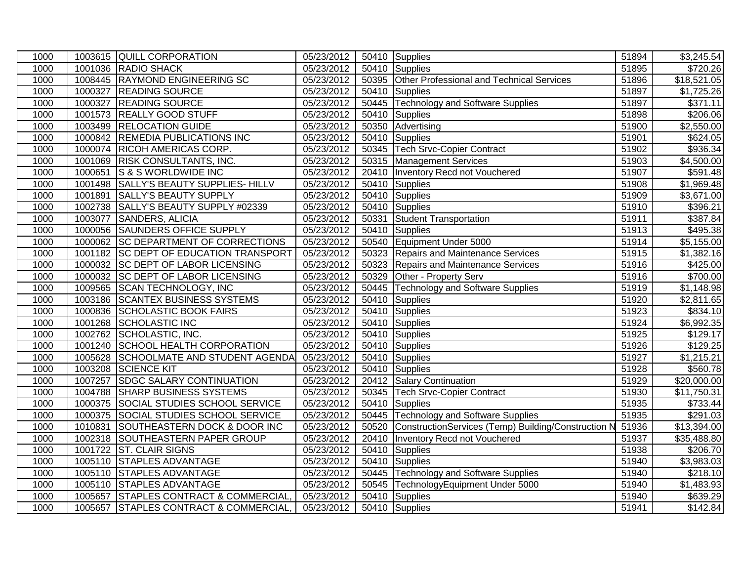| | | | | | | | |
|---|---|---|---|---|---|---|---|
| 1000 | 1003615 | QUILL CORPORATION | 05/23/2012 | 50410 | Supplies | 51894 | $3,245.54 |
| 1000 | 1001036 | RADIO SHACK | 05/23/2012 | 50410 | Supplies | 51895 | $720.26 |
| 1000 | 1008445 | RAYMOND ENGINEERING SC | 05/23/2012 | 50395 | Other Professional and Technical Services | 51896 | $18,521.05 |
| 1000 | 1000327 | READING SOURCE | 05/23/2012 | 50410 | Supplies | 51897 | $1,725.26 |
| 1000 | 1000327 | READING SOURCE | 05/23/2012 | 50445 | Technology and Software Supplies | 51897 | $371.11 |
| 1000 | 1001573 | REALLY GOOD STUFF | 05/23/2012 | 50410 | Supplies | 51898 | $206.06 |
| 1000 | 1003499 | RELOCATION GUIDE | 05/23/2012 | 50350 | Advertising | 51900 | $2,550.00 |
| 1000 | 1000842 | REMEDIA PUBLICATIONS INC | 05/23/2012 | 50410 | Supplies | 51901 | $624.05 |
| 1000 | 1000074 | RICOH AMERICAS CORP. | 05/23/2012 | 50345 | Tech Srvc-Copier Contract | 51902 | $936.34 |
| 1000 | 1001069 | RISK CONSULTANTS, INC. | 05/23/2012 | 50315 | Management Services | 51903 | $4,500.00 |
| 1000 | 1000651 | S & S WORLDWIDE INC | 05/23/2012 | 20410 | Inventory Recd not Vouchered | 51907 | $591.48 |
| 1000 | 1001498 | SALLY'S BEAUTY SUPPLIES- HILLV | 05/23/2012 | 50410 | Supplies | 51908 | $1,969.48 |
| 1000 | 1001891 | SALLY'S BEAUTY SUPPLY | 05/23/2012 | 50410 | Supplies | 51909 | $3,671.00 |
| 1000 | 1002738 | SALLY'S BEAUTY SUPPLY #02339 | 05/23/2012 | 50410 | Supplies | 51910 | $396.21 |
| 1000 | 1003077 | SANDERS, ALICIA | 05/23/2012 | 50331 | Student Transportation | 51911 | $387.84 |
| 1000 | 1000056 | SAUNDERS OFFICE SUPPLY | 05/23/2012 | 50410 | Supplies | 51913 | $495.38 |
| 1000 | 1000062 | SC DEPARTMENT OF CORRECTIONS | 05/23/2012 | 50540 | Equipment Under 5000 | 51914 | $5,155.00 |
| 1000 | 1001182 | SC DEPT OF EDUCATION TRANSPORT | 05/23/2012 | 50323 | Repairs and Maintenance Services | 51915 | $1,382.16 |
| 1000 | 1000032 | SC DEPT OF LABOR LICENSING | 05/23/2012 | 50323 | Repairs and Maintenance Services | 51916 | $425.00 |
| 1000 | 1000032 | SC DEPT OF LABOR LICENSING | 05/23/2012 | 50329 | Other - Property Serv | 51916 | $700.00 |
| 1000 | 1009565 | SCAN TECHNOLOGY, INC | 05/23/2012 | 50445 | Technology and Software Supplies | 51919 | $1,148.98 |
| 1000 | 1003186 | SCANTEX BUSINESS SYSTEMS | 05/23/2012 | 50410 | Supplies | 51920 | $2,811.65 |
| 1000 | 1000836 | SCHOLASTIC BOOK FAIRS | 05/23/2012 | 50410 | Supplies | 51923 | $834.10 |
| 1000 | 1001268 | SCHOLASTIC INC | 05/23/2012 | 50410 | Supplies | 51924 | $6,992.35 |
| 1000 | 1002762 | SCHOLASTIC, INC. | 05/23/2012 | 50410 | Supplies | 51925 | $129.17 |
| 1000 | 1001240 | SCHOOL HEALTH CORPORATION | 05/23/2012 | 50410 | Supplies | 51926 | $129.25 |
| 1000 | 1005628 | SCHOOLMATE AND STUDENT AGENDA | 05/23/2012 | 50410 | Supplies | 51927 | $1,215.21 |
| 1000 | 1003208 | SCIENCE KIT | 05/23/2012 | 50410 | Supplies | 51928 | $560.78 |
| 1000 | 1007257 | SDGC SALARY CONTINUATION | 05/23/2012 | 20412 | Salary Continuation | 51929 | $20,000.00 |
| 1000 | 1004788 | SHARP BUSINESS SYSTEMS | 05/23/2012 | 50345 | Tech Srvc-Copier Contract | 51930 | $11,750.31 |
| 1000 | 1000375 | SOCIAL STUDIES SCHOOL SERVICE | 05/23/2012 | 50410 | Supplies | 51935 | $733.44 |
| 1000 | 1000375 | SOCIAL STUDIES SCHOOL SERVICE | 05/23/2012 | 50445 | Technology and Software Supplies | 51935 | $291.03 |
| 1000 | 1010831 | SOUTHEASTERN DOCK & DOOR INC | 05/23/2012 | 50520 | ConstructionServices (Temp) Building/Construction N | 51936 | $13,394.00 |
| 1000 | 1002318 | SOUTHEASTERN PAPER GROUP | 05/23/2012 | 20410 | Inventory Recd not Vouchered | 51937 | $35,488.80 |
| 1000 | 1001722 | ST. CLAIR SIGNS | 05/23/2012 | 50410 | Supplies | 51938 | $206.70 |
| 1000 | 1005110 | STAPLES ADVANTAGE | 05/23/2012 | 50410 | Supplies | 51940 | $3,983.03 |
| 1000 | 1005110 | STAPLES ADVANTAGE | 05/23/2012 | 50445 | Technology and Software Supplies | 51940 | $218.10 |
| 1000 | 1005110 | STAPLES ADVANTAGE | 05/23/2012 | 50545 | TechnologyEquipment Under 5000 | 51940 | $1,483.93 |
| 1000 | 1005657 | STAPLES CONTRACT & COMMERCIAL, | 05/23/2012 | 50410 | Supplies | 51940 | $639.29 |
| 1000 | 1005657 | STAPLES CONTRACT & COMMERCIAL, | 05/23/2012 | 50410 | Supplies | 51941 | $142.84 |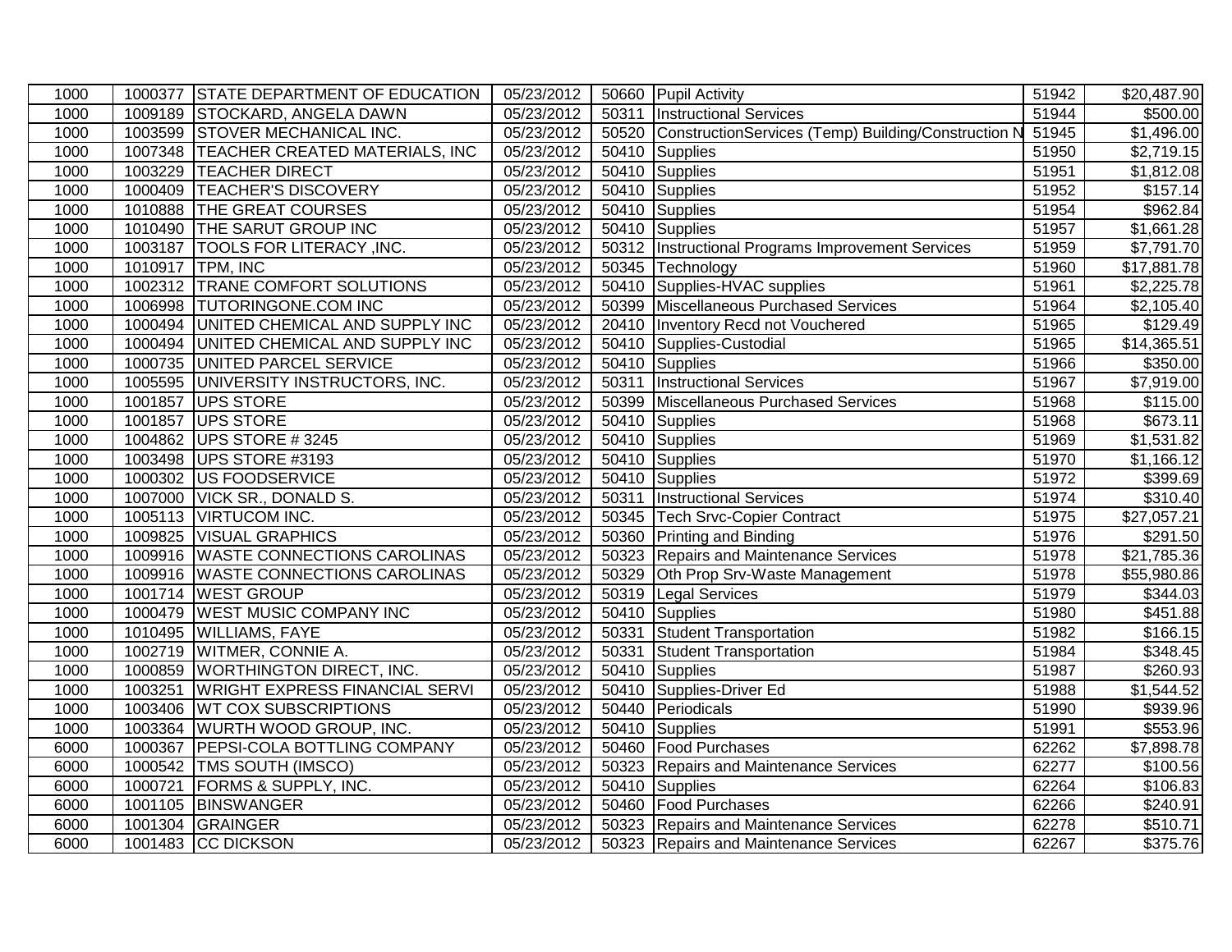| | | | | | | | |
|---|---|---|---|---|---|---|---|
| 1000 | 1000377 | STATE DEPARTMENT OF EDUCATION | 05/23/2012 | 50660 | Pupil Activity | 51942 | $20,487.90 |
| 1000 | 1009189 | STOCKARD, ANGELA DAWN | 05/23/2012 | 50311 | Instructional Services | 51944 | $500.00 |
| 1000 | 1003599 | STOVER MECHANICAL INC. | 05/23/2012 | 50520 | ConstructionServices (Temp) Building/Construction N | 51945 | $1,496.00 |
| 1000 | 1007348 | TEACHER CREATED MATERIALS, INC | 05/23/2012 | 50410 | Supplies | 51950 | $2,719.15 |
| 1000 | 1003229 | TEACHER DIRECT | 05/23/2012 | 50410 | Supplies | 51951 | $1,812.08 |
| 1000 | 1000409 | TEACHER'S DISCOVERY | 05/23/2012 | 50410 | Supplies | 51952 | $157.14 |
| 1000 | 1010888 | THE GREAT COURSES | 05/23/2012 | 50410 | Supplies | 51954 | $962.84 |
| 1000 | 1010490 | THE SARUT GROUP INC | 05/23/2012 | 50410 | Supplies | 51957 | $1,661.28 |
| 1000 | 1003187 | TOOLS FOR LITERACY ,INC. | 05/23/2012 | 50312 | Instructional Programs Improvement Services | 51959 | $7,791.70 |
| 1000 | 1010917 | TPM, INC | 05/23/2012 | 50345 | Technology | 51960 | $17,881.78 |
| 1000 | 1002312 | TRANE COMFORT SOLUTIONS | 05/23/2012 | 50410 | Supplies-HVAC supplies | 51961 | $2,225.78 |
| 1000 | 1006998 | TUTORINGONE.COM INC | 05/23/2012 | 50399 | Miscellaneous Purchased Services | 51964 | $2,105.40 |
| 1000 | 1000494 | UNITED CHEMICAL AND SUPPLY INC | 05/23/2012 | 20410 | Inventory Recd not Vouchered | 51965 | $129.49 |
| 1000 | 1000494 | UNITED CHEMICAL AND SUPPLY INC | 05/23/2012 | 50410 | Supplies-Custodial | 51965 | $14,365.51 |
| 1000 | 1000735 | UNITED PARCEL SERVICE | 05/23/2012 | 50410 | Supplies | 51966 | $350.00 |
| 1000 | 1005595 | UNIVERSITY INSTRUCTORS, INC. | 05/23/2012 | 50311 | Instructional Services | 51967 | $7,919.00 |
| 1000 | 1001857 | UPS STORE | 05/23/2012 | 50399 | Miscellaneous Purchased Services | 51968 | $115.00 |
| 1000 | 1001857 | UPS STORE | 05/23/2012 | 50410 | Supplies | 51968 | $673.11 |
| 1000 | 1004862 | UPS STORE # 3245 | 05/23/2012 | 50410 | Supplies | 51969 | $1,531.82 |
| 1000 | 1003498 | UPS STORE #3193 | 05/23/2012 | 50410 | Supplies | 51970 | $1,166.12 |
| 1000 | 1000302 | US FOODSERVICE | 05/23/2012 | 50410 | Supplies | 51972 | $399.69 |
| 1000 | 1007000 | VICK SR., DONALD S. | 05/23/2012 | 50311 | Instructional Services | 51974 | $310.40 |
| 1000 | 1005113 | VIRTUCOM INC. | 05/23/2012 | 50345 | Tech Srvc-Copier Contract | 51975 | $27,057.21 |
| 1000 | 1009825 | VISUAL GRAPHICS | 05/23/2012 | 50360 | Printing and Binding | 51976 | $291.50 |
| 1000 | 1009916 | WASTE CONNECTIONS CAROLINAS | 05/23/2012 | 50323 | Repairs and Maintenance Services | 51978 | $21,785.36 |
| 1000 | 1009916 | WASTE CONNECTIONS CAROLINAS | 05/23/2012 | 50329 | Oth Prop Srv-Waste Management | 51978 | $55,980.86 |
| 1000 | 1001714 | WEST GROUP | 05/23/2012 | 50319 | Legal Services | 51979 | $344.03 |
| 1000 | 1000479 | WEST MUSIC COMPANY INC | 05/23/2012 | 50410 | Supplies | 51980 | $451.88 |
| 1000 | 1010495 | WILLIAMS, FAYE | 05/23/2012 | 50331 | Student Transportation | 51982 | $166.15 |
| 1000 | 1002719 | WITMER, CONNIE A. | 05/23/2012 | 50331 | Student Transportation | 51984 | $348.45 |
| 1000 | 1000859 | WORTHINGTON DIRECT, INC. | 05/23/2012 | 50410 | Supplies | 51987 | $260.93 |
| 1000 | 1003251 | WRIGHT EXPRESS FINANCIAL SERVI | 05/23/2012 | 50410 | Supplies-Driver Ed | 51988 | $1,544.52 |
| 1000 | 1003406 | WT COX SUBSCRIPTIONS | 05/23/2012 | 50440 | Periodicals | 51990 | $939.96 |
| 1000 | 1003364 | WURTH WOOD GROUP, INC. | 05/23/2012 | 50410 | Supplies | 51991 | $553.96 |
| 6000 | 1000367 | PEPSI-COLA BOTTLING COMPANY | 05/23/2012 | 50460 | Food Purchases | 62262 | $7,898.78 |
| 6000 | 1000542 | TMS SOUTH (IMSCO) | 05/23/2012 | 50323 | Repairs and Maintenance Services | 62277 | $100.56 |
| 6000 | 1000721 | FORMS & SUPPLY, INC. | 05/23/2012 | 50410 | Supplies | 62264 | $106.83 |
| 6000 | 1001105 | BINSWANGER | 05/23/2012 | 50460 | Food Purchases | 62266 | $240.91 |
| 6000 | 1001304 | GRAINGER | 05/23/2012 | 50323 | Repairs and Maintenance Services | 62278 | $510.71 |
| 6000 | 1001483 | CC DICKSON | 05/23/2012 | 50323 | Repairs and Maintenance Services | 62267 | $375.76 |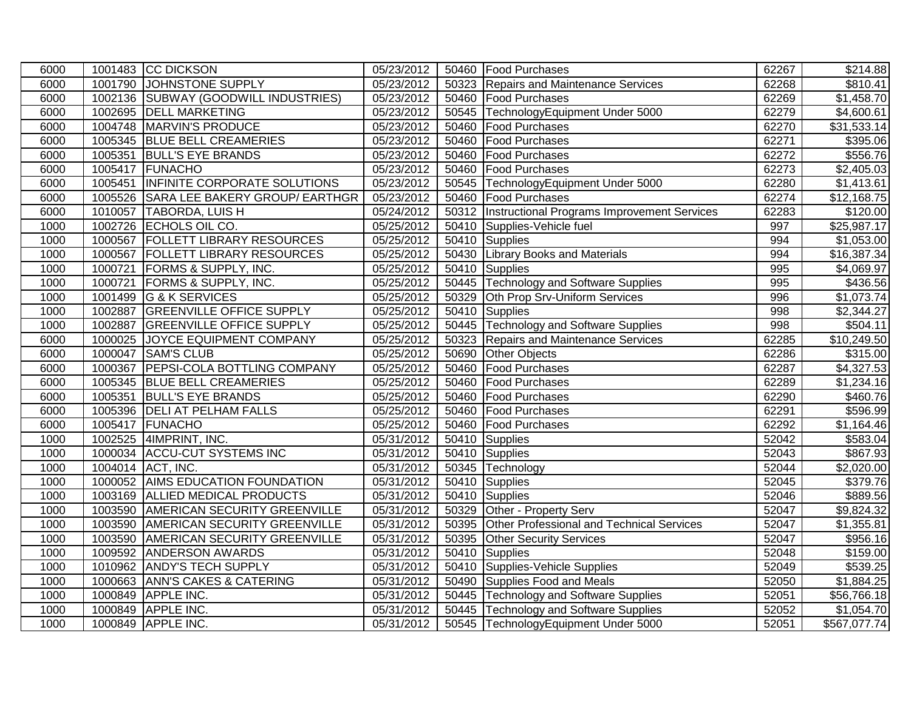| | | | | | | | |
|---|---|---|---|---|---|---|---|
| 6000 | 1001483 | CC DICKSON | 05/23/2012 | 50460 | Food Purchases | 62267 | $214.88 |
| 6000 | 1001790 | JOHNSTONE SUPPLY | 05/23/2012 | 50323 | Repairs and Maintenance Services | 62268 | $810.41 |
| 6000 | 1002136 | SUBWAY (GOODWILL INDUSTRIES) | 05/23/2012 | 50460 | Food Purchases | 62269 | $1,458.70 |
| 6000 | 1002695 | DELL MARKETING | 05/23/2012 | 50545 | TechnologyEquipment Under 5000 | 62279 | $4,600.61 |
| 6000 | 1004748 | MARVIN'S PRODUCE | 05/23/2012 | 50460 | Food Purchases | 62270 | $31,533.14 |
| 6000 | 1005345 | BLUE BELL CREAMERIES | 05/23/2012 | 50460 | Food Purchases | 62271 | $395.06 |
| 6000 | 1005351 | BULL'S EYE BRANDS | 05/23/2012 | 50460 | Food Purchases | 62272 | $556.76 |
| 6000 | 1005417 | FUNACHO | 05/23/2012 | 50460 | Food Purchases | 62273 | $2,405.03 |
| 6000 | 1005451 | INFINITE CORPORATE SOLUTIONS | 05/23/2012 | 50545 | TechnologyEquipment Under 5000 | 62280 | $1,413.61 |
| 6000 | 1005526 | SARA LEE BAKERY GROUP/ EARTHGR | 05/23/2012 | 50460 | Food Purchases | 62274 | $12,168.75 |
| 6000 | 1010057 | TABORDA, LUIS H | 05/24/2012 | 50312 | Instructional Programs Improvement Services | 62283 | $120.00 |
| 1000 | 1002726 | ECHOLS OIL CO. | 05/25/2012 | 50410 | Supplies-Vehicle fuel | 997 | $25,987.17 |
| 1000 | 1000567 | FOLLETT LIBRARY RESOURCES | 05/25/2012 | 50410 | Supplies | 994 | $1,053.00 |
| 1000 | 1000567 | FOLLETT LIBRARY RESOURCES | 05/25/2012 | 50430 | Library Books and Materials | 994 | $16,387.34 |
| 1000 | 1000721 | FORMS & SUPPLY, INC. | 05/25/2012 | 50410 | Supplies | 995 | $4,069.97 |
| 1000 | 1000721 | FORMS & SUPPLY, INC. | 05/25/2012 | 50445 | Technology and Software Supplies | 995 | $436.56 |
| 1000 | 1001499 | G & K SERVICES | 05/25/2012 | 50329 | Oth Prop Srv-Uniform Services | 996 | $1,073.74 |
| 1000 | 1002887 | GREENVILLE OFFICE SUPPLY | 05/25/2012 | 50410 | Supplies | 998 | $2,344.27 |
| 1000 | 1002887 | GREENVILLE OFFICE SUPPLY | 05/25/2012 | 50445 | Technology and Software Supplies | 998 | $504.11 |
| 6000 | 1000025 | JOYCE EQUIPMENT COMPANY | 05/25/2012 | 50323 | Repairs and Maintenance Services | 62285 | $10,249.50 |
| 6000 | 1000047 | SAM'S CLUB | 05/25/2012 | 50690 | Other Objects | 62286 | $315.00 |
| 6000 | 1000367 | PEPSI-COLA BOTTLING COMPANY | 05/25/2012 | 50460 | Food Purchases | 62287 | $4,327.53 |
| 6000 | 1005345 | BLUE BELL CREAMERIES | 05/25/2012 | 50460 | Food Purchases | 62289 | $1,234.16 |
| 6000 | 1005351 | BULL'S EYE BRANDS | 05/25/2012 | 50460 | Food Purchases | 62290 | $460.76 |
| 6000 | 1005396 | DELI AT PELHAM FALLS | 05/25/2012 | 50460 | Food Purchases | 62291 | $596.99 |
| 6000 | 1005417 | FUNACHO | 05/25/2012 | 50460 | Food Purchases | 62292 | $1,164.46 |
| 1000 | 1002525 | 4IMPRINT, INC. | 05/31/2012 | 50410 | Supplies | 52042 | $583.04 |
| 1000 | 1000034 | ACCU-CUT SYSTEMS INC | 05/31/2012 | 50410 | Supplies | 52043 | $867.93 |
| 1000 | 1004014 | ACT, INC. | 05/31/2012 | 50345 | Technology | 52044 | $2,020.00 |
| 1000 | 1000052 | AIMS EDUCATION FOUNDATION | 05/31/2012 | 50410 | Supplies | 52045 | $379.76 |
| 1000 | 1003169 | ALLIED MEDICAL PRODUCTS | 05/31/2012 | 50410 | Supplies | 52046 | $889.56 |
| 1000 | 1003590 | AMERICAN SECURITY GREENVILLE | 05/31/2012 | 50329 | Other - Property Serv | 52047 | $9,824.32 |
| 1000 | 1003590 | AMERICAN SECURITY GREENVILLE | 05/31/2012 | 50395 | Other Professional and Technical Services | 52047 | $1,355.81 |
| 1000 | 1003590 | AMERICAN SECURITY GREENVILLE | 05/31/2012 | 50395 | Other Security Services | 52047 | $956.16 |
| 1000 | 1009592 | ANDERSON AWARDS | 05/31/2012 | 50410 | Supplies | 52048 | $159.00 |
| 1000 | 1010962 | ANDY'S TECH SUPPLY | 05/31/2012 | 50410 | Supplies-Vehicle Supplies | 52049 | $539.25 |
| 1000 | 1000663 | ANN'S CAKES & CATERING | 05/31/2012 | 50490 | Supplies Food and Meals | 52050 | $1,884.25 |
| 1000 | 1000849 | APPLE INC. | 05/31/2012 | 50445 | Technology and Software Supplies | 52051 | $56,766.18 |
| 1000 | 1000849 | APPLE INC. | 05/31/2012 | 50445 | Technology and Software Supplies | 52052 | $1,054.70 |
| 1000 | 1000849 | APPLE INC. | 05/31/2012 | 50545 | TechnologyEquipment Under 5000 | 52051 | $567,077.74 |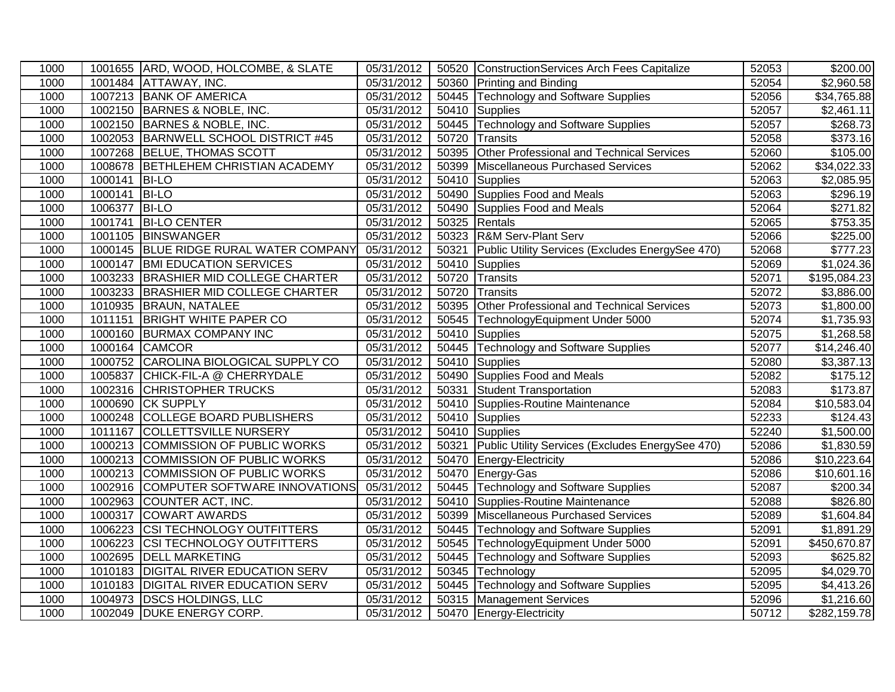| 1000 | 1001655 | ARD, WOOD, HOLCOMBE, & SLATE | 05/31/2012 | 50520 | ConstructionServices Arch Fees Capitalize | 52053 | $200.00 |
|---|---|---|---|---|---|---|---|
| 1000 | 1001484 | ATTAWAY, INC. | 05/31/2012 | 50360 | Printing and Binding | 52054 | $2,960.58 |
| 1000 | 1007213 | BANK OF AMERICA | 05/31/2012 | 50445 | Technology and Software Supplies | 52056 | $34,765.88 |
| 1000 | 1002150 | BARNES & NOBLE, INC. | 05/31/2012 | 50410 | Supplies | 52057 | $2,461.11 |
| 1000 | 1002150 | BARNES & NOBLE, INC. | 05/31/2012 | 50445 | Technology and Software Supplies | 52057 | $268.73 |
| 1000 | 1002053 | BARNWELL SCHOOL DISTRICT #45 | 05/31/2012 | 50720 | Transits | 52058 | $373.16 |
| 1000 | 1007268 | BELUE, THOMAS SCOTT | 05/31/2012 | 50395 | Other Professional and Technical Services | 52060 | $105.00 |
| 1000 | 1008678 | BETHLEHEM CHRISTIAN ACADEMY | 05/31/2012 | 50399 | Miscellaneous Purchased Services | 52062 | $34,022.33 |
| 1000 | 1000141 | BI-LO | 05/31/2012 | 50410 | Supplies | 52063 | $2,085.95 |
| 1000 | 1000141 | BI-LO | 05/31/2012 | 50490 | Supplies Food and Meals | 52063 | $296.19 |
| 1000 | 1006377 | BI-LO | 05/31/2012 | 50490 | Supplies Food and Meals | 52064 | $271.82 |
| 1000 | 1001741 | BI-LO CENTER | 05/31/2012 | 50325 | Rentals | 52065 | $753.35 |
| 1000 | 1001105 | BINSWANGER | 05/31/2012 | 50323 | R&M Serv-Plant Serv | 52066 | $225.00 |
| 1000 | 1000145 | BLUE RIDGE RURAL WATER COMPANY | 05/31/2012 | 50321 | Public Utility Services (Excludes EnergySee 470) | 52068 | $777.23 |
| 1000 | 1000147 | BMI EDUCATION SERVICES | 05/31/2012 | 50410 | Supplies | 52069 | $1,024.36 |
| 1000 | 1003233 | BRASHIER MID COLLEGE CHARTER | 05/31/2012 | 50720 | Transits | 52071 | $195,084.23 |
| 1000 | 1003233 | BRASHIER MID COLLEGE CHARTER | 05/31/2012 | 50720 | Transits | 52072 | $3,886.00 |
| 1000 | 1010935 | BRAUN, NATALEE | 05/31/2012 | 50395 | Other Professional and Technical Services | 52073 | $1,800.00 |
| 1000 | 1011151 | BRIGHT WHITE PAPER CO | 05/31/2012 | 50545 | TechnologyEquipment Under 5000 | 52074 | $1,735.93 |
| 1000 | 1000160 | BURMAX COMPANY INC | 05/31/2012 | 50410 | Supplies | 52075 | $1,268.58 |
| 1000 | 1000164 | CAMCOR | 05/31/2012 | 50445 | Technology and Software Supplies | 52077 | $14,246.40 |
| 1000 | 1000752 | CAROLINA BIOLOGICAL SUPPLY CO | 05/31/2012 | 50410 | Supplies | 52080 | $3,387.13 |
| 1000 | 1005837 | CHICK-FIL-A @ CHERRYDALE | 05/31/2012 | 50490 | Supplies Food and Meals | 52082 | $175.12 |
| 1000 | 1002316 | CHRISTOPHER TRUCKS | 05/31/2012 | 50331 | Student Transportation | 52083 | $173.87 |
| 1000 | 1000690 | CK SUPPLY | 05/31/2012 | 50410 | Supplies-Routine Maintenance | 52084 | $10,583.04 |
| 1000 | 1000248 | COLLEGE BOARD PUBLISHERS | 05/31/2012 | 50410 | Supplies | 52233 | $124.43 |
| 1000 | 1011167 | COLLETTSVILLE NURSERY | 05/31/2012 | 50410 | Supplies | 52240 | $1,500.00 |
| 1000 | 1000213 | COMMISSION OF PUBLIC WORKS | 05/31/2012 | 50321 | Public Utility Services (Excludes EnergySee 470) | 52086 | $1,830.59 |
| 1000 | 1000213 | COMMISSION OF PUBLIC WORKS | 05/31/2012 | 50470 | Energy-Electricity | 52086 | $10,223.64 |
| 1000 | 1000213 | COMMISSION OF PUBLIC WORKS | 05/31/2012 | 50470 | Energy-Gas | 52086 | $10,601.16 |
| 1000 | 1002916 | COMPUTER SOFTWARE INNOVATIONS | 05/31/2012 | 50445 | Technology and Software Supplies | 52087 | $200.34 |
| 1000 | 1002963 | COUNTER ACT, INC. | 05/31/2012 | 50410 | Supplies-Routine Maintenance | 52088 | $826.80 |
| 1000 | 1000317 | COWART AWARDS | 05/31/2012 | 50399 | Miscellaneous Purchased Services | 52089 | $1,604.84 |
| 1000 | 1006223 | CSI TECHNOLOGY OUTFITTERS | 05/31/2012 | 50445 | Technology and Software Supplies | 52091 | $1,891.29 |
| 1000 | 1006223 | CSI TECHNOLOGY OUTFITTERS | 05/31/2012 | 50545 | TechnologyEquipment Under 5000 | 52091 | $450,670.87 |
| 1000 | 1002695 | DELL MARKETING | 05/31/2012 | 50445 | Technology and Software Supplies | 52093 | $625.82 |
| 1000 | 1010183 | DIGITAL RIVER EDUCATION SERV | 05/31/2012 | 50345 | Technology | 52095 | $4,029.70 |
| 1000 | 1010183 | DIGITAL RIVER EDUCATION SERV | 05/31/2012 | 50445 | Technology and Software Supplies | 52095 | $4,413.26 |
| 1000 | 1004973 | DSCS HOLDINGS, LLC | 05/31/2012 | 50315 | Management Services | 52096 | $1,216.60 |
| 1000 | 1002049 | DUKE ENERGY CORP. | 05/31/2012 | 50470 | Energy-Electricity | 50712 | $282,159.78 |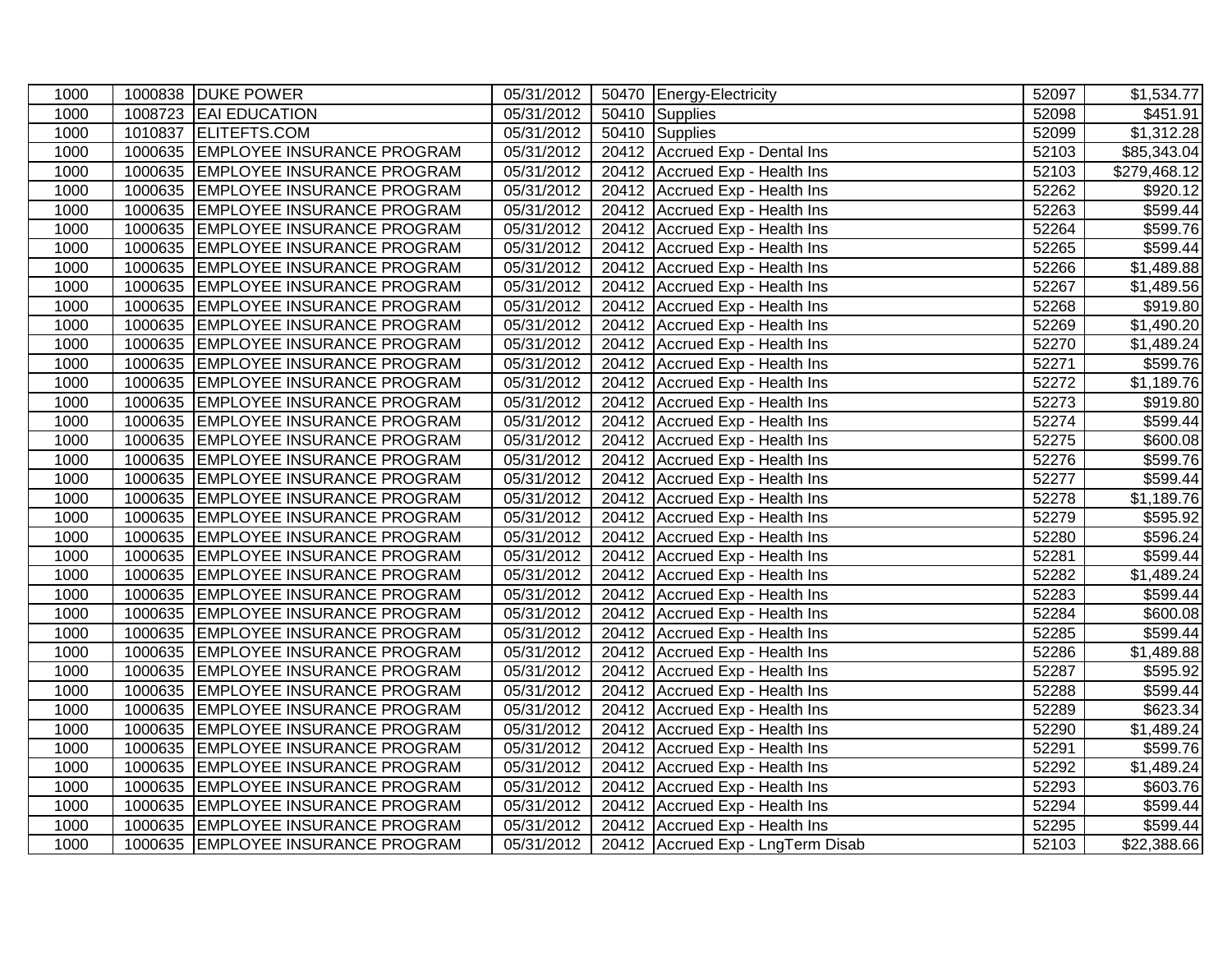| | | | | | | | |
|---|---|---|---|---|---|---|---|
| 1000 | 1000838 | DUKE POWER | 05/31/2012 | 50470 | Energy-Electricity | 52097 | $1,534.77 |
| 1000 | 1008723 | EAI EDUCATION | 05/31/2012 | 50410 | Supplies | 52098 | $451.91 |
| 1000 | 1010837 | ELITEFTS.COM | 05/31/2012 | 50410 | Supplies | 52099 | $1,312.28 |
| 1000 | 1000635 | EMPLOYEE INSURANCE PROGRAM | 05/31/2012 | 20412 | Accrued Exp - Dental Ins | 52103 | $85,343.04 |
| 1000 | 1000635 | EMPLOYEE INSURANCE PROGRAM | 05/31/2012 | 20412 | Accrued Exp - Health Ins | 52103 | $279,468.12 |
| 1000 | 1000635 | EMPLOYEE INSURANCE PROGRAM | 05/31/2012 | 20412 | Accrued Exp - Health Ins | 52262 | $920.12 |
| 1000 | 1000635 | EMPLOYEE INSURANCE PROGRAM | 05/31/2012 | 20412 | Accrued Exp - Health Ins | 52263 | $599.44 |
| 1000 | 1000635 | EMPLOYEE INSURANCE PROGRAM | 05/31/2012 | 20412 | Accrued Exp - Health Ins | 52264 | $599.76 |
| 1000 | 1000635 | EMPLOYEE INSURANCE PROGRAM | 05/31/2012 | 20412 | Accrued Exp - Health Ins | 52265 | $599.44 |
| 1000 | 1000635 | EMPLOYEE INSURANCE PROGRAM | 05/31/2012 | 20412 | Accrued Exp - Health Ins | 52266 | $1,489.88 |
| 1000 | 1000635 | EMPLOYEE INSURANCE PROGRAM | 05/31/2012 | 20412 | Accrued Exp - Health Ins | 52267 | $1,489.56 |
| 1000 | 1000635 | EMPLOYEE INSURANCE PROGRAM | 05/31/2012 | 20412 | Accrued Exp - Health Ins | 52268 | $919.80 |
| 1000 | 1000635 | EMPLOYEE INSURANCE PROGRAM | 05/31/2012 | 20412 | Accrued Exp - Health Ins | 52269 | $1,490.20 |
| 1000 | 1000635 | EMPLOYEE INSURANCE PROGRAM | 05/31/2012 | 20412 | Accrued Exp - Health Ins | 52270 | $1,489.24 |
| 1000 | 1000635 | EMPLOYEE INSURANCE PROGRAM | 05/31/2012 | 20412 | Accrued Exp - Health Ins | 52271 | $599.76 |
| 1000 | 1000635 | EMPLOYEE INSURANCE PROGRAM | 05/31/2012 | 20412 | Accrued Exp - Health Ins | 52272 | $1,189.76 |
| 1000 | 1000635 | EMPLOYEE INSURANCE PROGRAM | 05/31/2012 | 20412 | Accrued Exp - Health Ins | 52273 | $919.80 |
| 1000 | 1000635 | EMPLOYEE INSURANCE PROGRAM | 05/31/2012 | 20412 | Accrued Exp - Health Ins | 52274 | $599.44 |
| 1000 | 1000635 | EMPLOYEE INSURANCE PROGRAM | 05/31/2012 | 20412 | Accrued Exp - Health Ins | 52275 | $600.08 |
| 1000 | 1000635 | EMPLOYEE INSURANCE PROGRAM | 05/31/2012 | 20412 | Accrued Exp - Health Ins | 52276 | $599.76 |
| 1000 | 1000635 | EMPLOYEE INSURANCE PROGRAM | 05/31/2012 | 20412 | Accrued Exp - Health Ins | 52277 | $599.44 |
| 1000 | 1000635 | EMPLOYEE INSURANCE PROGRAM | 05/31/2012 | 20412 | Accrued Exp - Health Ins | 52278 | $1,189.76 |
| 1000 | 1000635 | EMPLOYEE INSURANCE PROGRAM | 05/31/2012 | 20412 | Accrued Exp - Health Ins | 52279 | $595.92 |
| 1000 | 1000635 | EMPLOYEE INSURANCE PROGRAM | 05/31/2012 | 20412 | Accrued Exp - Health Ins | 52280 | $596.24 |
| 1000 | 1000635 | EMPLOYEE INSURANCE PROGRAM | 05/31/2012 | 20412 | Accrued Exp - Health Ins | 52281 | $599.44 |
| 1000 | 1000635 | EMPLOYEE INSURANCE PROGRAM | 05/31/2012 | 20412 | Accrued Exp - Health Ins | 52282 | $1,489.24 |
| 1000 | 1000635 | EMPLOYEE INSURANCE PROGRAM | 05/31/2012 | 20412 | Accrued Exp - Health Ins | 52283 | $599.44 |
| 1000 | 1000635 | EMPLOYEE INSURANCE PROGRAM | 05/31/2012 | 20412 | Accrued Exp - Health Ins | 52284 | $600.08 |
| 1000 | 1000635 | EMPLOYEE INSURANCE PROGRAM | 05/31/2012 | 20412 | Accrued Exp - Health Ins | 52285 | $599.44 |
| 1000 | 1000635 | EMPLOYEE INSURANCE PROGRAM | 05/31/2012 | 20412 | Accrued Exp - Health Ins | 52286 | $1,489.88 |
| 1000 | 1000635 | EMPLOYEE INSURANCE PROGRAM | 05/31/2012 | 20412 | Accrued Exp - Health Ins | 52287 | $595.92 |
| 1000 | 1000635 | EMPLOYEE INSURANCE PROGRAM | 05/31/2012 | 20412 | Accrued Exp - Health Ins | 52288 | $599.44 |
| 1000 | 1000635 | EMPLOYEE INSURANCE PROGRAM | 05/31/2012 | 20412 | Accrued Exp - Health Ins | 52289 | $623.34 |
| 1000 | 1000635 | EMPLOYEE INSURANCE PROGRAM | 05/31/2012 | 20412 | Accrued Exp - Health Ins | 52290 | $1,489.24 |
| 1000 | 1000635 | EMPLOYEE INSURANCE PROGRAM | 05/31/2012 | 20412 | Accrued Exp - Health Ins | 52291 | $599.76 |
| 1000 | 1000635 | EMPLOYEE INSURANCE PROGRAM | 05/31/2012 | 20412 | Accrued Exp - Health Ins | 52292 | $1,489.24 |
| 1000 | 1000635 | EMPLOYEE INSURANCE PROGRAM | 05/31/2012 | 20412 | Accrued Exp - Health Ins | 52293 | $603.76 |
| 1000 | 1000635 | EMPLOYEE INSURANCE PROGRAM | 05/31/2012 | 20412 | Accrued Exp - Health Ins | 52294 | $599.44 |
| 1000 | 1000635 | EMPLOYEE INSURANCE PROGRAM | 05/31/2012 | 20412 | Accrued Exp - Health Ins | 52295 | $599.44 |
| 1000 | 1000635 | EMPLOYEE INSURANCE PROGRAM | 05/31/2012 | 20412 | Accrued Exp - LngTerm Disab | 52103 | $22,388.66 |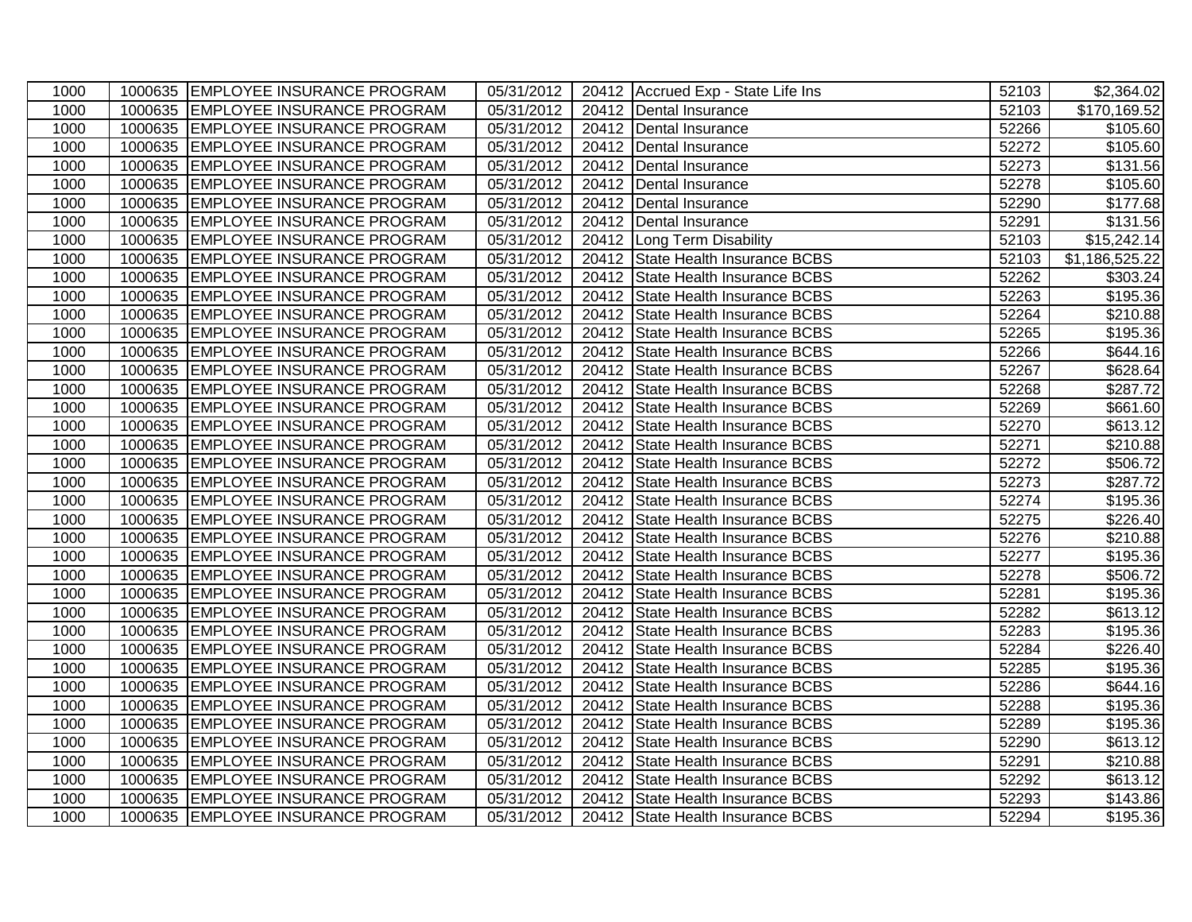| 1000 | 1000635 | EMPLOYEE INSURANCE PROGRAM | 05/31/2012 | 20412 | Accrued Exp - State Life Ins | 52103 | $2,364.02 |
|---|---|---|---|---|---|---|---|
| 1000 | 1000635 | EMPLOYEE INSURANCE PROGRAM | 05/31/2012 | 20412 | Dental Insurance | 52103 | $170,169.52 |
| 1000 | 1000635 | EMPLOYEE INSURANCE PROGRAM | 05/31/2012 | 20412 | Dental Insurance | 52266 | $105.60 |
| 1000 | 1000635 | EMPLOYEE INSURANCE PROGRAM | 05/31/2012 | 20412 | Dental Insurance | 52272 | $105.60 |
| 1000 | 1000635 | EMPLOYEE INSURANCE PROGRAM | 05/31/2012 | 20412 | Dental Insurance | 52273 | $131.56 |
| 1000 | 1000635 | EMPLOYEE INSURANCE PROGRAM | 05/31/2012 | 20412 | Dental Insurance | 52278 | $105.60 |
| 1000 | 1000635 | EMPLOYEE INSURANCE PROGRAM | 05/31/2012 | 20412 | Dental Insurance | 52290 | $177.68 |
| 1000 | 1000635 | EMPLOYEE INSURANCE PROGRAM | 05/31/2012 | 20412 | Dental Insurance | 52291 | $131.56 |
| 1000 | 1000635 | EMPLOYEE INSURANCE PROGRAM | 05/31/2012 | 20412 | Long Term Disability | 52103 | $15,242.14 |
| 1000 | 1000635 | EMPLOYEE INSURANCE PROGRAM | 05/31/2012 | 20412 | State Health Insurance BCBS | 52103 | $1,186,525.22 |
| 1000 | 1000635 | EMPLOYEE INSURANCE PROGRAM | 05/31/2012 | 20412 | State Health Insurance BCBS | 52262 | $303.24 |
| 1000 | 1000635 | EMPLOYEE INSURANCE PROGRAM | 05/31/2012 | 20412 | State Health Insurance BCBS | 52263 | $195.36 |
| 1000 | 1000635 | EMPLOYEE INSURANCE PROGRAM | 05/31/2012 | 20412 | State Health Insurance BCBS | 52264 | $210.88 |
| 1000 | 1000635 | EMPLOYEE INSURANCE PROGRAM | 05/31/2012 | 20412 | State Health Insurance BCBS | 52265 | $195.36 |
| 1000 | 1000635 | EMPLOYEE INSURANCE PROGRAM | 05/31/2012 | 20412 | State Health Insurance BCBS | 52266 | $644.16 |
| 1000 | 1000635 | EMPLOYEE INSURANCE PROGRAM | 05/31/2012 | 20412 | State Health Insurance BCBS | 52267 | $628.64 |
| 1000 | 1000635 | EMPLOYEE INSURANCE PROGRAM | 05/31/2012 | 20412 | State Health Insurance BCBS | 52268 | $287.72 |
| 1000 | 1000635 | EMPLOYEE INSURANCE PROGRAM | 05/31/2012 | 20412 | State Health Insurance BCBS | 52269 | $661.60 |
| 1000 | 1000635 | EMPLOYEE INSURANCE PROGRAM | 05/31/2012 | 20412 | State Health Insurance BCBS | 52270 | $613.12 |
| 1000 | 1000635 | EMPLOYEE INSURANCE PROGRAM | 05/31/2012 | 20412 | State Health Insurance BCBS | 52271 | $210.88 |
| 1000 | 1000635 | EMPLOYEE INSURANCE PROGRAM | 05/31/2012 | 20412 | State Health Insurance BCBS | 52272 | $506.72 |
| 1000 | 1000635 | EMPLOYEE INSURANCE PROGRAM | 05/31/2012 | 20412 | State Health Insurance BCBS | 52273 | $287.72 |
| 1000 | 1000635 | EMPLOYEE INSURANCE PROGRAM | 05/31/2012 | 20412 | State Health Insurance BCBS | 52274 | $195.36 |
| 1000 | 1000635 | EMPLOYEE INSURANCE PROGRAM | 05/31/2012 | 20412 | State Health Insurance BCBS | 52275 | $226.40 |
| 1000 | 1000635 | EMPLOYEE INSURANCE PROGRAM | 05/31/2012 | 20412 | State Health Insurance BCBS | 52276 | $210.88 |
| 1000 | 1000635 | EMPLOYEE INSURANCE PROGRAM | 05/31/2012 | 20412 | State Health Insurance BCBS | 52277 | $195.36 |
| 1000 | 1000635 | EMPLOYEE INSURANCE PROGRAM | 05/31/2012 | 20412 | State Health Insurance BCBS | 52278 | $506.72 |
| 1000 | 1000635 | EMPLOYEE INSURANCE PROGRAM | 05/31/2012 | 20412 | State Health Insurance BCBS | 52281 | $195.36 |
| 1000 | 1000635 | EMPLOYEE INSURANCE PROGRAM | 05/31/2012 | 20412 | State Health Insurance BCBS | 52282 | $613.12 |
| 1000 | 1000635 | EMPLOYEE INSURANCE PROGRAM | 05/31/2012 | 20412 | State Health Insurance BCBS | 52283 | $195.36 |
| 1000 | 1000635 | EMPLOYEE INSURANCE PROGRAM | 05/31/2012 | 20412 | State Health Insurance BCBS | 52284 | $226.40 |
| 1000 | 1000635 | EMPLOYEE INSURANCE PROGRAM | 05/31/2012 | 20412 | State Health Insurance BCBS | 52285 | $195.36 |
| 1000 | 1000635 | EMPLOYEE INSURANCE PROGRAM | 05/31/2012 | 20412 | State Health Insurance BCBS | 52286 | $644.16 |
| 1000 | 1000635 | EMPLOYEE INSURANCE PROGRAM | 05/31/2012 | 20412 | State Health Insurance BCBS | 52288 | $195.36 |
| 1000 | 1000635 | EMPLOYEE INSURANCE PROGRAM | 05/31/2012 | 20412 | State Health Insurance BCBS | 52289 | $195.36 |
| 1000 | 1000635 | EMPLOYEE INSURANCE PROGRAM | 05/31/2012 | 20412 | State Health Insurance BCBS | 52290 | $613.12 |
| 1000 | 1000635 | EMPLOYEE INSURANCE PROGRAM | 05/31/2012 | 20412 | State Health Insurance BCBS | 52291 | $210.88 |
| 1000 | 1000635 | EMPLOYEE INSURANCE PROGRAM | 05/31/2012 | 20412 | State Health Insurance BCBS | 52292 | $613.12 |
| 1000 | 1000635 | EMPLOYEE INSURANCE PROGRAM | 05/31/2012 | 20412 | State Health Insurance BCBS | 52293 | $143.86 |
| 1000 | 1000635 | EMPLOYEE INSURANCE PROGRAM | 05/31/2012 | 20412 | State Health Insurance BCBS | 52294 | $195.36 |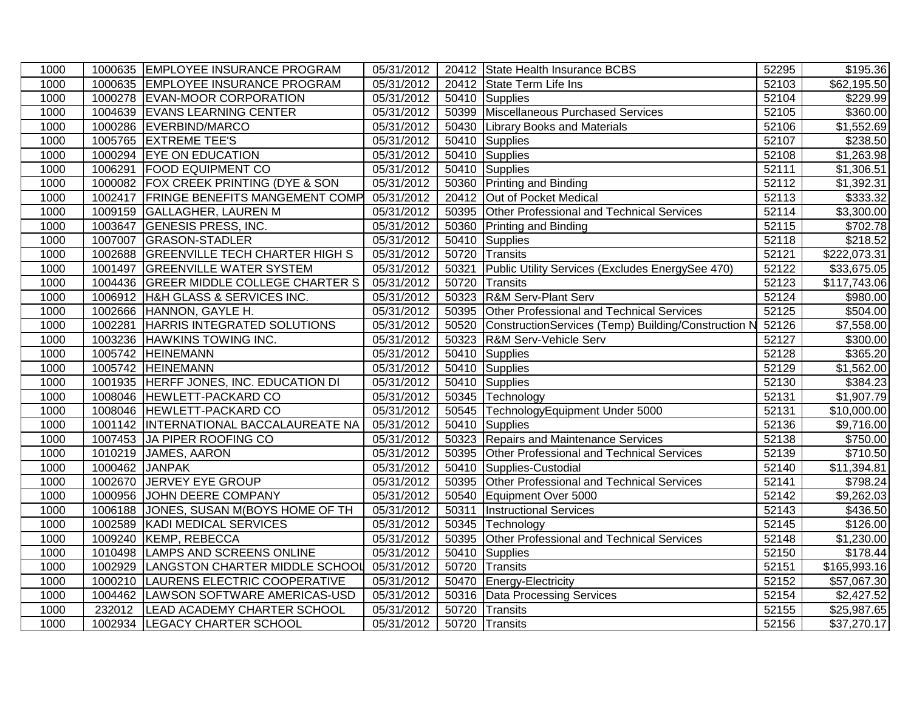| | | | | | | | |
|---|---|---|---|---|---|---|---|
| 1000 | 1000635 | EMPLOYEE INSURANCE PROGRAM | 05/31/2012 | 20412 | State Health Insurance BCBS | 52295 | $195.36 |
| 1000 | 1000635 | EMPLOYEE INSURANCE PROGRAM | 05/31/2012 | 20412 | State Term Life Ins | 52103 | $62,195.50 |
| 1000 | 1000278 | EVAN-MOOR CORPORATION | 05/31/2012 | 50410 | Supplies | 52104 | $229.99 |
| 1000 | 1004639 | EVANS LEARNING CENTER | 05/31/2012 | 50399 | Miscellaneous Purchased Services | 52105 | $360.00 |
| 1000 | 1000286 | EVERBIND/MARCO | 05/31/2012 | 50430 | Library Books and Materials | 52106 | $1,552.69 |
| 1000 | 1005765 | EXTREME TEE'S | 05/31/2012 | 50410 | Supplies | 52107 | $238.50 |
| 1000 | 1000294 | EYE ON EDUCATION | 05/31/2012 | 50410 | Supplies | 52108 | $1,263.98 |
| 1000 | 1006291 | FOOD EQUIPMENT CO | 05/31/2012 | 50410 | Supplies | 52111 | $1,306.51 |
| 1000 | 1000082 | FOX CREEK PRINTING (DYE & SON | 05/31/2012 | 50360 | Printing and Binding | 52112 | $1,392.31 |
| 1000 | 1002417 | FRINGE BENEFITS MANGEMENT COMP | 05/31/2012 | 20412 | Out of Pocket Medical | 52113 | $333.32 |
| 1000 | 1009159 | GALLAGHER, LAUREN M | 05/31/2012 | 50395 | Other Professional and Technical Services | 52114 | $3,300.00 |
| 1000 | 1003647 | GENESIS PRESS, INC. | 05/31/2012 | 50360 | Printing and Binding | 52115 | $702.78 |
| 1000 | 1007007 | GRASON-STADLER | 05/31/2012 | 50410 | Supplies | 52118 | $218.52 |
| 1000 | 1002688 | GREENVILLE TECH CHARTER HIGH S | 05/31/2012 | 50720 | Transits | 52121 | $222,073.31 |
| 1000 | 1001497 | GREENVILLE WATER SYSTEM | 05/31/2012 | 50321 | Public Utility Services (Excludes EnergySee 470) | 52122 | $33,675.05 |
| 1000 | 1004436 | GREER MIDDLE COLLEGE CHARTER S | 05/31/2012 | 50720 | Transits | 52123 | $117,743.06 |
| 1000 | 1006912 | H&H GLASS & SERVICES INC. | 05/31/2012 | 50323 | R&M Serv-Plant Serv | 52124 | $980.00 |
| 1000 | 1002666 | HANNON, GAYLE H. | 05/31/2012 | 50395 | Other Professional and Technical Services | 52125 | $504.00 |
| 1000 | 1002281 | HARRIS INTEGRATED SOLUTIONS | 05/31/2012 | 50520 | ConstructionServices (Temp) Building/Construction N | 52126 | $7,558.00 |
| 1000 | 1003236 | HAWKINS TOWING INC. | 05/31/2012 | 50323 | R&M Serv-Vehicle Serv | 52127 | $300.00 |
| 1000 | 1005742 | HEINEMANN | 05/31/2012 | 50410 | Supplies | 52128 | $365.20 |
| 1000 | 1005742 | HEINEMANN | 05/31/2012 | 50410 | Supplies | 52129 | $1,562.00 |
| 1000 | 1001935 | HERFF JONES, INC. EDUCATION DI | 05/31/2012 | 50410 | Supplies | 52130 | $384.23 |
| 1000 | 1008046 | HEWLETT-PACKARD CO | 05/31/2012 | 50345 | Technology | 52131 | $1,907.79 |
| 1000 | 1008046 | HEWLETT-PACKARD CO | 05/31/2012 | 50545 | TechnologyEquipment Under 5000 | 52131 | $10,000.00 |
| 1000 | 1001142 | INTERNATIONAL BACCALAUREATE NA | 05/31/2012 | 50410 | Supplies | 52136 | $9,716.00 |
| 1000 | 1007453 | JA PIPER ROOFING CO | 05/31/2012 | 50323 | Repairs and Maintenance Services | 52138 | $750.00 |
| 1000 | 1010219 | JAMES, AARON | 05/31/2012 | 50395 | Other Professional and Technical Services | 52139 | $710.50 |
| 1000 | 1000462 | JANPAK | 05/31/2012 | 50410 | Supplies-Custodial | 52140 | $11,394.81 |
| 1000 | 1002670 | JERVEY EYE GROUP | 05/31/2012 | 50395 | Other Professional and Technical Services | 52141 | $798.24 |
| 1000 | 1000956 | JOHN DEERE COMPANY | 05/31/2012 | 50540 | Equipment Over 5000 | 52142 | $9,262.03 |
| 1000 | 1006188 | JONES, SUSAN M(BOYS HOME OF TH | 05/31/2012 | 50311 | Instructional Services | 52143 | $436.50 |
| 1000 | 1002589 | KADI MEDICAL SERVICES | 05/31/2012 | 50345 | Technology | 52145 | $126.00 |
| 1000 | 1009240 | KEMP, REBECCA | 05/31/2012 | 50395 | Other Professional and Technical Services | 52148 | $1,230.00 |
| 1000 | 1010498 | LAMPS AND SCREENS ONLINE | 05/31/2012 | 50410 | Supplies | 52150 | $178.44 |
| 1000 | 1002929 | LANGSTON CHARTER MIDDLE SCHOOL | 05/31/2012 | 50720 | Transits | 52151 | $165,993.16 |
| 1000 | 1000210 | LAURENS ELECTRIC COOPERATIVE | 05/31/2012 | 50470 | Energy-Electricity | 52152 | $57,067.30 |
| 1000 | 1004462 | LAWSON SOFTWARE AMERICAS-USD | 05/31/2012 | 50316 | Data Processing Services | 52154 | $2,427.52 |
| 1000 | 232012 | LEAD ACADEMY CHARTER SCHOOL | 05/31/2012 | 50720 | Transits | 52155 | $25,987.65 |
| 1000 | 1002934 | LEGACY CHARTER SCHOOL | 05/31/2012 | 50720 | Transits | 52156 | $37,270.17 |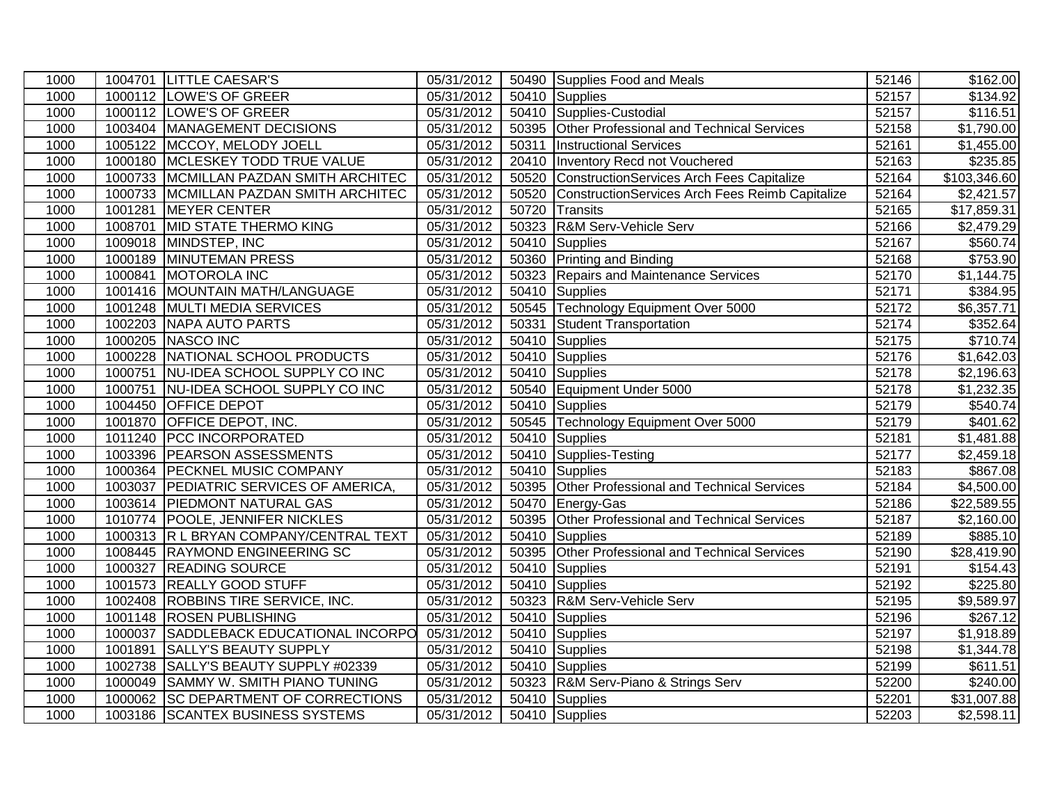| 1000 | 1004701 | LITTLE CAESAR'S | 05/31/2012 | 50490 | Supplies Food and Meals | 52146 | $162.00 |
|---|---|---|---|---|---|---|---|
| 1000 | 1000112 | LOWE'S OF GREER | 05/31/2012 | 50410 | Supplies | 52157 | $134.92 |
| 1000 | 1000112 | LOWE'S OF GREER | 05/31/2012 | 50410 | Supplies-Custodial | 52157 | $116.51 |
| 1000 | 1003404 | MANAGEMENT DECISIONS | 05/31/2012 | 50395 | Other Professional and Technical Services | 52158 | $1,790.00 |
| 1000 | 1005122 | MCCOY, MELODY JOELL | 05/31/2012 | 50311 | Instructional Services | 52161 | $1,455.00 |
| 1000 | 1000180 | MCLESKEY TODD TRUE VALUE | 05/31/2012 | 20410 | Inventory Recd not Vouchered | 52163 | $235.85 |
| 1000 | 1000733 | MCMILLAN PAZDAN SMITH ARCHITEC | 05/31/2012 | 50520 | ConstructionServices Arch Fees Capitalize | 52164 | $103,346.60 |
| 1000 | 1000733 | MCMILLAN PAZDAN SMITH ARCHITEC | 05/31/2012 | 50520 | ConstructionServices Arch Fees Reimb Capitalize | 52164 | $2,421.57 |
| 1000 | 1001281 | MEYER CENTER | 05/31/2012 | 50720 | Transits | 52165 | $17,859.31 |
| 1000 | 1008701 | MID STATE THERMO KING | 05/31/2012 | 50323 | R&M Serv-Vehicle Serv | 52166 | $2,479.29 |
| 1000 | 1009018 | MINDSTEP, INC | 05/31/2012 | 50410 | Supplies | 52167 | $560.74 |
| 1000 | 1000189 | MINUTEMAN PRESS | 05/31/2012 | 50360 | Printing and Binding | 52168 | $753.90 |
| 1000 | 1000841 | MOTOROLA INC | 05/31/2012 | 50323 | Repairs and Maintenance Services | 52170 | $1,144.75 |
| 1000 | 1001416 | MOUNTAIN MATH/LANGUAGE | 05/31/2012 | 50410 | Supplies | 52171 | $384.95 |
| 1000 | 1001248 | MULTI MEDIA SERVICES | 05/31/2012 | 50545 | Technology Equipment Over 5000 | 52172 | $6,357.71 |
| 1000 | 1002203 | NAPA AUTO PARTS | 05/31/2012 | 50331 | Student Transportation | 52174 | $352.64 |
| 1000 | 1000205 | NASCO INC | 05/31/2012 | 50410 | Supplies | 52175 | $710.74 |
| 1000 | 1000228 | NATIONAL SCHOOL PRODUCTS | 05/31/2012 | 50410 | Supplies | 52176 | $1,642.03 |
| 1000 | 1000751 | NU-IDEA SCHOOL SUPPLY CO INC | 05/31/2012 | 50410 | Supplies | 52178 | $2,196.63 |
| 1000 | 1000751 | NU-IDEA SCHOOL SUPPLY CO INC | 05/31/2012 | 50540 | Equipment Under 5000 | 52178 | $1,232.35 |
| 1000 | 1004450 | OFFICE DEPOT | 05/31/2012 | 50410 | Supplies | 52179 | $540.74 |
| 1000 | 1001870 | OFFICE DEPOT, INC. | 05/31/2012 | 50545 | Technology Equipment Over 5000 | 52179 | $401.62 |
| 1000 | 1011240 | PCC INCORPORATED | 05/31/2012 | 50410 | Supplies | 52181 | $1,481.88 |
| 1000 | 1003396 | PEARSON ASSESSMENTS | 05/31/2012 | 50410 | Supplies-Testing | 52177 | $2,459.18 |
| 1000 | 1000364 | PECKNEL MUSIC COMPANY | 05/31/2012 | 50410 | Supplies | 52183 | $867.08 |
| 1000 | 1003037 | PEDIATRIC SERVICES OF AMERICA, | 05/31/2012 | 50395 | Other Professional and Technical Services | 52184 | $4,500.00 |
| 1000 | 1003614 | PIEDMONT NATURAL GAS | 05/31/2012 | 50470 | Energy-Gas | 52186 | $22,589.55 |
| 1000 | 1010774 | POOLE, JENNIFER NICKLES | 05/31/2012 | 50395 | Other Professional and Technical Services | 52187 | $2,160.00 |
| 1000 | 1000313 | R L BRYAN COMPANY/CENTRAL TEXT | 05/31/2012 | 50410 | Supplies | 52189 | $885.10 |
| 1000 | 1008445 | RAYMOND ENGINEERING SC | 05/31/2012 | 50395 | Other Professional and Technical Services | 52190 | $28,419.90 |
| 1000 | 1000327 | READING SOURCE | 05/31/2012 | 50410 | Supplies | 52191 | $154.43 |
| 1000 | 1001573 | REALLY GOOD STUFF | 05/31/2012 | 50410 | Supplies | 52192 | $225.80 |
| 1000 | 1002408 | ROBBINS TIRE SERVICE, INC. | 05/31/2012 | 50323 | R&M Serv-Vehicle Serv | 52195 | $9,589.97 |
| 1000 | 1001148 | ROSEN PUBLISHING | 05/31/2012 | 50410 | Supplies | 52196 | $267.12 |
| 1000 | 1000037 | SADDLEBACK EDUCATIONAL INCORPO | 05/31/2012 | 50410 | Supplies | 52197 | $1,918.89 |
| 1000 | 1001891 | SALLY'S BEAUTY SUPPLY | 05/31/2012 | 50410 | Supplies | 52198 | $1,344.78 |
| 1000 | 1002738 | SALLY'S BEAUTY SUPPLY #02339 | 05/31/2012 | 50410 | Supplies | 52199 | $611.51 |
| 1000 | 1000049 | SAMMY W. SMITH PIANO TUNING | 05/31/2012 | 50323 | R&M Serv-Piano & Strings Serv | 52200 | $240.00 |
| 1000 | 1000062 | SC DEPARTMENT OF CORRECTIONS | 05/31/2012 | 50410 | Supplies | 52201 | $31,007.88 |
| 1000 | 1003186 | SCANTEX BUSINESS SYSTEMS | 05/31/2012 | 50410 | Supplies | 52203 | $2,598.11 |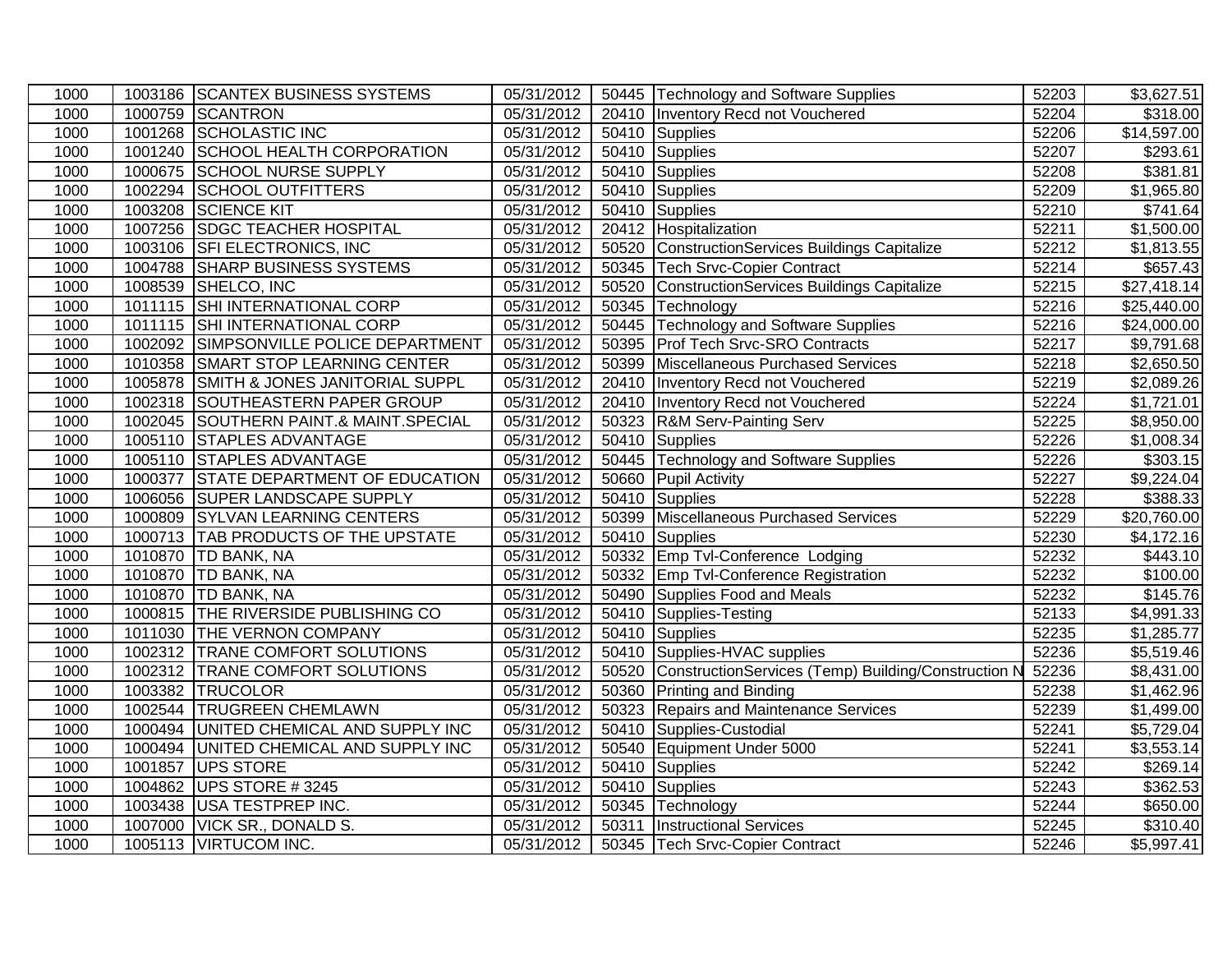| | | | | | | | |
|---|---|---|---|---|---|---|---|
| 1000 | 1003186 | SCANTEX BUSINESS SYSTEMS | 05/31/2012 | 50445 | Technology and Software Supplies | 52203 | $3,627.51 |
| 1000 | 1000759 | SCANTRON | 05/31/2012 | 20410 | Inventory Recd not Vouchered | 52204 | $318.00 |
| 1000 | 1001268 | SCHOLASTIC INC | 05/31/2012 | 50410 | Supplies | 52206 | $14,597.00 |
| 1000 | 1001240 | SCHOOL HEALTH CORPORATION | 05/31/2012 | 50410 | Supplies | 52207 | $293.61 |
| 1000 | 1000675 | SCHOOL NURSE SUPPLY | 05/31/2012 | 50410 | Supplies | 52208 | $381.81 |
| 1000 | 1002294 | SCHOOL OUTFITTERS | 05/31/2012 | 50410 | Supplies | 52209 | $1,965.80 |
| 1000 | 1003208 | SCIENCE KIT | 05/31/2012 | 50410 | Supplies | 52210 | $741.64 |
| 1000 | 1007256 | SDGC TEACHER HOSPITAL | 05/31/2012 | 20412 | Hospitalization | 52211 | $1,500.00 |
| 1000 | 1003106 | SFI ELECTRONICS, INC | 05/31/2012 | 50520 | ConstructionServices Buildings Capitalize | 52212 | $1,813.55 |
| 1000 | 1004788 | SHARP BUSINESS SYSTEMS | 05/31/2012 | 50345 | Tech Srvc-Copier Contract | 52214 | $657.43 |
| 1000 | 1008539 | SHELCO, INC | 05/31/2012 | 50520 | ConstructionServices Buildings Capitalize | 52215 | $27,418.14 |
| 1000 | 1011115 | SHI INTERNATIONAL CORP | 05/31/2012 | 50345 | Technology | 52216 | $25,440.00 |
| 1000 | 1011115 | SHI INTERNATIONAL CORP | 05/31/2012 | 50445 | Technology and Software Supplies | 52216 | $24,000.00 |
| 1000 | 1002092 | SIMPSONVILLE POLICE DEPARTMENT | 05/31/2012 | 50395 | Prof Tech Srvc-SRO Contracts | 52217 | $9,791.68 |
| 1000 | 1010358 | SMART STOP LEARNING CENTER | 05/31/2012 | 50399 | Miscellaneous Purchased Services | 52218 | $2,650.50 |
| 1000 | 1005878 | SMITH & JONES JANITORIAL SUPPL | 05/31/2012 | 20410 | Inventory Recd not Vouchered | 52219 | $2,089.26 |
| 1000 | 1002318 | SOUTHEASTERN PAPER GROUP | 05/31/2012 | 20410 | Inventory Recd not Vouchered | 52224 | $1,721.01 |
| 1000 | 1002045 | SOUTHERN PAINT.& MAINT.SPECIAL | 05/31/2012 | 50323 | R&M Serv-Painting Serv | 52225 | $8,950.00 |
| 1000 | 1005110 | STAPLES ADVANTAGE | 05/31/2012 | 50410 | Supplies | 52226 | $1,008.34 |
| 1000 | 1005110 | STAPLES ADVANTAGE | 05/31/2012 | 50445 | Technology and Software Supplies | 52226 | $303.15 |
| 1000 | 1000377 | STATE DEPARTMENT OF EDUCATION | 05/31/2012 | 50660 | Pupil Activity | 52227 | $9,224.04 |
| 1000 | 1006056 | SUPER LANDSCAPE SUPPLY | 05/31/2012 | 50410 | Supplies | 52228 | $388.33 |
| 1000 | 1000809 | SYLVAN LEARNING CENTERS | 05/31/2012 | 50399 | Miscellaneous Purchased Services | 52229 | $20,760.00 |
| 1000 | 1000713 | TAB PRODUCTS OF THE UPSTATE | 05/31/2012 | 50410 | Supplies | 52230 | $4,172.16 |
| 1000 | 1010870 | TD BANK, NA | 05/31/2012 | 50332 | Emp Tvl-Conference Lodging | 52232 | $443.10 |
| 1000 | 1010870 | TD BANK, NA | 05/31/2012 | 50332 | Emp Tvl-Conference Registration | 52232 | $100.00 |
| 1000 | 1010870 | TD BANK, NA | 05/31/2012 | 50490 | Supplies Food and Meals | 52232 | $145.76 |
| 1000 | 1000815 | THE RIVERSIDE PUBLISHING CO | 05/31/2012 | 50410 | Supplies-Testing | 52133 | $4,991.33 |
| 1000 | 1011030 | THE VERNON COMPANY | 05/31/2012 | 50410 | Supplies | 52235 | $1,285.77 |
| 1000 | 1002312 | TRANE COMFORT SOLUTIONS | 05/31/2012 | 50410 | Supplies-HVAC supplies | 52236 | $5,519.46 |
| 1000 | 1002312 | TRANE COMFORT SOLUTIONS | 05/31/2012 | 50520 | ConstructionServices (Temp) Building/Construction N | 52236 | $8,431.00 |
| 1000 | 1003382 | TRUCOLOR | 05/31/2012 | 50360 | Printing and Binding | 52238 | $1,462.96 |
| 1000 | 1002544 | TRUGREEN CHEMLAWN | 05/31/2012 | 50323 | Repairs and Maintenance Services | 52239 | $1,499.00 |
| 1000 | 1000494 | UNITED CHEMICAL AND SUPPLY INC | 05/31/2012 | 50410 | Supplies-Custodial | 52241 | $5,729.04 |
| 1000 | 1000494 | UNITED CHEMICAL AND SUPPLY INC | 05/31/2012 | 50540 | Equipment Under 5000 | 52241 | $3,553.14 |
| 1000 | 1001857 | UPS STORE | 05/31/2012 | 50410 | Supplies | 52242 | $269.14 |
| 1000 | 1004862 | UPS STORE # 3245 | 05/31/2012 | 50410 | Supplies | 52243 | $362.53 |
| 1000 | 1003438 | USA TESTPREP INC. | 05/31/2012 | 50345 | Technology | 52244 | $650.00 |
| 1000 | 1007000 | VICK SR., DONALD S. | 05/31/2012 | 50311 | Instructional Services | 52245 | $310.40 |
| 1000 | 1005113 | VIRTUCOM INC. | 05/31/2012 | 50345 | Tech Srvc-Copier Contract | 52246 | $5,997.41 |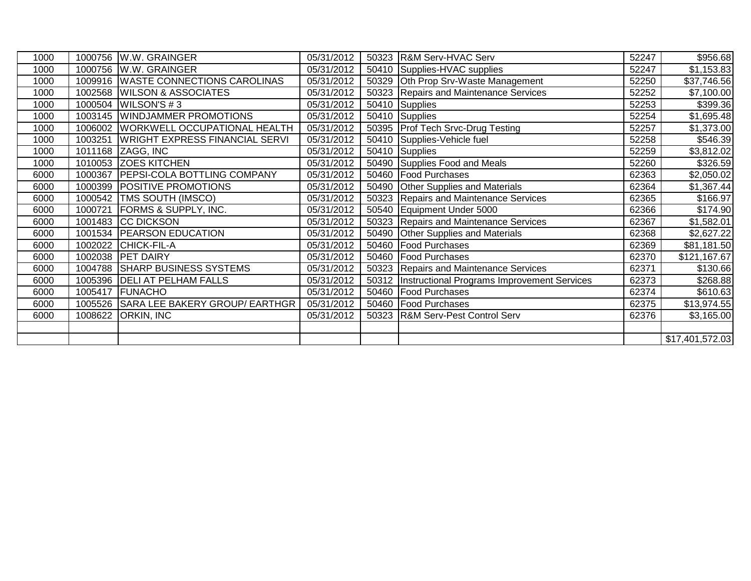| | | | | | | | |
|---|---|---|---|---|---|---|---|
| 1000 | 1000756 | W.W. GRAINGER | 05/31/2012 | 50323 | R&M Serv-HVAC Serv | 52247 | $956.68 |
| 1000 | 1000756 | W.W. GRAINGER | 05/31/2012 | 50410 | Supplies-HVAC supplies | 52247 | $1,153.83 |
| 1000 | 1009916 | WASTE CONNECTIONS CAROLINAS | 05/31/2012 | 50329 | Oth Prop Srv-Waste Management | 52250 | $37,746.56 |
| 1000 | 1002568 | WILSON & ASSOCIATES | 05/31/2012 | 50323 | Repairs and Maintenance Services | 52252 | $7,100.00 |
| 1000 | 1000504 | WILSON'S # 3 | 05/31/2012 | 50410 | Supplies | 52253 | $399.36 |
| 1000 | 1003145 | WINDJAMMER PROMOTIONS | 05/31/2012 | 50410 | Supplies | 52254 | $1,695.48 |
| 1000 | 1006002 | WORKWELL OCCUPATIONAL HEALTH | 05/31/2012 | 50395 | Prof Tech Srvc-Drug Testing | 52257 | $1,373.00 |
| 1000 | 1003251 | WRIGHT EXPRESS FINANCIAL SERVI | 05/31/2012 | 50410 | Supplies-Vehicle fuel | 52258 | $546.39 |
| 1000 | 1011168 | ZAGG, INC | 05/31/2012 | 50410 | Supplies | 52259 | $3,812.02 |
| 1000 | 1010053 | ZOES KITCHEN | 05/31/2012 | 50490 | Supplies Food and Meals | 52260 | $326.59 |
| 6000 | 1000367 | PEPSI-COLA BOTTLING COMPANY | 05/31/2012 | 50460 | Food Purchases | 62363 | $2,050.02 |
| 6000 | 1000399 | POSITIVE PROMOTIONS | 05/31/2012 | 50490 | Other Supplies and Materials | 62364 | $1,367.44 |
| 6000 | 1000542 | TMS SOUTH (IMSCO) | 05/31/2012 | 50323 | Repairs and Maintenance Services | 62365 | $166.97 |
| 6000 | 1000721 | FORMS & SUPPLY, INC. | 05/31/2012 | 50540 | Equipment Under 5000 | 62366 | $174.90 |
| 6000 | 1001483 | CC DICKSON | 05/31/2012 | 50323 | Repairs and Maintenance Services | 62367 | $1,582.01 |
| 6000 | 1001534 | PEARSON EDUCATION | 05/31/2012 | 50490 | Other Supplies and Materials | 62368 | $2,627.22 |
| 6000 | 1002022 | CHICK-FIL-A | 05/31/2012 | 50460 | Food Purchases | 62369 | $81,181.50 |
| 6000 | 1002038 | PET DAIRY | 05/31/2012 | 50460 | Food Purchases | 62370 | $121,167.67 |
| 6000 | 1004788 | SHARP BUSINESS SYSTEMS | 05/31/2012 | 50323 | Repairs and Maintenance Services | 62371 | $130.66 |
| 6000 | 1005396 | DELI AT PELHAM FALLS | 05/31/2012 | 50312 | Instructional Programs Improvement Services | 62373 | $268.88 |
| 6000 | 1005417 | FUNACHO | 05/31/2012 | 50460 | Food Purchases | 62374 | $610.63 |
| 6000 | 1005526 | SARA LEE BAKERY GROUP/ EARTHGR | 05/31/2012 | 50460 | Food Purchases | 62375 | $13,974.55 |
| 6000 | 1008622 | ORKIN, INC | 05/31/2012 | 50323 | R&M Serv-Pest Control Serv | 62376 | $3,165.00 |
| | | | | | | | |
| | | | | | | | $17,401,572.03 |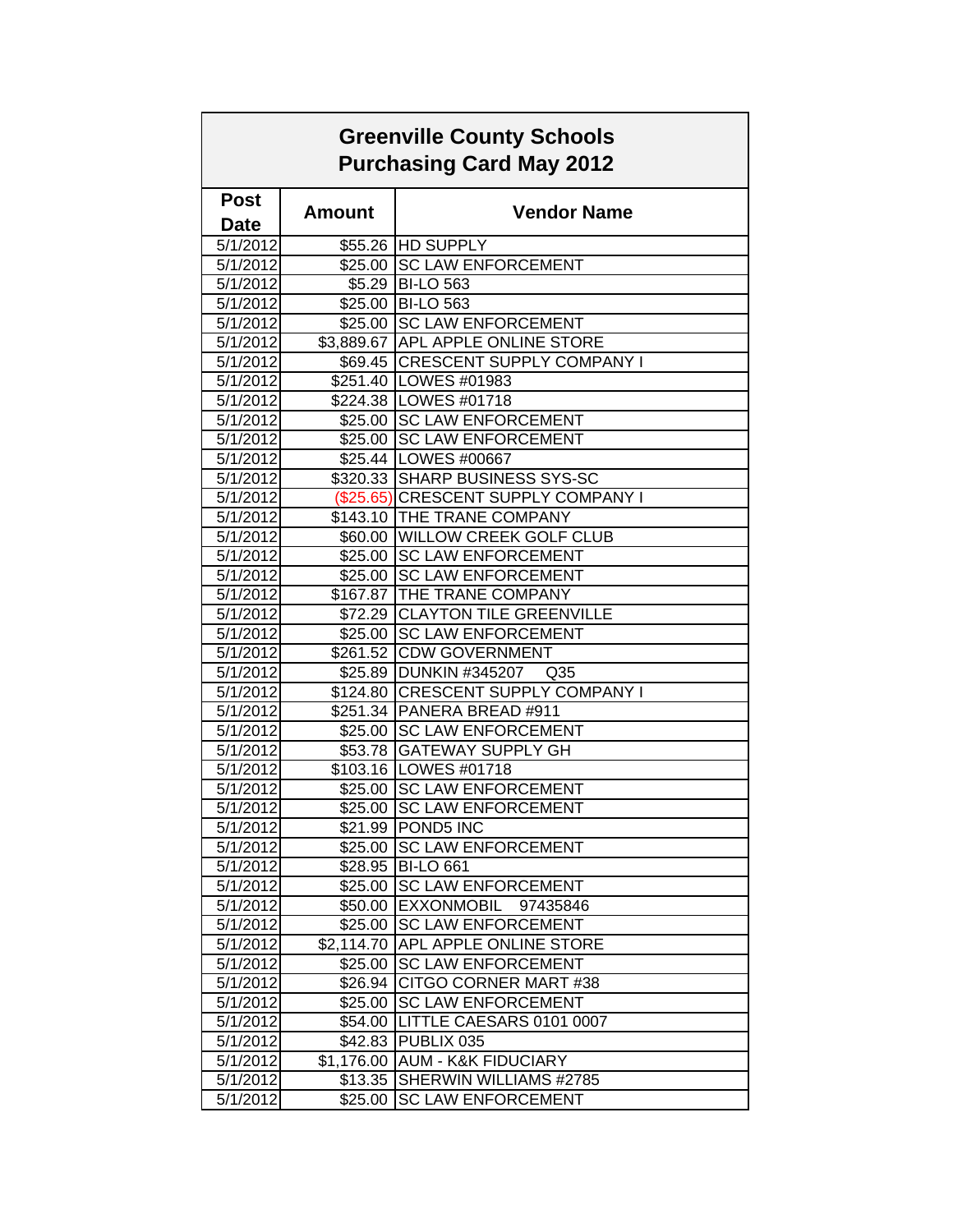# Greenville County Schools
## Purchasing Card May 2012

| Post Date | Amount | Vendor Name |
|---|---|---|
| 5/1/2012 | $55.26 | HD SUPPLY |
| 5/1/2012 | $25.00 | SC LAW ENFORCEMENT |
| 5/1/2012 | $5.29 | BI-LO 563 |
| 5/1/2012 | $25.00 | BI-LO 563 |
| 5/1/2012 | $25.00 | SC LAW ENFORCEMENT |
| 5/1/2012 | $3,889.67 | APL APPLE ONLINE STORE |
| 5/1/2012 | $69.45 | CRESCENT SUPPLY COMPANY I |
| 5/1/2012 | $251.40 | LOWES #01983 |
| 5/1/2012 | $224.38 | LOWES #01718 |
| 5/1/2012 | $25.00 | SC LAW ENFORCEMENT |
| 5/1/2012 | $25.00 | SC LAW ENFORCEMENT |
| 5/1/2012 | $25.44 | LOWES #00667 |
| 5/1/2012 | $320.33 | SHARP BUSINESS SYS-SC |
| 5/1/2012 | ($25.65) | CRESCENT SUPPLY COMPANY I |
| 5/1/2012 | $143.10 | THE TRANE COMPANY |
| 5/1/2012 | $60.00 | WILLOW CREEK GOLF CLUB |
| 5/1/2012 | $25.00 | SC LAW ENFORCEMENT |
| 5/1/2012 | $25.00 | SC LAW ENFORCEMENT |
| 5/1/2012 | $167.87 | THE TRANE COMPANY |
| 5/1/2012 | $72.29 | CLAYTON TILE GREENVILLE |
| 5/1/2012 | $25.00 | SC LAW ENFORCEMENT |
| 5/1/2012 | $261.52 | CDW GOVERNMENT |
| 5/1/2012 | $25.89 | DUNKIN #345207 Q35 |
| 5/1/2012 | $124.80 | CRESCENT SUPPLY COMPANY I |
| 5/1/2012 | $251.34 | PANERA BREAD #911 |
| 5/1/2012 | $25.00 | SC LAW ENFORCEMENT |
| 5/1/2012 | $53.78 | GATEWAY SUPPLY GH |
| 5/1/2012 | $103.16 | LOWES #01718 |
| 5/1/2012 | $25.00 | SC LAW ENFORCEMENT |
| 5/1/2012 | $25.00 | SC LAW ENFORCEMENT |
| 5/1/2012 | $21.99 | POND5 INC |
| 5/1/2012 | $25.00 | SC LAW ENFORCEMENT |
| 5/1/2012 | $28.95 | BI-LO 661 |
| 5/1/2012 | $25.00 | SC LAW ENFORCEMENT |
| 5/1/2012 | $50.00 | EXXONMOBIL 97435846 |
| 5/1/2012 | $25.00 | SC LAW ENFORCEMENT |
| 5/1/2012 | $2,114.70 | APL APPLE ONLINE STORE |
| 5/1/2012 | $25.00 | SC LAW ENFORCEMENT |
| 5/1/2012 | $26.94 | CITGO CORNER MART #38 |
| 5/1/2012 | $25.00 | SC LAW ENFORCEMENT |
| 5/1/2012 | $54.00 | LITTLE CAESARS 0101 0007 |
| 5/1/2012 | $42.83 | PUBLIX 035 |
| 5/1/2012 | $1,176.00 | AUM - K&K FIDUCIARY |
| 5/1/2012 | $13.35 | SHERWIN WILLIAMS #2785 |
| 5/1/2012 | $25.00 | SC LAW ENFORCEMENT |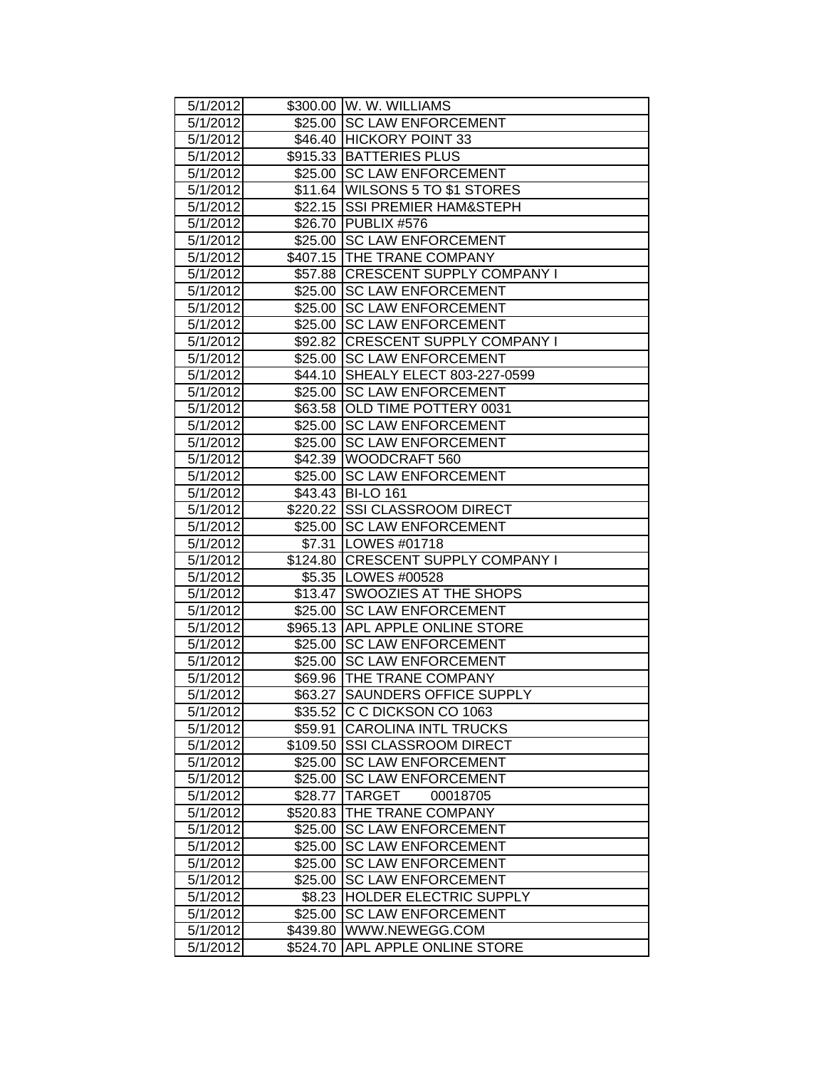| 5/1/2012 | $300.00 | W. W. WILLIAMS |
|---|---|---|
| 5/1/2012 | $25.00 | SC LAW ENFORCEMENT |
| 5/1/2012 | $46.40 | HICKORY POINT 33 |
| 5/1/2012 | $915.33 | BATTERIES PLUS |
| 5/1/2012 | $25.00 | SC LAW ENFORCEMENT |
| 5/1/2012 | $11.64 | WILSONS 5 TO $1 STORES |
| 5/1/2012 | $22.15 | SSI PREMIER HAM&STEPH |
| 5/1/2012 | $26.70 | PUBLIX #576 |
| 5/1/2012 | $25.00 | SC LAW ENFORCEMENT |
| 5/1/2012 | $407.15 | THE TRANE COMPANY |
| 5/1/2012 | $57.88 | CRESCENT SUPPLY COMPANY I |
| 5/1/2012 | $25.00 | SC LAW ENFORCEMENT |
| 5/1/2012 | $25.00 | SC LAW ENFORCEMENT |
| 5/1/2012 | $25.00 | SC LAW ENFORCEMENT |
| 5/1/2012 | $92.82 | CRESCENT SUPPLY COMPANY I |
| 5/1/2012 | $25.00 | SC LAW ENFORCEMENT |
| 5/1/2012 | $44.10 | SHEALY ELECT 803-227-0599 |
| 5/1/2012 | $25.00 | SC LAW ENFORCEMENT |
| 5/1/2012 | $63.58 | OLD TIME POTTERY 0031 |
| 5/1/2012 | $25.00 | SC LAW ENFORCEMENT |
| 5/1/2012 | $25.00 | SC LAW ENFORCEMENT |
| 5/1/2012 | $42.39 | WOODCRAFT 560 |
| 5/1/2012 | $25.00 | SC LAW ENFORCEMENT |
| 5/1/2012 | $43.43 | BI-LO 161 |
| 5/1/2012 | $220.22 | SSI CLASSROOM DIRECT |
| 5/1/2012 | $25.00 | SC LAW ENFORCEMENT |
| 5/1/2012 | $7.31 | LOWES #01718 |
| 5/1/2012 | $124.80 | CRESCENT SUPPLY COMPANY I |
| 5/1/2012 | $5.35 | LOWES #00528 |
| 5/1/2012 | $13.47 | SWOOZIES AT THE SHOPS |
| 5/1/2012 | $25.00 | SC LAW ENFORCEMENT |
| 5/1/2012 | $965.13 | APL APPLE ONLINE STORE |
| 5/1/2012 | $25.00 | SC LAW ENFORCEMENT |
| 5/1/2012 | $25.00 | SC LAW ENFORCEMENT |
| 5/1/2012 | $69.96 | THE TRANE COMPANY |
| 5/1/2012 | $63.27 | SAUNDERS OFFICE SUPPLY |
| 5/1/2012 | $35.52 | C C DICKSON CO 1063 |
| 5/1/2012 | $59.91 | CAROLINA INTL TRUCKS |
| 5/1/2012 | $109.50 | SSI CLASSROOM DIRECT |
| 5/1/2012 | $25.00 | SC LAW ENFORCEMENT |
| 5/1/2012 | $25.00 | SC LAW ENFORCEMENT |
| 5/1/2012 | $28.77 | TARGET 00018705 |
| 5/1/2012 | $520.83 | THE TRANE COMPANY |
| 5/1/2012 | $25.00 | SC LAW ENFORCEMENT |
| 5/1/2012 | $25.00 | SC LAW ENFORCEMENT |
| 5/1/2012 | $25.00 | SC LAW ENFORCEMENT |
| 5/1/2012 | $25.00 | SC LAW ENFORCEMENT |
| 5/1/2012 | $8.23 | HOLDER ELECTRIC SUPPLY |
| 5/1/2012 | $25.00 | SC LAW ENFORCEMENT |
| 5/1/2012 | $439.80 | WWW.NEWEGG.COM |
| 5/1/2012 | $524.70 | APL APPLE ONLINE STORE |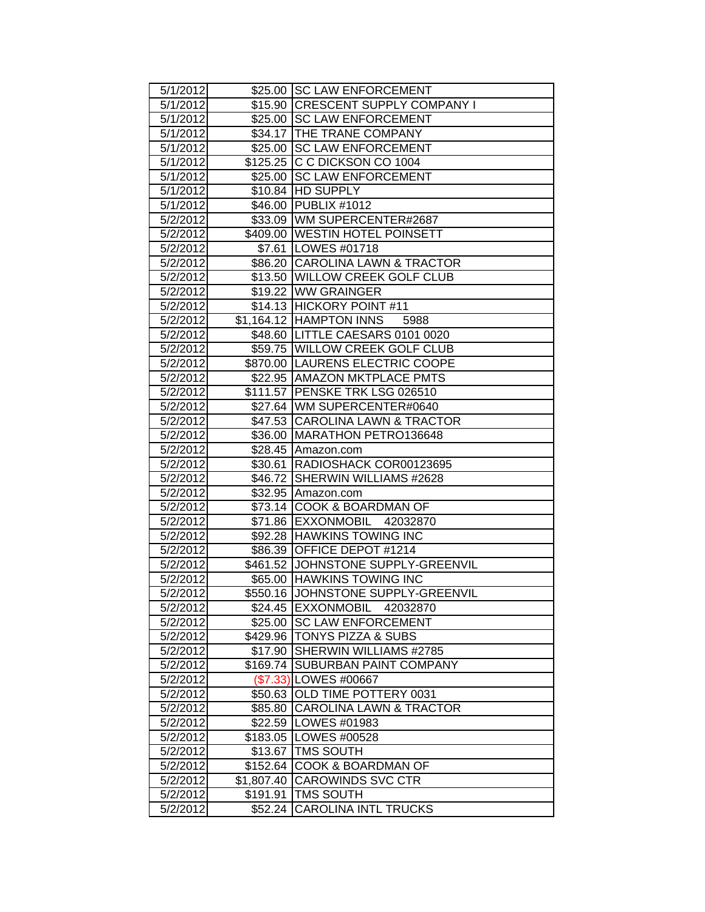| | | |
|---|---|---|
| 5/1/2012 | $25.00 | SC LAW ENFORCEMENT |
| 5/1/2012 | $15.90 | CRESCENT SUPPLY COMPANY I |
| 5/1/2012 | $25.00 | SC LAW ENFORCEMENT |
| 5/1/2012 | $34.17 | THE TRANE COMPANY |
| 5/1/2012 | $25.00 | SC LAW ENFORCEMENT |
| 5/1/2012 | $125.25 | C C DICKSON CO 1004 |
| 5/1/2012 | $25.00 | SC LAW ENFORCEMENT |
| 5/1/2012 | $10.84 | HD SUPPLY |
| 5/1/2012 | $46.00 | PUBLIX #1012 |
| 5/2/2012 | $33.09 | WM SUPERCENTER#2687 |
| 5/2/2012 | $409.00 | WESTIN HOTEL POINSETT |
| 5/2/2012 | $7.61 | LOWES #01718 |
| 5/2/2012 | $86.20 | CAROLINA LAWN & TRACTOR |
| 5/2/2012 | $13.50 | WILLOW CREEK GOLF CLUB |
| 5/2/2012 | $19.22 | WW GRAINGER |
| 5/2/2012 | $14.13 | HICKORY POINT #11 |
| 5/2/2012 | $1,164.12 | HAMPTON INNS 5988 |
| 5/2/2012 | $48.60 | LITTLE CAESARS 0101 0020 |
| 5/2/2012 | $59.75 | WILLOW CREEK GOLF CLUB |
| 5/2/2012 | $870.00 | LAURENS ELECTRIC COOPE |
| 5/2/2012 | $22.95 | AMAZON MKTPLACE PMTS |
| 5/2/2012 | $111.57 | PENSKE TRK LSG 026510 |
| 5/2/2012 | $27.64 | WM SUPERCENTER#0640 |
| 5/2/2012 | $47.53 | CAROLINA LAWN & TRACTOR |
| 5/2/2012 | $36.00 | MARATHON PETRO136648 |
| 5/2/2012 | $28.45 | Amazon.com |
| 5/2/2012 | $30.61 | RADIOSHACK COR00123695 |
| 5/2/2012 | $46.72 | SHERWIN WILLIAMS #2628 |
| 5/2/2012 | $32.95 | Amazon.com |
| 5/2/2012 | $73.14 | COOK & BOARDMAN OF |
| 5/2/2012 | $71.86 | EXXONMOBIL 42032870 |
| 5/2/2012 | $92.28 | HAWKINS TOWING INC |
| 5/2/2012 | $86.39 | OFFICE DEPOT #1214 |
| 5/2/2012 | $461.52 | JOHNSTONE SUPPLY-GREENVIL |
| 5/2/2012 | $65.00 | HAWKINS TOWING INC |
| 5/2/2012 | $550.16 | JOHNSTONE SUPPLY-GREENVIL |
| 5/2/2012 | $24.45 | EXXONMOBIL 42032870 |
| 5/2/2012 | $25.00 | SC LAW ENFORCEMENT |
| 5/2/2012 | $429.96 | TONYS PIZZA & SUBS |
| 5/2/2012 | $17.90 | SHERWIN WILLIAMS #2785 |
| 5/2/2012 | $169.74 | SUBURBAN PAINT COMPANY |
| 5/2/2012 | ($7.33) | LOWES #00667 |
| 5/2/2012 | $50.63 | OLD TIME POTTERY 0031 |
| 5/2/2012 | $85.80 | CAROLINA LAWN & TRACTOR |
| 5/2/2012 | $22.59 | LOWES #01983 |
| 5/2/2012 | $183.05 | LOWES #00528 |
| 5/2/2012 | $13.67 | TMS SOUTH |
| 5/2/2012 | $152.64 | COOK & BOARDMAN OF |
| 5/2/2012 | $1,807.40 | CAROWINDS SVC CTR |
| 5/2/2012 | $191.91 | TMS SOUTH |
| 5/2/2012 | $52.24 | CAROLINA INTL TRUCKS |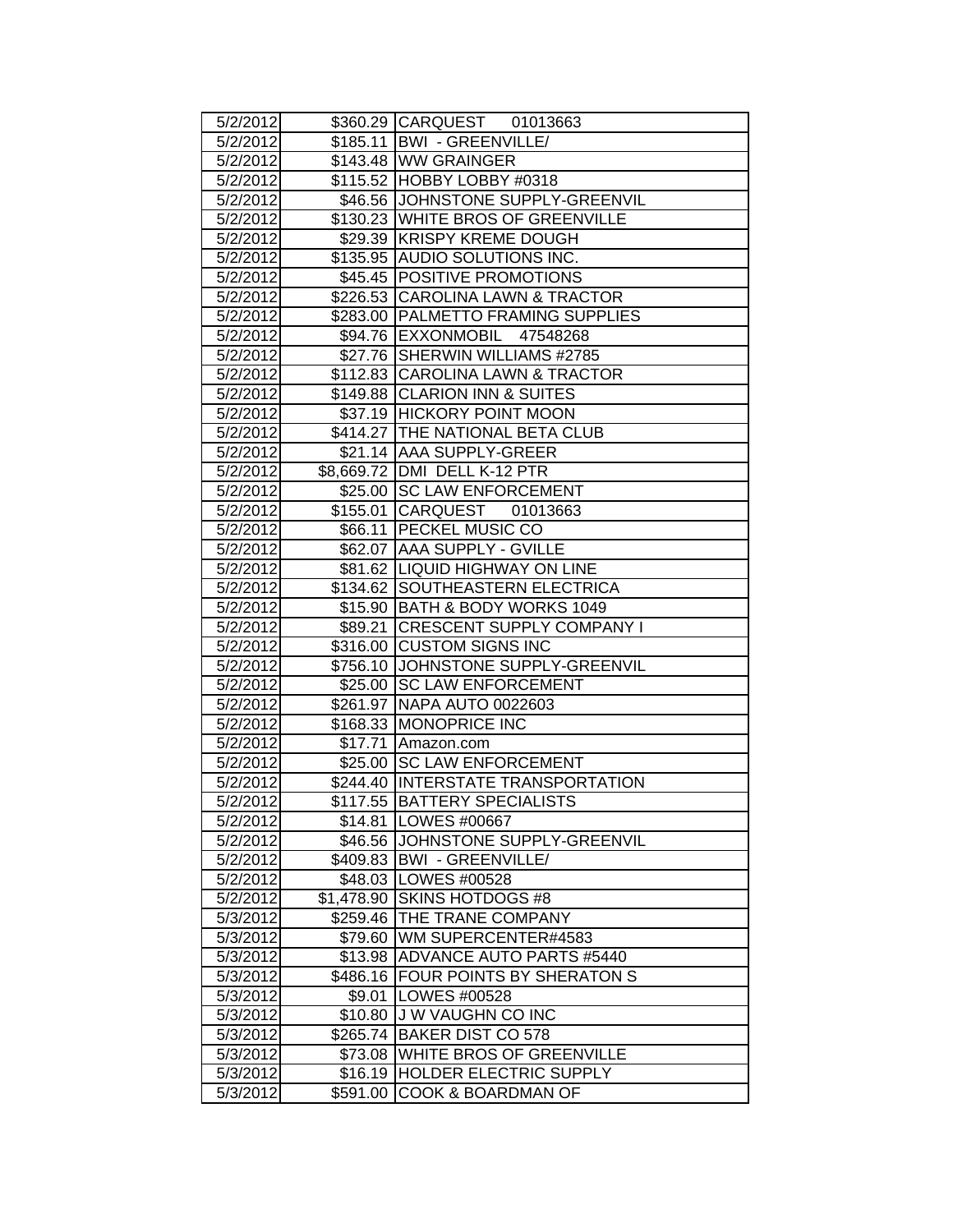| 5/2/2012 | $360.29 | CARQUEST 01013663 |
|---|---|---|
| 5/2/2012 | $185.11 | BWI - GREENVILLE/ |
| 5/2/2012 | $143.48 | WW GRAINGER |
| 5/2/2012 | $115.52 | HOBBY LOBBY #0318 |
| 5/2/2012 | $46.56 | JOHNSTONE SUPPLY-GREENVIL |
| 5/2/2012 | $130.23 | WHITE BROS OF GREENVILLE |
| 5/2/2012 | $29.39 | KRISPY KREME DOUGH |
| 5/2/2012 | $135.95 | AUDIO SOLUTIONS INC. |
| 5/2/2012 | $45.45 | POSITIVE PROMOTIONS |
| 5/2/2012 | $226.53 | CAROLINA LAWN & TRACTOR |
| 5/2/2012 | $283.00 | PALMETTO FRAMING SUPPLIES |
| 5/2/2012 | $94.76 | EXXONMOBIL 47548268 |
| 5/2/2012 | $27.76 | SHERWIN WILLIAMS #2785 |
| 5/2/2012 | $112.83 | CAROLINA LAWN & TRACTOR |
| 5/2/2012 | $149.88 | CLARION INN & SUITES |
| 5/2/2012 | $37.19 | HICKORY POINT MOON |
| 5/2/2012 | $414.27 | THE NATIONAL BETA CLUB |
| 5/2/2012 | $21.14 | AAA SUPPLY-GREER |
| 5/2/2012 | $8,669.72 | DMI DELL K-12 PTR |
| 5/2/2012 | $25.00 | SC LAW ENFORCEMENT |
| 5/2/2012 | $155.01 | CARQUEST 01013663 |
| 5/2/2012 | $66.11 | PECKEL MUSIC CO |
| 5/2/2012 | $62.07 | AAA SUPPLY - GVILLE |
| 5/2/2012 | $81.62 | LIQUID HIGHWAY ON LINE |
| 5/2/2012 | $134.62 | SOUTHEASTERN ELECTRICA |
| 5/2/2012 | $15.90 | BATH & BODY WORKS 1049 |
| 5/2/2012 | $89.21 | CRESCENT SUPPLY COMPANY I |
| 5/2/2012 | $316.00 | CUSTOM SIGNS INC |
| 5/2/2012 | $756.10 | JOHNSTONE SUPPLY-GREENVIL |
| 5/2/2012 | $25.00 | SC LAW ENFORCEMENT |
| 5/2/2012 | $261.97 | NAPA AUTO 0022603 |
| 5/2/2012 | $168.33 | MONOPRICE INC |
| 5/2/2012 | $17.71 | Amazon.com |
| 5/2/2012 | $25.00 | SC LAW ENFORCEMENT |
| 5/2/2012 | $244.40 | INTERSTATE TRANSPORTATION |
| 5/2/2012 | $117.55 | BATTERY SPECIALISTS |
| 5/2/2012 | $14.81 | LOWES #00667 |
| 5/2/2012 | $46.56 | JOHNSTONE SUPPLY-GREENVIL |
| 5/2/2012 | $409.83 | BWI - GREENVILLE/ |
| 5/2/2012 | $48.03 | LOWES #00528 |
| 5/2/2012 | $1,478.90 | SKINS HOTDOGS #8 |
| 5/3/2012 | $259.46 | THE TRANE COMPANY |
| 5/3/2012 | $79.60 | WM SUPERCENTER#4583 |
| 5/3/2012 | $13.98 | ADVANCE AUTO PARTS #5440 |
| 5/3/2012 | $486.16 | FOUR POINTS BY SHERATON S |
| 5/3/2012 | $9.01 | LOWES #00528 |
| 5/3/2012 | $10.80 | J W VAUGHN CO INC |
| 5/3/2012 | $265.74 | BAKER DIST CO 578 |
| 5/3/2012 | $73.08 | WHITE BROS OF GREENVILLE |
| 5/3/2012 | $16.19 | HOLDER ELECTRIC SUPPLY |
| 5/3/2012 | $591.00 | COOK & BOARDMAN OF |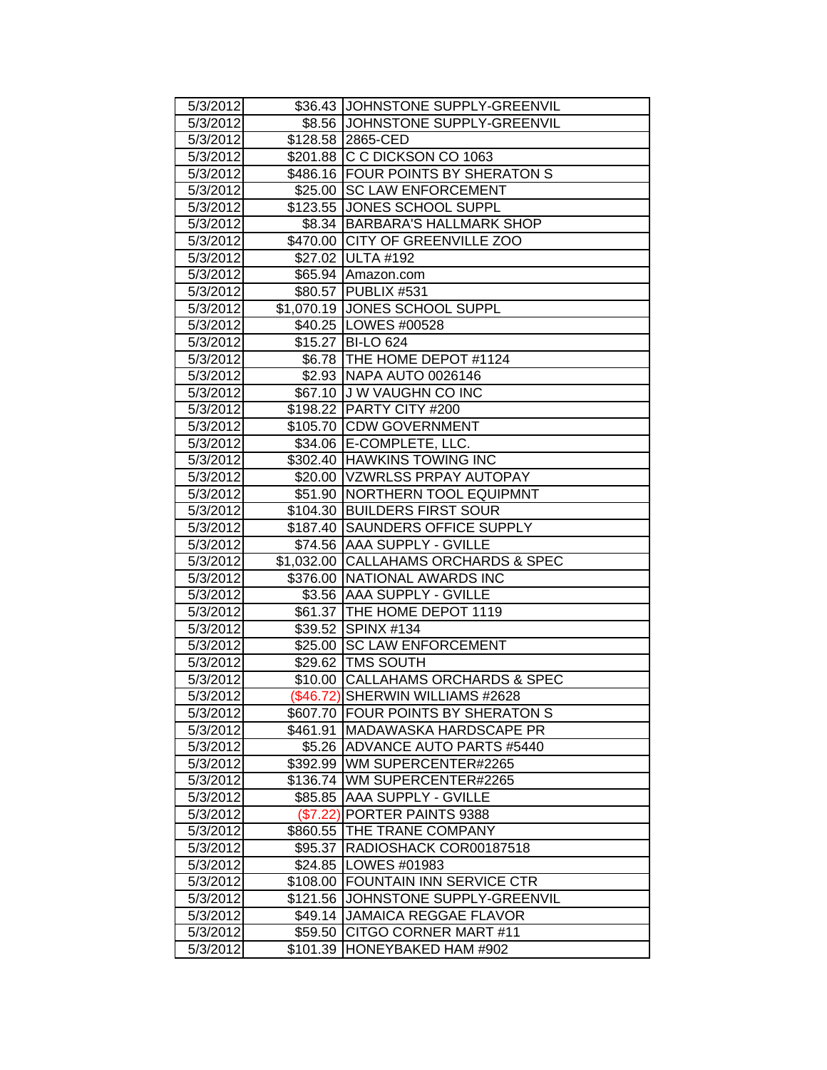| 5/3/2012 | $36.43 | JOHNSTONE SUPPLY-GREENVIL |
|---|---|---|
| 5/3/2012 | $8.56 | JOHNSTONE SUPPLY-GREENVIL |
| 5/3/2012 | $128.58 | 2865-CED |
| 5/3/2012 | $201.88 | C C DICKSON CO 1063 |
| 5/3/2012 | $486.16 | FOUR POINTS BY SHERATON S |
| 5/3/2012 | $25.00 | SC LAW ENFORCEMENT |
| 5/3/2012 | $123.55 | JONES SCHOOL SUPPL |
| 5/3/2012 | $8.34 | BARBARA'S HALLMARK SHOP |
| 5/3/2012 | $470.00 | CITY OF GREENVILLE ZOO |
| 5/3/2012 | $27.02 | ULTA #192 |
| 5/3/2012 | $65.94 | Amazon.com |
| 5/3/2012 | $80.57 | PUBLIX #531 |
| 5/3/2012 | $1,070.19 | JONES SCHOOL SUPPL |
| 5/3/2012 | $40.25 | LOWES #00528 |
| 5/3/2012 | $15.27 | BI-LO 624 |
| 5/3/2012 | $6.78 | THE HOME DEPOT #1124 |
| 5/3/2012 | $2.93 | NAPA AUTO 0026146 |
| 5/3/2012 | $67.10 | J W VAUGHN CO INC |
| 5/3/2012 | $198.22 | PARTY CITY #200 |
| 5/3/2012 | $105.70 | CDW GOVERNMENT |
| 5/3/2012 | $34.06 | E-COMPLETE, LLC. |
| 5/3/2012 | $302.40 | HAWKINS TOWING INC |
| 5/3/2012 | $20.00 | VZWRLSS PRPAY AUTOPAY |
| 5/3/2012 | $51.90 | NORTHERN TOOL EQUIPMNT |
| 5/3/2012 | $104.30 | BUILDERS FIRST SOUR |
| 5/3/2012 | $187.40 | SAUNDERS OFFICE SUPPLY |
| 5/3/2012 | $74.56 | AAA SUPPLY - GVILLE |
| 5/3/2012 | $1,032.00 | CALLAHAMS ORCHARDS & SPEC |
| 5/3/2012 | $376.00 | NATIONAL AWARDS INC |
| 5/3/2012 | $3.56 | AAA SUPPLY - GVILLE |
| 5/3/2012 | $61.37 | THE HOME DEPOT 1119 |
| 5/3/2012 | $39.52 | SPINX #134 |
| 5/3/2012 | $25.00 | SC LAW ENFORCEMENT |
| 5/3/2012 | $29.62 | TMS SOUTH |
| 5/3/2012 | $10.00 | CALLAHAMS ORCHARDS & SPEC |
| 5/3/2012 | ($46.72) | SHERWIN WILLIAMS #2628 |
| 5/3/2012 | $607.70 | FOUR POINTS BY SHERATON S |
| 5/3/2012 | $461.91 | MADAWASKA HARDSCAPE PR |
| 5/3/2012 | $5.26 | ADVANCE AUTO PARTS #5440 |
| 5/3/2012 | $392.99 | WM SUPERCENTER#2265 |
| 5/3/2012 | $136.74 | WM SUPERCENTER#2265 |
| 5/3/2012 | $85.85 | AAA SUPPLY - GVILLE |
| 5/3/2012 | ($7.22) | PORTER PAINTS 9388 |
| 5/3/2012 | $860.55 | THE TRANE COMPANY |
| 5/3/2012 | $95.37 | RADIOSHACK COR00187518 |
| 5/3/2012 | $24.85 | LOWES #01983 |
| 5/3/2012 | $108.00 | FOUNTAIN INN SERVICE CTR |
| 5/3/2012 | $121.56 | JOHNSTONE SUPPLY-GREENVIL |
| 5/3/2012 | $49.14 | JAMAICA REGGAE FLAVOR |
| 5/3/2012 | $59.50 | CITGO CORNER MART #11 |
| 5/3/2012 | $101.39 | HONEYBAKED HAM #902 |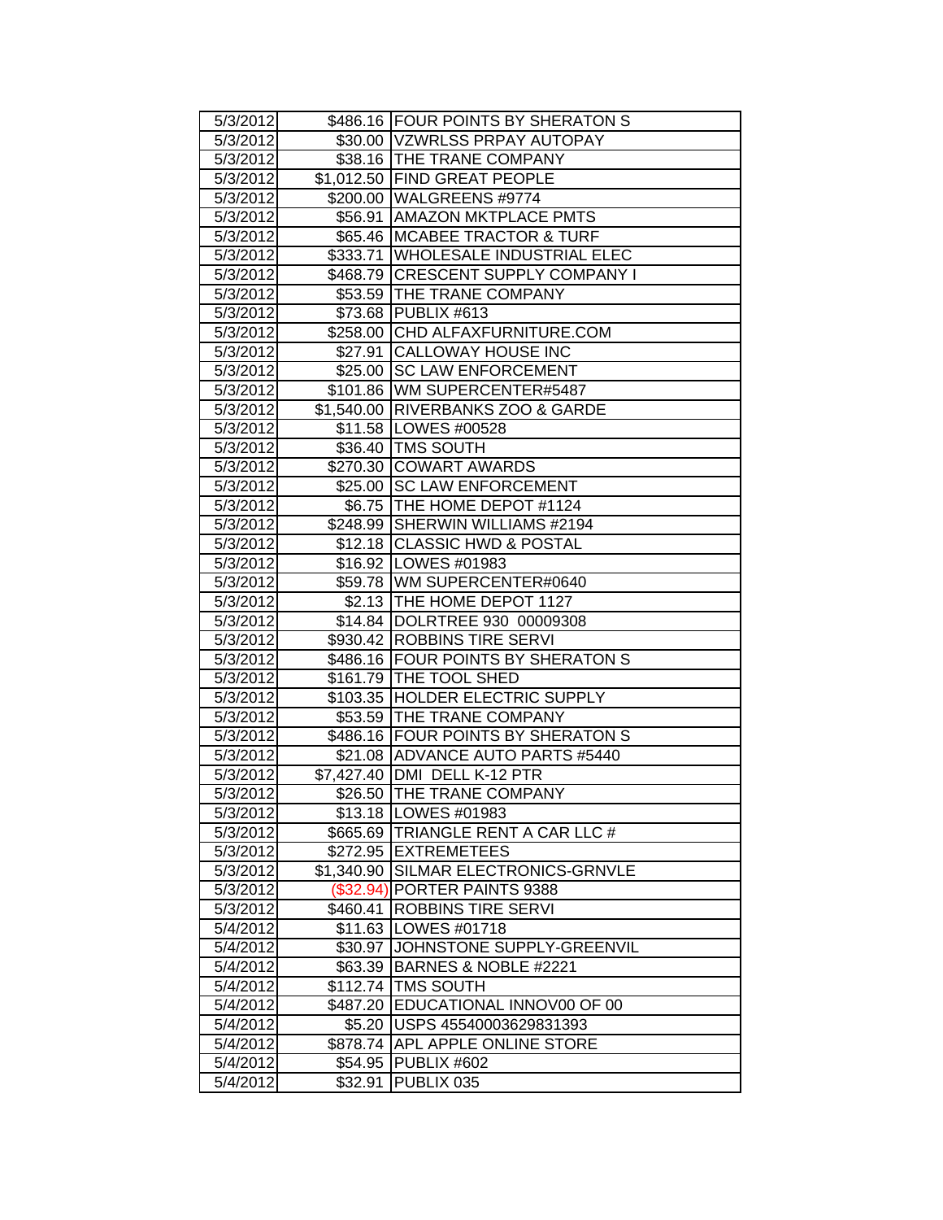| | | |
|---|---|---|
| 5/3/2012 | $486.16 | FOUR POINTS BY SHERATON S |
| 5/3/2012 | $30.00 | VZWRLSS PRPAY AUTOPAY |
| 5/3/2012 | $38.16 | THE TRANE COMPANY |
| 5/3/2012 | $1,012.50 | FIND GREAT PEOPLE |
| 5/3/2012 | $200.00 | WALGREENS #9774 |
| 5/3/2012 | $56.91 | AMAZON MKTPLACE PMTS |
| 5/3/2012 | $65.46 | MCABEE TRACTOR & TURF |
| 5/3/2012 | $333.71 | WHOLESALE INDUSTRIAL ELEC |
| 5/3/2012 | $468.79 | CRESCENT SUPPLY COMPANY I |
| 5/3/2012 | $53.59 | THE TRANE COMPANY |
| 5/3/2012 | $73.68 | PUBLIX #613 |
| 5/3/2012 | $258.00 | CHD ALFAXFURNITURE.COM |
| 5/3/2012 | $27.91 | CALLOWAY HOUSE INC |
| 5/3/2012 | $25.00 | SC LAW ENFORCEMENT |
| 5/3/2012 | $101.86 | WM SUPERCENTER#5487 |
| 5/3/2012 | $1,540.00 | RIVERBANKS ZOO & GARDE |
| 5/3/2012 | $11.58 | LOWES #00528 |
| 5/3/2012 | $36.40 | TMS SOUTH |
| 5/3/2012 | $270.30 | COWART AWARDS |
| 5/3/2012 | $25.00 | SC LAW ENFORCEMENT |
| 5/3/2012 | $6.75 | THE HOME DEPOT #1124 |
| 5/3/2012 | $248.99 | SHERWIN WILLIAMS #2194 |
| 5/3/2012 | $12.18 | CLASSIC HWD & POSTAL |
| 5/3/2012 | $16.92 | LOWES #01983 |
| 5/3/2012 | $59.78 | WM SUPERCENTER#0640 |
| 5/3/2012 | $2.13 | THE HOME DEPOT 1127 |
| 5/3/2012 | $14.84 | DOLRTREE 930 00009308 |
| 5/3/2012 | $930.42 | ROBBINS TIRE SERVI |
| 5/3/2012 | $486.16 | FOUR POINTS BY SHERATON S |
| 5/3/2012 | $161.79 | THE TOOL SHED |
| 5/3/2012 | $103.35 | HOLDER ELECTRIC SUPPLY |
| 5/3/2012 | $53.59 | THE TRANE COMPANY |
| 5/3/2012 | $486.16 | FOUR POINTS BY SHERATON S |
| 5/3/2012 | $21.08 | ADVANCE AUTO PARTS #5440 |
| 5/3/2012 | $7,427.40 | DMI DELL K-12 PTR |
| 5/3/2012 | $26.50 | THE TRANE COMPANY |
| 5/3/2012 | $13.18 | LOWES #01983 |
| 5/3/2012 | $665.69 | TRIANGLE RENT A CAR LLC # |
| 5/3/2012 | $272.95 | EXTREMETEES |
| 5/3/2012 | $1,340.90 | SILMAR ELECTRONICS-GRNVLE |
| 5/3/2012 | ($32.94) | PORTER PAINTS 9388 |
| 5/3/2012 | $460.41 | ROBBINS TIRE SERVI |
| 5/4/2012 | $11.63 | LOWES #01718 |
| 5/4/2012 | $30.97 | JOHNSTONE SUPPLY-GREENVIL |
| 5/4/2012 | $63.39 | BARNES & NOBLE #2221 |
| 5/4/2012 | $112.74 | TMS SOUTH |
| 5/4/2012 | $487.20 | EDUCATIONAL INNOV00 OF 00 |
| 5/4/2012 | $5.20 | USPS 45540003629831393 |
| 5/4/2012 | $878.74 | APL APPLE ONLINE STORE |
| 5/4/2012 | $54.95 | PUBLIX #602 |
| 5/4/2012 | $32.91 | PUBLIX 035 |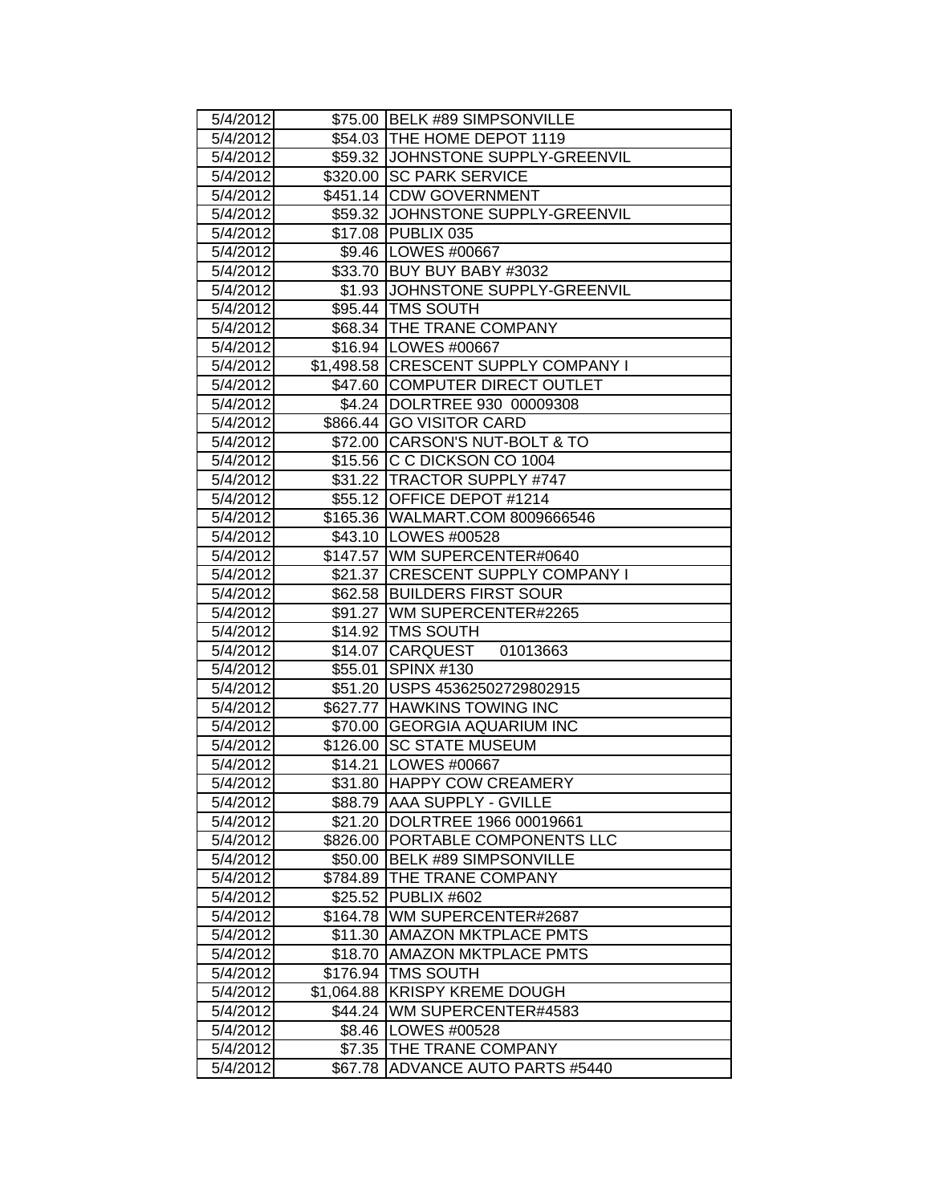| 5/4/2012 | $75.00 | BELK #89 SIMPSONVILLE |
|---|---|---|
| 5/4/2012 | $54.03 | THE HOME DEPOT 1119 |
| 5/4/2012 | $59.32 | JOHNSTONE SUPPLY-GREENVIL |
| 5/4/2012 | $320.00 | SC PARK SERVICE |
| 5/4/2012 | $451.14 | CDW GOVERNMENT |
| 5/4/2012 | $59.32 | JOHNSTONE SUPPLY-GREENVIL |
| 5/4/2012 | $17.08 | PUBLIX 035 |
| 5/4/2012 | $9.46 | LOWES #00667 |
| 5/4/2012 | $33.70 | BUY BUY BABY #3032 |
| 5/4/2012 | $1.93 | JOHNSTONE SUPPLY-GREENVIL |
| 5/4/2012 | $95.44 | TMS SOUTH |
| 5/4/2012 | $68.34 | THE TRANE COMPANY |
| 5/4/2012 | $16.94 | LOWES #00667 |
| 5/4/2012 | $1,498.58 | CRESCENT SUPPLY COMPANY I |
| 5/4/2012 | $47.60 | COMPUTER DIRECT OUTLET |
| 5/4/2012 | $4.24 | DOLRTREE 930 00009308 |
| 5/4/2012 | $866.44 | GO VISITOR CARD |
| 5/4/2012 | $72.00 | CARSON'S NUT-BOLT & TO |
| 5/4/2012 | $15.56 | C C DICKSON CO 1004 |
| 5/4/2012 | $31.22 | TRACTOR SUPPLY #747 |
| 5/4/2012 | $55.12 | OFFICE DEPOT #1214 |
| 5/4/2012 | $165.36 | WALMART.COM 8009666546 |
| 5/4/2012 | $43.10 | LOWES #00528 |
| 5/4/2012 | $147.57 | WM SUPERCENTER#0640 |
| 5/4/2012 | $21.37 | CRESCENT SUPPLY COMPANY I |
| 5/4/2012 | $62.58 | BUILDERS FIRST SOUR |
| 5/4/2012 | $91.27 | WM SUPERCENTER#2265 |
| 5/4/2012 | $14.92 | TMS SOUTH |
| 5/4/2012 | $14.07 | CARQUEST 01013663 |
| 5/4/2012 | $55.01 | SPINX #130 |
| 5/4/2012 | $51.20 | USPS 45362502729802915 |
| 5/4/2012 | $627.77 | HAWKINS TOWING INC |
| 5/4/2012 | $70.00 | GEORGIA AQUARIUM INC |
| 5/4/2012 | $126.00 | SC STATE MUSEUM |
| 5/4/2012 | $14.21 | LOWES #00667 |
| 5/4/2012 | $31.80 | HAPPY COW CREAMERY |
| 5/4/2012 | $88.79 | AAA SUPPLY - GVILLE |
| 5/4/2012 | $21.20 | DOLRTREE 1966 00019661 |
| 5/4/2012 | $826.00 | PORTABLE COMPONENTS LLC |
| 5/4/2012 | $50.00 | BELK #89 SIMPSONVILLE |
| 5/4/2012 | $784.89 | THE TRANE COMPANY |
| 5/4/2012 | $25.52 | PUBLIX #602 |
| 5/4/2012 | $164.78 | WM SUPERCENTER#2687 |
| 5/4/2012 | $11.30 | AMAZON MKTPLACE PMTS |
| 5/4/2012 | $18.70 | AMAZON MKTPLACE PMTS |
| 5/4/2012 | $176.94 | TMS SOUTH |
| 5/4/2012 | $1,064.88 | KRISPY KREME DOUGH |
| 5/4/2012 | $44.24 | WM SUPERCENTER#4583 |
| 5/4/2012 | $8.46 | LOWES #00528 |
| 5/4/2012 | $7.35 | THE TRANE COMPANY |
| 5/4/2012 | $67.78 | ADVANCE AUTO PARTS #5440 |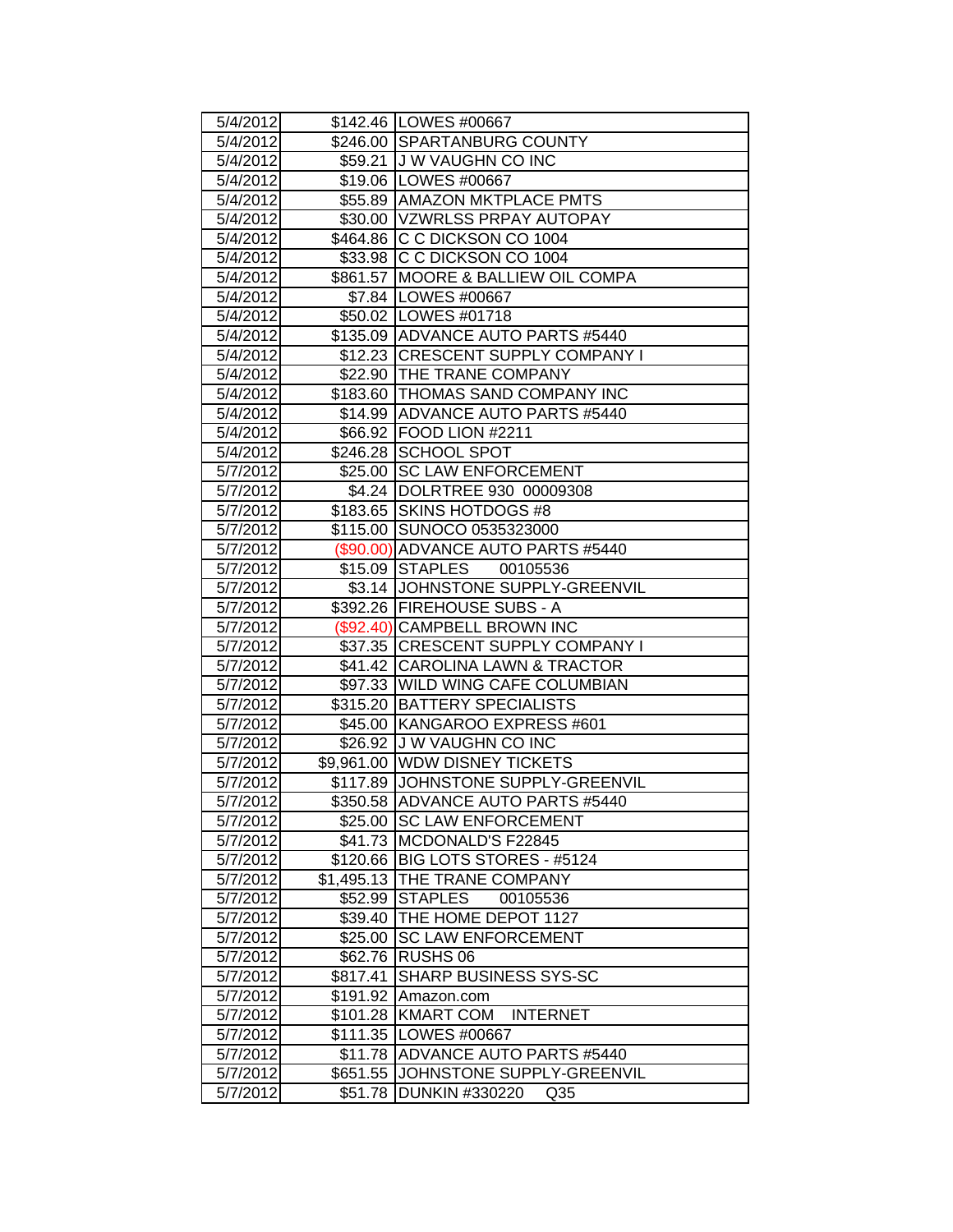| | | |
|---|---|---|
| 5/4/2012 | $142.46 | LOWES #00667 |
| 5/4/2012 | $246.00 | SPARTANBURG COUNTY |
| 5/4/2012 | $59.21 | J W VAUGHN CO INC |
| 5/4/2012 | $19.06 | LOWES #00667 |
| 5/4/2012 | $55.89 | AMAZON MKTPLACE PMTS |
| 5/4/2012 | $30.00 | VZWRLSS PRPAY AUTOPAY |
| 5/4/2012 | $464.86 | C C DICKSON CO 1004 |
| 5/4/2012 | $33.98 | C C DICKSON CO 1004 |
| 5/4/2012 | $861.57 | MOORE & BALLIEW OIL COMPA |
| 5/4/2012 | $7.84 | LOWES #00667 |
| 5/4/2012 | $50.02 | LOWES #01718 |
| 5/4/2012 | $135.09 | ADVANCE AUTO PARTS #5440 |
| 5/4/2012 | $12.23 | CRESCENT SUPPLY COMPANY I |
| 5/4/2012 | $22.90 | THE TRANE COMPANY |
| 5/4/2012 | $183.60 | THOMAS SAND COMPANY INC |
| 5/4/2012 | $14.99 | ADVANCE AUTO PARTS #5440 |
| 5/4/2012 | $66.92 | FOOD LION #2211 |
| 5/4/2012 | $246.28 | SCHOOL SPOT |
| 5/7/2012 | $25.00 | SC LAW ENFORCEMENT |
| 5/7/2012 | $4.24 | DOLRTREE 930 00009308 |
| 5/7/2012 | $183.65 | SKINS HOTDOGS #8 |
| 5/7/2012 | $115.00 | SUNOCO 0535323000 |
| 5/7/2012 | ($90.00) | ADVANCE AUTO PARTS #5440 |
| 5/7/2012 | $15.09 | STAPLES 00105536 |
| 5/7/2012 | $3.14 | JOHNSTONE SUPPLY-GREENVIL |
| 5/7/2012 | $392.26 | FIREHOUSE SUBS - A |
| 5/7/2012 | ($92.40) | CAMPBELL BROWN INC |
| 5/7/2012 | $37.35 | CRESCENT SUPPLY COMPANY I |
| 5/7/2012 | $41.42 | CAROLINA LAWN & TRACTOR |
| 5/7/2012 | $97.33 | WILD WING CAFE COLUMBIAN |
| 5/7/2012 | $315.20 | BATTERY SPECIALISTS |
| 5/7/2012 | $45.00 | KANGAROO EXPRESS #601 |
| 5/7/2012 | $26.92 | J W VAUGHN CO INC |
| 5/7/2012 | $9,961.00 | WDW DISNEY TICKETS |
| 5/7/2012 | $117.89 | JOHNSTONE SUPPLY-GREENVIL |
| 5/7/2012 | $350.58 | ADVANCE AUTO PARTS #5440 |
| 5/7/2012 | $25.00 | SC LAW ENFORCEMENT |
| 5/7/2012 | $41.73 | MCDONALD'S F22845 |
| 5/7/2012 | $120.66 | BIG LOTS STORES - #5124 |
| 5/7/2012 | $1,495.13 | THE TRANE COMPANY |
| 5/7/2012 | $52.99 | STAPLES 00105536 |
| 5/7/2012 | $39.40 | THE HOME DEPOT 1127 |
| 5/7/2012 | $25.00 | SC LAW ENFORCEMENT |
| 5/7/2012 | $62.76 | RUSHS 06 |
| 5/7/2012 | $817.41 | SHARP BUSINESS SYS-SC |
| 5/7/2012 | $191.92 | Amazon.com |
| 5/7/2012 | $101.28 | KMART COM INTERNET |
| 5/7/2012 | $111.35 | LOWES #00667 |
| 5/7/2012 | $11.78 | ADVANCE AUTO PARTS #5440 |
| 5/7/2012 | $651.55 | JOHNSTONE SUPPLY-GREENVIL |
| 5/7/2012 | $51.78 | DUNKIN #330220 Q35 |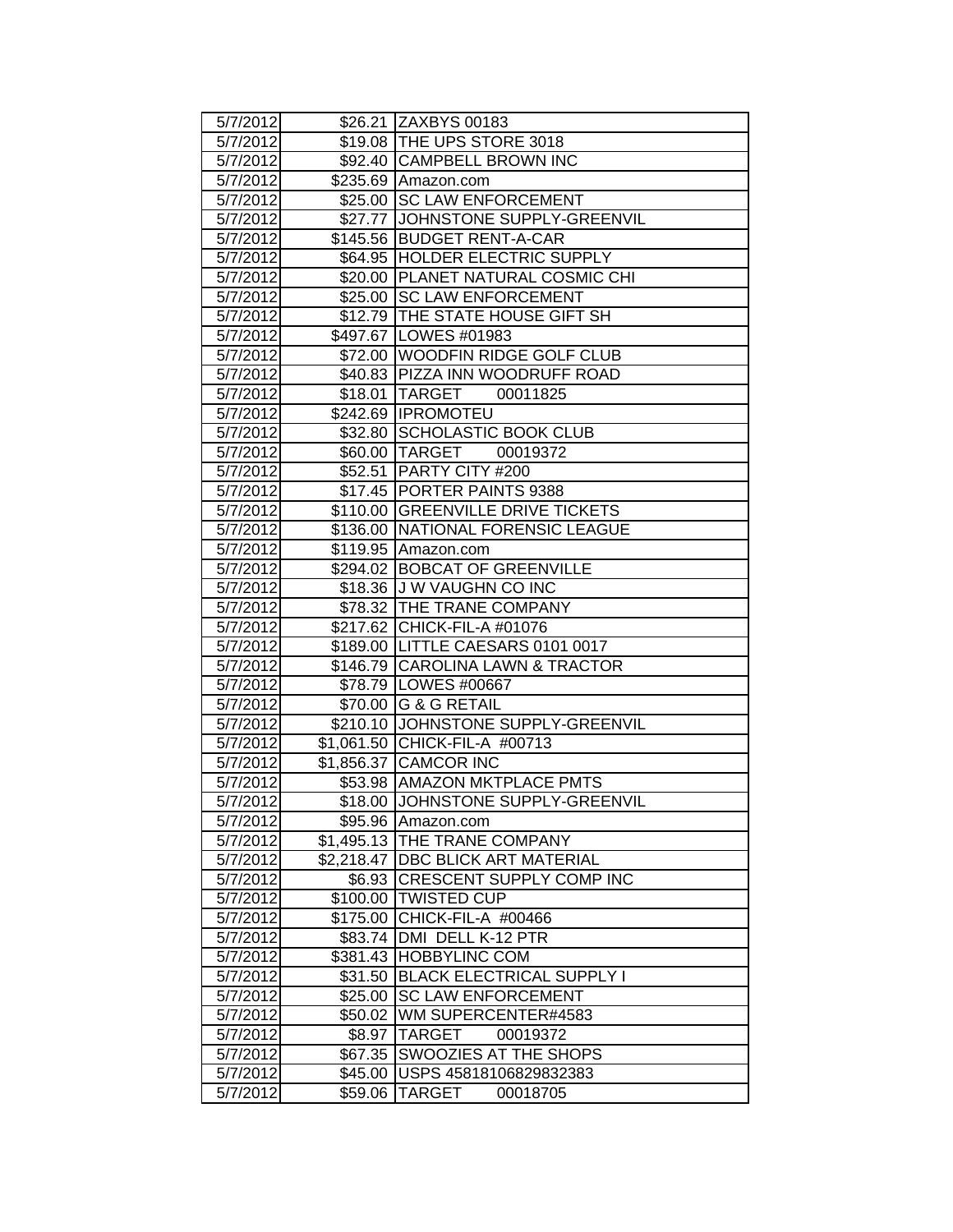| | | |
|---|---|---|
| 5/7/2012 | $26.21 | ZAXBYS 00183 |
| 5/7/2012 | $19.08 | THE UPS STORE 3018 |
| 5/7/2012 | $92.40 | CAMPBELL BROWN INC |
| 5/7/2012 | $235.69 | Amazon.com |
| 5/7/2012 | $25.00 | SC LAW ENFORCEMENT |
| 5/7/2012 | $27.77 | JOHNSTONE SUPPLY-GREENVIL |
| 5/7/2012 | $145.56 | BUDGET RENT-A-CAR |
| 5/7/2012 | $64.95 | HOLDER ELECTRIC SUPPLY |
| 5/7/2012 | $20.00 | PLANET NATURAL COSMIC CHI |
| 5/7/2012 | $25.00 | SC LAW ENFORCEMENT |
| 5/7/2012 | $12.79 | THE STATE HOUSE GIFT SH |
| 5/7/2012 | $497.67 | LOWES #01983 |
| 5/7/2012 | $72.00 | WOODFIN RIDGE GOLF CLUB |
| 5/7/2012 | $40.83 | PIZZA INN WOODRUFF ROAD |
| 5/7/2012 | $18.01 | TARGET 00011825 |
| 5/7/2012 | $242.69 | IPROMOTEU |
| 5/7/2012 | $32.80 | SCHOLASTIC BOOK CLUB |
| 5/7/2012 | $60.00 | TARGET 00019372 |
| 5/7/2012 | $52.51 | PARTY CITY #200 |
| 5/7/2012 | $17.45 | PORTER PAINTS 9388 |
| 5/7/2012 | $110.00 | GREENVILLE DRIVE TICKETS |
| 5/7/2012 | $136.00 | NATIONAL FORENSIC LEAGUE |
| 5/7/2012 | $119.95 | Amazon.com |
| 5/7/2012 | $294.02 | BOBCAT OF GREENVILLE |
| 5/7/2012 | $18.36 | J W VAUGHN CO INC |
| 5/7/2012 | $78.32 | THE TRANE COMPANY |
| 5/7/2012 | $217.62 | CHICK-FIL-A #01076 |
| 5/7/2012 | $189.00 | LITTLE CAESARS 0101 0017 |
| 5/7/2012 | $146.79 | CAROLINA LAWN & TRACTOR |
| 5/7/2012 | $78.79 | LOWES #00667 |
| 5/7/2012 | $70.00 | G & G RETAIL |
| 5/7/2012 | $210.10 | JOHNSTONE SUPPLY-GREENVIL |
| 5/7/2012 | $1,061.50 | CHICK-FIL-A #00713 |
| 5/7/2012 | $1,856.37 | CAMCOR INC |
| 5/7/2012 | $53.98 | AMAZON MKTPLACE PMTS |
| 5/7/2012 | $18.00 | JOHNSTONE SUPPLY-GREENVIL |
| 5/7/2012 | $95.96 | Amazon.com |
| 5/7/2012 | $1,495.13 | THE TRANE COMPANY |
| 5/7/2012 | $2,218.47 | DBC BLICK ART MATERIAL |
| 5/7/2012 | $6.93 | CRESCENT SUPPLY COMP INC |
| 5/7/2012 | $100.00 | TWISTED CUP |
| 5/7/2012 | $175.00 | CHICK-FIL-A #00466 |
| 5/7/2012 | $83.74 | DMI DELL K-12 PTR |
| 5/7/2012 | $381.43 | HOBBYLINC COM |
| 5/7/2012 | $31.50 | BLACK ELECTRICAL SUPPLY I |
| 5/7/2012 | $25.00 | SC LAW ENFORCEMENT |
| 5/7/2012 | $50.02 | WM SUPERCENTER#4583 |
| 5/7/2012 | $8.97 | TARGET 00019372 |
| 5/7/2012 | $67.35 | SWOOZIES AT THE SHOPS |
| 5/7/2012 | $45.00 | USPS 45818106829832383 |
| 5/7/2012 | $59.06 | TARGET 00018705 |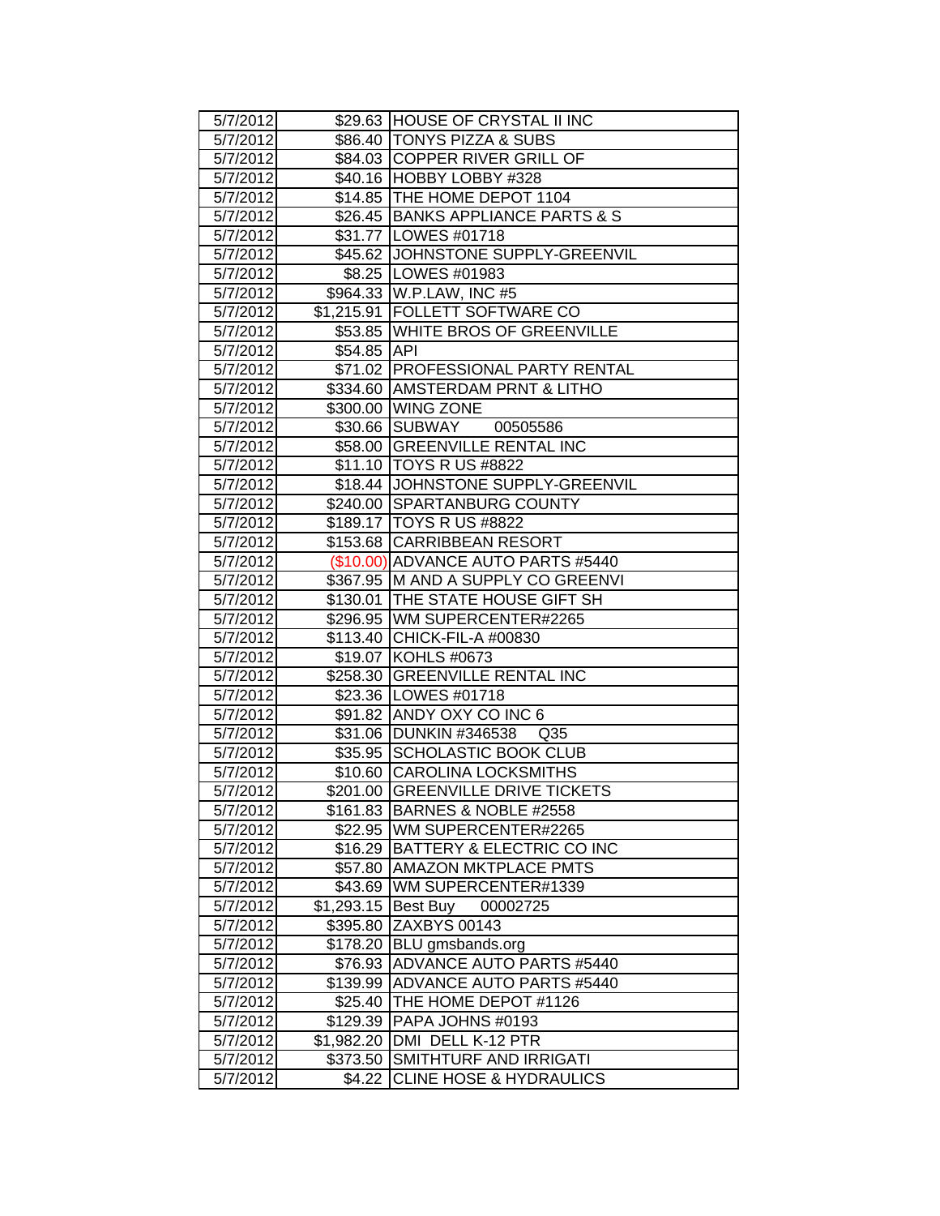| 5/7/2012 | $29.63 | HOUSE OF CRYSTAL II INC |
|---|---|---|
| 5/7/2012 | $86.40 | TONYS PIZZA & SUBS |
| 5/7/2012 | $84.03 | COPPER RIVER GRILL OF |
| 5/7/2012 | $40.16 | HOBBY LOBBY #328 |
| 5/7/2012 | $14.85 | THE HOME DEPOT 1104 |
| 5/7/2012 | $26.45 | BANKS APPLIANCE PARTS & S |
| 5/7/2012 | $31.77 | LOWES #01718 |
| 5/7/2012 | $45.62 | JOHNSTONE SUPPLY-GREENVIL |
| 5/7/2012 | $8.25 | LOWES #01983 |
| 5/7/2012 | $964.33 | W.P.LAW, INC #5 |
| 5/7/2012 | $1,215.91 | FOLLETT SOFTWARE CO |
| 5/7/2012 | $53.85 | WHITE BROS OF GREENVILLE |
| 5/7/2012 | $54.85 | API |
| 5/7/2012 | $71.02 | PROFESSIONAL PARTY RENTAL |
| 5/7/2012 | $334.60 | AMSTERDAM PRNT & LITHO |
| 5/7/2012 | $300.00 | WING ZONE |
| 5/7/2012 | $30.66 | SUBWAY 00505586 |
| 5/7/2012 | $58.00 | GREENVILLE RENTAL INC |
| 5/7/2012 | $11.10 | TOYS R US #8822 |
| 5/7/2012 | $18.44 | JOHNSTONE SUPPLY-GREENVIL |
| 5/7/2012 | $240.00 | SPARTANBURG COUNTY |
| 5/7/2012 | $189.17 | TOYS R US #8822 |
| 5/7/2012 | $153.68 | CARRIBBEAN RESORT |
| 5/7/2012 | ($10.00) | ADVANCE AUTO PARTS #5440 |
| 5/7/2012 | $367.95 | M AND A SUPPLY CO GREENVI |
| 5/7/2012 | $130.01 | THE STATE HOUSE GIFT SH |
| 5/7/2012 | $296.95 | WM SUPERCENTER#2265 |
| 5/7/2012 | $113.40 | CHICK-FIL-A #00830 |
| 5/7/2012 | $19.07 | KOHLS #0673 |
| 5/7/2012 | $258.30 | GREENVILLE RENTAL INC |
| 5/7/2012 | $23.36 | LOWES #01718 |
| 5/7/2012 | $91.82 | ANDY OXY CO INC 6 |
| 5/7/2012 | $31.06 | DUNKIN #346538 Q35 |
| 5/7/2012 | $35.95 | SCHOLASTIC BOOK CLUB |
| 5/7/2012 | $10.60 | CAROLINA LOCKSMITHS |
| 5/7/2012 | $201.00 | GREENVILLE DRIVE TICKETS |
| 5/7/2012 | $161.83 | BARNES & NOBLE #2558 |
| 5/7/2012 | $22.95 | WM SUPERCENTER#2265 |
| 5/7/2012 | $16.29 | BATTERY & ELECTRIC CO INC |
| 5/7/2012 | $57.80 | AMAZON MKTPLACE PMTS |
| 5/7/2012 | $43.69 | WM SUPERCENTER#1339 |
| 5/7/2012 | $1,293.15 | Best Buy 00002725 |
| 5/7/2012 | $395.80 | ZAXBYS 00143 |
| 5/7/2012 | $178.20 | BLU gmsbands.org |
| 5/7/2012 | $76.93 | ADVANCE AUTO PARTS #5440 |
| 5/7/2012 | $139.99 | ADVANCE AUTO PARTS #5440 |
| 5/7/2012 | $25.40 | THE HOME DEPOT #1126 |
| 5/7/2012 | $129.39 | PAPA JOHNS #0193 |
| 5/7/2012 | $1,982.20 | DMI DELL K-12 PTR |
| 5/7/2012 | $373.50 | SMITHTURF AND IRRIGATI |
| 5/7/2012 | $4.22 | CLINE HOSE & HYDRAULICS |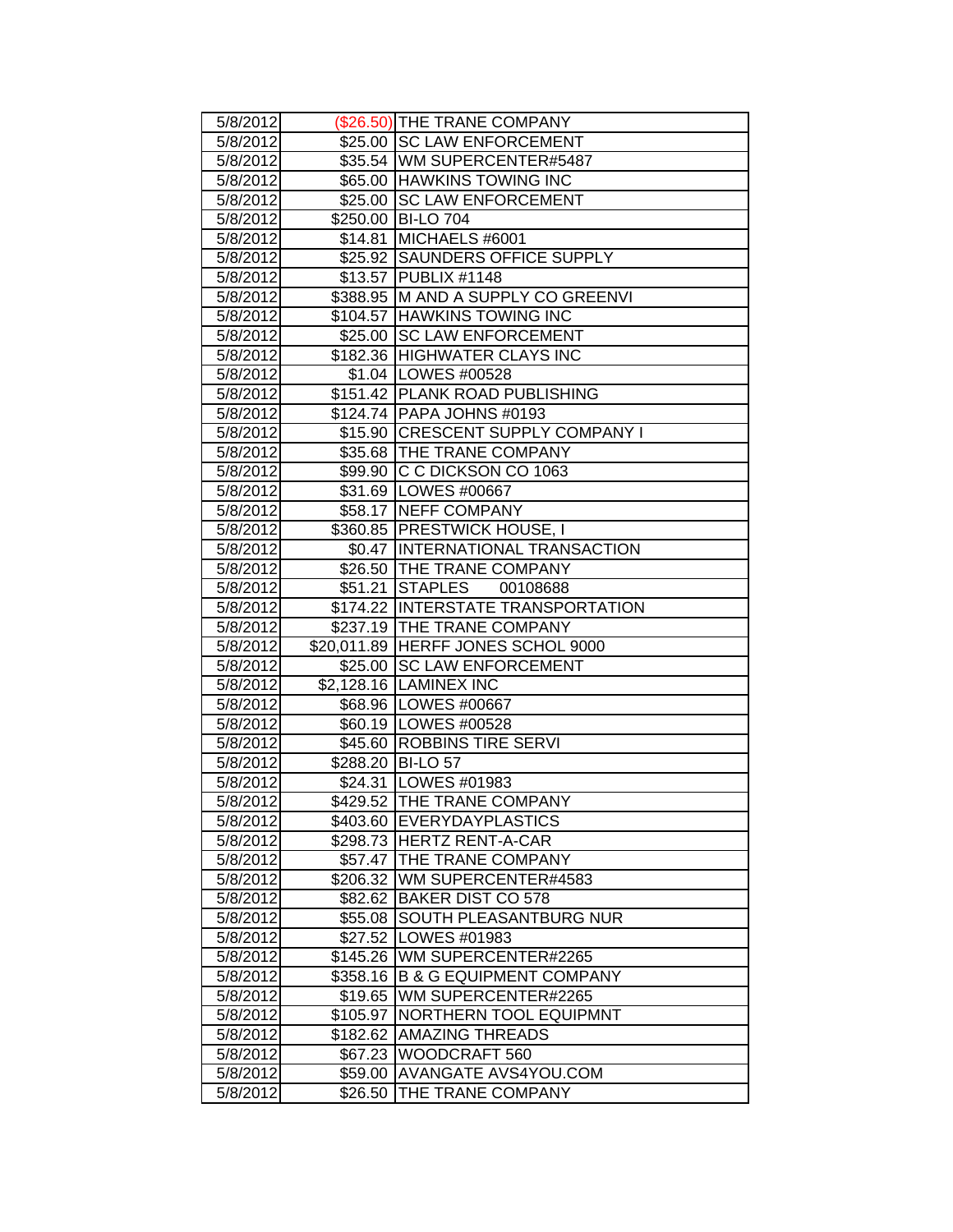| 5/8/2012 | ($26.50) | THE TRANE COMPANY |
|---|---|---|
| 5/8/2012 | $25.00 | SC LAW ENFORCEMENT |
| 5/8/2012 | $35.54 | WM SUPERCENTER#5487 |
| 5/8/2012 | $65.00 | HAWKINS TOWING INC |
| 5/8/2012 | $25.00 | SC LAW ENFORCEMENT |
| 5/8/2012 | $250.00 | BI-LO 704 |
| 5/8/2012 | $14.81 | MICHAELS #6001 |
| 5/8/2012 | $25.92 | SAUNDERS OFFICE SUPPLY |
| 5/8/2012 | $13.57 | PUBLIX #1148 |
| 5/8/2012 | $388.95 | M AND A SUPPLY CO GREENVI |
| 5/8/2012 | $104.57 | HAWKINS TOWING INC |
| 5/8/2012 | $25.00 | SC LAW ENFORCEMENT |
| 5/8/2012 | $182.36 | HIGHWATER CLAYS INC |
| 5/8/2012 | $1.04 | LOWES #00528 |
| 5/8/2012 | $151.42 | PLANK ROAD PUBLISHING |
| 5/8/2012 | $124.74 | PAPA JOHNS #0193 |
| 5/8/2012 | $15.90 | CRESCENT SUPPLY COMPANY I |
| 5/8/2012 | $35.68 | THE TRANE COMPANY |
| 5/8/2012 | $99.90 | C C DICKSON CO 1063 |
| 5/8/2012 | $31.69 | LOWES #00667 |
| 5/8/2012 | $58.17 | NEFF COMPANY |
| 5/8/2012 | $360.85 | PRESTWICK HOUSE, I |
| 5/8/2012 | $0.47 | INTERNATIONAL TRANSACTION |
| 5/8/2012 | $26.50 | THE TRANE COMPANY |
| 5/8/2012 | $51.21 | STAPLES 00108688 |
| 5/8/2012 | $174.22 | INTERSTATE TRANSPORTATION |
| 5/8/2012 | $237.19 | THE TRANE COMPANY |
| 5/8/2012 | $20,011.89 | HERFF JONES SCHOL 9000 |
| 5/8/2012 | $25.00 | SC LAW ENFORCEMENT |
| 5/8/2012 | $2,128.16 | LAMINEX INC |
| 5/8/2012 | $68.96 | LOWES #00667 |
| 5/8/2012 | $60.19 | LOWES #00528 |
| 5/8/2012 | $45.60 | ROBBINS TIRE SERVI |
| 5/8/2012 | $288.20 | BI-LO 57 |
| 5/8/2012 | $24.31 | LOWES #01983 |
| 5/8/2012 | $429.52 | THE TRANE COMPANY |
| 5/8/2012 | $403.60 | EVERYDAYPLASTICS |
| 5/8/2012 | $298.73 | HERTZ RENT-A-CAR |
| 5/8/2012 | $57.47 | THE TRANE COMPANY |
| 5/8/2012 | $206.32 | WM SUPERCENTER#4583 |
| 5/8/2012 | $82.62 | BAKER DIST CO 578 |
| 5/8/2012 | $55.08 | SOUTH PLEASANTBURG NUR |
| 5/8/2012 | $27.52 | LOWES #01983 |
| 5/8/2012 | $145.26 | WM SUPERCENTER#2265 |
| 5/8/2012 | $358.16 | B & G EQUIPMENT COMPANY |
| 5/8/2012 | $19.65 | WM SUPERCENTER#2265 |
| 5/8/2012 | $105.97 | NORTHERN TOOL EQUIPMNT |
| 5/8/2012 | $182.62 | AMAZING THREADS |
| 5/8/2012 | $67.23 | WOODCRAFT 560 |
| 5/8/2012 | $59.00 | AVANGATE AVS4YOU.COM |
| 5/8/2012 | $26.50 | THE TRANE COMPANY |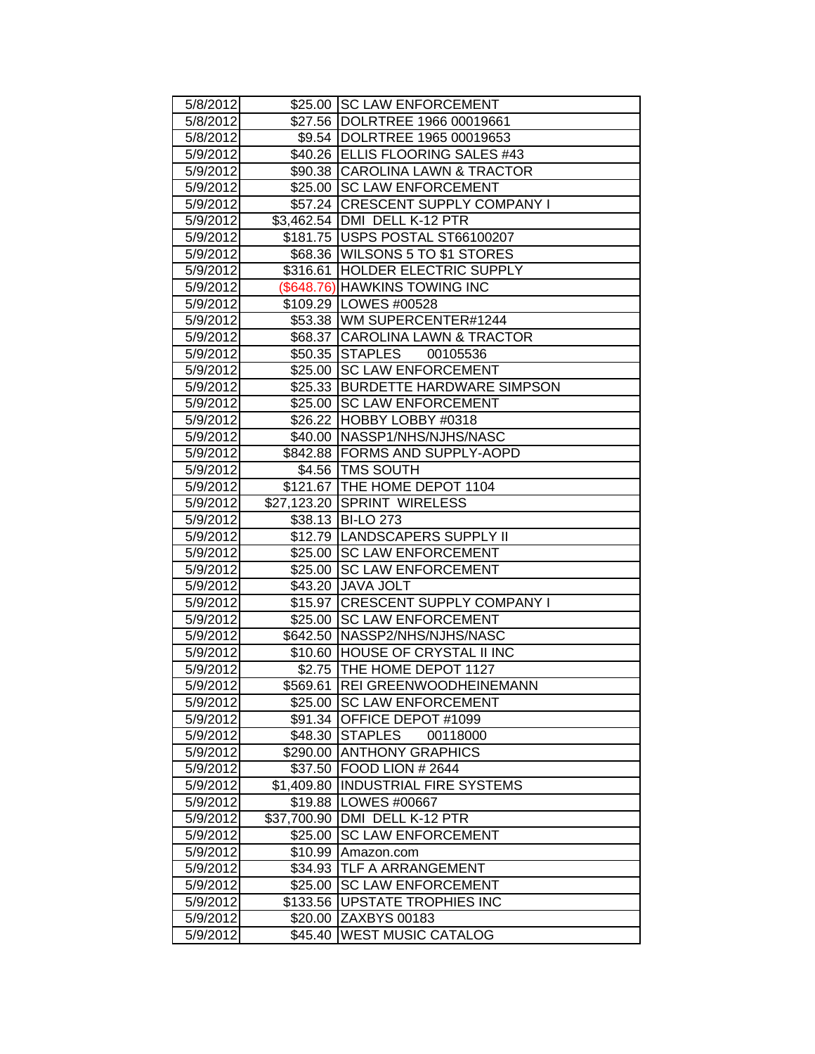| 5/8/2012 | $25.00 | SC LAW ENFORCEMENT |
|---|---|---|
| 5/8/2012 | $27.56 | DOLRTREE 1966 00019661 |
| 5/8/2012 | $9.54 | DOLRTREE 1965 00019653 |
| 5/9/2012 | $40.26 | ELLIS FLOORING SALES #43 |
| 5/9/2012 | $90.38 | CAROLINA LAWN & TRACTOR |
| 5/9/2012 | $25.00 | SC LAW ENFORCEMENT |
| 5/9/2012 | $57.24 | CRESCENT SUPPLY COMPANY I |
| 5/9/2012 | $3,462.54 | DMI DELL K-12 PTR |
| 5/9/2012 | $181.75 | USPS POSTAL ST66100207 |
| 5/9/2012 | $68.36 | WILSONS 5 TO $1 STORES |
| 5/9/2012 | $316.61 | HOLDER ELECTRIC SUPPLY |
| 5/9/2012 | ($648.76) | HAWKINS TOWING INC |
| 5/9/2012 | $109.29 | LOWES #00528 |
| 5/9/2012 | $53.38 | WM SUPERCENTER#1244 |
| 5/9/2012 | $68.37 | CAROLINA LAWN & TRACTOR |
| 5/9/2012 | $50.35 | STAPLES 00105536 |
| 5/9/2012 | $25.00 | SC LAW ENFORCEMENT |
| 5/9/2012 | $25.33 | BURDETTE HARDWARE SIMPSON |
| 5/9/2012 | $25.00 | SC LAW ENFORCEMENT |
| 5/9/2012 | $26.22 | HOBBY LOBBY #0318 |
| 5/9/2012 | $40.00 | NASSP1/NHS/NJHS/NASC |
| 5/9/2012 | $842.88 | FORMS AND SUPPLY-AOPD |
| 5/9/2012 | $4.56 | TMS SOUTH |
| 5/9/2012 | $121.67 | THE HOME DEPOT 1104 |
| 5/9/2012 | $27,123.20 | SPRINT WIRELESS |
| 5/9/2012 | $38.13 | BI-LO 273 |
| 5/9/2012 | $12.79 | LANDSCAPERS SUPPLY II |
| 5/9/2012 | $25.00 | SC LAW ENFORCEMENT |
| 5/9/2012 | $25.00 | SC LAW ENFORCEMENT |
| 5/9/2012 | $43.20 | JAVA JOLT |
| 5/9/2012 | $15.97 | CRESCENT SUPPLY COMPANY I |
| 5/9/2012 | $25.00 | SC LAW ENFORCEMENT |
| 5/9/2012 | $642.50 | NASSP2/NHS/NJHS/NASC |
| 5/9/2012 | $10.60 | HOUSE OF CRYSTAL II INC |
| 5/9/2012 | $2.75 | THE HOME DEPOT 1127 |
| 5/9/2012 | $569.61 | REI GREENWOODHEINEMANN |
| 5/9/2012 | $25.00 | SC LAW ENFORCEMENT |
| 5/9/2012 | $91.34 | OFFICE DEPOT #1099 |
| 5/9/2012 | $48.30 | STAPLES 00118000 |
| 5/9/2012 | $290.00 | ANTHONY GRAPHICS |
| 5/9/2012 | $37.50 | FOOD LION # 2644 |
| 5/9/2012 | $1,409.80 | INDUSTRIAL FIRE SYSTEMS |
| 5/9/2012 | $19.88 | LOWES #00667 |
| 5/9/2012 | $37,700.90 | DMI DELL K-12 PTR |
| 5/9/2012 | $25.00 | SC LAW ENFORCEMENT |
| 5/9/2012 | $10.99 | Amazon.com |
| 5/9/2012 | $34.93 | TLF A ARRANGEMENT |
| 5/9/2012 | $25.00 | SC LAW ENFORCEMENT |
| 5/9/2012 | $133.56 | UPSTATE TROPHIES INC |
| 5/9/2012 | $20.00 | ZAXBYS 00183 |
| 5/9/2012 | $45.40 | WEST MUSIC CATALOG |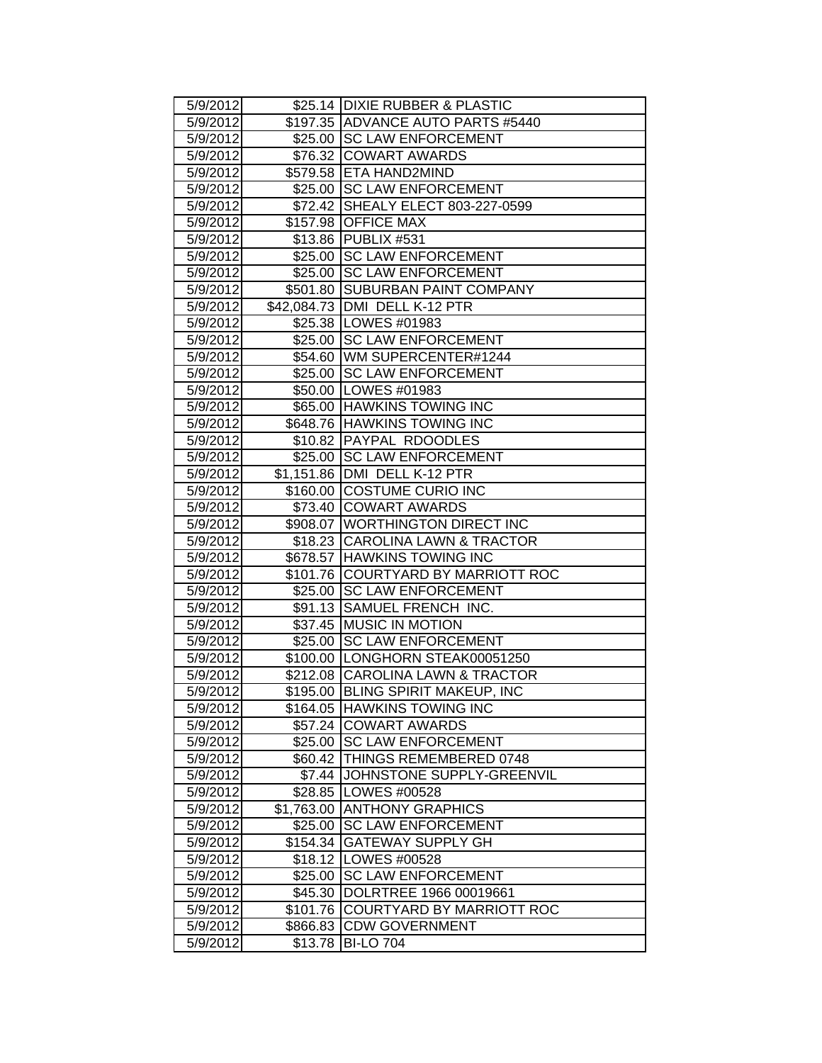| | | |
|---|---|---|
| 5/9/2012 | $25.14 | DIXIE RUBBER & PLASTIC |
| 5/9/2012 | $197.35 | ADVANCE AUTO PARTS #5440 |
| 5/9/2012 | $25.00 | SC LAW ENFORCEMENT |
| 5/9/2012 | $76.32 | COWART AWARDS |
| 5/9/2012 | $579.58 | ETA HAND2MIND |
| 5/9/2012 | $25.00 | SC LAW ENFORCEMENT |
| 5/9/2012 | $72.42 | SHEALY ELECT 803-227-0599 |
| 5/9/2012 | $157.98 | OFFICE MAX |
| 5/9/2012 | $13.86 | PUBLIX #531 |
| 5/9/2012 | $25.00 | SC LAW ENFORCEMENT |
| 5/9/2012 | $25.00 | SC LAW ENFORCEMENT |
| 5/9/2012 | $501.80 | SUBURBAN PAINT COMPANY |
| 5/9/2012 | $42,084.73 | DMI DELL K-12 PTR |
| 5/9/2012 | $25.38 | LOWES #01983 |
| 5/9/2012 | $25.00 | SC LAW ENFORCEMENT |
| 5/9/2012 | $54.60 | WM SUPERCENTER#1244 |
| 5/9/2012 | $25.00 | SC LAW ENFORCEMENT |
| 5/9/2012 | $50.00 | LOWES #01983 |
| 5/9/2012 | $65.00 | HAWKINS TOWING INC |
| 5/9/2012 | $648.76 | HAWKINS TOWING INC |
| 5/9/2012 | $10.82 | PAYPAL RDOODLES |
| 5/9/2012 | $25.00 | SC LAW ENFORCEMENT |
| 5/9/2012 | $1,151.86 | DMI DELL K-12 PTR |
| 5/9/2012 | $160.00 | COSTUME CURIO INC |
| 5/9/2012 | $73.40 | COWART AWARDS |
| 5/9/2012 | $908.07 | WORTHINGTON DIRECT INC |
| 5/9/2012 | $18.23 | CAROLINA LAWN & TRACTOR |
| 5/9/2012 | $678.57 | HAWKINS TOWING INC |
| 5/9/2012 | $101.76 | COURTYARD BY MARRIOTT ROC |
| 5/9/2012 | $25.00 | SC LAW ENFORCEMENT |
| 5/9/2012 | $91.13 | SAMUEL FRENCH INC. |
| 5/9/2012 | $37.45 | MUSIC IN MOTION |
| 5/9/2012 | $25.00 | SC LAW ENFORCEMENT |
| 5/9/2012 | $100.00 | LONGHORN STEAK00051250 |
| 5/9/2012 | $212.08 | CAROLINA LAWN & TRACTOR |
| 5/9/2012 | $195.00 | BLING SPIRIT MAKEUP, INC |
| 5/9/2012 | $164.05 | HAWKINS TOWING INC |
| 5/9/2012 | $57.24 | COWART AWARDS |
| 5/9/2012 | $25.00 | SC LAW ENFORCEMENT |
| 5/9/2012 | $60.42 | THINGS REMEMBERED 0748 |
| 5/9/2012 | $7.44 | JOHNSTONE SUPPLY-GREENVIL |
| 5/9/2012 | $28.85 | LOWES #00528 |
| 5/9/2012 | $1,763.00 | ANTHONY GRAPHICS |
| 5/9/2012 | $25.00 | SC LAW ENFORCEMENT |
| 5/9/2012 | $154.34 | GATEWAY SUPPLY GH |
| 5/9/2012 | $18.12 | LOWES #00528 |
| 5/9/2012 | $25.00 | SC LAW ENFORCEMENT |
| 5/9/2012 | $45.30 | DOLRTREE 1966 00019661 |
| 5/9/2012 | $101.76 | COURTYARD BY MARRIOTT ROC |
| 5/9/2012 | $866.83 | CDW GOVERNMENT |
| 5/9/2012 | $13.78 | BI-LO 704 |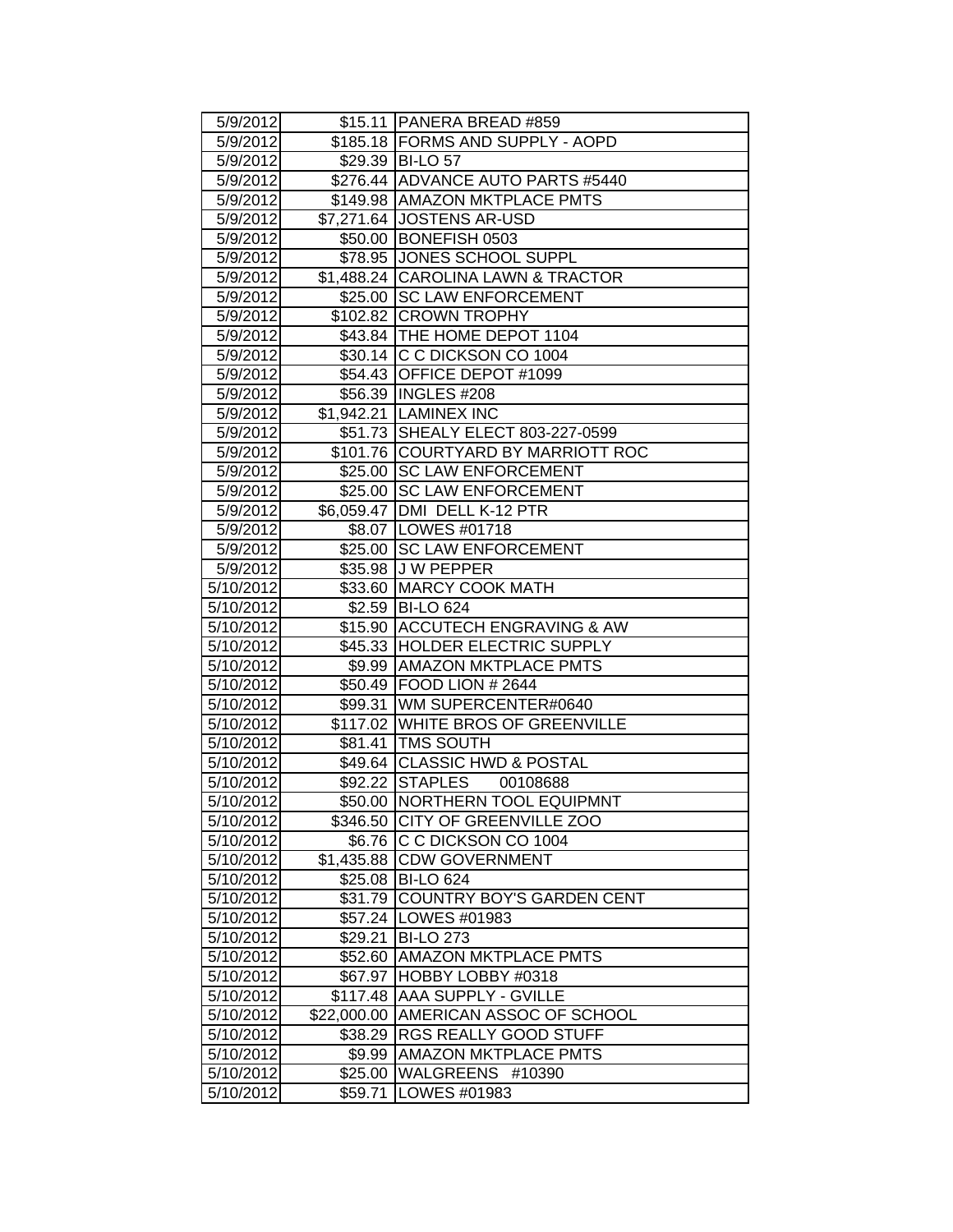| | | |
|---|---|---|
| 5/9/2012 | $15.11 | PANERA BREAD #859 |
| 5/9/2012 | $185.18 | FORMS AND SUPPLY - AOPD |
| 5/9/2012 | $29.39 | BI-LO 57 |
| 5/9/2012 | $276.44 | ADVANCE AUTO PARTS #5440 |
| 5/9/2012 | $149.98 | AMAZON MKTPLACE PMTS |
| 5/9/2012 | $7,271.64 | JOSTENS AR-USD |
| 5/9/2012 | $50.00 | BONEFISH 0503 |
| 5/9/2012 | $78.95 | JONES SCHOOL SUPPL |
| 5/9/2012 | $1,488.24 | CAROLINA LAWN & TRACTOR |
| 5/9/2012 | $25.00 | SC LAW ENFORCEMENT |
| 5/9/2012 | $102.82 | CROWN TROPHY |
| 5/9/2012 | $43.84 | THE HOME DEPOT 1104 |
| 5/9/2012 | $30.14 | C C DICKSON CO 1004 |
| 5/9/2012 | $54.43 | OFFICE DEPOT #1099 |
| 5/9/2012 | $56.39 | INGLES #208 |
| 5/9/2012 | $1,942.21 | LAMINEX INC |
| 5/9/2012 | $51.73 | SHEALY ELECT 803-227-0599 |
| 5/9/2012 | $101.76 | COURTYARD BY MARRIOTT ROC |
| 5/9/2012 | $25.00 | SC LAW ENFORCEMENT |
| 5/9/2012 | $25.00 | SC LAW ENFORCEMENT |
| 5/9/2012 | $6,059.47 | DMI DELL K-12 PTR |
| 5/9/2012 | $8.07 | LOWES #01718 |
| 5/9/2012 | $25.00 | SC LAW ENFORCEMENT |
| 5/9/2012 | $35.98 | J W PEPPER |
| 5/10/2012 | $33.60 | MARCY COOK MATH |
| 5/10/2012 | $2.59 | BI-LO 624 |
| 5/10/2012 | $15.90 | ACCUTECH ENGRAVING & AW |
| 5/10/2012 | $45.33 | HOLDER ELECTRIC SUPPLY |
| 5/10/2012 | $9.99 | AMAZON MKTPLACE PMTS |
| 5/10/2012 | $50.49 | FOOD LION # 2644 |
| 5/10/2012 | $99.31 | WM SUPERCENTER#0640 |
| 5/10/2012 | $117.02 | WHITE BROS OF GREENVILLE |
| 5/10/2012 | $81.41 | TMS SOUTH |
| 5/10/2012 | $49.64 | CLASSIC HWD & POSTAL |
| 5/10/2012 | $92.22 | STAPLES 00108688 |
| 5/10/2012 | $50.00 | NORTHERN TOOL EQUIPMNT |
| 5/10/2012 | $346.50 | CITY OF GREENVILLE ZOO |
| 5/10/2012 | $6.76 | C C DICKSON CO 1004 |
| 5/10/2012 | $1,435.88 | CDW GOVERNMENT |
| 5/10/2012 | $25.08 | BI-LO 624 |
| 5/10/2012 | $31.79 | COUNTRY BOY'S GARDEN CENT |
| 5/10/2012 | $57.24 | LOWES #01983 |
| 5/10/2012 | $29.21 | BI-LO 273 |
| 5/10/2012 | $52.60 | AMAZON MKTPLACE PMTS |
| 5/10/2012 | $67.97 | HOBBY LOBBY #0318 |
| 5/10/2012 | $117.48 | AAA SUPPLY - GVILLE |
| 5/10/2012 | $22,000.00 | AMERICAN ASSOC OF SCHOOL |
| 5/10/2012 | $38.29 | RGS REALLY GOOD STUFF |
| 5/10/2012 | $9.99 | AMAZON MKTPLACE PMTS |
| 5/10/2012 | $25.00 | WALGREENS #10390 |
| 5/10/2012 | $59.71 | LOWES #01983 |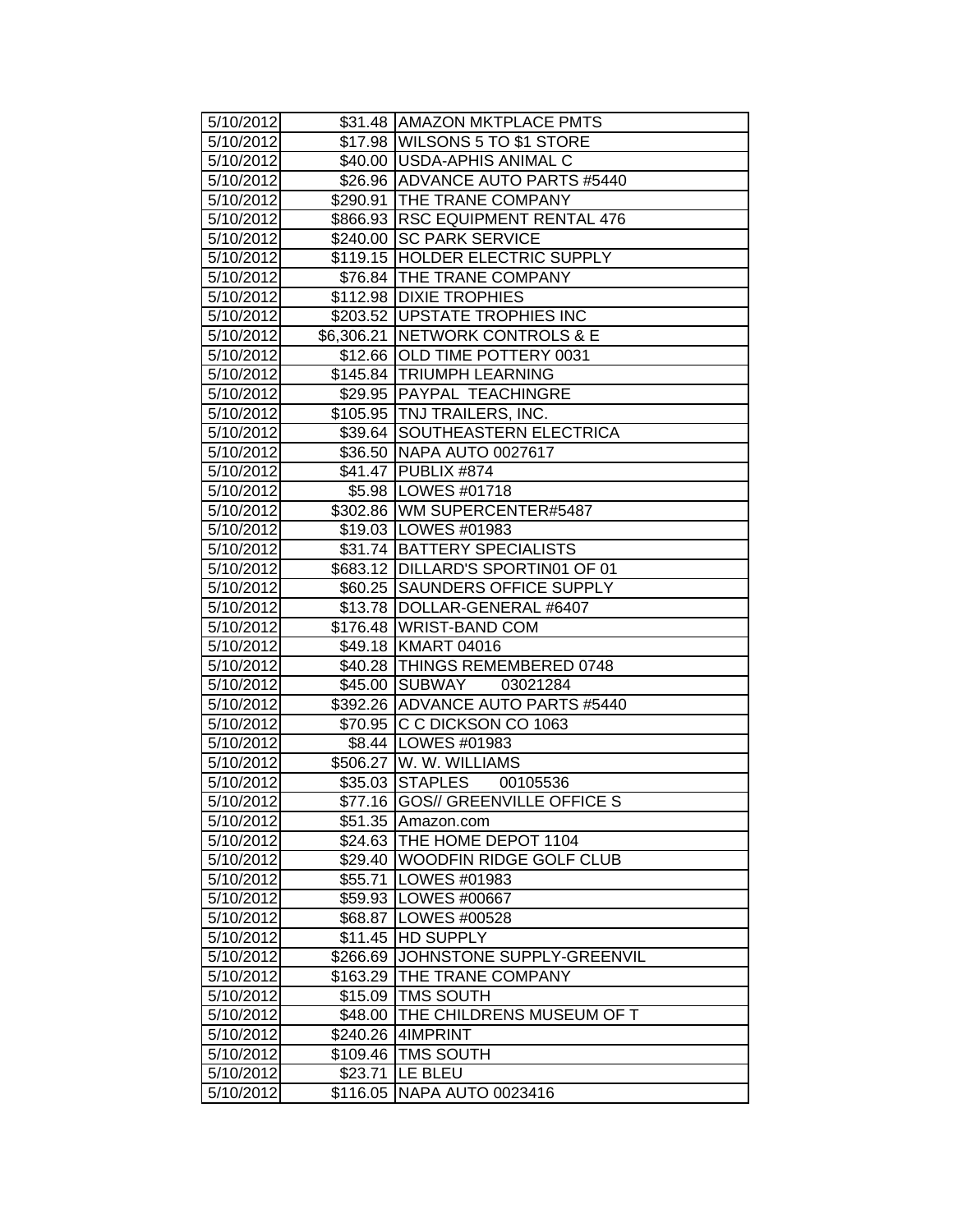| | | |
|---|---|---|
| 5/10/2012 | $31.48 | AMAZON MKTPLACE PMTS |
| 5/10/2012 | $17.98 | WILSONS 5 TO $1 STORE |
| 5/10/2012 | $40.00 | USDA-APHIS ANIMAL C |
| 5/10/2012 | $26.96 | ADVANCE AUTO PARTS #5440 |
| 5/10/2012 | $290.91 | THE TRANE COMPANY |
| 5/10/2012 | $866.93 | RSC EQUIPMENT RENTAL 476 |
| 5/10/2012 | $240.00 | SC PARK SERVICE |
| 5/10/2012 | $119.15 | HOLDER ELECTRIC SUPPLY |
| 5/10/2012 | $76.84 | THE TRANE COMPANY |
| 5/10/2012 | $112.98 | DIXIE TROPHIES |
| 5/10/2012 | $203.52 | UPSTATE TROPHIES INC |
| 5/10/2012 | $6,306.21 | NETWORK CONTROLS & E |
| 5/10/2012 | $12.66 | OLD TIME POTTERY 0031 |
| 5/10/2012 | $145.84 | TRIUMPH LEARNING |
| 5/10/2012 | $29.95 | PAYPAL TEACHINGRE |
| 5/10/2012 | $105.95 | TNJ TRAILERS, INC. |
| 5/10/2012 | $39.64 | SOUTHEASTERN ELECTRICA |
| 5/10/2012 | $36.50 | NAPA AUTO 0027617 |
| 5/10/2012 | $41.47 | PUBLIX #874 |
| 5/10/2012 | $5.98 | LOWES #01718 |
| 5/10/2012 | $302.86 | WM SUPERCENTER#5487 |
| 5/10/2012 | $19.03 | LOWES #01983 |
| 5/10/2012 | $31.74 | BATTERY SPECIALISTS |
| 5/10/2012 | $683.12 | DILLARD'S SPORTIN01 OF 01 |
| 5/10/2012 | $60.25 | SAUNDERS OFFICE SUPPLY |
| 5/10/2012 | $13.78 | DOLLAR-GENERAL #6407 |
| 5/10/2012 | $176.48 | WRIST-BAND COM |
| 5/10/2012 | $49.18 | KMART 04016 |
| 5/10/2012 | $40.28 | THINGS REMEMBERED 0748 |
| 5/10/2012 | $45.00 | SUBWAY 03021284 |
| 5/10/2012 | $392.26 | ADVANCE AUTO PARTS #5440 |
| 5/10/2012 | $70.95 | C C DICKSON CO 1063 |
| 5/10/2012 | $8.44 | LOWES #01983 |
| 5/10/2012 | $506.27 | W. W. WILLIAMS |
| 5/10/2012 | $35.03 | STAPLES 00105536 |
| 5/10/2012 | $77.16 | GOS// GREENVILLE OFFICE S |
| 5/10/2012 | $51.35 | Amazon.com |
| 5/10/2012 | $24.63 | THE HOME DEPOT 1104 |
| 5/10/2012 | $29.40 | WOODFIN RIDGE GOLF CLUB |
| 5/10/2012 | $55.71 | LOWES #01983 |
| 5/10/2012 | $59.93 | LOWES #00667 |
| 5/10/2012 | $68.87 | LOWES #00528 |
| 5/10/2012 | $11.45 | HD SUPPLY |
| 5/10/2012 | $266.69 | JOHNSTONE SUPPLY-GREENVIL |
| 5/10/2012 | $163.29 | THE TRANE COMPANY |
| 5/10/2012 | $15.09 | TMS SOUTH |
| 5/10/2012 | $48.00 | THE CHILDRENS MUSEUM OF T |
| 5/10/2012 | $240.26 | 4IMPRINT |
| 5/10/2012 | $109.46 | TMS SOUTH |
| 5/10/2012 | $23.71 | LE BLEU |
| 5/10/2012 | $116.05 | NAPA AUTO 0023416 |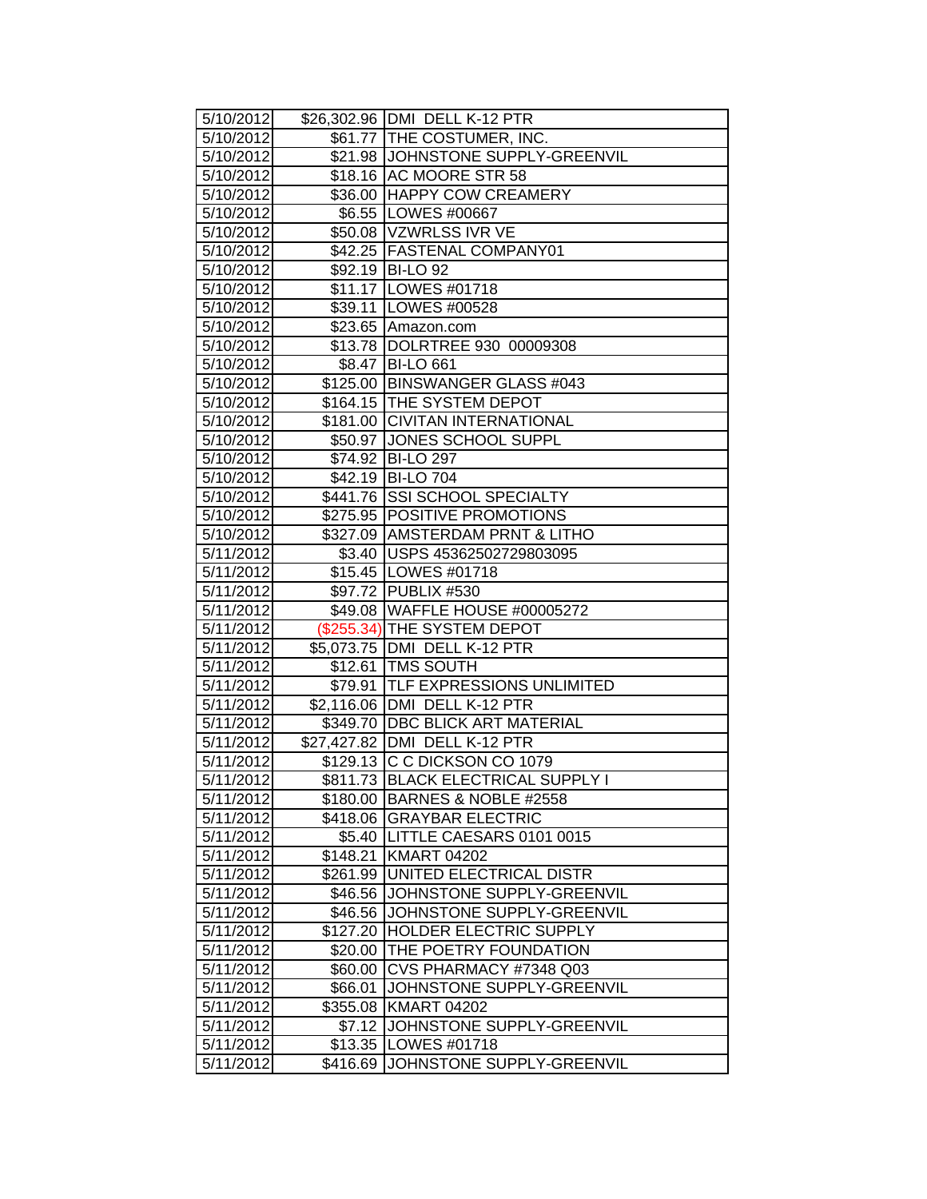| | | |
|---|---|---|
| 5/10/2012 | $26,302.96 | DMI DELL K-12 PTR |
| 5/10/2012 | $61.77 | THE COSTUMER, INC. |
| 5/10/2012 | $21.98 | JOHNSTONE SUPPLY-GREENVIL |
| 5/10/2012 | $18.16 | AC MOORE STR 58 |
| 5/10/2012 | $36.00 | HAPPY COW CREAMERY |
| 5/10/2012 | $6.55 | LOWES #00667 |
| 5/10/2012 | $50.08 | VZWRLSS IVR VE |
| 5/10/2012 | $42.25 | FASTENAL COMPANY01 |
| 5/10/2012 | $92.19 | BI-LO 92 |
| 5/10/2012 | $11.17 | LOWES #01718 |
| 5/10/2012 | $39.11 | LOWES #00528 |
| 5/10/2012 | $23.65 | Amazon.com |
| 5/10/2012 | $13.78 | DOLRTREE 930 00009308 |
| 5/10/2012 | $8.47 | BI-LO 661 |
| 5/10/2012 | $125.00 | BINSWANGER GLASS #043 |
| 5/10/2012 | $164.15 | THE SYSTEM DEPOT |
| 5/10/2012 | $181.00 | CIVITAN INTERNATIONAL |
| 5/10/2012 | $50.97 | JONES SCHOOL SUPPL |
| 5/10/2012 | $74.92 | BI-LO 297 |
| 5/10/2012 | $42.19 | BI-LO 704 |
| 5/10/2012 | $441.76 | SSI SCHOOL SPECIALTY |
| 5/10/2012 | $275.95 | POSITIVE PROMOTIONS |
| 5/10/2012 | $327.09 | AMSTERDAM PRNT & LITHO |
| 5/11/2012 | $3.40 | USPS 45362502729803095 |
| 5/11/2012 | $15.45 | LOWES #01718 |
| 5/11/2012 | $97.72 | PUBLIX #530 |
| 5/11/2012 | $49.08 | WAFFLE HOUSE #00005272 |
| 5/11/2012 | ($255.34) | THE SYSTEM DEPOT |
| 5/11/2012 | $5,073.75 | DMI DELL K-12 PTR |
| 5/11/2012 | $12.61 | TMS SOUTH |
| 5/11/2012 | $79.91 | TLF EXPRESSIONS UNLIMITED |
| 5/11/2012 | $2,116.06 | DMI DELL K-12 PTR |
| 5/11/2012 | $349.70 | DBC BLICK ART MATERIAL |
| 5/11/2012 | $27,427.82 | DMI DELL K-12 PTR |
| 5/11/2012 | $129.13 | C C DICKSON CO 1079 |
| 5/11/2012 | $811.73 | BLACK ELECTRICAL SUPPLY I |
| 5/11/2012 | $180.00 | BARNES & NOBLE #2558 |
| 5/11/2012 | $418.06 | GRAYBAR ELECTRIC |
| 5/11/2012 | $5.40 | LITTLE CAESARS 0101 0015 |
| 5/11/2012 | $148.21 | KMART 04202 |
| 5/11/2012 | $261.99 | UNITED ELECTRICAL DISTR |
| 5/11/2012 | $46.56 | JOHNSTONE SUPPLY-GREENVIL |
| 5/11/2012 | $46.56 | JOHNSTONE SUPPLY-GREENVIL |
| 5/11/2012 | $127.20 | HOLDER ELECTRIC SUPPLY |
| 5/11/2012 | $20.00 | THE POETRY FOUNDATION |
| 5/11/2012 | $60.00 | CVS PHARMACY #7348 Q03 |
| 5/11/2012 | $66.01 | JOHNSTONE SUPPLY-GREENVIL |
| 5/11/2012 | $355.08 | KMART 04202 |
| 5/11/2012 | $7.12 | JOHNSTONE SUPPLY-GREENVIL |
| 5/11/2012 | $13.35 | LOWES #01718 |
| 5/11/2012 | $416.69 | JOHNSTONE SUPPLY-GREENVIL |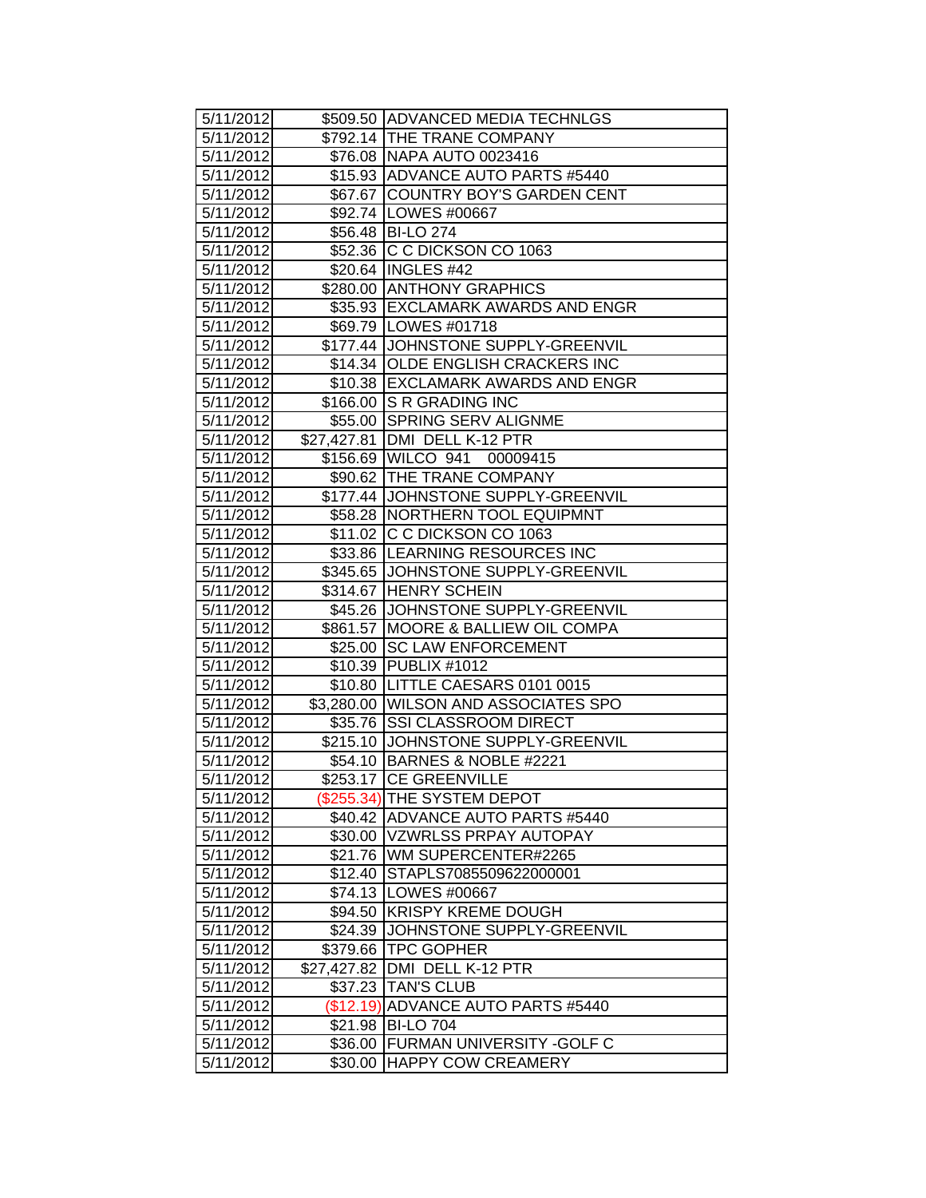| | | |
|---|---|---|
| 5/11/2012 | $509.50 | ADVANCED MEDIA TECHNLGS |
| 5/11/2012 | $792.14 | THE TRANE COMPANY |
| 5/11/2012 | $76.08 | NAPA AUTO 0023416 |
| 5/11/2012 | $15.93 | ADVANCE AUTO PARTS #5440 |
| 5/11/2012 | $67.67 | COUNTRY BOY'S GARDEN CENT |
| 5/11/2012 | $92.74 | LOWES #00667 |
| 5/11/2012 | $56.48 | BI-LO 274 |
| 5/11/2012 | $52.36 | C C DICKSON CO 1063 |
| 5/11/2012 | $20.64 | INGLES #42 |
| 5/11/2012 | $280.00 | ANTHONY GRAPHICS |
| 5/11/2012 | $35.93 | EXCLAMARK AWARDS AND ENGR |
| 5/11/2012 | $69.79 | LOWES #01718 |
| 5/11/2012 | $177.44 | JOHNSTONE SUPPLY-GREENVIL |
| 5/11/2012 | $14.34 | OLDE ENGLISH CRACKERS INC |
| 5/11/2012 | $10.38 | EXCLAMARK AWARDS AND ENGR |
| 5/11/2012 | $166.00 | S R GRADING INC |
| 5/11/2012 | $55.00 | SPRING SERV ALIGNME |
| 5/11/2012 | $27,427.81 | DMI DELL K-12 PTR |
| 5/11/2012 | $156.69 | WILCO 941 00009415 |
| 5/11/2012 | $90.62 | THE TRANE COMPANY |
| 5/11/2012 | $177.44 | JOHNSTONE SUPPLY-GREENVIL |
| 5/11/2012 | $58.28 | NORTHERN TOOL EQUIPMNT |
| 5/11/2012 | $11.02 | C C DICKSON CO 1063 |
| 5/11/2012 | $33.86 | LEARNING RESOURCES INC |
| 5/11/2012 | $345.65 | JOHNSTONE SUPPLY-GREENVIL |
| 5/11/2012 | $314.67 | HENRY SCHEIN |
| 5/11/2012 | $45.26 | JOHNSTONE SUPPLY-GREENVIL |
| 5/11/2012 | $861.57 | MOORE & BALLIEW OIL COMPA |
| 5/11/2012 | $25.00 | SC LAW ENFORCEMENT |
| 5/11/2012 | $10.39 | PUBLIX #1012 |
| 5/11/2012 | $10.80 | LITTLE CAESARS 0101 0015 |
| 5/11/2012 | $3,280.00 | WILSON AND ASSOCIATES SPO |
| 5/11/2012 | $35.76 | SSI CLASSROOM DIRECT |
| 5/11/2012 | $215.10 | JOHNSTONE SUPPLY-GREENVIL |
| 5/11/2012 | $54.10 | BARNES & NOBLE #2221 |
| 5/11/2012 | $253.17 | CE GREENVILLE |
| 5/11/2012 | ($255.34) | THE SYSTEM DEPOT |
| 5/11/2012 | $40.42 | ADVANCE AUTO PARTS #5440 |
| 5/11/2012 | $30.00 | VZWRLSS PRPAY AUTOPAY |
| 5/11/2012 | $21.76 | WM SUPERCENTER#2265 |
| 5/11/2012 | $12.40 | STAPLS7085509622000001 |
| 5/11/2012 | $74.13 | LOWES #00667 |
| 5/11/2012 | $94.50 | KRISPY KREME DOUGH |
| 5/11/2012 | $24.39 | JOHNSTONE SUPPLY-GREENVIL |
| 5/11/2012 | $379.66 | TPC GOPHER |
| 5/11/2012 | $27,427.82 | DMI DELL K-12 PTR |
| 5/11/2012 | $37.23 | TAN'S CLUB |
| 5/11/2012 | ($12.19) | ADVANCE AUTO PARTS #5440 |
| 5/11/2012 | $21.98 | BI-LO 704 |
| 5/11/2012 | $36.00 | FURMAN UNIVERSITY -GOLF C |
| 5/11/2012 | $30.00 | HAPPY COW CREAMERY |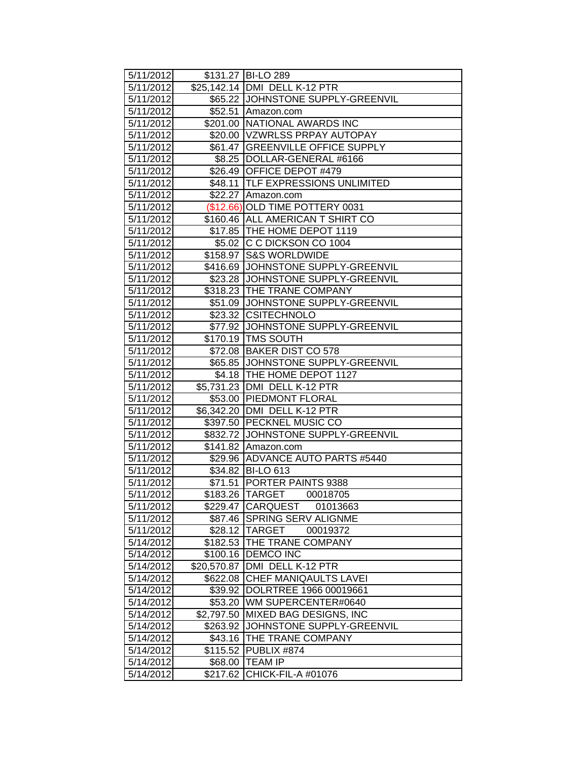| 5/11/2012 | $131.27 | BI-LO 289 |
|---|---|---|
| 5/11/2012 | $25,142.14 | DMI DELL K-12 PTR |
| 5/11/2012 | $65.22 | JOHNSTONE SUPPLY-GREENVIL |
| 5/11/2012 | $52.51 | Amazon.com |
| 5/11/2012 | $201.00 | NATIONAL AWARDS INC |
| 5/11/2012 | $20.00 | VZWRLSS PRPAY AUTOPAY |
| 5/11/2012 | $61.47 | GREENVILLE OFFICE SUPPLY |
| 5/11/2012 | $8.25 | DOLLAR-GENERAL #6166 |
| 5/11/2012 | $26.49 | OFFICE DEPOT #479 |
| 5/11/2012 | $48.11 | TLF EXPRESSIONS UNLIMITED |
| 5/11/2012 | $22.27 | Amazon.com |
| 5/11/2012 | ($12.66) | OLD TIME POTTERY 0031 |
| 5/11/2012 | $160.46 | ALL AMERICAN T SHIRT CO |
| 5/11/2012 | $17.85 | THE HOME DEPOT 1119 |
| 5/11/2012 | $5.02 | C C DICKSON CO 1004 |
| 5/11/2012 | $158.97 | S&S WORLDWIDE |
| 5/11/2012 | $416.69 | JOHNSTONE SUPPLY-GREENVIL |
| 5/11/2012 | $23.28 | JOHNSTONE SUPPLY-GREENVIL |
| 5/11/2012 | $318.23 | THE TRANE COMPANY |
| 5/11/2012 | $51.09 | JOHNSTONE SUPPLY-GREENVIL |
| 5/11/2012 | $23.32 | CSITECHNOLO |
| 5/11/2012 | $77.92 | JOHNSTONE SUPPLY-GREENVIL |
| 5/11/2012 | $170.19 | TMS SOUTH |
| 5/11/2012 | $72.08 | BAKER DIST CO 578 |
| 5/11/2012 | $65.85 | JOHNSTONE SUPPLY-GREENVIL |
| 5/11/2012 | $4.18 | THE HOME DEPOT 1127 |
| 5/11/2012 | $5,731.23 | DMI DELL K-12 PTR |
| 5/11/2012 | $53.00 | PIEDMONT FLORAL |
| 5/11/2012 | $6,342.20 | DMI DELL K-12 PTR |
| 5/11/2012 | $397.50 | PECKNEL MUSIC CO |
| 5/11/2012 | $832.72 | JOHNSTONE SUPPLY-GREENVIL |
| 5/11/2012 | $141.82 | Amazon.com |
| 5/11/2012 | $29.96 | ADVANCE AUTO PARTS #5440 |
| 5/11/2012 | $34.82 | BI-LO 613 |
| 5/11/2012 | $71.51 | PORTER PAINTS 9388 |
| 5/11/2012 | $183.26 | TARGET 00018705 |
| 5/11/2012 | $229.47 | CARQUEST 01013663 |
| 5/11/2012 | $87.46 | SPRING SERV ALIGNME |
| 5/11/2012 | $28.12 | TARGET 00019372 |
| 5/14/2012 | $182.53 | THE TRANE COMPANY |
| 5/14/2012 | $100.16 | DEMCO INC |
| 5/14/2012 | $20,570.87 | DMI DELL K-12 PTR |
| 5/14/2012 | $622.08 | CHEF MANIQAULTS LAVEI |
| 5/14/2012 | $39.92 | DOLRTREE 1966 00019661 |
| 5/14/2012 | $53.20 | WM SUPERCENTER#0640 |
| 5/14/2012 | $2,797.50 | MIXED BAG DESIGNS, INC |
| 5/14/2012 | $263.92 | JOHNSTONE SUPPLY-GREENVIL |
| 5/14/2012 | $43.16 | THE TRANE COMPANY |
| 5/14/2012 | $115.52 | PUBLIX #874 |
| 5/14/2012 | $68.00 | TEAM IP |
| 5/14/2012 | $217.62 | CHICK-FIL-A #01076 |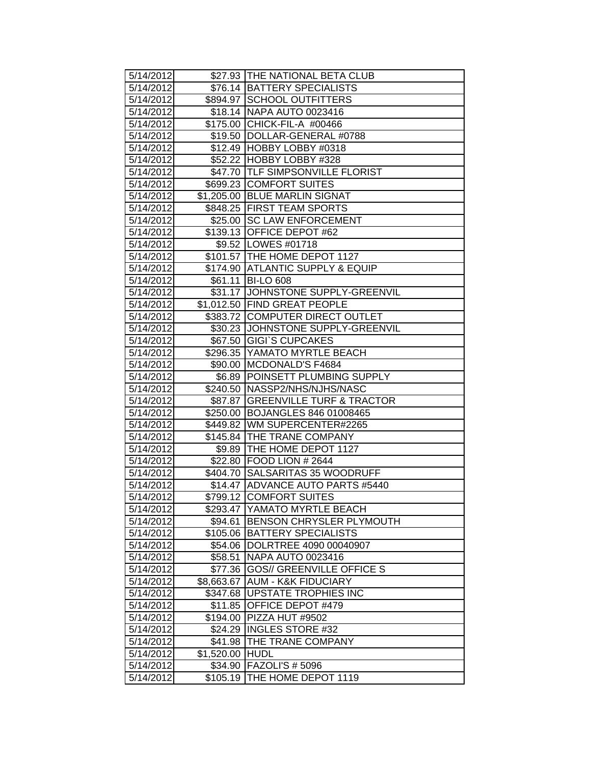| 5/14/2012 | $27.93 | THE NATIONAL BETA CLUB |
|---|---|---|
| 5/14/2012 | $76.14 | BATTERY SPECIALISTS |
| 5/14/2012 | $894.97 | SCHOOL OUTFITTERS |
| 5/14/2012 | $18.14 | NAPA AUTO 0023416 |
| 5/14/2012 | $175.00 | CHICK-FIL-A #00466 |
| 5/14/2012 | $19.50 | DOLLAR-GENERAL #0788 |
| 5/14/2012 | $12.49 | HOBBY LOBBY #0318 |
| 5/14/2012 | $52.22 | HOBBY LOBBY #328 |
| 5/14/2012 | $47.70 | TLF SIMPSONVILLE FLORIST |
| 5/14/2012 | $699.23 | COMFORT SUITES |
| 5/14/2012 | $1,205.00 | BLUE MARLIN SIGNAT |
| 5/14/2012 | $848.25 | FIRST TEAM SPORTS |
| 5/14/2012 | $25.00 | SC LAW ENFORCEMENT |
| 5/14/2012 | $139.13 | OFFICE DEPOT #62 |
| 5/14/2012 | $9.52 | LOWES #01718 |
| 5/14/2012 | $101.57 | THE HOME DEPOT 1127 |
| 5/14/2012 | $174.90 | ATLANTIC SUPPLY & EQUIP |
| 5/14/2012 | $61.11 | BI-LO 608 |
| 5/14/2012 | $31.17 | JOHNSTONE SUPPLY-GREENVIL |
| 5/14/2012 | $1,012.50 | FIND GREAT PEOPLE |
| 5/14/2012 | $383.72 | COMPUTER DIRECT OUTLET |
| 5/14/2012 | $30.23 | JOHNSTONE SUPPLY-GREENVIL |
| 5/14/2012 | $67.50 | GIGI`S CUPCAKES |
| 5/14/2012 | $296.35 | YAMATO MYRTLE BEACH |
| 5/14/2012 | $90.00 | MCDONALD'S F4684 |
| 5/14/2012 | $6.89 | POINSETT PLUMBING SUPPLY |
| 5/14/2012 | $240.50 | NASSP2/NHS/NJHS/NASC |
| 5/14/2012 | $87.87 | GREENVILLE TURF & TRACTOR |
| 5/14/2012 | $250.00 | BOJANGLES 846 01008465 |
| 5/14/2012 | $449.82 | WM SUPERCENTER#2265 |
| 5/14/2012 | $145.84 | THE TRANE COMPANY |
| 5/14/2012 | $9.89 | THE HOME DEPOT 1127 |
| 5/14/2012 | $22.80 | FOOD LION # 2644 |
| 5/14/2012 | $404.70 | SALSARITAS 35 WOODRUFF |
| 5/14/2012 | $14.47 | ADVANCE AUTO PARTS #5440 |
| 5/14/2012 | $799.12 | COMFORT SUITES |
| 5/14/2012 | $293.47 | YAMATO MYRTLE BEACH |
| 5/14/2012 | $94.61 | BENSON CHRYSLER PLYMOUTH |
| 5/14/2012 | $105.06 | BATTERY SPECIALISTS |
| 5/14/2012 | $54.06 | DOLRTREE 4090 00040907 |
| 5/14/2012 | $58.51 | NAPA AUTO 0023416 |
| 5/14/2012 | $77.36 | GOS// GREENVILLE OFFICE S |
| 5/14/2012 | $8,663.67 | AUM - K&K FIDUCIARY |
| 5/14/2012 | $347.68 | UPSTATE TROPHIES INC |
| 5/14/2012 | $11.85 | OFFICE DEPOT #479 |
| 5/14/2012 | $194.00 | PIZZA HUT #9502 |
| 5/14/2012 | $24.29 | INGLES STORE #32 |
| 5/14/2012 | $41.98 | THE TRANE COMPANY |
| 5/14/2012 | $1,520.00 | HUDL |
| 5/14/2012 | $34.90 | FAZOLI'S # 5096 |
| 5/14/2012 | $105.19 | THE HOME DEPOT 1119 |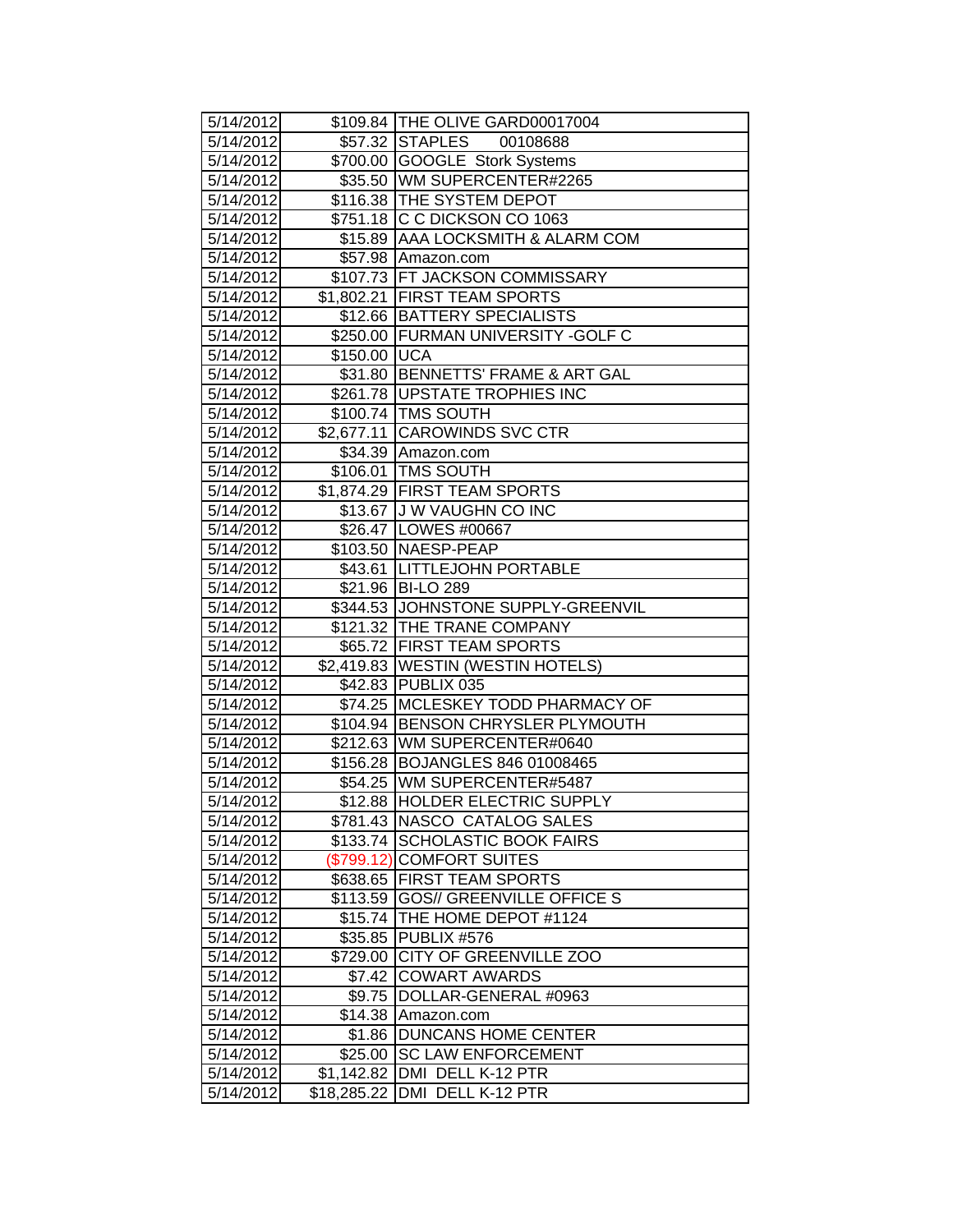| | | |
|---|---|---|
| 5/14/2012 | $109.84 | THE OLIVE GARD00017004 |
| 5/14/2012 | $57.32 | STAPLES 00108688 |
| 5/14/2012 | $700.00 | GOOGLE Stork Systems |
| 5/14/2012 | $35.50 | WM SUPERCENTER#2265 |
| 5/14/2012 | $116.38 | THE SYSTEM DEPOT |
| 5/14/2012 | $751.18 | C C DICKSON CO 1063 |
| 5/14/2012 | $15.89 | AAA LOCKSMITH & ALARM COM |
| 5/14/2012 | $57.98 | Amazon.com |
| 5/14/2012 | $107.73 | FT JACKSON COMMISSARY |
| 5/14/2012 | $1,802.21 | FIRST TEAM SPORTS |
| 5/14/2012 | $12.66 | BATTERY SPECIALISTS |
| 5/14/2012 | $250.00 | FURMAN UNIVERSITY -GOLF C |
| 5/14/2012 | $150.00 | UCA |
| 5/14/2012 | $31.80 | BENNETTS' FRAME & ART GAL |
| 5/14/2012 | $261.78 | UPSTATE TROPHIES INC |
| 5/14/2012 | $100.74 | TMS SOUTH |
| 5/14/2012 | $2,677.11 | CAROWINDS SVC CTR |
| 5/14/2012 | $34.39 | Amazon.com |
| 5/14/2012 | $106.01 | TMS SOUTH |
| 5/14/2012 | $1,874.29 | FIRST TEAM SPORTS |
| 5/14/2012 | $13.67 | J W VAUGHN CO INC |
| 5/14/2012 | $26.47 | LOWES #00667 |
| 5/14/2012 | $103.50 | NAESP-PEAP |
| 5/14/2012 | $43.61 | LITTLEJOHN PORTABLE |
| 5/14/2012 | $21.96 | BI-LO 289 |
| 5/14/2012 | $344.53 | JOHNSTONE SUPPLY-GREENVIL |
| 5/14/2012 | $121.32 | THE TRANE COMPANY |
| 5/14/2012 | $65.72 | FIRST TEAM SPORTS |
| 5/14/2012 | $2,419.83 | WESTIN (WESTIN HOTELS) |
| 5/14/2012 | $42.83 | PUBLIX 035 |
| 5/14/2012 | $74.25 | MCLESKEY TODD PHARMACY OF |
| 5/14/2012 | $104.94 | BENSON CHRYSLER PLYMOUTH |
| 5/14/2012 | $212.63 | WM SUPERCENTER#0640 |
| 5/14/2012 | $156.28 | BOJANGLES 846 01008465 |
| 5/14/2012 | $54.25 | WM SUPERCENTER#5487 |
| 5/14/2012 | $12.88 | HOLDER ELECTRIC SUPPLY |
| 5/14/2012 | $781.43 | NASCO CATALOG SALES |
| 5/14/2012 | $133.74 | SCHOLASTIC BOOK FAIRS |
| 5/14/2012 | ($799.12) | COMFORT SUITES |
| 5/14/2012 | $638.65 | FIRST TEAM SPORTS |
| 5/14/2012 | $113.59 | GOS// GREENVILLE OFFICE S |
| 5/14/2012 | $15.74 | THE HOME DEPOT #1124 |
| 5/14/2012 | $35.85 | PUBLIX #576 |
| 5/14/2012 | $729.00 | CITY OF GREENVILLE ZOO |
| 5/14/2012 | $7.42 | COWART AWARDS |
| 5/14/2012 | $9.75 | DOLLAR-GENERAL #0963 |
| 5/14/2012 | $14.38 | Amazon.com |
| 5/14/2012 | $1.86 | DUNCANS HOME CENTER |
| 5/14/2012 | $25.00 | SC LAW ENFORCEMENT |
| 5/14/2012 | $1,142.82 | DMI DELL K-12 PTR |
| 5/14/2012 | $18,285.22 | DMI DELL K-12 PTR |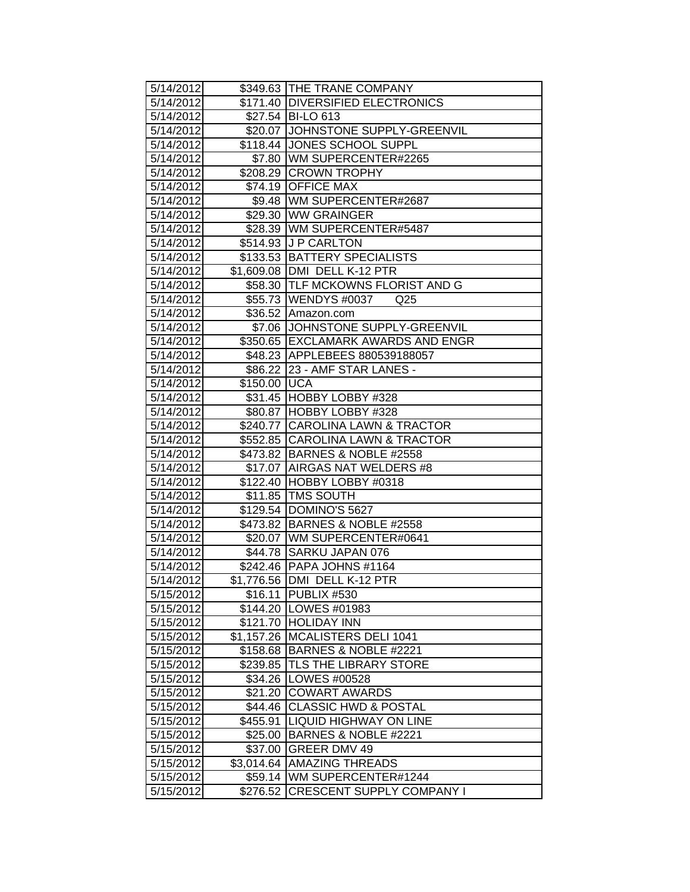| | | |
|---|---|---|
| 5/14/2012 | $349.63 | THE TRANE COMPANY |
| 5/14/2012 | $171.40 | DIVERSIFIED ELECTRONICS |
| 5/14/2012 | $27.54 | BI-LO 613 |
| 5/14/2012 | $20.07 | JOHNSTONE SUPPLY-GREENVIL |
| 5/14/2012 | $118.44 | JONES SCHOOL SUPPL |
| 5/14/2012 | $7.80 | WM SUPERCENTER#2265 |
| 5/14/2012 | $208.29 | CROWN TROPHY |
| 5/14/2012 | $74.19 | OFFICE MAX |
| 5/14/2012 | $9.48 | WM SUPERCENTER#2687 |
| 5/14/2012 | $29.30 | WW GRAINGER |
| 5/14/2012 | $28.39 | WM SUPERCENTER#5487 |
| 5/14/2012 | $514.93 | J P CARLTON |
| 5/14/2012 | $133.53 | BATTERY SPECIALISTS |
| 5/14/2012 | $1,609.08 | DMI DELL K-12 PTR |
| 5/14/2012 | $58.30 | TLF MCKOWNS FLORIST AND G |
| 5/14/2012 | $55.73 | WENDYS #0037 Q25 |
| 5/14/2012 | $36.52 | Amazon.com |
| 5/14/2012 | $7.06 | JOHNSTONE SUPPLY-GREENVIL |
| 5/14/2012 | $350.65 | EXCLAMARK AWARDS AND ENGR |
| 5/14/2012 | $48.23 | APPLEBEES 880539188057 |
| 5/14/2012 | $86.22 | 23 - AMF STAR LANES - |
| 5/14/2012 | $150.00 | UCA |
| 5/14/2012 | $31.45 | HOBBY LOBBY #328 |
| 5/14/2012 | $80.87 | HOBBY LOBBY #328 |
| 5/14/2012 | $240.77 | CAROLINA LAWN & TRACTOR |
| 5/14/2012 | $552.85 | CAROLINA LAWN & TRACTOR |
| 5/14/2012 | $473.82 | BARNES & NOBLE #2558 |
| 5/14/2012 | $17.07 | AIRGAS NAT WELDERS #8 |
| 5/14/2012 | $122.40 | HOBBY LOBBY #0318 |
| 5/14/2012 | $11.85 | TMS SOUTH |
| 5/14/2012 | $129.54 | DOMINO'S 5627 |
| 5/14/2012 | $473.82 | BARNES & NOBLE #2558 |
| 5/14/2012 | $20.07 | WM SUPERCENTER#0641 |
| 5/14/2012 | $44.78 | SARKU JAPAN 076 |
| 5/14/2012 | $242.46 | PAPA JOHNS #1164 |
| 5/14/2012 | $1,776.56 | DMI DELL K-12 PTR |
| 5/15/2012 | $16.11 | PUBLIX #530 |
| 5/15/2012 | $144.20 | LOWES #01983 |
| 5/15/2012 | $121.70 | HOLIDAY INN |
| 5/15/2012 | $1,157.26 | MCALISTERS DELI 1041 |
| 5/15/2012 | $158.68 | BARNES & NOBLE #2221 |
| 5/15/2012 | $239.85 | TLS THE LIBRARY STORE |
| 5/15/2012 | $34.26 | LOWES #00528 |
| 5/15/2012 | $21.20 | COWART AWARDS |
| 5/15/2012 | $44.46 | CLASSIC HWD & POSTAL |
| 5/15/2012 | $455.91 | LIQUID HIGHWAY ON LINE |
| 5/15/2012 | $25.00 | BARNES & NOBLE #2221 |
| 5/15/2012 | $37.00 | GREER DMV 49 |
| 5/15/2012 | $3,014.64 | AMAZING THREADS |
| 5/15/2012 | $59.14 | WM SUPERCENTER#1244 |
| 5/15/2012 | $276.52 | CRESCENT SUPPLY COMPANY I |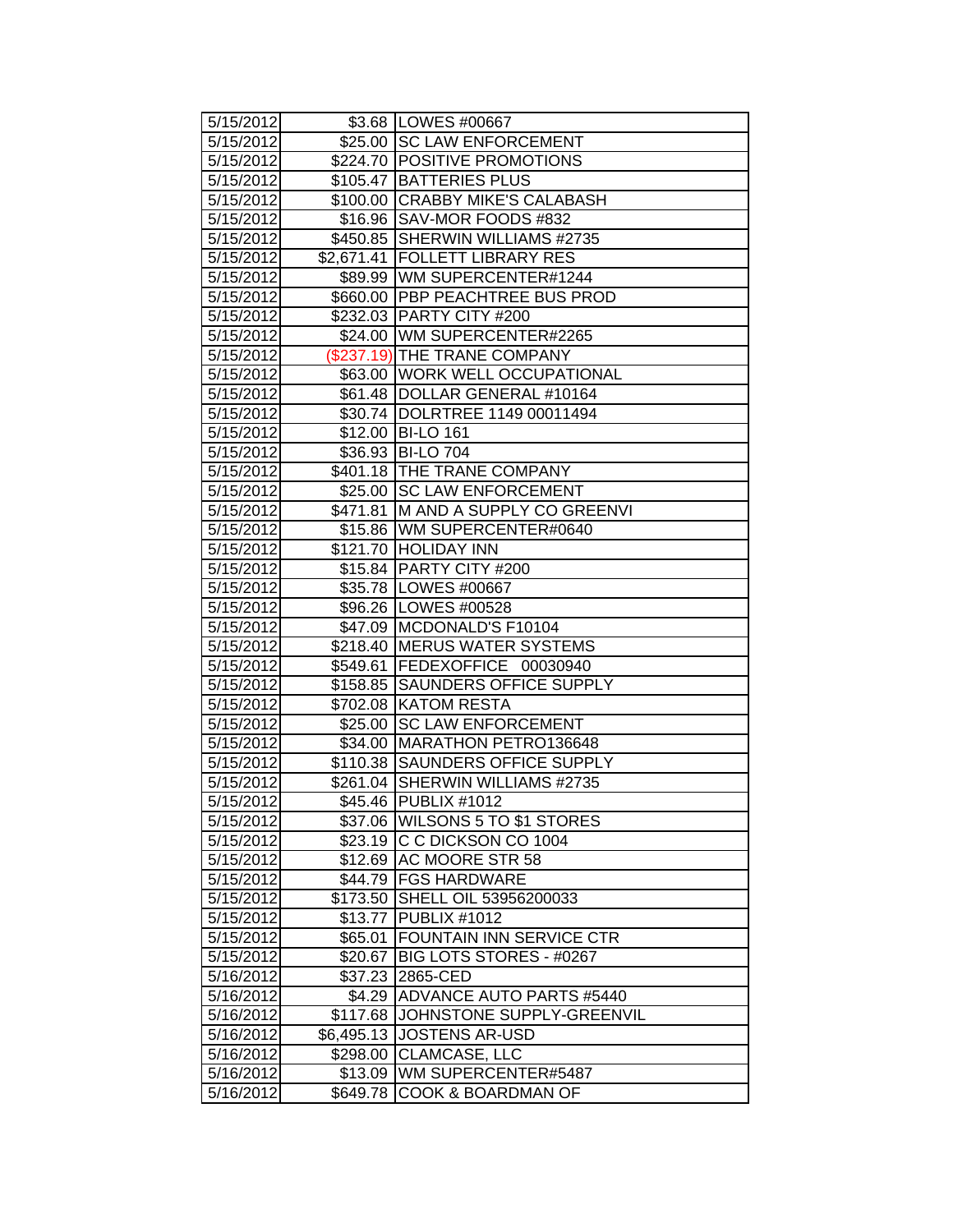| | | |
|---|---|---|
| 5/15/2012 | $3.68 | LOWES #00667 |
| 5/15/2012 | $25.00 | SC LAW ENFORCEMENT |
| 5/15/2012 | $224.70 | POSITIVE PROMOTIONS |
| 5/15/2012 | $105.47 | BATTERIES PLUS |
| 5/15/2012 | $100.00 | CRABBY MIKE'S CALABASH |
| 5/15/2012 | $16.96 | SAV-MOR FOODS #832 |
| 5/15/2012 | $450.85 | SHERWIN WILLIAMS #2735 |
| 5/15/2012 | $2,671.41 | FOLLETT LIBRARY RES |
| 5/15/2012 | $89.99 | WM SUPERCENTER#1244 |
| 5/15/2012 | $660.00 | PBP PEACHTREE BUS PROD |
| 5/15/2012 | $232.03 | PARTY CITY #200 |
| 5/15/2012 | $24.00 | WM SUPERCENTER#2265 |
| 5/15/2012 | ($237.19) | THE TRANE COMPANY |
| 5/15/2012 | $63.00 | WORK WELL OCCUPATIONAL |
| 5/15/2012 | $61.48 | DOLLAR GENERAL #10164 |
| 5/15/2012 | $30.74 | DOLRTREE 1149 00011494 |
| 5/15/2012 | $12.00 | BI-LO 161 |
| 5/15/2012 | $36.93 | BI-LO 704 |
| 5/15/2012 | $401.18 | THE TRANE COMPANY |
| 5/15/2012 | $25.00 | SC LAW ENFORCEMENT |
| 5/15/2012 | $471.81 | M AND A SUPPLY CO GREENVI |
| 5/15/2012 | $15.86 | WM SUPERCENTER#0640 |
| 5/15/2012 | $121.70 | HOLIDAY INN |
| 5/15/2012 | $15.84 | PARTY CITY #200 |
| 5/15/2012 | $35.78 | LOWES #00667 |
| 5/15/2012 | $96.26 | LOWES #00528 |
| 5/15/2012 | $47.09 | MCDONALD'S F10104 |
| 5/15/2012 | $218.40 | MERUS WATER SYSTEMS |
| 5/15/2012 | $549.61 | FEDEXOFFICE 00030940 |
| 5/15/2012 | $158.85 | SAUNDERS OFFICE SUPPLY |
| 5/15/2012 | $702.08 | KATOM RESTA |
| 5/15/2012 | $25.00 | SC LAW ENFORCEMENT |
| 5/15/2012 | $34.00 | MARATHON PETRO136648 |
| 5/15/2012 | $110.38 | SAUNDERS OFFICE SUPPLY |
| 5/15/2012 | $261.04 | SHERWIN WILLIAMS #2735 |
| 5/15/2012 | $45.46 | PUBLIX #1012 |
| 5/15/2012 | $37.06 | WILSONS 5 TO $1 STORES |
| 5/15/2012 | $23.19 | C C DICKSON CO 1004 |
| 5/15/2012 | $12.69 | AC MOORE STR 58 |
| 5/15/2012 | $44.79 | FGS HARDWARE |
| 5/15/2012 | $173.50 | SHELL OIL 53956200033 |
| 5/15/2012 | $13.77 | PUBLIX #1012 |
| 5/15/2012 | $65.01 | FOUNTAIN INN SERVICE CTR |
| 5/15/2012 | $20.67 | BIG LOTS STORES - #0267 |
| 5/16/2012 | $37.23 | 2865-CED |
| 5/16/2012 | $4.29 | ADVANCE AUTO PARTS #5440 |
| 5/16/2012 | $117.68 | JOHNSTONE SUPPLY-GREENVIL |
| 5/16/2012 | $6,495.13 | JOSTENS AR-USD |
| 5/16/2012 | $298.00 | CLAMCASE, LLC |
| 5/16/2012 | $13.09 | WM SUPERCENTER#5487 |
| 5/16/2012 | $649.78 | COOK & BOARDMAN OF |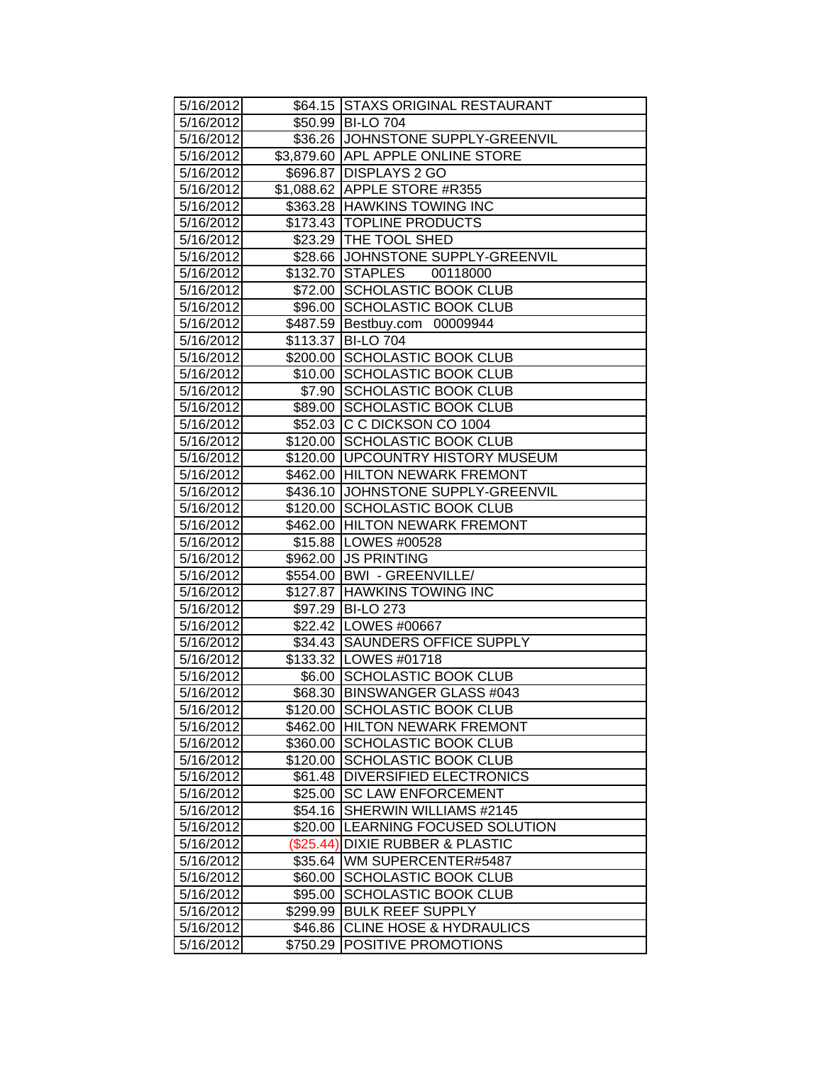| | | |
|---|---|---|
| 5/16/2012 | $64.15 | STAXS ORIGINAL RESTAURANT |
| 5/16/2012 | $50.99 | BI-LO 704 |
| 5/16/2012 | $36.26 | JOHNSTONE SUPPLY-GREENVIL |
| 5/16/2012 | $3,879.60 | APL APPLE ONLINE STORE |
| 5/16/2012 | $696.87 | DISPLAYS 2 GO |
| 5/16/2012 | $1,088.62 | APPLE STORE #R355 |
| 5/16/2012 | $363.28 | HAWKINS TOWING INC |
| 5/16/2012 | $173.43 | TOPLINE PRODUCTS |
| 5/16/2012 | $23.29 | THE TOOL SHED |
| 5/16/2012 | $28.66 | JOHNSTONE SUPPLY-GREENVIL |
| 5/16/2012 | $132.70 | STAPLES 00118000 |
| 5/16/2012 | $72.00 | SCHOLASTIC BOOK CLUB |
| 5/16/2012 | $96.00 | SCHOLASTIC BOOK CLUB |
| 5/16/2012 | $487.59 | Bestbuy.com 00009944 |
| 5/16/2012 | $113.37 | BI-LO 704 |
| 5/16/2012 | $200.00 | SCHOLASTIC BOOK CLUB |
| 5/16/2012 | $10.00 | SCHOLASTIC BOOK CLUB |
| 5/16/2012 | $7.90 | SCHOLASTIC BOOK CLUB |
| 5/16/2012 | $89.00 | SCHOLASTIC BOOK CLUB |
| 5/16/2012 | $52.03 | C C DICKSON CO 1004 |
| 5/16/2012 | $120.00 | SCHOLASTIC BOOK CLUB |
| 5/16/2012 | $120.00 | UPCOUNTRY HISTORY MUSEUM |
| 5/16/2012 | $462.00 | HILTON NEWARK FREMONT |
| 5/16/2012 | $436.10 | JOHNSTONE SUPPLY-GREENVIL |
| 5/16/2012 | $120.00 | SCHOLASTIC BOOK CLUB |
| 5/16/2012 | $462.00 | HILTON NEWARK FREMONT |
| 5/16/2012 | $15.88 | LOWES #00528 |
| 5/16/2012 | $962.00 | JS PRINTING |
| 5/16/2012 | $554.00 | BWI - GREENVILLE/ |
| 5/16/2012 | $127.87 | HAWKINS TOWING INC |
| 5/16/2012 | $97.29 | BI-LO 273 |
| 5/16/2012 | $22.42 | LOWES #00667 |
| 5/16/2012 | $34.43 | SAUNDERS OFFICE SUPPLY |
| 5/16/2012 | $133.32 | LOWES #01718 |
| 5/16/2012 | $6.00 | SCHOLASTIC BOOK CLUB |
| 5/16/2012 | $68.30 | BINSWANGER GLASS #043 |
| 5/16/2012 | $120.00 | SCHOLASTIC BOOK CLUB |
| 5/16/2012 | $462.00 | HILTON NEWARK FREMONT |
| 5/16/2012 | $360.00 | SCHOLASTIC BOOK CLUB |
| 5/16/2012 | $120.00 | SCHOLASTIC BOOK CLUB |
| 5/16/2012 | $61.48 | DIVERSIFIED ELECTRONICS |
| 5/16/2012 | $25.00 | SC LAW ENFORCEMENT |
| 5/16/2012 | $54.16 | SHERWIN WILLIAMS #2145 |
| 5/16/2012 | $20.00 | LEARNING FOCUSED SOLUTION |
| 5/16/2012 | ($25.44) | DIXIE RUBBER & PLASTIC |
| 5/16/2012 | $35.64 | WM SUPERCENTER#5487 |
| 5/16/2012 | $60.00 | SCHOLASTIC BOOK CLUB |
| 5/16/2012 | $95.00 | SCHOLASTIC BOOK CLUB |
| 5/16/2012 | $299.99 | BULK REEF SUPPLY |
| 5/16/2012 | $46.86 | CLINE HOSE & HYDRAULICS |
| 5/16/2012 | $750.29 | POSITIVE PROMOTIONS |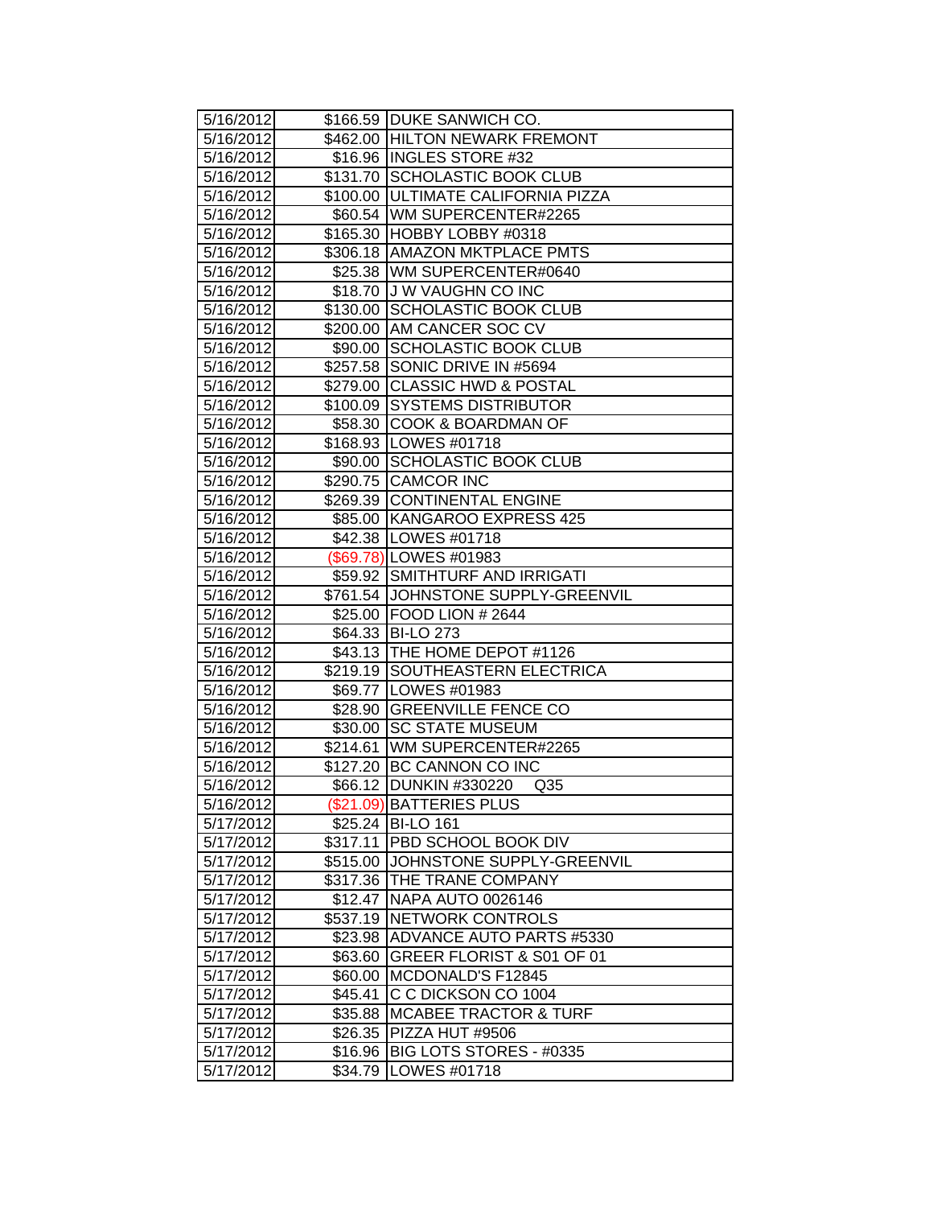| | | |
|---|---|---|
| 5/16/2012 | $166.59 | DUKE SANWICH CO. |
| 5/16/2012 | $462.00 | HILTON NEWARK FREMONT |
| 5/16/2012 | $16.96 | INGLES STORE #32 |
| 5/16/2012 | $131.70 | SCHOLASTIC BOOK CLUB |
| 5/16/2012 | $100.00 | ULTIMATE CALIFORNIA PIZZA |
| 5/16/2012 | $60.54 | WM SUPERCENTER#2265 |
| 5/16/2012 | $165.30 | HOBBY LOBBY #0318 |
| 5/16/2012 | $306.18 | AMAZON MKTPLACE PMTS |
| 5/16/2012 | $25.38 | WM SUPERCENTER#0640 |
| 5/16/2012 | $18.70 | J W VAUGHN CO INC |
| 5/16/2012 | $130.00 | SCHOLASTIC BOOK CLUB |
| 5/16/2012 | $200.00 | AM CANCER SOC CV |
| 5/16/2012 | $90.00 | SCHOLASTIC BOOK CLUB |
| 5/16/2012 | $257.58 | SONIC DRIVE IN #5694 |
| 5/16/2012 | $279.00 | CLASSIC HWD & POSTAL |
| 5/16/2012 | $100.09 | SYSTEMS DISTRIBUTOR |
| 5/16/2012 | $58.30 | COOK & BOARDMAN OF |
| 5/16/2012 | $168.93 | LOWES #01718 |
| 5/16/2012 | $90.00 | SCHOLASTIC BOOK CLUB |
| 5/16/2012 | $290.75 | CAMCOR INC |
| 5/16/2012 | $269.39 | CONTINENTAL ENGINE |
| 5/16/2012 | $85.00 | KANGAROO EXPRESS 425 |
| 5/16/2012 | $42.38 | LOWES #01718 |
| 5/16/2012 | ($69.78) | LOWES #01983 |
| 5/16/2012 | $59.92 | SMITHTURF AND IRRIGATI |
| 5/16/2012 | $761.54 | JOHNSTONE SUPPLY-GREENVIL |
| 5/16/2012 | $25.00 | FOOD LION # 2644 |
| 5/16/2012 | $64.33 | BI-LO 273 |
| 5/16/2012 | $43.13 | THE HOME DEPOT #1126 |
| 5/16/2012 | $219.19 | SOUTHEASTERN ELECTRICA |
| 5/16/2012 | $69.77 | LOWES #01983 |
| 5/16/2012 | $28.90 | GREENVILLE FENCE CO |
| 5/16/2012 | $30.00 | SC STATE MUSEUM |
| 5/16/2012 | $214.61 | WM SUPERCENTER#2265 |
| 5/16/2012 | $127.20 | BC CANNON CO INC |
| 5/16/2012 | $66.12 | DUNKIN #330220 Q35 |
| 5/16/2012 | ($21.09) | BATTERIES PLUS |
| 5/17/2012 | $25.24 | BI-LO 161 |
| 5/17/2012 | $317.11 | PBD SCHOOL BOOK DIV |
| 5/17/2012 | $515.00 | JOHNSTONE SUPPLY-GREENVIL |
| 5/17/2012 | $317.36 | THE TRANE COMPANY |
| 5/17/2012 | $12.47 | NAPA AUTO 0026146 |
| 5/17/2012 | $537.19 | NETWORK CONTROLS |
| 5/17/2012 | $23.98 | ADVANCE AUTO PARTS #5330 |
| 5/17/2012 | $63.60 | GREER FLORIST & S01 OF 01 |
| 5/17/2012 | $60.00 | MCDONALD'S F12845 |
| 5/17/2012 | $45.41 | C C DICKSON CO 1004 |
| 5/17/2012 | $35.88 | MCABEE TRACTOR & TURF |
| 5/17/2012 | $26.35 | PIZZA HUT #9506 |
| 5/17/2012 | $16.96 | BIG LOTS STORES - #0335 |
| 5/17/2012 | $34.79 | LOWES #01718 |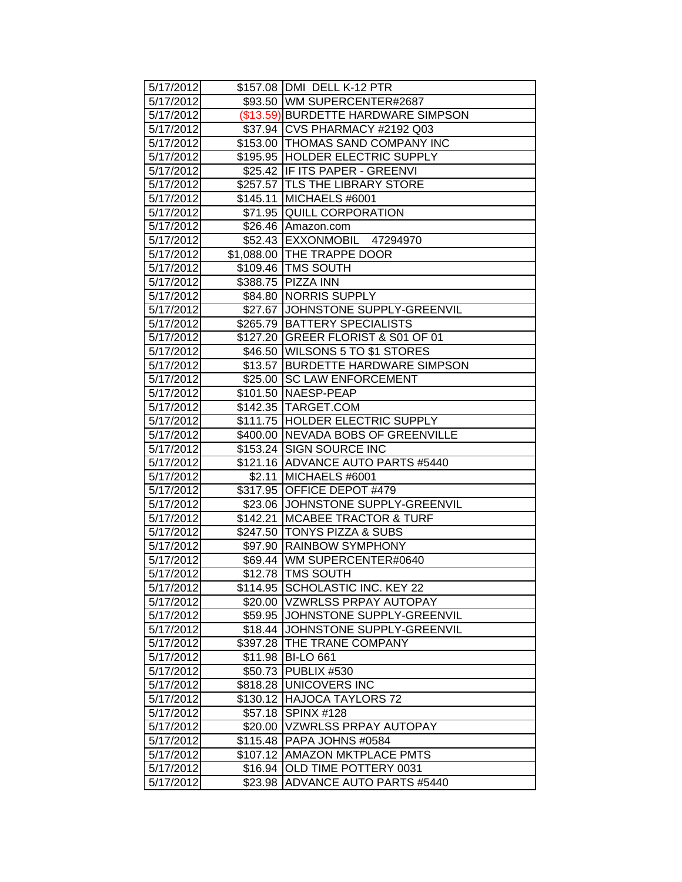| 5/17/2012 | $157.08 | DMI DELL K-12 PTR |
|---|---|---|
| 5/17/2012 | $93.50 | WM SUPERCENTER#2687 |
| 5/17/2012 | ($13.59) | BURDETTE HARDWARE SIMPSON |
| 5/17/2012 | $37.94 | CVS PHARMACY #2192 Q03 |
| 5/17/2012 | $153.00 | THOMAS SAND COMPANY INC |
| 5/17/2012 | $195.95 | HOLDER ELECTRIC SUPPLY |
| 5/17/2012 | $25.42 | IF ITS PAPER - GREENVI |
| 5/17/2012 | $257.57 | TLS THE LIBRARY STORE |
| 5/17/2012 | $145.11 | MICHAELS #6001 |
| 5/17/2012 | $71.95 | QUILL CORPORATION |
| 5/17/2012 | $26.46 | Amazon.com |
| 5/17/2012 | $52.43 | EXXONMOBIL 47294970 |
| 5/17/2012 | $1,088.00 | THE TRAPPE DOOR |
| 5/17/2012 | $109.46 | TMS SOUTH |
| 5/17/2012 | $388.75 | PIZZA INN |
| 5/17/2012 | $84.80 | NORRIS SUPPLY |
| 5/17/2012 | $27.67 | JOHNSTONE SUPPLY-GREENVIL |
| 5/17/2012 | $265.79 | BATTERY SPECIALISTS |
| 5/17/2012 | $127.20 | GREER FLORIST & S01 OF 01 |
| 5/17/2012 | $46.50 | WILSONS 5 TO $1 STORES |
| 5/17/2012 | $13.57 | BURDETTE HARDWARE SIMPSON |
| 5/17/2012 | $25.00 | SC LAW ENFORCEMENT |
| 5/17/2012 | $101.50 | NAESP-PEAP |
| 5/17/2012 | $142.35 | TARGET.COM |
| 5/17/2012 | $111.75 | HOLDER ELECTRIC SUPPLY |
| 5/17/2012 | $400.00 | NEVADA BOBS OF GREENVILLE |
| 5/17/2012 | $153.24 | SIGN SOURCE INC |
| 5/17/2012 | $121.16 | ADVANCE AUTO PARTS #5440 |
| 5/17/2012 | $2.11 | MICHAELS #6001 |
| 5/17/2012 | $317.95 | OFFICE DEPOT #479 |
| 5/17/2012 | $23.06 | JOHNSTONE SUPPLY-GREENVIL |
| 5/17/2012 | $142.21 | MCABEE TRACTOR & TURF |
| 5/17/2012 | $247.50 | TONYS PIZZA & SUBS |
| 5/17/2012 | $97.90 | RAINBOW SYMPHONY |
| 5/17/2012 | $69.44 | WM SUPERCENTER#0640 |
| 5/17/2012 | $12.78 | TMS SOUTH |
| 5/17/2012 | $114.95 | SCHOLASTIC INC. KEY 22 |
| 5/17/2012 | $20.00 | VZWRLSS PRPAY AUTOPAY |
| 5/17/2012 | $59.95 | JOHNSTONE SUPPLY-GREENVIL |
| 5/17/2012 | $18.44 | JOHNSTONE SUPPLY-GREENVIL |
| 5/17/2012 | $397.28 | THE TRANE COMPANY |
| 5/17/2012 | $11.98 | BI-LO 661 |
| 5/17/2012 | $50.73 | PUBLIX #530 |
| 5/17/2012 | $818.28 | UNICOVERS INC |
| 5/17/2012 | $130.12 | HAJOCA TAYLORS 72 |
| 5/17/2012 | $57.18 | SPINX #128 |
| 5/17/2012 | $20.00 | VZWRLSS PRPAY AUTOPAY |
| 5/17/2012 | $115.48 | PAPA JOHNS #0584 |
| 5/17/2012 | $107.12 | AMAZON MKTPLACE PMTS |
| 5/17/2012 | $16.94 | OLD TIME POTTERY 0031 |
| 5/17/2012 | $23.98 | ADVANCE AUTO PARTS #5440 |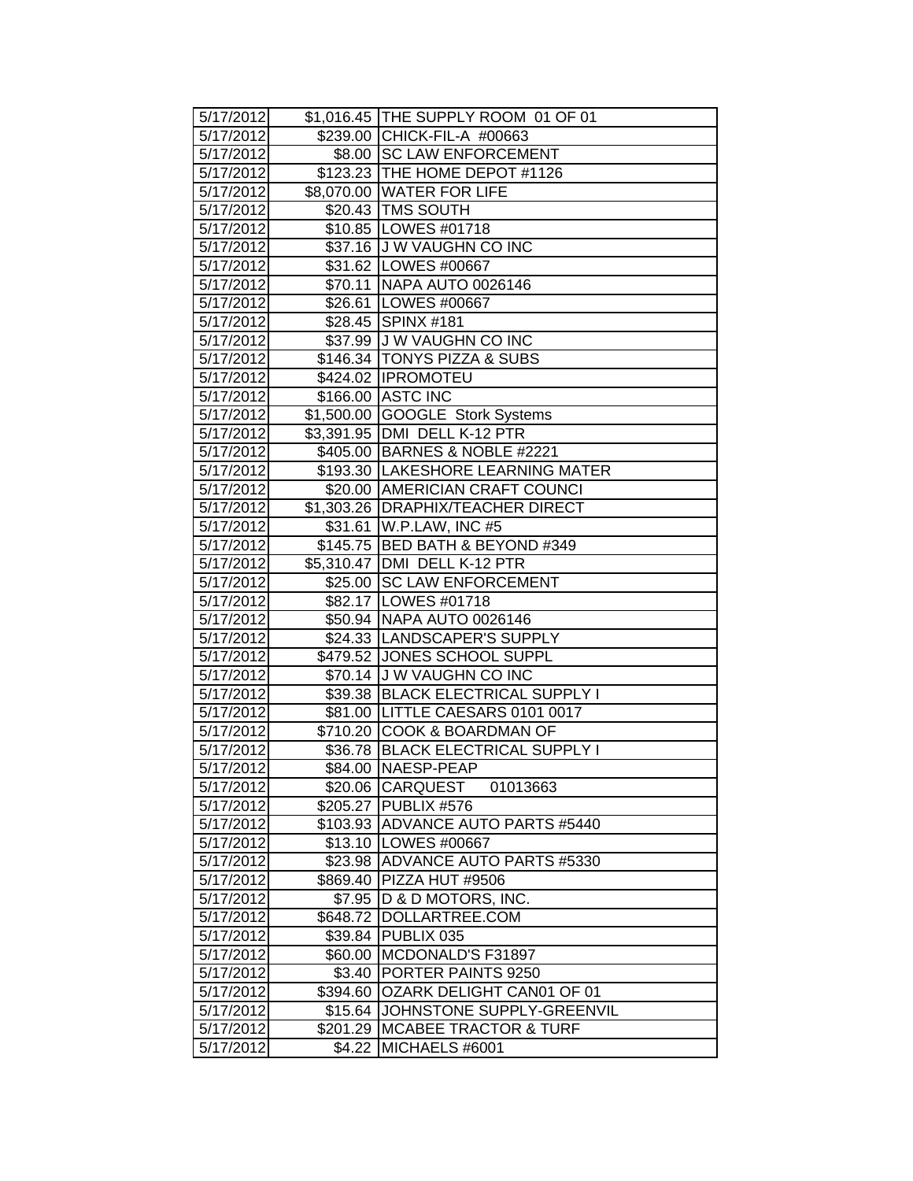| 5/17/2012 | $1,016.45 | THE SUPPLY ROOM 01 OF 01 |
|---|---|---|
| 5/17/2012 | $239.00 | CHICK-FIL-A #00663 |
| 5/17/2012 | $8.00 | SC LAW ENFORCEMENT |
| 5/17/2012 | $123.23 | THE HOME DEPOT #1126 |
| 5/17/2012 | $8,070.00 | WATER FOR LIFE |
| 5/17/2012 | $20.43 | TMS SOUTH |
| 5/17/2012 | $10.85 | LOWES #01718 |
| 5/17/2012 | $37.16 | J W VAUGHN CO INC |
| 5/17/2012 | $31.62 | LOWES #00667 |
| 5/17/2012 | $70.11 | NAPA AUTO 0026146 |
| 5/17/2012 | $26.61 | LOWES #00667 |
| 5/17/2012 | $28.45 | SPINX #181 |
| 5/17/2012 | $37.99 | J W VAUGHN CO INC |
| 5/17/2012 | $146.34 | TONYS PIZZA & SUBS |
| 5/17/2012 | $424.02 | IPROMOTEU |
| 5/17/2012 | $166.00 | ASTC INC |
| 5/17/2012 | $1,500.00 | GOOGLE Stork Systems |
| 5/17/2012 | $3,391.95 | DMI DELL K-12 PTR |
| 5/17/2012 | $405.00 | BARNES & NOBLE #2221 |
| 5/17/2012 | $193.30 | LAKESHORE LEARNING MATER |
| 5/17/2012 | $20.00 | AMERICIAN CRAFT COUNCI |
| 5/17/2012 | $1,303.26 | DRAPHIX/TEACHER DIRECT |
| 5/17/2012 | $31.61 | W.P.LAW, INC #5 |
| 5/17/2012 | $145.75 | BED BATH & BEYOND #349 |
| 5/17/2012 | $5,310.47 | DMI DELL K-12 PTR |
| 5/17/2012 | $25.00 | SC LAW ENFORCEMENT |
| 5/17/2012 | $82.17 | LOWES #01718 |
| 5/17/2012 | $50.94 | NAPA AUTO 0026146 |
| 5/17/2012 | $24.33 | LANDSCAPER'S SUPPLY |
| 5/17/2012 | $479.52 | JONES SCHOOL SUPPL |
| 5/17/2012 | $70.14 | J W VAUGHN CO INC |
| 5/17/2012 | $39.38 | BLACK ELECTRICAL SUPPLY I |
| 5/17/2012 | $81.00 | LITTLE CAESARS 0101 0017 |
| 5/17/2012 | $710.20 | COOK & BOARDMAN OF |
| 5/17/2012 | $36.78 | BLACK ELECTRICAL SUPPLY I |
| 5/17/2012 | $84.00 | NAESP-PEAP |
| 5/17/2012 | $20.06 | CARQUEST 01013663 |
| 5/17/2012 | $205.27 | PUBLIX #576 |
| 5/17/2012 | $103.93 | ADVANCE AUTO PARTS #5440 |
| 5/17/2012 | $13.10 | LOWES #00667 |
| 5/17/2012 | $23.98 | ADVANCE AUTO PARTS #5330 |
| 5/17/2012 | $869.40 | PIZZA HUT #9506 |
| 5/17/2012 | $7.95 | D & D MOTORS, INC. |
| 5/17/2012 | $648.72 | DOLLARTREE.COM |
| 5/17/2012 | $39.84 | PUBLIX 035 |
| 5/17/2012 | $60.00 | MCDONALD'S F31897 |
| 5/17/2012 | $3.40 | PORTER PAINTS 9250 |
| 5/17/2012 | $394.60 | OZARK DELIGHT CAN01 OF 01 |
| 5/17/2012 | $15.64 | JOHNSTONE SUPPLY-GREENVIL |
| 5/17/2012 | $201.29 | MCABEE TRACTOR & TURF |
| 5/17/2012 | $4.22 | MICHAELS #6001 |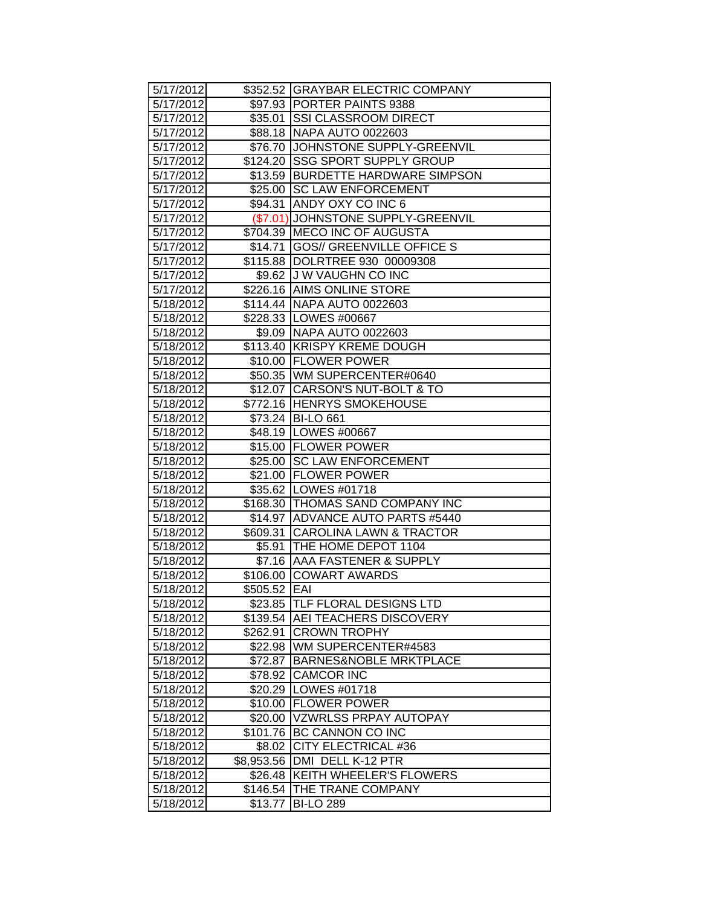| 5/17/2012 | $352.52 | GRAYBAR ELECTRIC COMPANY |
|---|---|---|
| 5/17/2012 | $97.93 | PORTER PAINTS 9388 |
| 5/17/2012 | $35.01 | SSI CLASSROOM DIRECT |
| 5/17/2012 | $88.18 | NAPA AUTO 0022603 |
| 5/17/2012 | $76.70 | JOHNSTONE SUPPLY-GREENVIL |
| 5/17/2012 | $124.20 | SSG SPORT SUPPLY GROUP |
| 5/17/2012 | $13.59 | BURDETTE HARDWARE SIMPSON |
| 5/17/2012 | $25.00 | SC LAW ENFORCEMENT |
| 5/17/2012 | $94.31 | ANDY OXY CO INC 6 |
| 5/17/2012 | ($7.01) | JOHNSTONE SUPPLY-GREENVIL |
| 5/17/2012 | $704.39 | MECO INC OF AUGUSTA |
| 5/17/2012 | $14.71 | GOS// GREENVILLE OFFICE S |
| 5/17/2012 | $115.88 | DOLRTREE 930 00009308 |
| 5/17/2012 | $9.62 | J W VAUGHN CO INC |
| 5/17/2012 | $226.16 | AIMS ONLINE STORE |
| 5/18/2012 | $114.44 | NAPA AUTO 0022603 |
| 5/18/2012 | $228.33 | LOWES #00667 |
| 5/18/2012 | $9.09 | NAPA AUTO 0022603 |
| 5/18/2012 | $113.40 | KRISPY KREME DOUGH |
| 5/18/2012 | $10.00 | FLOWER POWER |
| 5/18/2012 | $50.35 | WM SUPERCENTER#0640 |
| 5/18/2012 | $12.07 | CARSON'S NUT-BOLT & TO |
| 5/18/2012 | $772.16 | HENRYS SMOKEHOUSE |
| 5/18/2012 | $73.24 | BI-LO 661 |
| 5/18/2012 | $48.19 | LOWES #00667 |
| 5/18/2012 | $15.00 | FLOWER POWER |
| 5/18/2012 | $25.00 | SC LAW ENFORCEMENT |
| 5/18/2012 | $21.00 | FLOWER POWER |
| 5/18/2012 | $35.62 | LOWES #01718 |
| 5/18/2012 | $168.30 | THOMAS SAND COMPANY INC |
| 5/18/2012 | $14.97 | ADVANCE AUTO PARTS #5440 |
| 5/18/2012 | $609.31 | CAROLINA LAWN & TRACTOR |
| 5/18/2012 | $5.91 | THE HOME DEPOT 1104 |
| 5/18/2012 | $7.16 | AAA FASTENER & SUPPLY |
| 5/18/2012 | $106.00 | COWART AWARDS |
| 5/18/2012 | $505.52 | EAI |
| 5/18/2012 | $23.85 | TLF FLORAL DESIGNS LTD |
| 5/18/2012 | $139.54 | AEI TEACHERS DISCOVERY |
| 5/18/2012 | $262.91 | CROWN TROPHY |
| 5/18/2012 | $22.98 | WM SUPERCENTER#4583 |
| 5/18/2012 | $72.87 | BARNES&NOBLE MRKTPLACE |
| 5/18/2012 | $78.92 | CAMCOR INC |
| 5/18/2012 | $20.29 | LOWES #01718 |
| 5/18/2012 | $10.00 | FLOWER POWER |
| 5/18/2012 | $20.00 | VZWRLSS PRPAY AUTOPAY |
| 5/18/2012 | $101.76 | BC CANNON CO INC |
| 5/18/2012 | $8.02 | CITY ELECTRICAL #36 |
| 5/18/2012 | $8,953.56 | DMI DELL K-12 PTR |
| 5/18/2012 | $26.48 | KEITH WHEELER'S FLOWERS |
| 5/18/2012 | $146.54 | THE TRANE COMPANY |
| 5/18/2012 | $13.77 | BI-LO 289 |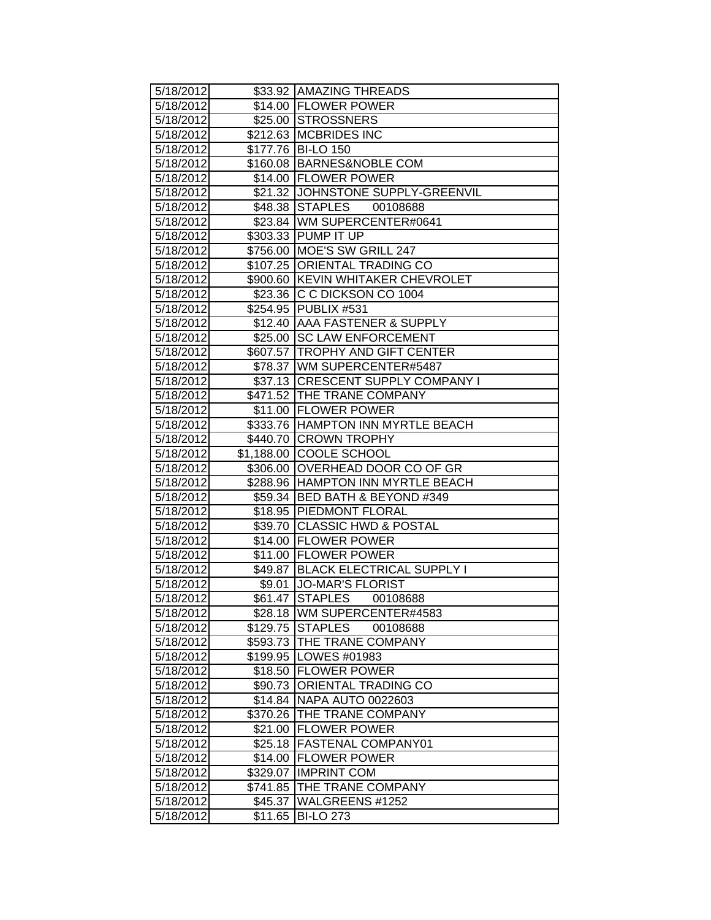| 5/18/2012 | $33.92 | AMAZING THREADS |
|---|---|---|
| 5/18/2012 | $14.00 | FLOWER POWER |
| 5/18/2012 | $25.00 | STROSSNERS |
| 5/18/2012 | $212.63 | MCBRIDES INC |
| 5/18/2012 | $177.76 | BI-LO 150 |
| 5/18/2012 | $160.08 | BARNES&NOBLE COM |
| 5/18/2012 | $14.00 | FLOWER POWER |
| 5/18/2012 | $21.32 | JOHNSTONE SUPPLY-GREENVIL |
| 5/18/2012 | $48.38 | STAPLES 00108688 |
| 5/18/2012 | $23.84 | WM SUPERCENTER#0641 |
| 5/18/2012 | $303.33 | PUMP IT UP |
| 5/18/2012 | $756.00 | MOE'S SW GRILL 247 |
| 5/18/2012 | $107.25 | ORIENTAL TRADING CO |
| 5/18/2012 | $900.60 | KEVIN WHITAKER CHEVROLET |
| 5/18/2012 | $23.36 | C C DICKSON CO 1004 |
| 5/18/2012 | $254.95 | PUBLIX #531 |
| 5/18/2012 | $12.40 | AAA FASTENER & SUPPLY |
| 5/18/2012 | $25.00 | SC LAW ENFORCEMENT |
| 5/18/2012 | $607.57 | TROPHY AND GIFT CENTER |
| 5/18/2012 | $78.37 | WM SUPERCENTER#5487 |
| 5/18/2012 | $37.13 | CRESCENT SUPPLY COMPANY I |
| 5/18/2012 | $471.52 | THE TRANE COMPANY |
| 5/18/2012 | $11.00 | FLOWER POWER |
| 5/18/2012 | $333.76 | HAMPTON INN MYRTLE BEACH |
| 5/18/2012 | $440.70 | CROWN TROPHY |
| 5/18/2012 | $1,188.00 | COOLE SCHOOL |
| 5/18/2012 | $306.00 | OVERHEAD DOOR CO OF GR |
| 5/18/2012 | $288.96 | HAMPTON INN MYRTLE BEACH |
| 5/18/2012 | $59.34 | BED BATH & BEYOND #349 |
| 5/18/2012 | $18.95 | PIEDMONT FLORAL |
| 5/18/2012 | $39.70 | CLASSIC HWD & POSTAL |
| 5/18/2012 | $14.00 | FLOWER POWER |
| 5/18/2012 | $11.00 | FLOWER POWER |
| 5/18/2012 | $49.87 | BLACK ELECTRICAL SUPPLY I |
| 5/18/2012 | $9.01 | JO-MAR'S FLORIST |
| 5/18/2012 | $61.47 | STAPLES 00108688 |
| 5/18/2012 | $28.18 | WM SUPERCENTER#4583 |
| 5/18/2012 | $129.75 | STAPLES 00108688 |
| 5/18/2012 | $593.73 | THE TRANE COMPANY |
| 5/18/2012 | $199.95 | LOWES #01983 |
| 5/18/2012 | $18.50 | FLOWER POWER |
| 5/18/2012 | $90.73 | ORIENTAL TRADING CO |
| 5/18/2012 | $14.84 | NAPA AUTO 0022603 |
| 5/18/2012 | $370.26 | THE TRANE COMPANY |
| 5/18/2012 | $21.00 | FLOWER POWER |
| 5/18/2012 | $25.18 | FASTENAL COMPANY01 |
| 5/18/2012 | $14.00 | FLOWER POWER |
| 5/18/2012 | $329.07 | IMPRINT COM |
| 5/18/2012 | $741.85 | THE TRANE COMPANY |
| 5/18/2012 | $45.37 | WALGREENS #1252 |
| 5/18/2012 | $11.65 | BI-LO 273 |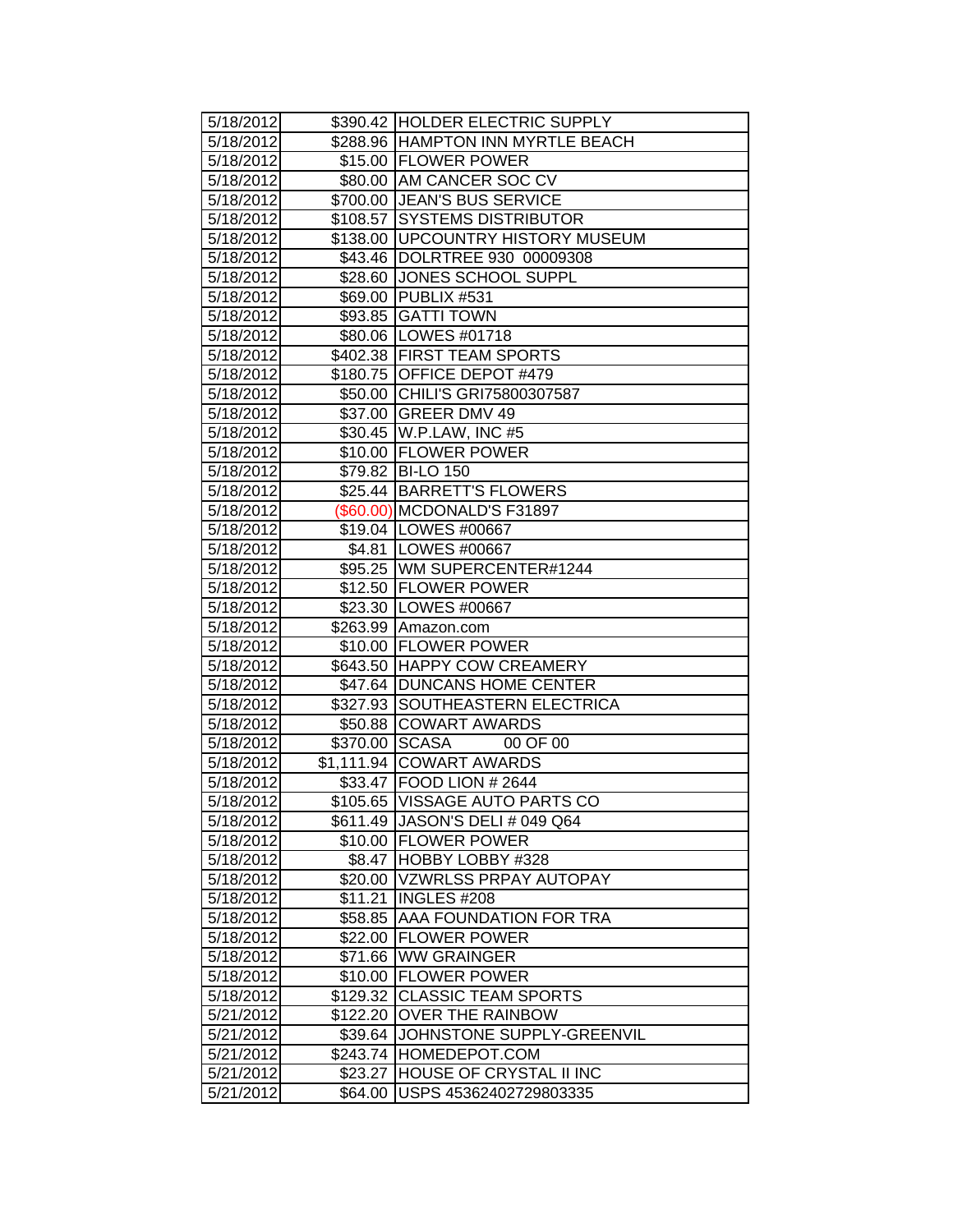| | | |
|---|---|---|
| 5/18/2012 | $390.42 | HOLDER ELECTRIC SUPPLY |
| 5/18/2012 | $288.96 | HAMPTON INN MYRTLE BEACH |
| 5/18/2012 | $15.00 | FLOWER POWER |
| 5/18/2012 | $80.00 | AM CANCER SOC CV |
| 5/18/2012 | $700.00 | JEAN'S BUS SERVICE |
| 5/18/2012 | $108.57 | SYSTEMS DISTRIBUTOR |
| 5/18/2012 | $138.00 | UPCOUNTRY HISTORY MUSEUM |
| 5/18/2012 | $43.46 | DOLRTREE 930 00009308 |
| 5/18/2012 | $28.60 | JONES SCHOOL SUPPL |
| 5/18/2012 | $69.00 | PUBLIX #531 |
| 5/18/2012 | $93.85 | GATTI TOWN |
| 5/18/2012 | $80.06 | LOWES #01718 |
| 5/18/2012 | $402.38 | FIRST TEAM SPORTS |
| 5/18/2012 | $180.75 | OFFICE DEPOT #479 |
| 5/18/2012 | $50.00 | CHILI'S GRI75800307587 |
| 5/18/2012 | $37.00 | GREER DMV 49 |
| 5/18/2012 | $30.45 | W.P.LAW, INC #5 |
| 5/18/2012 | $10.00 | FLOWER POWER |
| 5/18/2012 | $79.82 | BI-LO 150 |
| 5/18/2012 | $25.44 | BARRETT'S FLOWERS |
| 5/18/2012 | ($60.00) | MCDONALD'S F31897 |
| 5/18/2012 | $19.04 | LOWES #00667 |
| 5/18/2012 | $4.81 | LOWES #00667 |
| 5/18/2012 | $95.25 | WM SUPERCENTER#1244 |
| 5/18/2012 | $12.50 | FLOWER POWER |
| 5/18/2012 | $23.30 | LOWES #00667 |
| 5/18/2012 | $263.99 | Amazon.com |
| 5/18/2012 | $10.00 | FLOWER POWER |
| 5/18/2012 | $643.50 | HAPPY COW CREAMERY |
| 5/18/2012 | $47.64 | DUNCANS HOME CENTER |
| 5/18/2012 | $327.93 | SOUTHEASTERN ELECTRICA |
| 5/18/2012 | $50.88 | COWART AWARDS |
| 5/18/2012 | $370.00 | SCASA 00 OF 00 |
| 5/18/2012 | $1,111.94 | COWART AWARDS |
| 5/18/2012 | $33.47 | FOOD LION # 2644 |
| 5/18/2012 | $105.65 | VISSAGE AUTO PARTS CO |
| 5/18/2012 | $611.49 | JASON'S DELI # 049 Q64 |
| 5/18/2012 | $10.00 | FLOWER POWER |
| 5/18/2012 | $8.47 | HOBBY LOBBY #328 |
| 5/18/2012 | $20.00 | VZWRLSS PRPAY AUTOPAY |
| 5/18/2012 | $11.21 | INGLES #208 |
| 5/18/2012 | $58.85 | AAA FOUNDATION FOR TRA |
| 5/18/2012 | $22.00 | FLOWER POWER |
| 5/18/2012 | $71.66 | WW GRAINGER |
| 5/18/2012 | $10.00 | FLOWER POWER |
| 5/18/2012 | $129.32 | CLASSIC TEAM SPORTS |
| 5/21/2012 | $122.20 | OVER THE RAINBOW |
| 5/21/2012 | $39.64 | JOHNSTONE SUPPLY-GREENVIL |
| 5/21/2012 | $243.74 | HOMEDEPOT.COM |
| 5/21/2012 | $23.27 | HOUSE OF CRYSTAL II INC |
| 5/21/2012 | $64.00 | USPS 45362402729803335 |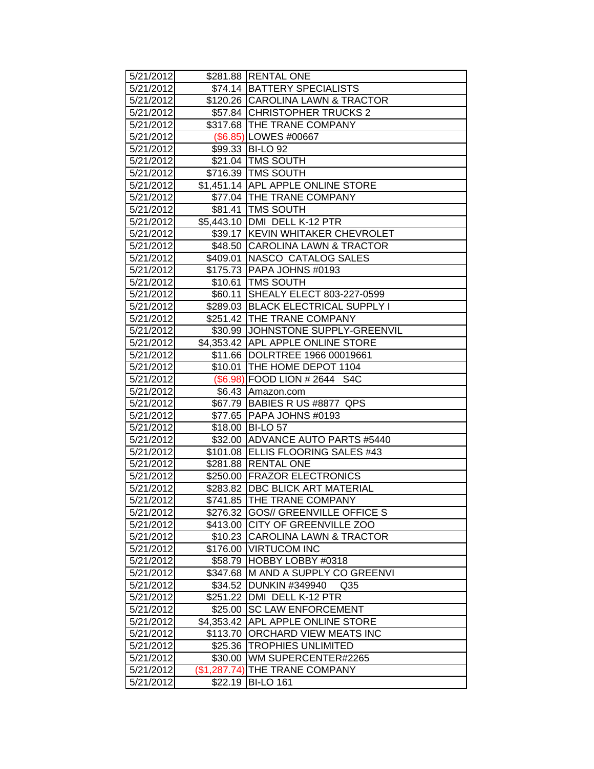| 5/21/2012 | $281.88 | RENTAL ONE |
|---|---|---|
| 5/21/2012 | $74.14 | BATTERY SPECIALISTS |
| 5/21/2012 | $120.26 | CAROLINA LAWN & TRACTOR |
| 5/21/2012 | $57.84 | CHRISTOPHER TRUCKS 2 |
| 5/21/2012 | $317.68 | THE TRANE COMPANY |
| 5/21/2012 | ($6.85) | LOWES #00667 |
| 5/21/2012 | $99.33 | BI-LO 92 |
| 5/21/2012 | $21.04 | TMS SOUTH |
| 5/21/2012 | $716.39 | TMS SOUTH |
| 5/21/2012 | $1,451.14 | APL APPLE ONLINE STORE |
| 5/21/2012 | $77.04 | THE TRANE COMPANY |
| 5/21/2012 | $81.41 | TMS SOUTH |
| 5/21/2012 | $5,443.10 | DMI DELL K-12 PTR |
| 5/21/2012 | $39.17 | KEVIN WHITAKER CHEVROLET |
| 5/21/2012 | $48.50 | CAROLINA LAWN & TRACTOR |
| 5/21/2012 | $409.01 | NASCO CATALOG SALES |
| 5/21/2012 | $175.73 | PAPA JOHNS #0193 |
| 5/21/2012 | $10.61 | TMS SOUTH |
| 5/21/2012 | $60.11 | SHEALY ELECT 803-227-0599 |
| 5/21/2012 | $289.03 | BLACK ELECTRICAL SUPPLY I |
| 5/21/2012 | $251.42 | THE TRANE COMPANY |
| 5/21/2012 | $30.99 | JOHNSTONE SUPPLY-GREENVIL |
| 5/21/2012 | $4,353.42 | APL APPLE ONLINE STORE |
| 5/21/2012 | $11.66 | DOLRTREE 1966 00019661 |
| 5/21/2012 | $10.01 | THE HOME DEPOT 1104 |
| 5/21/2012 | ($6.98) | FOOD LION # 2644 S4C |
| 5/21/2012 | $6.43 | Amazon.com |
| 5/21/2012 | $67.79 | BABIES R US #8877 QPS |
| 5/21/2012 | $77.65 | PAPA JOHNS #0193 |
| 5/21/2012 | $18.00 | BI-LO 57 |
| 5/21/2012 | $32.00 | ADVANCE AUTO PARTS #5440 |
| 5/21/2012 | $101.08 | ELLIS FLOORING SALES #43 |
| 5/21/2012 | $281.88 | RENTAL ONE |
| 5/21/2012 | $250.00 | FRAZOR ELECTRONICS |
| 5/21/2012 | $283.82 | DBC BLICK ART MATERIAL |
| 5/21/2012 | $741.85 | THE TRANE COMPANY |
| 5/21/2012 | $276.32 | GOS// GREENVILLE OFFICE S |
| 5/21/2012 | $413.00 | CITY OF GREENVILLE ZOO |
| 5/21/2012 | $10.23 | CAROLINA LAWN & TRACTOR |
| 5/21/2012 | $176.00 | VIRTUCOM INC |
| 5/21/2012 | $58.79 | HOBBY LOBBY #0318 |
| 5/21/2012 | $347.68 | M AND A SUPPLY CO GREENVI |
| 5/21/2012 | $34.52 | DUNKIN #349940 Q35 |
| 5/21/2012 | $251.22 | DMI DELL K-12 PTR |
| 5/21/2012 | $25.00 | SC LAW ENFORCEMENT |
| 5/21/2012 | $4,353.42 | APL APPLE ONLINE STORE |
| 5/21/2012 | $113.70 | ORCHARD VIEW MEATS INC |
| 5/21/2012 | $25.36 | TROPHIES UNLIMITED |
| 5/21/2012 | $30.00 | WM SUPERCENTER#2265 |
| 5/21/2012 | ($1,287.74) | THE TRANE COMPANY |
| 5/21/2012 | $22.19 | BI-LO 161 |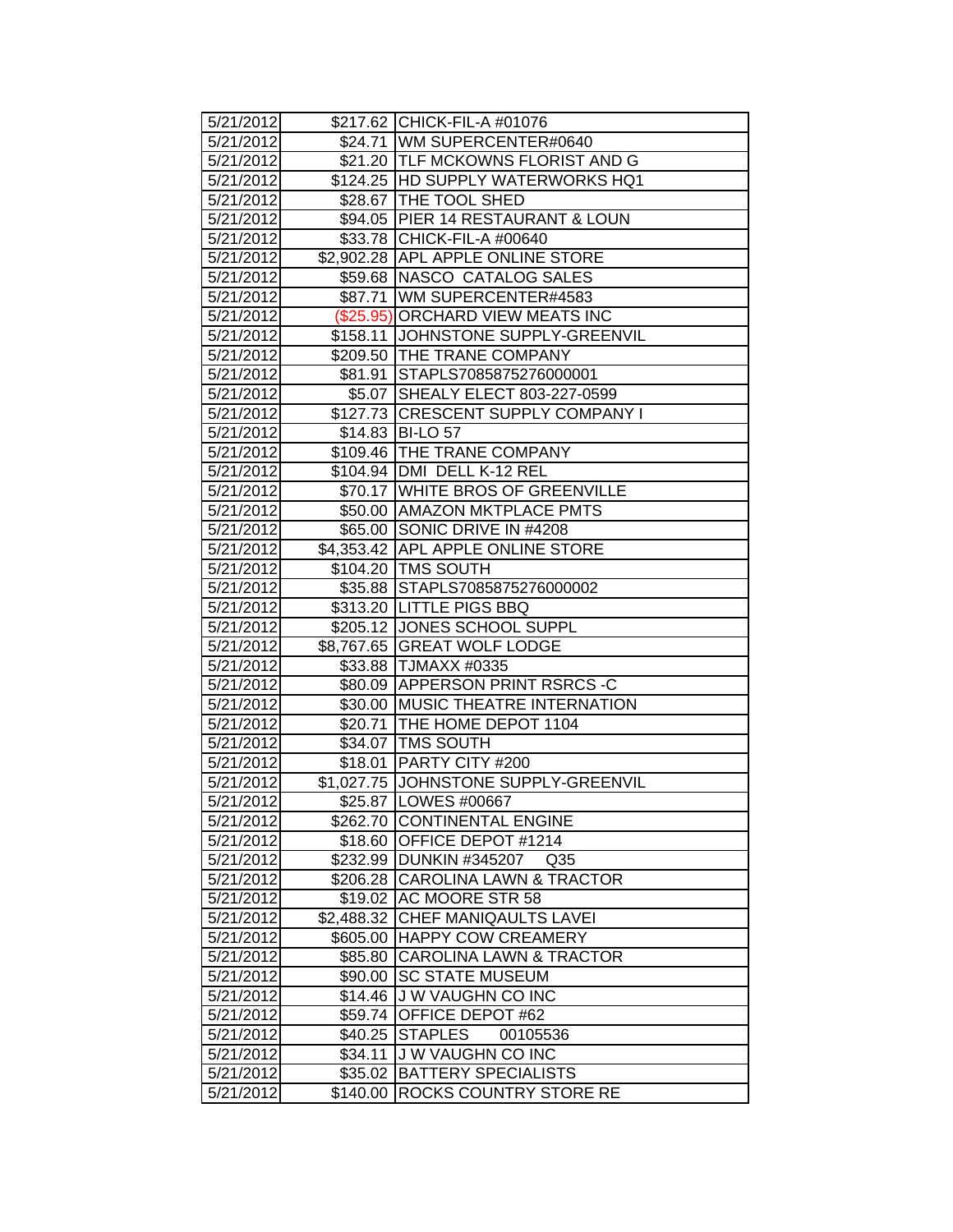| 5/21/2012 | $217.62 | CHICK-FIL-A #01076 |
|---|---|---|
| 5/21/2012 | $24.71 | WM SUPERCENTER#0640 |
| 5/21/2012 | $21.20 | TLF MCKOWNS FLORIST AND G |
| 5/21/2012 | $124.25 | HD SUPPLY WATERWORKS HQ1 |
| 5/21/2012 | $28.67 | THE TOOL SHED |
| 5/21/2012 | $94.05 | PIER 14 RESTAURANT & LOUN |
| 5/21/2012 | $33.78 | CHICK-FIL-A #00640 |
| 5/21/2012 | $2,902.28 | APL APPLE ONLINE STORE |
| 5/21/2012 | $59.68 | NASCO CATALOG SALES |
| 5/21/2012 | $87.71 | WM SUPERCENTER#4583 |
| 5/21/2012 | ($25.95) | ORCHARD VIEW MEATS INC |
| 5/21/2012 | $158.11 | JOHNSTONE SUPPLY-GREENVIL |
| 5/21/2012 | $209.50 | THE TRANE COMPANY |
| 5/21/2012 | $81.91 | STAPLS7085875276000001 |
| 5/21/2012 | $5.07 | SHEALY ELECT 803-227-0599 |
| 5/21/2012 | $127.73 | CRESCENT SUPPLY COMPANY I |
| 5/21/2012 | $14.83 | BI-LO 57 |
| 5/21/2012 | $109.46 | THE TRANE COMPANY |
| 5/21/2012 | $104.94 | DMI DELL K-12 REL |
| 5/21/2012 | $70.17 | WHITE BROS OF GREENVILLE |
| 5/21/2012 | $50.00 | AMAZON MKTPLACE PMTS |
| 5/21/2012 | $65.00 | SONIC DRIVE IN #4208 |
| 5/21/2012 | $4,353.42 | APL APPLE ONLINE STORE |
| 5/21/2012 | $104.20 | TMS SOUTH |
| 5/21/2012 | $35.88 | STAPLS7085875276000002 |
| 5/21/2012 | $313.20 | LITTLE PIGS BBQ |
| 5/21/2012 | $205.12 | JONES SCHOOL SUPPL |
| 5/21/2012 | $8,767.65 | GREAT WOLF LODGE |
| 5/21/2012 | $33.88 | TJMAXX #0335 |
| 5/21/2012 | $80.09 | APPERSON PRINT RSRCS -C |
| 5/21/2012 | $30.00 | MUSIC THEATRE INTERNATION |
| 5/21/2012 | $20.71 | THE HOME DEPOT 1104 |
| 5/21/2012 | $34.07 | TMS SOUTH |
| 5/21/2012 | $18.01 | PARTY CITY #200 |
| 5/21/2012 | $1,027.75 | JOHNSTONE SUPPLY-GREENVIL |
| 5/21/2012 | $25.87 | LOWES #00667 |
| 5/21/2012 | $262.70 | CONTINENTAL ENGINE |
| 5/21/2012 | $18.60 | OFFICE DEPOT #1214 |
| 5/21/2012 | $232.99 | DUNKIN #345207 Q35 |
| 5/21/2012 | $206.28 | CAROLINA LAWN & TRACTOR |
| 5/21/2012 | $19.02 | AC MOORE STR 58 |
| 5/21/2012 | $2,488.32 | CHEF MANIQAULTS LAVEI |
| 5/21/2012 | $605.00 | HAPPY COW CREAMERY |
| 5/21/2012 | $85.80 | CAROLINA LAWN & TRACTOR |
| 5/21/2012 | $90.00 | SC STATE MUSEUM |
| 5/21/2012 | $14.46 | J W VAUGHN CO INC |
| 5/21/2012 | $59.74 | OFFICE DEPOT #62 |
| 5/21/2012 | $40.25 | STAPLES 00105536 |
| 5/21/2012 | $34.11 | J W VAUGHN CO INC |
| 5/21/2012 | $35.02 | BATTERY SPECIALISTS |
| 5/21/2012 | $140.00 | ROCKS COUNTRY STORE RE |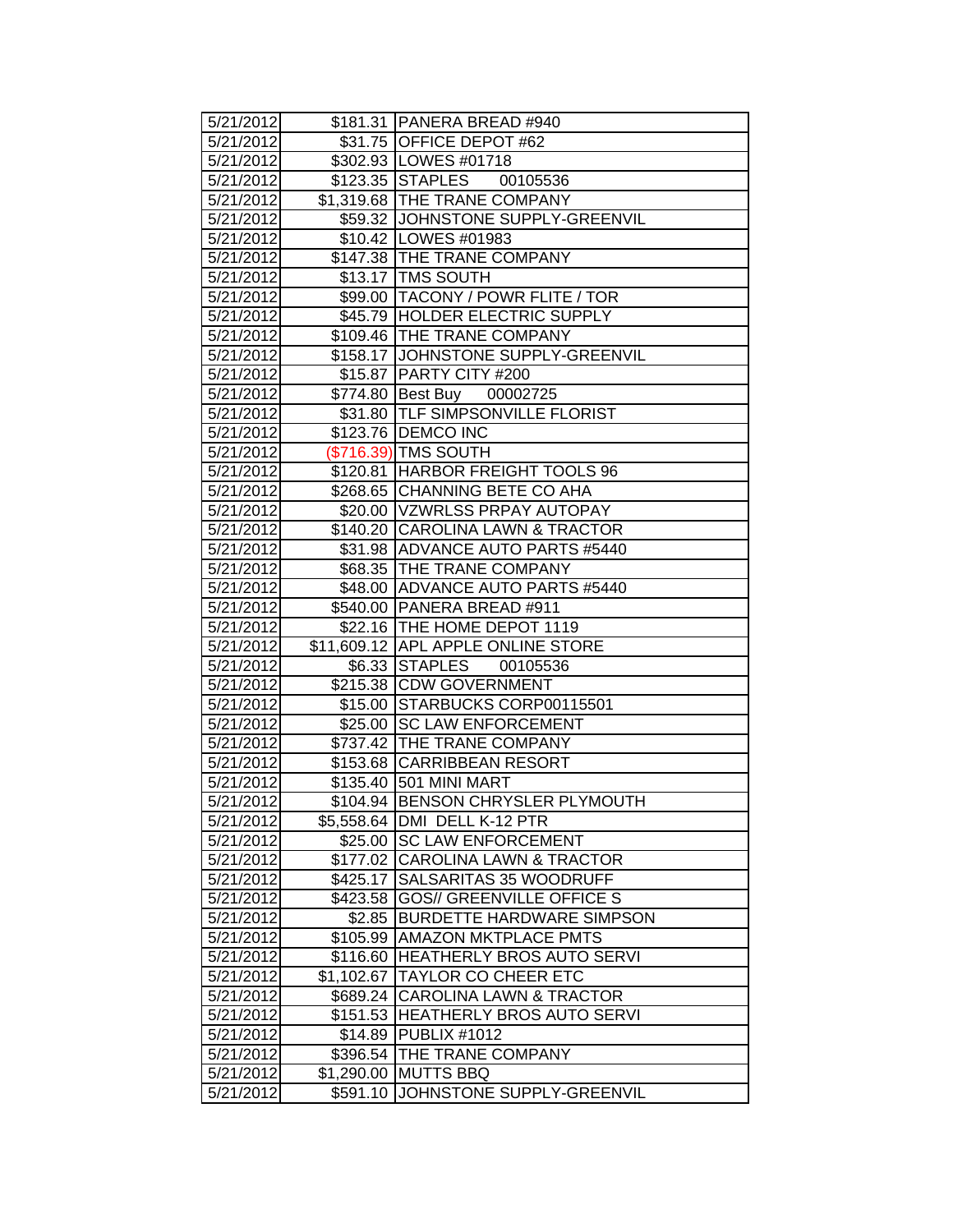| 5/21/2012 | $181.31 | PANERA BREAD #940 |
|---|---|---|
| 5/21/2012 | $31.75 | OFFICE DEPOT #62 |
| 5/21/2012 | $302.93 | LOWES #01718 |
| 5/21/2012 | $123.35 | STAPLES 00105536 |
| 5/21/2012 | $1,319.68 | THE TRANE COMPANY |
| 5/21/2012 | $59.32 | JOHNSTONE SUPPLY-GREENVIL |
| 5/21/2012 | $10.42 | LOWES #01983 |
| 5/21/2012 | $147.38 | THE TRANE COMPANY |
| 5/21/2012 | $13.17 | TMS SOUTH |
| 5/21/2012 | $99.00 | TACONY / POWR FLITE / TOR |
| 5/21/2012 | $45.79 | HOLDER ELECTRIC SUPPLY |
| 5/21/2012 | $109.46 | THE TRANE COMPANY |
| 5/21/2012 | $158.17 | JOHNSTONE SUPPLY-GREENVIL |
| 5/21/2012 | $15.87 | PARTY CITY #200 |
| 5/21/2012 | $774.80 | Best Buy 00002725 |
| 5/21/2012 | $31.80 | TLF SIMPSONVILLE FLORIST |
| 5/21/2012 | $123.76 | DEMCO INC |
| 5/21/2012 | ($716.39) | TMS SOUTH |
| 5/21/2012 | $120.81 | HARBOR FREIGHT TOOLS 96 |
| 5/21/2012 | $268.65 | CHANNING BETE CO AHA |
| 5/21/2012 | $20.00 | VZWRLSS PRPAY AUTOPAY |
| 5/21/2012 | $140.20 | CAROLINA LAWN & TRACTOR |
| 5/21/2012 | $31.98 | ADVANCE AUTO PARTS #5440 |
| 5/21/2012 | $68.35 | THE TRANE COMPANY |
| 5/21/2012 | $48.00 | ADVANCE AUTO PARTS #5440 |
| 5/21/2012 | $540.00 | PANERA BREAD #911 |
| 5/21/2012 | $22.16 | THE HOME DEPOT 1119 |
| 5/21/2012 | $11,609.12 | APL APPLE ONLINE STORE |
| 5/21/2012 | $6.33 | STAPLES 00105536 |
| 5/21/2012 | $215.38 | CDW GOVERNMENT |
| 5/21/2012 | $15.00 | STARBUCKS CORP00115501 |
| 5/21/2012 | $25.00 | SC LAW ENFORCEMENT |
| 5/21/2012 | $737.42 | THE TRANE COMPANY |
| 5/21/2012 | $153.68 | CARRIBBEAN RESORT |
| 5/21/2012 | $135.40 | 501 MINI MART |
| 5/21/2012 | $104.94 | BENSON CHRYSLER PLYMOUTH |
| 5/21/2012 | $5,558.64 | DMI DELL K-12 PTR |
| 5/21/2012 | $25.00 | SC LAW ENFORCEMENT |
| 5/21/2012 | $177.02 | CAROLINA LAWN & TRACTOR |
| 5/21/2012 | $425.17 | SALSARITAS 35 WOODRUFF |
| 5/21/2012 | $423.58 | GOS// GREENVILLE OFFICE S |
| 5/21/2012 | $2.85 | BURDETTE HARDWARE SIMPSON |
| 5/21/2012 | $105.99 | AMAZON MKTPLACE PMTS |
| 5/21/2012 | $116.60 | HEATHERLY BROS AUTO SERVI |
| 5/21/2012 | $1,102.67 | TAYLOR CO CHEER ETC |
| 5/21/2012 | $689.24 | CAROLINA LAWN & TRACTOR |
| 5/21/2012 | $151.53 | HEATHERLY BROS AUTO SERVI |
| 5/21/2012 | $14.89 | PUBLIX #1012 |
| 5/21/2012 | $396.54 | THE TRANE COMPANY |
| 5/21/2012 | $1,290.00 | MUTTS BBQ |
| 5/21/2012 | $591.10 | JOHNSTONE SUPPLY-GREENVIL |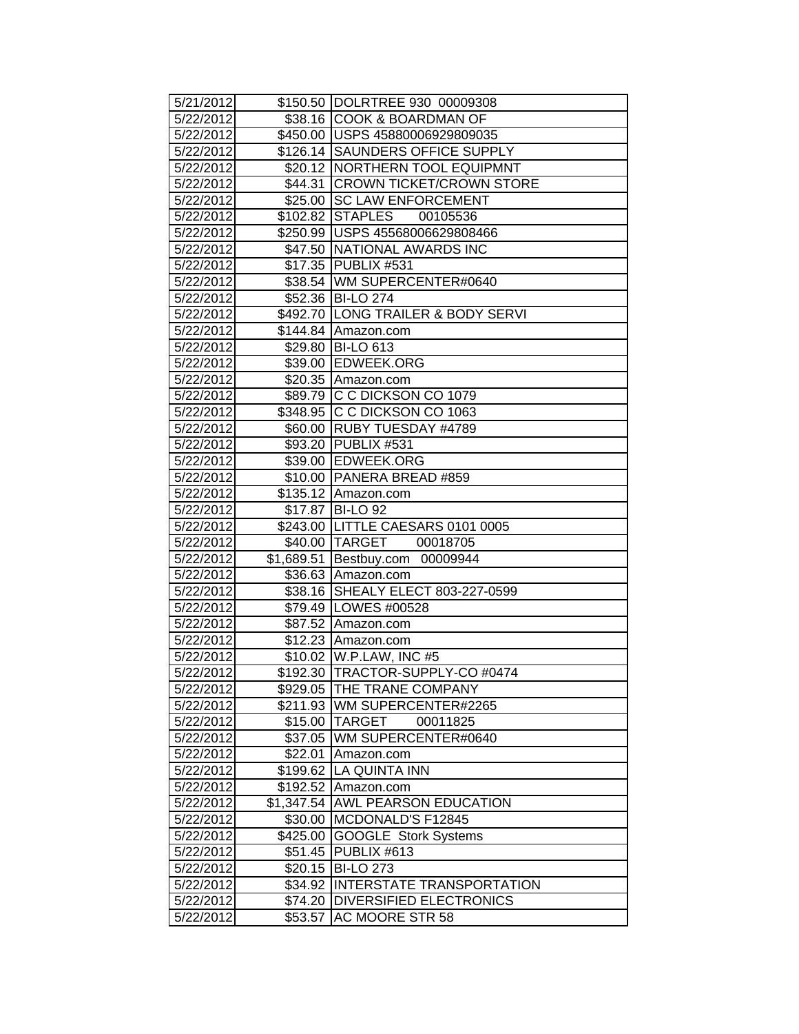| | | |
|---|---|---|
| 5/21/2012 | $150.50 | DOLRTREE 930 00009308 |
| 5/22/2012 | $38.16 | COOK & BOARDMAN OF |
| 5/22/2012 | $450.00 | USPS 45880006929809035 |
| 5/22/2012 | $126.14 | SAUNDERS OFFICE SUPPLY |
| 5/22/2012 | $20.12 | NORTHERN TOOL EQUIPMNT |
| 5/22/2012 | $44.31 | CROWN TICKET/CROWN STORE |
| 5/22/2012 | $25.00 | SC LAW ENFORCEMENT |
| 5/22/2012 | $102.82 | STAPLES 00105536 |
| 5/22/2012 | $250.99 | USPS 45568006629808466 |
| 5/22/2012 | $47.50 | NATIONAL AWARDS INC |
| 5/22/2012 | $17.35 | PUBLIX #531 |
| 5/22/2012 | $38.54 | WM SUPERCENTER#0640 |
| 5/22/2012 | $52.36 | BI-LO 274 |
| 5/22/2012 | $492.70 | LONG TRAILER & BODY SERVI |
| 5/22/2012 | $144.84 | Amazon.com |
| 5/22/2012 | $29.80 | BI-LO 613 |
| 5/22/2012 | $39.00 | EDWEEK.ORG |
| 5/22/2012 | $20.35 | Amazon.com |
| 5/22/2012 | $89.79 | C C DICKSON CO 1079 |
| 5/22/2012 | $348.95 | C C DICKSON CO 1063 |
| 5/22/2012 | $60.00 | RUBY TUESDAY #4789 |
| 5/22/2012 | $93.20 | PUBLIX #531 |
| 5/22/2012 | $39.00 | EDWEEK.ORG |
| 5/22/2012 | $10.00 | PANERA BREAD #859 |
| 5/22/2012 | $135.12 | Amazon.com |
| 5/22/2012 | $17.87 | BI-LO 92 |
| 5/22/2012 | $243.00 | LITTLE CAESARS 0101 0005 |
| 5/22/2012 | $40.00 | TARGET 00018705 |
| 5/22/2012 | $1,689.51 | Bestbuy.com 00009944 |
| 5/22/2012 | $36.63 | Amazon.com |
| 5/22/2012 | $38.16 | SHEALY ELECT 803-227-0599 |
| 5/22/2012 | $79.49 | LOWES #00528 |
| 5/22/2012 | $87.52 | Amazon.com |
| 5/22/2012 | $12.23 | Amazon.com |
| 5/22/2012 | $10.02 | W.P.LAW, INC #5 |
| 5/22/2012 | $192.30 | TRACTOR-SUPPLY-CO #0474 |
| 5/22/2012 | $929.05 | THE TRANE COMPANY |
| 5/22/2012 | $211.93 | WM SUPERCENTER#2265 |
| 5/22/2012 | $15.00 | TARGET 00011825 |
| 5/22/2012 | $37.05 | WM SUPERCENTER#0640 |
| 5/22/2012 | $22.01 | Amazon.com |
| 5/22/2012 | $199.62 | LA QUINTA INN |
| 5/22/2012 | $192.52 | Amazon.com |
| 5/22/2012 | $1,347.54 | AWL PEARSON EDUCATION |
| 5/22/2012 | $30.00 | MCDONALD'S F12845 |
| 5/22/2012 | $425.00 | GOOGLE Stork Systems |
| 5/22/2012 | $51.45 | PUBLIX #613 |
| 5/22/2012 | $20.15 | BI-LO 273 |
| 5/22/2012 | $34.92 | INTERSTATE TRANSPORTATION |
| 5/22/2012 | $74.20 | DIVERSIFIED ELECTRONICS |
| 5/22/2012 | $53.57 | AC MOORE STR 58 |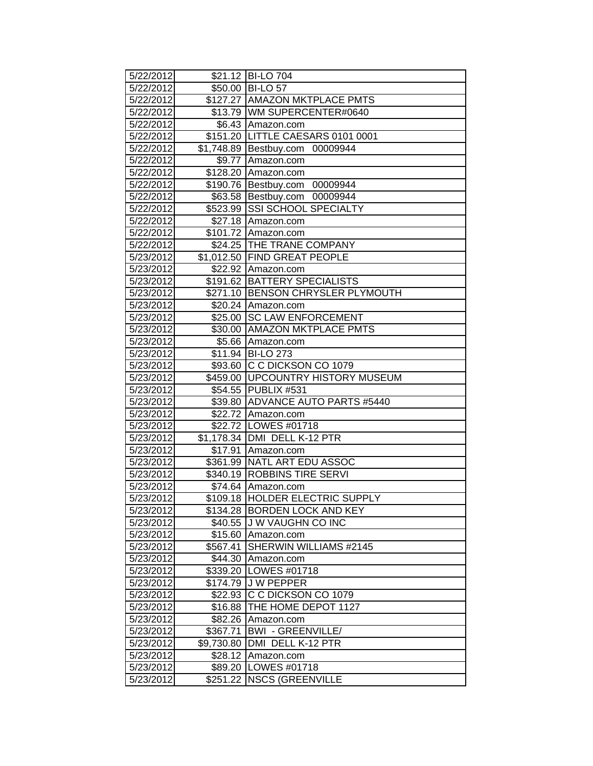| | | |
|---|---|---|
| 5/22/2012 | $21.12 | BI-LO 704 |
| 5/22/2012 | $50.00 | BI-LO 57 |
| 5/22/2012 | $127.27 | AMAZON MKTPLACE PMTS |
| 5/22/2012 | $13.79 | WM SUPERCENTER#0640 |
| 5/22/2012 | $6.43 | Amazon.com |
| 5/22/2012 | $151.20 | LITTLE CAESARS 0101 0001 |
| 5/22/2012 | $1,748.89 | Bestbuy.com 00009944 |
| 5/22/2012 | $9.77 | Amazon.com |
| 5/22/2012 | $128.20 | Amazon.com |
| 5/22/2012 | $190.76 | Bestbuy.com 00009944 |
| 5/22/2012 | $63.58 | Bestbuy.com 00009944 |
| 5/22/2012 | $523.99 | SSI SCHOOL SPECIALTY |
| 5/22/2012 | $27.18 | Amazon.com |
| 5/22/2012 | $101.72 | Amazon.com |
| 5/22/2012 | $24.25 | THE TRANE COMPANY |
| 5/23/2012 | $1,012.50 | FIND GREAT PEOPLE |
| 5/23/2012 | $22.92 | Amazon.com |
| 5/23/2012 | $191.62 | BATTERY SPECIALISTS |
| 5/23/2012 | $271.10 | BENSON CHRYSLER PLYMOUTH |
| 5/23/2012 | $20.24 | Amazon.com |
| 5/23/2012 | $25.00 | SC LAW ENFORCEMENT |
| 5/23/2012 | $30.00 | AMAZON MKTPLACE PMTS |
| 5/23/2012 | $5.66 | Amazon.com |
| 5/23/2012 | $11.94 | BI-LO 273 |
| 5/23/2012 | $93.60 | C C DICKSON CO 1079 |
| 5/23/2012 | $459.00 | UPCOUNTRY HISTORY MUSEUM |
| 5/23/2012 | $54.55 | PUBLIX #531 |
| 5/23/2012 | $39.80 | ADVANCE AUTO PARTS #5440 |
| 5/23/2012 | $22.72 | Amazon.com |
| 5/23/2012 | $22.72 | LOWES #01718 |
| 5/23/2012 | $1,178.34 | DMI DELL K-12 PTR |
| 5/23/2012 | $17.91 | Amazon.com |
| 5/23/2012 | $361.99 | NATL ART EDU ASSOC |
| 5/23/2012 | $340.19 | ROBBINS TIRE SERVI |
| 5/23/2012 | $74.64 | Amazon.com |
| 5/23/2012 | $109.18 | HOLDER ELECTRIC SUPPLY |
| 5/23/2012 | $134.28 | BORDEN LOCK AND KEY |
| 5/23/2012 | $40.55 | J W VAUGHN CO INC |
| 5/23/2012 | $15.60 | Amazon.com |
| 5/23/2012 | $567.41 | SHERWIN WILLIAMS #2145 |
| 5/23/2012 | $44.30 | Amazon.com |
| 5/23/2012 | $339.20 | LOWES #01718 |
| 5/23/2012 | $174.79 | J W PEPPER |
| 5/23/2012 | $22.93 | C C DICKSON CO 1079 |
| 5/23/2012 | $16.88 | THE HOME DEPOT 1127 |
| 5/23/2012 | $82.26 | Amazon.com |
| 5/23/2012 | $367.71 | BWI - GREENVILLE/ |
| 5/23/2012 | $9,730.80 | DMI DELL K-12 PTR |
| 5/23/2012 | $28.12 | Amazon.com |
| 5/23/2012 | $89.20 | LOWES #01718 |
| 5/23/2012 | $251.22 | NSCS (GREENVILLE |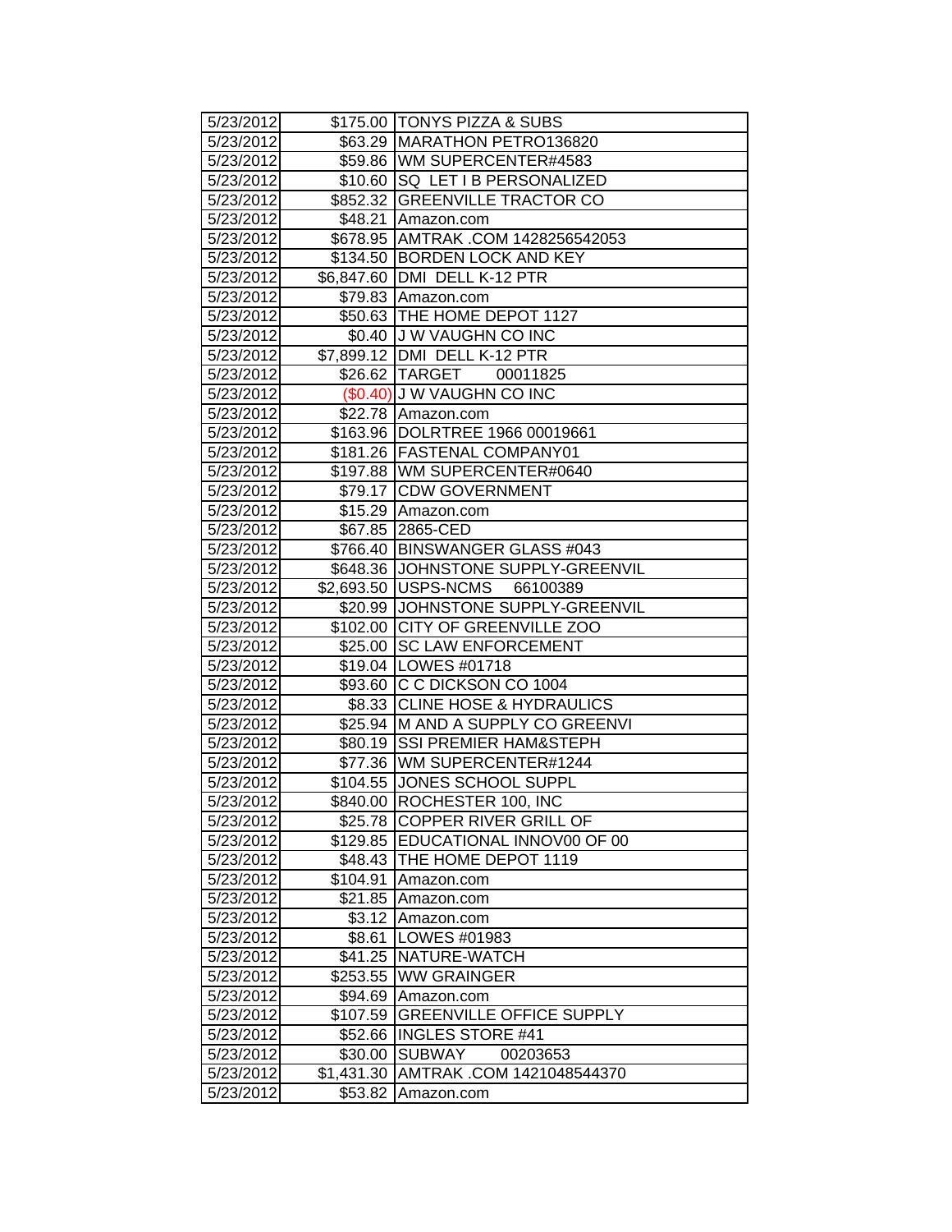| 5/23/2012 | $175.00 | TONYS PIZZA & SUBS |
|---|---|---|
| 5/23/2012 | $63.29 | MARATHON PETRO136820 |
| 5/23/2012 | $59.86 | WM SUPERCENTER#4583 |
| 5/23/2012 | $10.60 | SQ LET I B PERSONALIZED |
| 5/23/2012 | $852.32 | GREENVILLE TRACTOR CO |
| 5/23/2012 | $48.21 | Amazon.com |
| 5/23/2012 | $678.95 | AMTRAK .COM 1428256542053 |
| 5/23/2012 | $134.50 | BORDEN LOCK AND KEY |
| 5/23/2012 | $6,847.60 | DMI DELL K-12 PTR |
| 5/23/2012 | $79.83 | Amazon.com |
| 5/23/2012 | $50.63 | THE HOME DEPOT 1127 |
| 5/23/2012 | $0.40 | J W VAUGHN CO INC |
| 5/23/2012 | $7,899.12 | DMI DELL K-12 PTR |
| 5/23/2012 | $26.62 | TARGET 00011825 |
| 5/23/2012 | ($0.40) | J W VAUGHN CO INC |
| 5/23/2012 | $22.78 | Amazon.com |
| 5/23/2012 | $163.96 | DOLRTREE 1966 00019661 |
| 5/23/2012 | $181.26 | FASTENAL COMPANY01 |
| 5/23/2012 | $197.88 | WM SUPERCENTER#0640 |
| 5/23/2012 | $79.17 | CDW GOVERNMENT |
| 5/23/2012 | $15.29 | Amazon.com |
| 5/23/2012 | $67.85 | 2865-CED |
| 5/23/2012 | $766.40 | BINSWANGER GLASS #043 |
| 5/23/2012 | $648.36 | JOHNSTONE SUPPLY-GREENVIL |
| 5/23/2012 | $2,693.50 | USPS-NCMS 66100389 |
| 5/23/2012 | $20.99 | JOHNSTONE SUPPLY-GREENVIL |
| 5/23/2012 | $102.00 | CITY OF GREENVILLE ZOO |
| 5/23/2012 | $25.00 | SC LAW ENFORCEMENT |
| 5/23/2012 | $19.04 | LOWES #01718 |
| 5/23/2012 | $93.60 | C C DICKSON CO 1004 |
| 5/23/2012 | $8.33 | CLINE HOSE & HYDRAULICS |
| 5/23/2012 | $25.94 | M AND A SUPPLY CO GREENVI |
| 5/23/2012 | $80.19 | SSI PREMIER HAM&STEPH |
| 5/23/2012 | $77.36 | WM SUPERCENTER#1244 |
| 5/23/2012 | $104.55 | JONES SCHOOL SUPPL |
| 5/23/2012 | $840.00 | ROCHESTER 100, INC |
| 5/23/2012 | $25.78 | COPPER RIVER GRILL OF |
| 5/23/2012 | $129.85 | EDUCATIONAL INNOV00 OF 00 |
| 5/23/2012 | $48.43 | THE HOME DEPOT 1119 |
| 5/23/2012 | $104.91 | Amazon.com |
| 5/23/2012 | $21.85 | Amazon.com |
| 5/23/2012 | $3.12 | Amazon.com |
| 5/23/2012 | $8.61 | LOWES #01983 |
| 5/23/2012 | $41.25 | NATURE-WATCH |
| 5/23/2012 | $253.55 | WW GRAINGER |
| 5/23/2012 | $94.69 | Amazon.com |
| 5/23/2012 | $107.59 | GREENVILLE OFFICE SUPPLY |
| 5/23/2012 | $52.66 | INGLES STORE #41 |
| 5/23/2012 | $30.00 | SUBWAY 00203653 |
| 5/23/2012 | $1,431.30 | AMTRAK .COM 1421048544370 |
| 5/23/2012 | $53.82 | Amazon.com |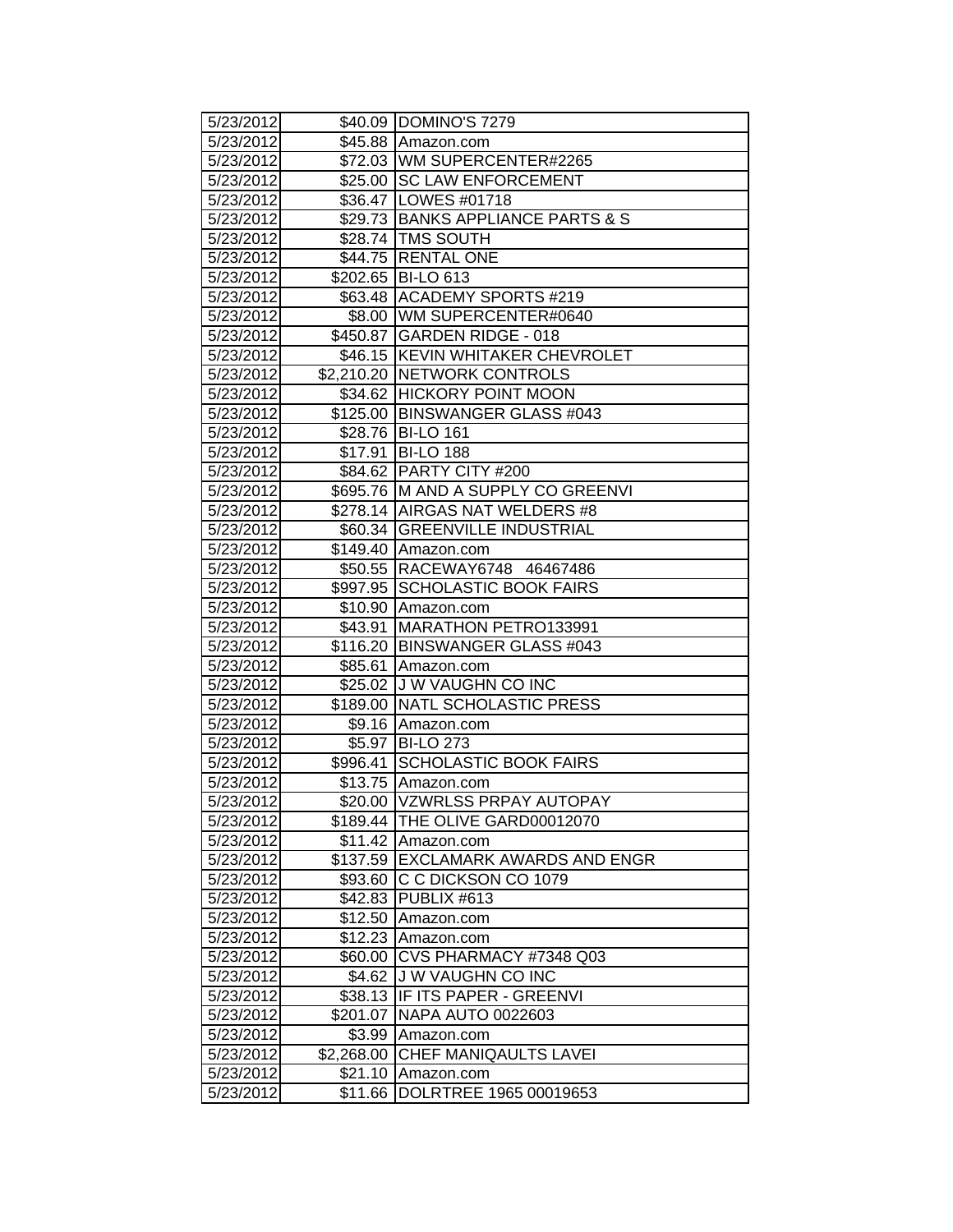| 5/23/2012 | $40.09 | DOMINO'S 7279 |
|---|---|---|
| 5/23/2012 | $45.88 | Amazon.com |
| 5/23/2012 | $72.03 | WM SUPERCENTER#2265 |
| 5/23/2012 | $25.00 | SC LAW ENFORCEMENT |
| 5/23/2012 | $36.47 | LOWES #01718 |
| 5/23/2012 | $29.73 | BANKS APPLIANCE PARTS & S |
| 5/23/2012 | $28.74 | TMS SOUTH |
| 5/23/2012 | $44.75 | RENTAL ONE |
| 5/23/2012 | $202.65 | BI-LO 613 |
| 5/23/2012 | $63.48 | ACADEMY SPORTS #219 |
| 5/23/2012 | $8.00 | WM SUPERCENTER#0640 |
| 5/23/2012 | $450.87 | GARDEN RIDGE - 018 |
| 5/23/2012 | $46.15 | KEVIN WHITAKER CHEVROLET |
| 5/23/2012 | $2,210.20 | NETWORK CONTROLS |
| 5/23/2012 | $34.62 | HICKORY POINT MOON |
| 5/23/2012 | $125.00 | BINSWANGER GLASS #043 |
| 5/23/2012 | $28.76 | BI-LO 161 |
| 5/23/2012 | $17.91 | BI-LO 188 |
| 5/23/2012 | $84.62 | PARTY CITY #200 |
| 5/23/2012 | $695.76 | M AND A SUPPLY CO GREENVI |
| 5/23/2012 | $278.14 | AIRGAS NAT WELDERS #8 |
| 5/23/2012 | $60.34 | GREENVILLE INDUSTRIAL |
| 5/23/2012 | $149.40 | Amazon.com |
| 5/23/2012 | $50.55 | RACEWAY6748 46467486 |
| 5/23/2012 | $997.95 | SCHOLASTIC BOOK FAIRS |
| 5/23/2012 | $10.90 | Amazon.com |
| 5/23/2012 | $43.91 | MARATHON PETRO133991 |
| 5/23/2012 | $116.20 | BINSWANGER GLASS #043 |
| 5/23/2012 | $85.61 | Amazon.com |
| 5/23/2012 | $25.02 | J W VAUGHN CO INC |
| 5/23/2012 | $189.00 | NATL SCHOLASTIC PRESS |
| 5/23/2012 | $9.16 | Amazon.com |
| 5/23/2012 | $5.97 | BI-LO 273 |
| 5/23/2012 | $996.41 | SCHOLASTIC BOOK FAIRS |
| 5/23/2012 | $13.75 | Amazon.com |
| 5/23/2012 | $20.00 | VZWRLSS PRPAY AUTOPAY |
| 5/23/2012 | $189.44 | THE OLIVE GARD00012070 |
| 5/23/2012 | $11.42 | Amazon.com |
| 5/23/2012 | $137.59 | EXCLAMARK AWARDS AND ENGR |
| 5/23/2012 | $93.60 | C C DICKSON CO 1079 |
| 5/23/2012 | $42.83 | PUBLIX #613 |
| 5/23/2012 | $12.50 | Amazon.com |
| 5/23/2012 | $12.23 | Amazon.com |
| 5/23/2012 | $60.00 | CVS PHARMACY #7348 Q03 |
| 5/23/2012 | $4.62 | J W VAUGHN CO INC |
| 5/23/2012 | $38.13 | IF ITS PAPER - GREENVI |
| 5/23/2012 | $201.07 | NAPA AUTO 0022603 |
| 5/23/2012 | $3.99 | Amazon.com |
| 5/23/2012 | $2,268.00 | CHEF MANIQAULTS LAVEI |
| 5/23/2012 | $21.10 | Amazon.com |
| 5/23/2012 | $11.66 | DOLRTREE 1965 00019653 |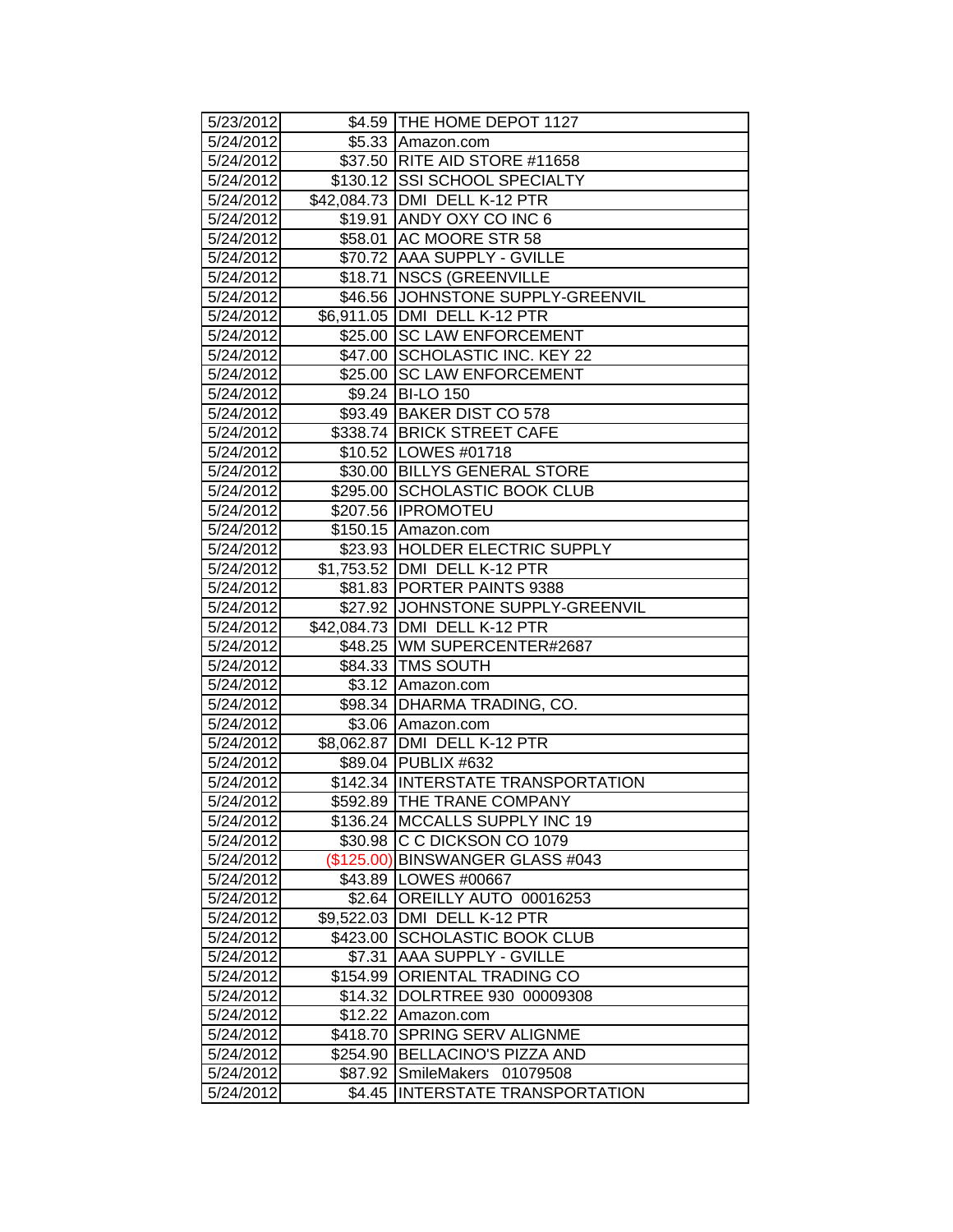| | | |
|---|---|---|
| 5/23/2012 | $4.59 | THE HOME DEPOT 1127 |
| 5/24/2012 | $5.33 | Amazon.com |
| 5/24/2012 | $37.50 | RITE AID STORE #11658 |
| 5/24/2012 | $130.12 | SSI SCHOOL SPECIALTY |
| 5/24/2012 | $42,084.73 | DMI DELL K-12 PTR |
| 5/24/2012 | $19.91 | ANDY OXY CO INC 6 |
| 5/24/2012 | $58.01 | AC MOORE STR 58 |
| 5/24/2012 | $70.72 | AAA SUPPLY - GVILLE |
| 5/24/2012 | $18.71 | NSCS (GREENVILLE |
| 5/24/2012 | $46.56 | JOHNSTONE SUPPLY-GREENVIL |
| 5/24/2012 | $6,911.05 | DMI DELL K-12 PTR |
| 5/24/2012 | $25.00 | SC LAW ENFORCEMENT |
| 5/24/2012 | $47.00 | SCHOLASTIC INC. KEY 22 |
| 5/24/2012 | $25.00 | SC LAW ENFORCEMENT |
| 5/24/2012 | $9.24 | BI-LO 150 |
| 5/24/2012 | $93.49 | BAKER DIST CO 578 |
| 5/24/2012 | $338.74 | BRICK STREET CAFE |
| 5/24/2012 | $10.52 | LOWES #01718 |
| 5/24/2012 | $30.00 | BILLYS GENERAL STORE |
| 5/24/2012 | $295.00 | SCHOLASTIC BOOK CLUB |
| 5/24/2012 | $207.56 | IPROMOTEU |
| 5/24/2012 | $150.15 | Amazon.com |
| 5/24/2012 | $23.93 | HOLDER ELECTRIC SUPPLY |
| 5/24/2012 | $1,753.52 | DMI DELL K-12 PTR |
| 5/24/2012 | $81.83 | PORTER PAINTS 9388 |
| 5/24/2012 | $27.92 | JOHNSTONE SUPPLY-GREENVIL |
| 5/24/2012 | $42,084.73 | DMI DELL K-12 PTR |
| 5/24/2012 | $48.25 | WM SUPERCENTER#2687 |
| 5/24/2012 | $84.33 | TMS SOUTH |
| 5/24/2012 | $3.12 | Amazon.com |
| 5/24/2012 | $98.34 | DHARMA TRADING, CO. |
| 5/24/2012 | $3.06 | Amazon.com |
| 5/24/2012 | $8,062.87 | DMI DELL K-12 PTR |
| 5/24/2012 | $89.04 | PUBLIX #632 |
| 5/24/2012 | $142.34 | INTERSTATE TRANSPORTATION |
| 5/24/2012 | $592.89 | THE TRANE COMPANY |
| 5/24/2012 | $136.24 | MCCALLS SUPPLY INC 19 |
| 5/24/2012 | $30.98 | C C DICKSON CO 1079 |
| 5/24/2012 | ($125.00) | BINSWANGER GLASS #043 |
| 5/24/2012 | $43.89 | LOWES #00667 |
| 5/24/2012 | $2.64 | OREILLY AUTO 00016253 |
| 5/24/2012 | $9,522.03 | DMI DELL K-12 PTR |
| 5/24/2012 | $423.00 | SCHOLASTIC BOOK CLUB |
| 5/24/2012 | $7.31 | AAA SUPPLY - GVILLE |
| 5/24/2012 | $154.99 | ORIENTAL TRADING CO |
| 5/24/2012 | $14.32 | DOLRTREE 930 00009308 |
| 5/24/2012 | $12.22 | Amazon.com |
| 5/24/2012 | $418.70 | SPRING SERV ALIGNME |
| 5/24/2012 | $254.90 | BELLACINO'S PIZZA AND |
| 5/24/2012 | $87.92 | SmileMakers 01079508 |
| 5/24/2012 | $4.45 | INTERSTATE TRANSPORTATION |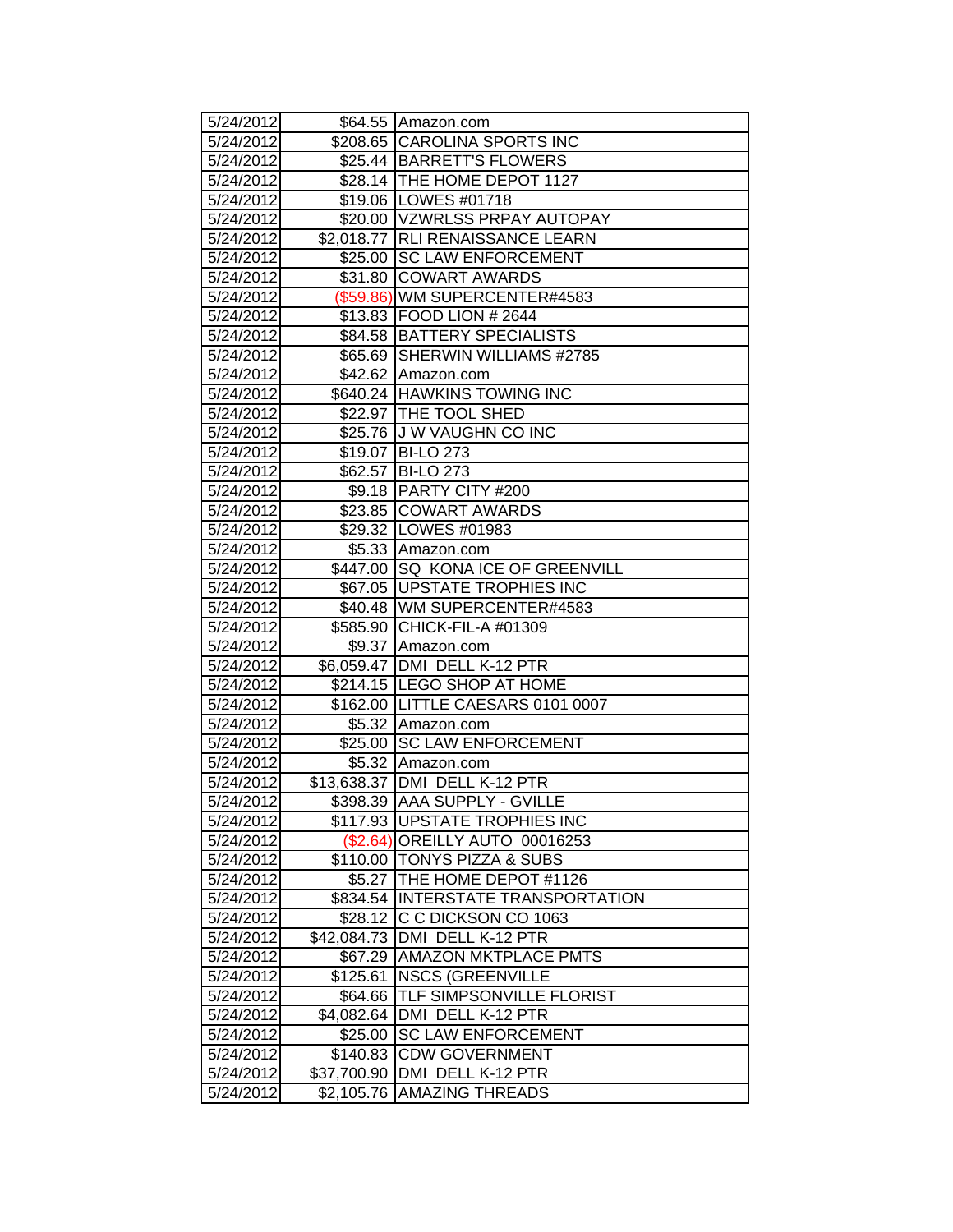| | | |
|---|---|---|
| 5/24/2012 | $64.55 | Amazon.com |
| 5/24/2012 | $208.65 | CAROLINA SPORTS INC |
| 5/24/2012 | $25.44 | BARRETT'S FLOWERS |
| 5/24/2012 | $28.14 | THE HOME DEPOT 1127 |
| 5/24/2012 | $19.06 | LOWES #01718 |
| 5/24/2012 | $20.00 | VZWRLSS PRPAY AUTOPAY |
| 5/24/2012 | $2,018.77 | RLI RENAISSANCE LEARN |
| 5/24/2012 | $25.00 | SC LAW ENFORCEMENT |
| 5/24/2012 | $31.80 | COWART AWARDS |
| 5/24/2012 | ($59.86) | WM SUPERCENTER#4583 |
| 5/24/2012 | $13.83 | FOOD LION # 2644 |
| 5/24/2012 | $84.58 | BATTERY SPECIALISTS |
| 5/24/2012 | $65.69 | SHERWIN WILLIAMS #2785 |
| 5/24/2012 | $42.62 | Amazon.com |
| 5/24/2012 | $640.24 | HAWKINS TOWING INC |
| 5/24/2012 | $22.97 | THE TOOL SHED |
| 5/24/2012 | $25.76 | J W VAUGHN CO INC |
| 5/24/2012 | $19.07 | BI-LO 273 |
| 5/24/2012 | $62.57 | BI-LO 273 |
| 5/24/2012 | $9.18 | PARTY CITY #200 |
| 5/24/2012 | $23.85 | COWART AWARDS |
| 5/24/2012 | $29.32 | LOWES #01983 |
| 5/24/2012 | $5.33 | Amazon.com |
| 5/24/2012 | $447.00 | SQ KONA ICE OF GREENVILL |
| 5/24/2012 | $67.05 | UPSTATE TROPHIES INC |
| 5/24/2012 | $40.48 | WM SUPERCENTER#4583 |
| 5/24/2012 | $585.90 | CHICK-FIL-A #01309 |
| 5/24/2012 | $9.37 | Amazon.com |
| 5/24/2012 | $6,059.47 | DMI DELL K-12 PTR |
| 5/24/2012 | $214.15 | LEGO SHOP AT HOME |
| 5/24/2012 | $162.00 | LITTLE CAESARS 0101 0007 |
| 5/24/2012 | $5.32 | Amazon.com |
| 5/24/2012 | $25.00 | SC LAW ENFORCEMENT |
| 5/24/2012 | $5.32 | Amazon.com |
| 5/24/2012 | $13,638.37 | DMI DELL K-12 PTR |
| 5/24/2012 | $398.39 | AAA SUPPLY - GVILLE |
| 5/24/2012 | $117.93 | UPSTATE TROPHIES INC |
| 5/24/2012 | ($2.64) | OREILLY AUTO 00016253 |
| 5/24/2012 | $110.00 | TONYS PIZZA & SUBS |
| 5/24/2012 | $5.27 | THE HOME DEPOT #1126 |
| 5/24/2012 | $834.54 | INTERSTATE TRANSPORTATION |
| 5/24/2012 | $28.12 | C C DICKSON CO 1063 |
| 5/24/2012 | $42,084.73 | DMI DELL K-12 PTR |
| 5/24/2012 | $67.29 | AMAZON MKTPLACE PMTS |
| 5/24/2012 | $125.61 | NSCS (GREENVILLE |
| 5/24/2012 | $64.66 | TLF SIMPSONVILLE FLORIST |
| 5/24/2012 | $4,082.64 | DMI DELL K-12 PTR |
| 5/24/2012 | $25.00 | SC LAW ENFORCEMENT |
| 5/24/2012 | $140.83 | CDW GOVERNMENT |
| 5/24/2012 | $37,700.90 | DMI DELL K-12 PTR |
| 5/24/2012 | $2,105.76 | AMAZING THREADS |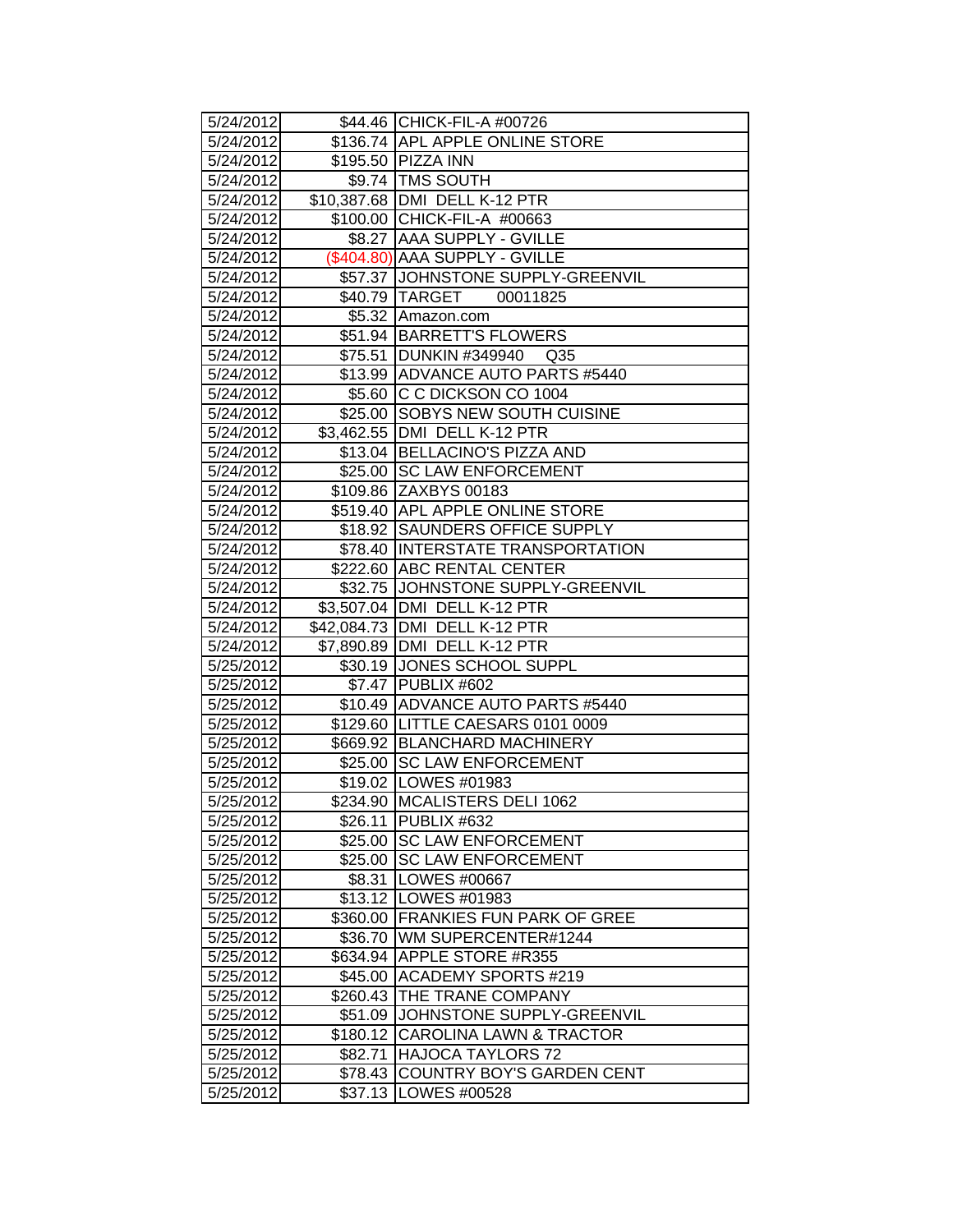| | | |
|---|---|---|
| 5/24/2012 | $44.46 | CHICK-FIL-A #00726 |
| 5/24/2012 | $136.74 | APL APPLE ONLINE STORE |
| 5/24/2012 | $195.50 | PIZZA INN |
| 5/24/2012 | $9.74 | TMS SOUTH |
| 5/24/2012 | $10,387.68 | DMI DELL K-12 PTR |
| 5/24/2012 | $100.00 | CHICK-FIL-A #00663 |
| 5/24/2012 | $8.27 | AAA SUPPLY - GVILLE |
| 5/24/2012 | ($404.80) | AAA SUPPLY - GVILLE |
| 5/24/2012 | $57.37 | JOHNSTONE SUPPLY-GREENVIL |
| 5/24/2012 | $40.79 | TARGET 00011825 |
| 5/24/2012 | $5.32 | Amazon.com |
| 5/24/2012 | $51.94 | BARRETT'S FLOWERS |
| 5/24/2012 | $75.51 | DUNKIN #349940 Q35 |
| 5/24/2012 | $13.99 | ADVANCE AUTO PARTS #5440 |
| 5/24/2012 | $5.60 | C C DICKSON CO 1004 |
| 5/24/2012 | $25.00 | SOBYS NEW SOUTH CUISINE |
| 5/24/2012 | $3,462.55 | DMI DELL K-12 PTR |
| 5/24/2012 | $13.04 | BELLACINO'S PIZZA AND |
| 5/24/2012 | $25.00 | SC LAW ENFORCEMENT |
| 5/24/2012 | $109.86 | ZAXBYS 00183 |
| 5/24/2012 | $519.40 | APL APPLE ONLINE STORE |
| 5/24/2012 | $18.92 | SAUNDERS OFFICE SUPPLY |
| 5/24/2012 | $78.40 | INTERSTATE TRANSPORTATION |
| 5/24/2012 | $222.60 | ABC RENTAL CENTER |
| 5/24/2012 | $32.75 | JOHNSTONE SUPPLY-GREENVIL |
| 5/24/2012 | $3,507.04 | DMI DELL K-12 PTR |
| 5/24/2012 | $42,084.73 | DMI DELL K-12 PTR |
| 5/24/2012 | $7,890.89 | DMI DELL K-12 PTR |
| 5/25/2012 | $30.19 | JONES SCHOOL SUPPL |
| 5/25/2012 | $7.47 | PUBLIX #602 |
| 5/25/2012 | $10.49 | ADVANCE AUTO PARTS #5440 |
| 5/25/2012 | $129.60 | LITTLE CAESARS 0101 0009 |
| 5/25/2012 | $669.92 | BLANCHARD MACHINERY |
| 5/25/2012 | $25.00 | SC LAW ENFORCEMENT |
| 5/25/2012 | $19.02 | LOWES #01983 |
| 5/25/2012 | $234.90 | MCALISTERS DELI 1062 |
| 5/25/2012 | $26.11 | PUBLIX #632 |
| 5/25/2012 | $25.00 | SC LAW ENFORCEMENT |
| 5/25/2012 | $25.00 | SC LAW ENFORCEMENT |
| 5/25/2012 | $8.31 | LOWES #00667 |
| 5/25/2012 | $13.12 | LOWES #01983 |
| 5/25/2012 | $360.00 | FRANKIES FUN PARK OF GREE |
| 5/25/2012 | $36.70 | WM SUPERCENTER#1244 |
| 5/25/2012 | $634.94 | APPLE STORE #R355 |
| 5/25/2012 | $45.00 | ACADEMY SPORTS #219 |
| 5/25/2012 | $260.43 | THE TRANE COMPANY |
| 5/25/2012 | $51.09 | JOHNSTONE SUPPLY-GREENVIL |
| 5/25/2012 | $180.12 | CAROLINA LAWN & TRACTOR |
| 5/25/2012 | $82.71 | HAJOCA TAYLORS 72 |
| 5/25/2012 | $78.43 | COUNTRY BOY'S GARDEN CENT |
| 5/25/2012 | $37.13 | LOWES #00528 |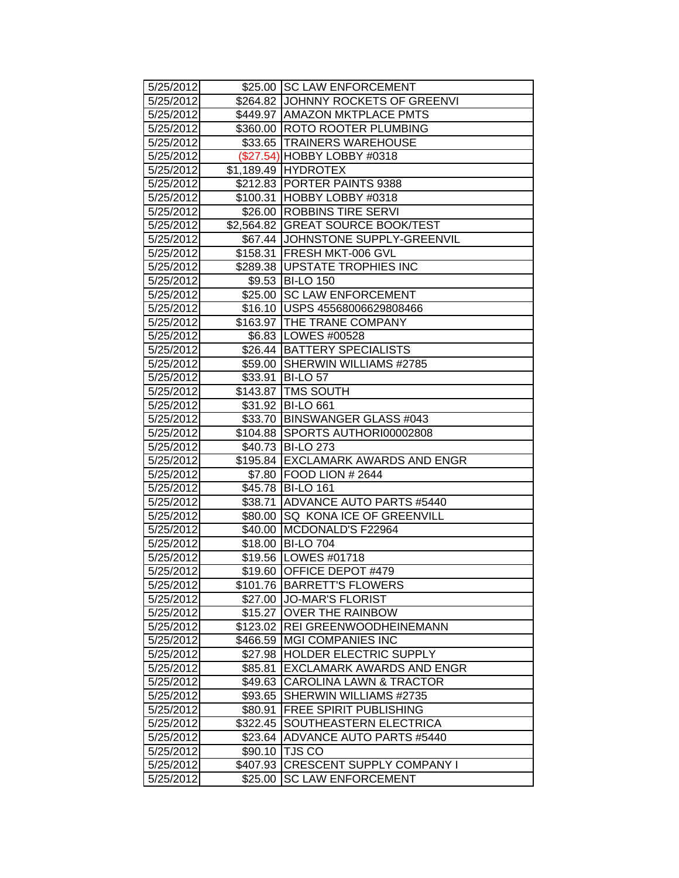| | | |
|---|---|---|
| 5/25/2012 | $25.00 | SC LAW ENFORCEMENT |
| 5/25/2012 | $264.82 | JOHNNY ROCKETS OF GREENVI |
| 5/25/2012 | $449.97 | AMAZON MKTPLACE PMTS |
| 5/25/2012 | $360.00 | ROTO ROOTER PLUMBING |
| 5/25/2012 | $33.65 | TRAINERS WAREHOUSE |
| 5/25/2012 | ($27.54) | HOBBY LOBBY #0318 |
| 5/25/2012 | $1,189.49 | HYDROTEX |
| 5/25/2012 | $212.83 | PORTER PAINTS 9388 |
| 5/25/2012 | $100.31 | HOBBY LOBBY #0318 |
| 5/25/2012 | $26.00 | ROBBINS TIRE SERVI |
| 5/25/2012 | $2,564.82 | GREAT SOURCE BOOK/TEST |
| 5/25/2012 | $67.44 | JOHNSTONE SUPPLY-GREENVIL |
| 5/25/2012 | $158.31 | FRESH MKT-006 GVL |
| 5/25/2012 | $289.38 | UPSTATE TROPHIES INC |
| 5/25/2012 | $9.53 | BI-LO 150 |
| 5/25/2012 | $25.00 | SC LAW ENFORCEMENT |
| 5/25/2012 | $16.10 | USPS 45568006629808466 |
| 5/25/2012 | $163.97 | THE TRANE COMPANY |
| 5/25/2012 | $6.83 | LOWES #00528 |
| 5/25/2012 | $26.44 | BATTERY SPECIALISTS |
| 5/25/2012 | $59.00 | SHERWIN WILLIAMS #2785 |
| 5/25/2012 | $33.91 | BI-LO 57 |
| 5/25/2012 | $143.87 | TMS SOUTH |
| 5/25/2012 | $31.92 | BI-LO 661 |
| 5/25/2012 | $33.70 | BINSWANGER GLASS #043 |
| 5/25/2012 | $104.88 | SPORTS AUTHORI00002808 |
| 5/25/2012 | $40.73 | BI-LO 273 |
| 5/25/2012 | $195.84 | EXCLAMARK AWARDS AND ENGR |
| 5/25/2012 | $7.80 | FOOD LION # 2644 |
| 5/25/2012 | $45.78 | BI-LO 161 |
| 5/25/2012 | $38.71 | ADVANCE AUTO PARTS #5440 |
| 5/25/2012 | $80.00 | SQ KONA ICE OF GREENVILL |
| 5/25/2012 | $40.00 | MCDONALD'S F22964 |
| 5/25/2012 | $18.00 | BI-LO 704 |
| 5/25/2012 | $19.56 | LOWES #01718 |
| 5/25/2012 | $19.60 | OFFICE DEPOT #479 |
| 5/25/2012 | $101.76 | BARRETT'S FLOWERS |
| 5/25/2012 | $27.00 | JO-MAR'S FLORIST |
| 5/25/2012 | $15.27 | OVER THE RAINBOW |
| 5/25/2012 | $123.02 | REI GREENWOODHEINEMANN |
| 5/25/2012 | $466.59 | MGI COMPANIES INC |
| 5/25/2012 | $27.98 | HOLDER ELECTRIC SUPPLY |
| 5/25/2012 | $85.81 | EXCLAMARK AWARDS AND ENGR |
| 5/25/2012 | $49.63 | CAROLINA LAWN & TRACTOR |
| 5/25/2012 | $93.65 | SHERWIN WILLIAMS #2735 |
| 5/25/2012 | $80.91 | FREE SPIRIT PUBLISHING |
| 5/25/2012 | $322.45 | SOUTHEASTERN ELECTRICA |
| 5/25/2012 | $23.64 | ADVANCE AUTO PARTS #5440 |
| 5/25/2012 | $90.10 | TJS CO |
| 5/25/2012 | $407.93 | CRESCENT SUPPLY COMPANY I |
| 5/25/2012 | $25.00 | SC LAW ENFORCEMENT |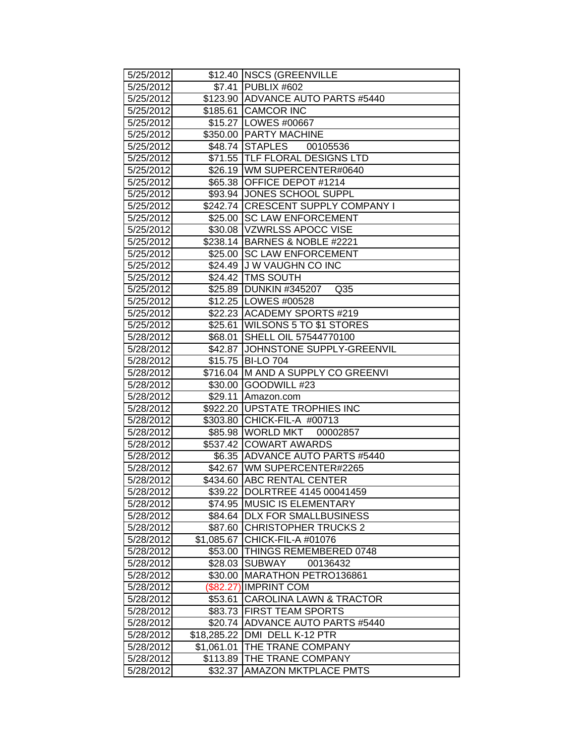| | | |
|---|---|---|
| 5/25/2012 | $12.40 | NSCS (GREENVILLE |
| 5/25/2012 | $7.41 | PUBLIX #602 |
| 5/25/2012 | $123.90 | ADVANCE AUTO PARTS #5440 |
| 5/25/2012 | $185.61 | CAMCOR INC |
| 5/25/2012 | $15.27 | LOWES #00667 |
| 5/25/2012 | $350.00 | PARTY MACHINE |
| 5/25/2012 | $48.74 | STAPLES 00105536 |
| 5/25/2012 | $71.55 | TLF FLORAL DESIGNS LTD |
| 5/25/2012 | $26.19 | WM SUPERCENTER#0640 |
| 5/25/2012 | $65.38 | OFFICE DEPOT #1214 |
| 5/25/2012 | $93.94 | JONES SCHOOL SUPPL |
| 5/25/2012 | $242.74 | CRESCENT SUPPLY COMPANY I |
| 5/25/2012 | $25.00 | SC LAW ENFORCEMENT |
| 5/25/2012 | $30.08 | VZWRLSS APOCC VISE |
| 5/25/2012 | $238.14 | BARNES & NOBLE #2221 |
| 5/25/2012 | $25.00 | SC LAW ENFORCEMENT |
| 5/25/2012 | $24.49 | J W VAUGHN CO INC |
| 5/25/2012 | $24.42 | TMS SOUTH |
| 5/25/2012 | $25.89 | DUNKIN #345207 Q35 |
| 5/25/2012 | $12.25 | LOWES #00528 |
| 5/25/2012 | $22.23 | ACADEMY SPORTS #219 |
| 5/25/2012 | $25.61 | WILSONS 5 TO $1 STORES |
| 5/28/2012 | $68.01 | SHELL OIL 57544770100 |
| 5/28/2012 | $42.87 | JOHNSTONE SUPPLY-GREENVIL |
| 5/28/2012 | $15.75 | BI-LO 704 |
| 5/28/2012 | $716.04 | M AND A SUPPLY CO GREENVI |
| 5/28/2012 | $30.00 | GOODWILL #23 |
| 5/28/2012 | $29.11 | Amazon.com |
| 5/28/2012 | $922.20 | UPSTATE TROPHIES INC |
| 5/28/2012 | $303.80 | CHICK-FIL-A #00713 |
| 5/28/2012 | $85.98 | WORLD MKT 00002857 |
| 5/28/2012 | $537.42 | COWART AWARDS |
| 5/28/2012 | $6.35 | ADVANCE AUTO PARTS #5440 |
| 5/28/2012 | $42.67 | WM SUPERCENTER#2265 |
| 5/28/2012 | $434.60 | ABC RENTAL CENTER |
| 5/28/2012 | $39.22 | DOLRTREE 4145 00041459 |
| 5/28/2012 | $74.95 | MUSIC IS ELEMENTARY |
| 5/28/2012 | $84.64 | DLX FOR SMALLBUSINESS |
| 5/28/2012 | $87.60 | CHRISTOPHER TRUCKS 2 |
| 5/28/2012 | $1,085.67 | CHICK-FIL-A #01076 |
| 5/28/2012 | $53.00 | THINGS REMEMBERED 0748 |
| 5/28/2012 | $28.03 | SUBWAY 00136432 |
| 5/28/2012 | $30.00 | MARATHON PETRO136861 |
| 5/28/2012 | ($82.27) | IMPRINT COM |
| 5/28/2012 | $53.61 | CAROLINA LAWN & TRACTOR |
| 5/28/2012 | $83.73 | FIRST TEAM SPORTS |
| 5/28/2012 | $20.74 | ADVANCE AUTO PARTS #5440 |
| 5/28/2012 | $18,285.22 | DMI DELL K-12 PTR |
| 5/28/2012 | $1,061.01 | THE TRANE COMPANY |
| 5/28/2012 | $113.89 | THE TRANE COMPANY |
| 5/28/2012 | $32.37 | AMAZON MKTPLACE PMTS |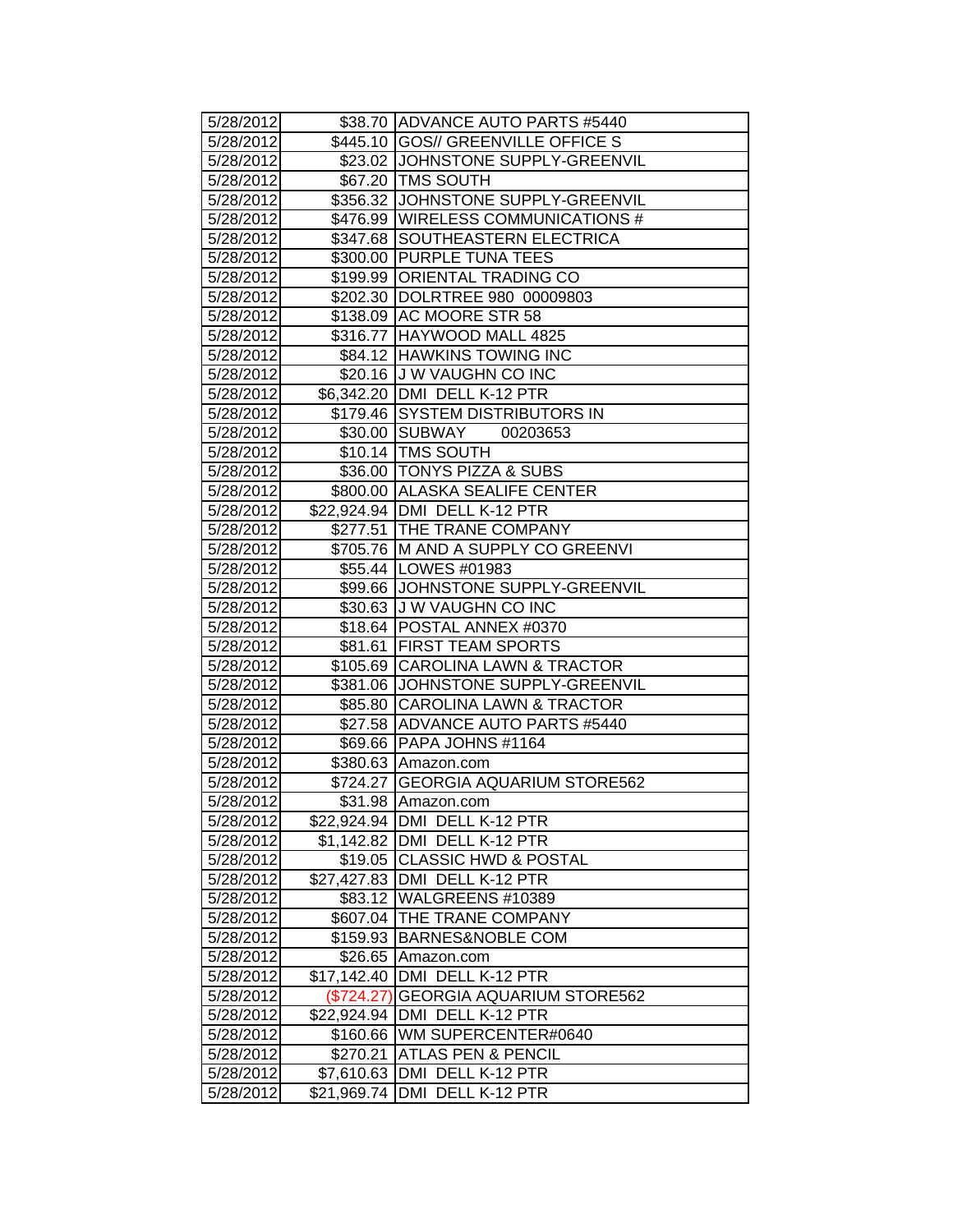| 5/28/2012 | $38.70 | ADVANCE AUTO PARTS #5440 |
|---|---|---|
| 5/28/2012 | $445.10 | GOS// GREENVILLE OFFICE S |
| 5/28/2012 | $23.02 | JOHNSTONE SUPPLY-GREENVIL |
| 5/28/2012 | $67.20 | TMS SOUTH |
| 5/28/2012 | $356.32 | JOHNSTONE SUPPLY-GREENVIL |
| 5/28/2012 | $476.99 | WIRELESS COMMUNICATIONS # |
| 5/28/2012 | $347.68 | SOUTHEASTERN ELECTRICA |
| 5/28/2012 | $300.00 | PURPLE TUNA TEES |
| 5/28/2012 | $199.99 | ORIENTAL TRADING CO |
| 5/28/2012 | $202.30 | DOLRTREE 980 00009803 |
| 5/28/2012 | $138.09 | AC MOORE STR 58 |
| 5/28/2012 | $316.77 | HAYWOOD MALL 4825 |
| 5/28/2012 | $84.12 | HAWKINS TOWING INC |
| 5/28/2012 | $20.16 | J W VAUGHN CO INC |
| 5/28/2012 | $6,342.20 | DMI DELL K-12 PTR |
| 5/28/2012 | $179.46 | SYSTEM DISTRIBUTORS IN |
| 5/28/2012 | $30.00 | SUBWAY 00203653 |
| 5/28/2012 | $10.14 | TMS SOUTH |
| 5/28/2012 | $36.00 | TONYS PIZZA & SUBS |
| 5/28/2012 | $800.00 | ALASKA SEALIFE CENTER |
| 5/28/2012 | $22,924.94 | DMI DELL K-12 PTR |
| 5/28/2012 | $277.51 | THE TRANE COMPANY |
| 5/28/2012 | $705.76 | M AND A SUPPLY CO GREENVI |
| 5/28/2012 | $55.44 | LOWES #01983 |
| 5/28/2012 | $99.66 | JOHNSTONE SUPPLY-GREENVIL |
| 5/28/2012 | $30.63 | J W VAUGHN CO INC |
| 5/28/2012 | $18.64 | POSTAL ANNEX #0370 |
| 5/28/2012 | $81.61 | FIRST TEAM SPORTS |
| 5/28/2012 | $105.69 | CAROLINA LAWN & TRACTOR |
| 5/28/2012 | $381.06 | JOHNSTONE SUPPLY-GREENVIL |
| 5/28/2012 | $85.80 | CAROLINA LAWN & TRACTOR |
| 5/28/2012 | $27.58 | ADVANCE AUTO PARTS #5440 |
| 5/28/2012 | $69.66 | PAPA JOHNS #1164 |
| 5/28/2012 | $380.63 | Amazon.com |
| 5/28/2012 | $724.27 | GEORGIA AQUARIUM STORE562 |
| 5/28/2012 | $31.98 | Amazon.com |
| 5/28/2012 | $22,924.94 | DMI DELL K-12 PTR |
| 5/28/2012 | $1,142.82 | DMI DELL K-12 PTR |
| 5/28/2012 | $19.05 | CLASSIC HWD & POSTAL |
| 5/28/2012 | $27,427.83 | DMI DELL K-12 PTR |
| 5/28/2012 | $83.12 | WALGREENS #10389 |
| 5/28/2012 | $607.04 | THE TRANE COMPANY |
| 5/28/2012 | $159.93 | BARNES&NOBLE COM |
| 5/28/2012 | $26.65 | Amazon.com |
| 5/28/2012 | $17,142.40 | DMI DELL K-12 PTR |
| 5/28/2012 | ($724.27) | GEORGIA AQUARIUM STORE562 |
| 5/28/2012 | $22,924.94 | DMI DELL K-12 PTR |
| 5/28/2012 | $160.66 | WM SUPERCENTER#0640 |
| 5/28/2012 | $270.21 | ATLAS PEN & PENCIL |
| 5/28/2012 | $7,610.63 | DMI DELL K-12 PTR |
| 5/28/2012 | $21,969.74 | DMI DELL K-12 PTR |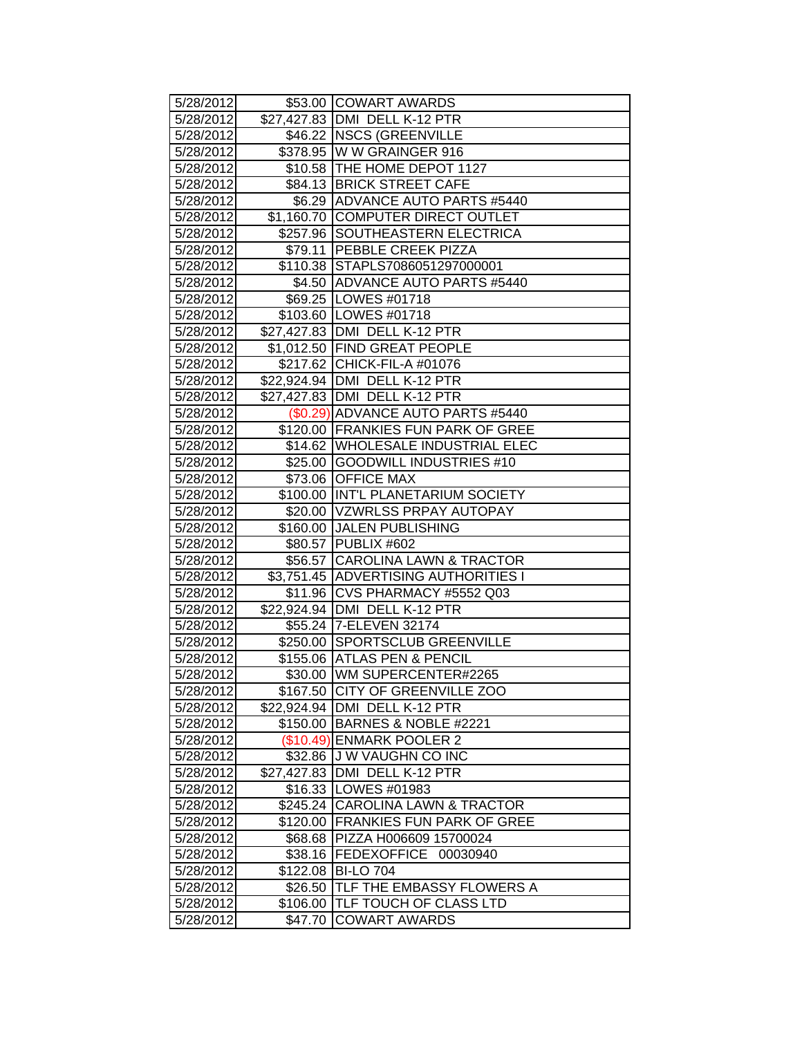| 5/28/2012 | $53.00 | COWART AWARDS |
|---|---|---|
| 5/28/2012 | $27,427.83 | DMI DELL K-12 PTR |
| 5/28/2012 | $46.22 | NSCS (GREENVILLE |
| 5/28/2012 | $378.95 | W W GRAINGER 916 |
| 5/28/2012 | $10.58 | THE HOME DEPOT 1127 |
| 5/28/2012 | $84.13 | BRICK STREET CAFE |
| 5/28/2012 | $6.29 | ADVANCE AUTO PARTS #5440 |
| 5/28/2012 | $1,160.70 | COMPUTER DIRECT OUTLET |
| 5/28/2012 | $257.96 | SOUTHEASTERN ELECTRICA |
| 5/28/2012 | $79.11 | PEBBLE CREEK PIZZA |
| 5/28/2012 | $110.38 | STAPLS7086051297000001 |
| 5/28/2012 | $4.50 | ADVANCE AUTO PARTS #5440 |
| 5/28/2012 | $69.25 | LOWES #01718 |
| 5/28/2012 | $103.60 | LOWES #01718 |
| 5/28/2012 | $27,427.83 | DMI DELL K-12 PTR |
| 5/28/2012 | $1,012.50 | FIND GREAT PEOPLE |
| 5/28/2012 | $217.62 | CHICK-FIL-A #01076 |
| 5/28/2012 | $22,924.94 | DMI DELL K-12 PTR |
| 5/28/2012 | $27,427.83 | DMI DELL K-12 PTR |
| 5/28/2012 | ($0.29) | ADVANCE AUTO PARTS #5440 |
| 5/28/2012 | $120.00 | FRANKIES FUN PARK OF GREE |
| 5/28/2012 | $14.62 | WHOLESALE INDUSTRIAL ELEC |
| 5/28/2012 | $25.00 | GOODWILL INDUSTRIES #10 |
| 5/28/2012 | $73.06 | OFFICE MAX |
| 5/28/2012 | $100.00 | INT'L PLANETARIUM SOCIETY |
| 5/28/2012 | $20.00 | VZWRLSS PRPAY AUTOPAY |
| 5/28/2012 | $160.00 | JALEN PUBLISHING |
| 5/28/2012 | $80.57 | PUBLIX #602 |
| 5/28/2012 | $56.57 | CAROLINA LAWN & TRACTOR |
| 5/28/2012 | $3,751.45 | ADVERTISING AUTHORITIES I |
| 5/28/2012 | $11.96 | CVS PHARMACY #5552 Q03 |
| 5/28/2012 | $22,924.94 | DMI DELL K-12 PTR |
| 5/28/2012 | $55.24 | 7-ELEVEN 32174 |
| 5/28/2012 | $250.00 | SPORTSCLUB GREENVILLE |
| 5/28/2012 | $155.06 | ATLAS PEN & PENCIL |
| 5/28/2012 | $30.00 | WM SUPERCENTER#2265 |
| 5/28/2012 | $167.50 | CITY OF GREENVILLE ZOO |
| 5/28/2012 | $22,924.94 | DMI DELL K-12 PTR |
| 5/28/2012 | $150.00 | BARNES & NOBLE #2221 |
| 5/28/2012 | ($10.49) | ENMARK POOLER 2 |
| 5/28/2012 | $32.86 | J W VAUGHN CO INC |
| 5/28/2012 | $27,427.83 | DMI DELL K-12 PTR |
| 5/28/2012 | $16.33 | LOWES #01983 |
| 5/28/2012 | $245.24 | CAROLINA LAWN & TRACTOR |
| 5/28/2012 | $120.00 | FRANKIES FUN PARK OF GREE |
| 5/28/2012 | $68.68 | PIZZA H006609 15700024 |
| 5/28/2012 | $38.16 | FEDEXOFFICE 00030940 |
| 5/28/2012 | $122.08 | BI-LO 704 |
| 5/28/2012 | $26.50 | TLF THE EMBASSY FLOWERS A |
| 5/28/2012 | $106.00 | TLF TOUCH OF CLASS LTD |
| 5/28/2012 | $47.70 | COWART AWARDS |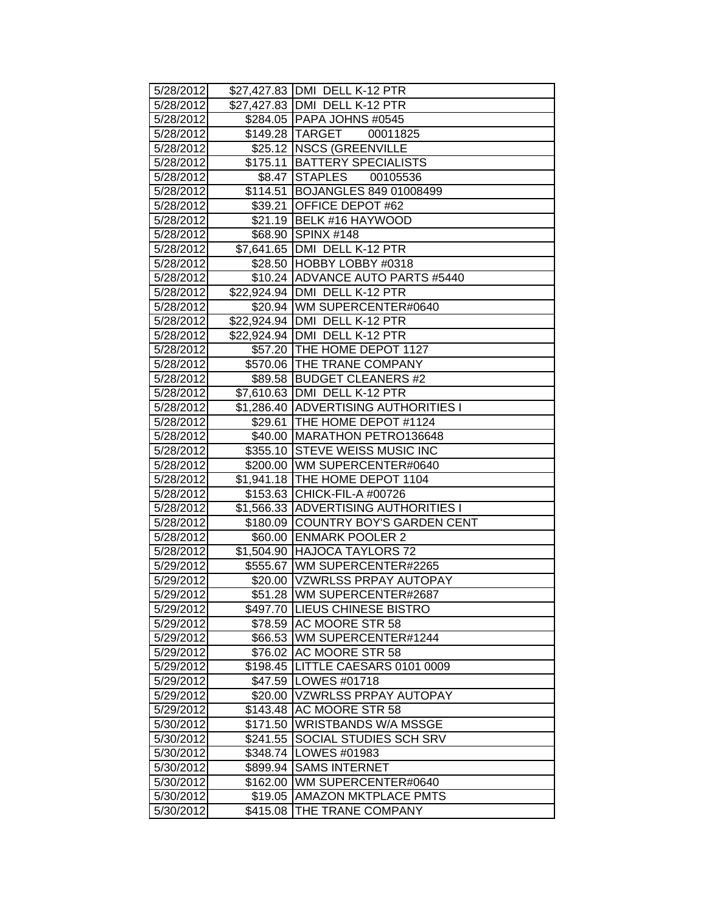| 5/28/2012 | $27,427.83 | DMI DELL K-12 PTR |
|---|---|---|
| 5/28/2012 | $27,427.83 | DMI DELL K-12 PTR |
| 5/28/2012 | $284.05 | PAPA JOHNS #0545 |
| 5/28/2012 | $149.28 | TARGET 00011825 |
| 5/28/2012 | $25.12 | NSCS (GREENVILLE |
| 5/28/2012 | $175.11 | BATTERY SPECIALISTS |
| 5/28/2012 | $8.47 | STAPLES 00105536 |
| 5/28/2012 | $114.51 | BOJANGLES 849 01008499 |
| 5/28/2012 | $39.21 | OFFICE DEPOT #62 |
| 5/28/2012 | $21.19 | BELK #16 HAYWOOD |
| 5/28/2012 | $68.90 | SPINX #148 |
| 5/28/2012 | $7,641.65 | DMI DELL K-12 PTR |
| 5/28/2012 | $28.50 | HOBBY LOBBY #0318 |
| 5/28/2012 | $10.24 | ADVANCE AUTO PARTS #5440 |
| 5/28/2012 | $22,924.94 | DMI DELL K-12 PTR |
| 5/28/2012 | $20.94 | WM SUPERCENTER#0640 |
| 5/28/2012 | $22,924.94 | DMI DELL K-12 PTR |
| 5/28/2012 | $22,924.94 | DMI DELL K-12 PTR |
| 5/28/2012 | $57.20 | THE HOME DEPOT 1127 |
| 5/28/2012 | $570.06 | THE TRANE COMPANY |
| 5/28/2012 | $89.58 | BUDGET CLEANERS #2 |
| 5/28/2012 | $7,610.63 | DMI DELL K-12 PTR |
| 5/28/2012 | $1,286.40 | ADVERTISING AUTHORITIES I |
| 5/28/2012 | $29.61 | THE HOME DEPOT #1124 |
| 5/28/2012 | $40.00 | MARATHON PETRO136648 |
| 5/28/2012 | $355.10 | STEVE WEISS MUSIC INC |
| 5/28/2012 | $200.00 | WM SUPERCENTER#0640 |
| 5/28/2012 | $1,941.18 | THE HOME DEPOT 1104 |
| 5/28/2012 | $153.63 | CHICK-FIL-A #00726 |
| 5/28/2012 | $1,566.33 | ADVERTISING AUTHORITIES I |
| 5/28/2012 | $180.09 | COUNTRY BOY'S GARDEN CENT |
| 5/28/2012 | $60.00 | ENMARK POOLER 2 |
| 5/28/2012 | $1,504.90 | HAJOCA TAYLORS 72 |
| 5/29/2012 | $555.67 | WM SUPERCENTER#2265 |
| 5/29/2012 | $20.00 | VZWRLSS PRPAY AUTOPAY |
| 5/29/2012 | $51.28 | WM SUPERCENTER#2687 |
| 5/29/2012 | $497.70 | LIEUS CHINESE BISTRO |
| 5/29/2012 | $78.59 | AC MOORE STR 58 |
| 5/29/2012 | $66.53 | WM SUPERCENTER#1244 |
| 5/29/2012 | $76.02 | AC MOORE STR 58 |
| 5/29/2012 | $198.45 | LITTLE CAESARS 0101 0009 |
| 5/29/2012 | $47.59 | LOWES #01718 |
| 5/29/2012 | $20.00 | VZWRLSS PRPAY AUTOPAY |
| 5/29/2012 | $143.48 | AC MOORE STR 58 |
| 5/30/2012 | $171.50 | WRISTBANDS W/A MSSGE |
| 5/30/2012 | $241.55 | SOCIAL STUDIES SCH SRV |
| 5/30/2012 | $348.74 | LOWES #01983 |
| 5/30/2012 | $899.94 | SAMS INTERNET |
| 5/30/2012 | $162.00 | WM SUPERCENTER#0640 |
| 5/30/2012 | $19.05 | AMAZON MKTPLACE PMTS |
| 5/30/2012 | $415.08 | THE TRANE COMPANY |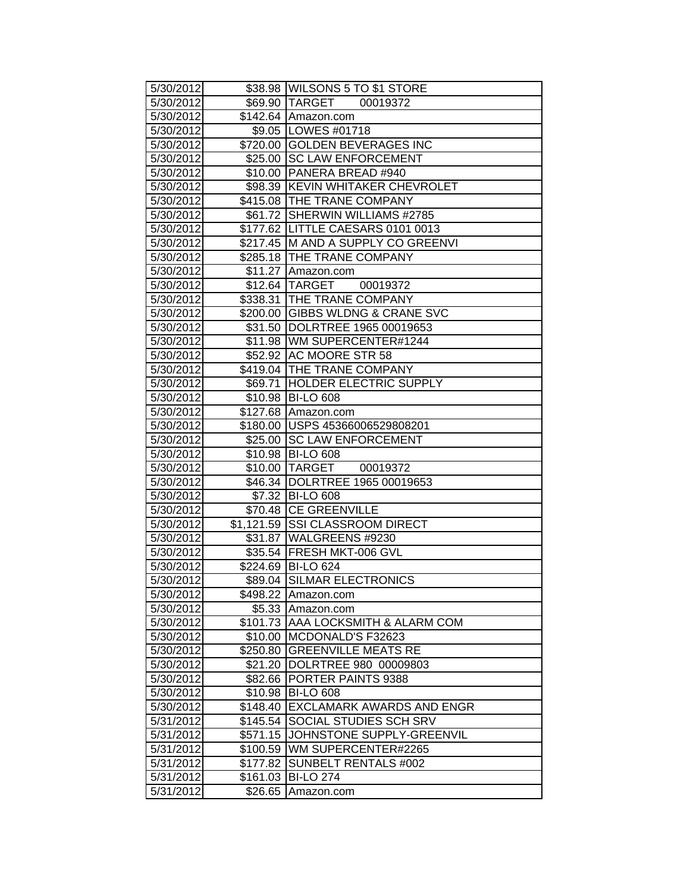| | | |
|---|---|---|
| 5/30/2012 | $38.98 | WILSONS 5 TO $1 STORE |
| 5/30/2012 | $69.90 | TARGET 00019372 |
| 5/30/2012 | $142.64 | Amazon.com |
| 5/30/2012 | $9.05 | LOWES #01718 |
| 5/30/2012 | $720.00 | GOLDEN BEVERAGES INC |
| 5/30/2012 | $25.00 | SC LAW ENFORCEMENT |
| 5/30/2012 | $10.00 | PANERA BREAD #940 |
| 5/30/2012 | $98.39 | KEVIN WHITAKER CHEVROLET |
| 5/30/2012 | $415.08 | THE TRANE COMPANY |
| 5/30/2012 | $61.72 | SHERWIN WILLIAMS #2785 |
| 5/30/2012 | $177.62 | LITTLE CAESARS 0101 0013 |
| 5/30/2012 | $217.45 | M AND A SUPPLY CO GREENVI |
| 5/30/2012 | $285.18 | THE TRANE COMPANY |
| 5/30/2012 | $11.27 | Amazon.com |
| 5/30/2012 | $12.64 | TARGET 00019372 |
| 5/30/2012 | $338.31 | THE TRANE COMPANY |
| 5/30/2012 | $200.00 | GIBBS WLDNG & CRANE SVC |
| 5/30/2012 | $31.50 | DOLRTREE 1965 00019653 |
| 5/30/2012 | $11.98 | WM SUPERCENTER#1244 |
| 5/30/2012 | $52.92 | AC MOORE STR 58 |
| 5/30/2012 | $419.04 | THE TRANE COMPANY |
| 5/30/2012 | $69.71 | HOLDER ELECTRIC SUPPLY |
| 5/30/2012 | $10.98 | BI-LO 608 |
| 5/30/2012 | $127.68 | Amazon.com |
| 5/30/2012 | $180.00 | USPS 45366006529808201 |
| 5/30/2012 | $25.00 | SC LAW ENFORCEMENT |
| 5/30/2012 | $10.98 | BI-LO 608 |
| 5/30/2012 | $10.00 | TARGET 00019372 |
| 5/30/2012 | $46.34 | DOLRTREE 1965 00019653 |
| 5/30/2012 | $7.32 | BI-LO 608 |
| 5/30/2012 | $70.48 | CE GREENVILLE |
| 5/30/2012 | $1,121.59 | SSI CLASSROOM DIRECT |
| 5/30/2012 | $31.87 | WALGREENS #9230 |
| 5/30/2012 | $35.54 | FRESH MKT-006 GVL |
| 5/30/2012 | $224.69 | BI-LO 624 |
| 5/30/2012 | $89.04 | SILMAR ELECTRONICS |
| 5/30/2012 | $498.22 | Amazon.com |
| 5/30/2012 | $5.33 | Amazon.com |
| 5/30/2012 | $101.73 | AAA LOCKSMITH & ALARM COM |
| 5/30/2012 | $10.00 | MCDONALD'S F32623 |
| 5/30/2012 | $250.80 | GREENVILLE MEATS RE |
| 5/30/2012 | $21.20 | DOLRTREE 980 00009803 |
| 5/30/2012 | $82.66 | PORTER PAINTS 9388 |
| 5/30/2012 | $10.98 | BI-LO 608 |
| 5/30/2012 | $148.40 | EXCLAMARK AWARDS AND ENGR |
| 5/31/2012 | $145.54 | SOCIAL STUDIES SCH SRV |
| 5/31/2012 | $571.15 | JOHNSTONE SUPPLY-GREENVIL |
| 5/31/2012 | $100.59 | WM SUPERCENTER#2265 |
| 5/31/2012 | $177.82 | SUNBELT RENTALS #002 |
| 5/31/2012 | $161.03 | BI-LO 274 |
| 5/31/2012 | $26.65 | Amazon.com |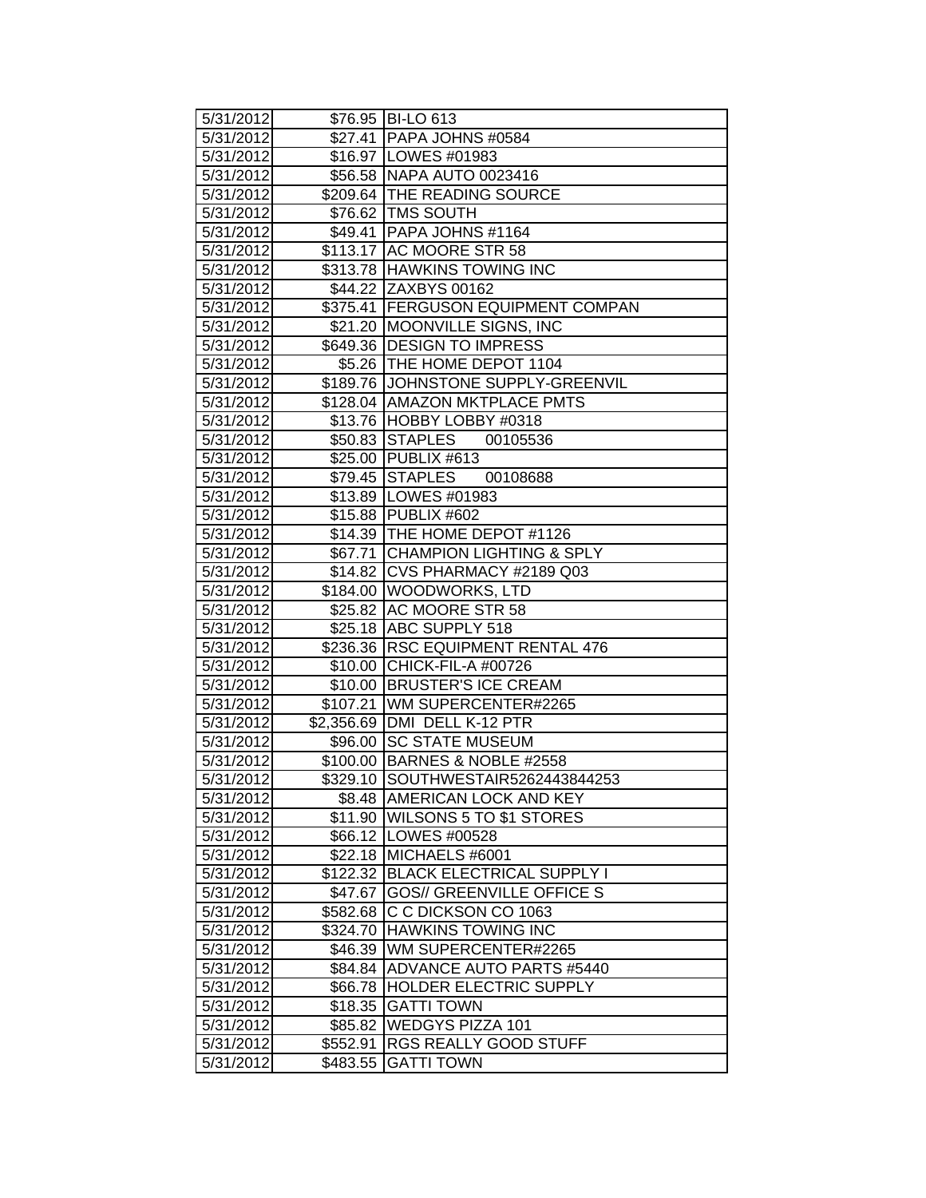| 5/31/2012 | $76.95 | BI-LO 613 |
|---|---|---|
| 5/31/2012 | $27.41 | PAPA JOHNS #0584 |
| 5/31/2012 | $16.97 | LOWES #01983 |
| 5/31/2012 | $56.58 | NAPA AUTO 0023416 |
| 5/31/2012 | $209.64 | THE READING SOURCE |
| 5/31/2012 | $76.62 | TMS SOUTH |
| 5/31/2012 | $49.41 | PAPA JOHNS #1164 |
| 5/31/2012 | $113.17 | AC MOORE STR 58 |
| 5/31/2012 | $313.78 | HAWKINS TOWING INC |
| 5/31/2012 | $44.22 | ZAXBYS 00162 |
| 5/31/2012 | $375.41 | FERGUSON EQUIPMENT COMPAN |
| 5/31/2012 | $21.20 | MOONVILLE SIGNS, INC |
| 5/31/2012 | $649.36 | DESIGN TO IMPRESS |
| 5/31/2012 | $5.26 | THE HOME DEPOT 1104 |
| 5/31/2012 | $189.76 | JOHNSTONE SUPPLY-GREENVIL |
| 5/31/2012 | $128.04 | AMAZON MKTPLACE PMTS |
| 5/31/2012 | $13.76 | HOBBY LOBBY #0318 |
| 5/31/2012 | $50.83 | STAPLES 00105536 |
| 5/31/2012 | $25.00 | PUBLIX #613 |
| 5/31/2012 | $79.45 | STAPLES 00108688 |
| 5/31/2012 | $13.89 | LOWES #01983 |
| 5/31/2012 | $15.88 | PUBLIX #602 |
| 5/31/2012 | $14.39 | THE HOME DEPOT #1126 |
| 5/31/2012 | $67.71 | CHAMPION LIGHTING & SPLY |
| 5/31/2012 | $14.82 | CVS PHARMACY #2189 Q03 |
| 5/31/2012 | $184.00 | WOODWORKS, LTD |
| 5/31/2012 | $25.82 | AC MOORE STR 58 |
| 5/31/2012 | $25.18 | ABC SUPPLY 518 |
| 5/31/2012 | $236.36 | RSC EQUIPMENT RENTAL 476 |
| 5/31/2012 | $10.00 | CHICK-FIL-A #00726 |
| 5/31/2012 | $10.00 | BRUSTER'S ICE CREAM |
| 5/31/2012 | $107.21 | WM SUPERCENTER#2265 |
| 5/31/2012 | $2,356.69 | DMI DELL K-12 PTR |
| 5/31/2012 | $96.00 | SC STATE MUSEUM |
| 5/31/2012 | $100.00 | BARNES & NOBLE #2558 |
| 5/31/2012 | $329.10 | SOUTHWESTAIR5262443844253 |
| 5/31/2012 | $8.48 | AMERICAN LOCK AND KEY |
| 5/31/2012 | $11.90 | WILSONS 5 TO $1 STORES |
| 5/31/2012 | $66.12 | LOWES #00528 |
| 5/31/2012 | $22.18 | MICHAELS #6001 |
| 5/31/2012 | $122.32 | BLACK ELECTRICAL SUPPLY I |
| 5/31/2012 | $47.67 | GOS// GREENVILLE OFFICE S |
| 5/31/2012 | $582.68 | C C DICKSON CO 1063 |
| 5/31/2012 | $324.70 | HAWKINS TOWING INC |
| 5/31/2012 | $46.39 | WM SUPERCENTER#2265 |
| 5/31/2012 | $84.84 | ADVANCE AUTO PARTS #5440 |
| 5/31/2012 | $66.78 | HOLDER ELECTRIC SUPPLY |
| 5/31/2012 | $18.35 | GATTI TOWN |
| 5/31/2012 | $85.82 | WEDGYS PIZZA 101 |
| 5/31/2012 | $552.91 | RGS REALLY GOOD STUFF |
| 5/31/2012 | $483.55 | GATTI TOWN |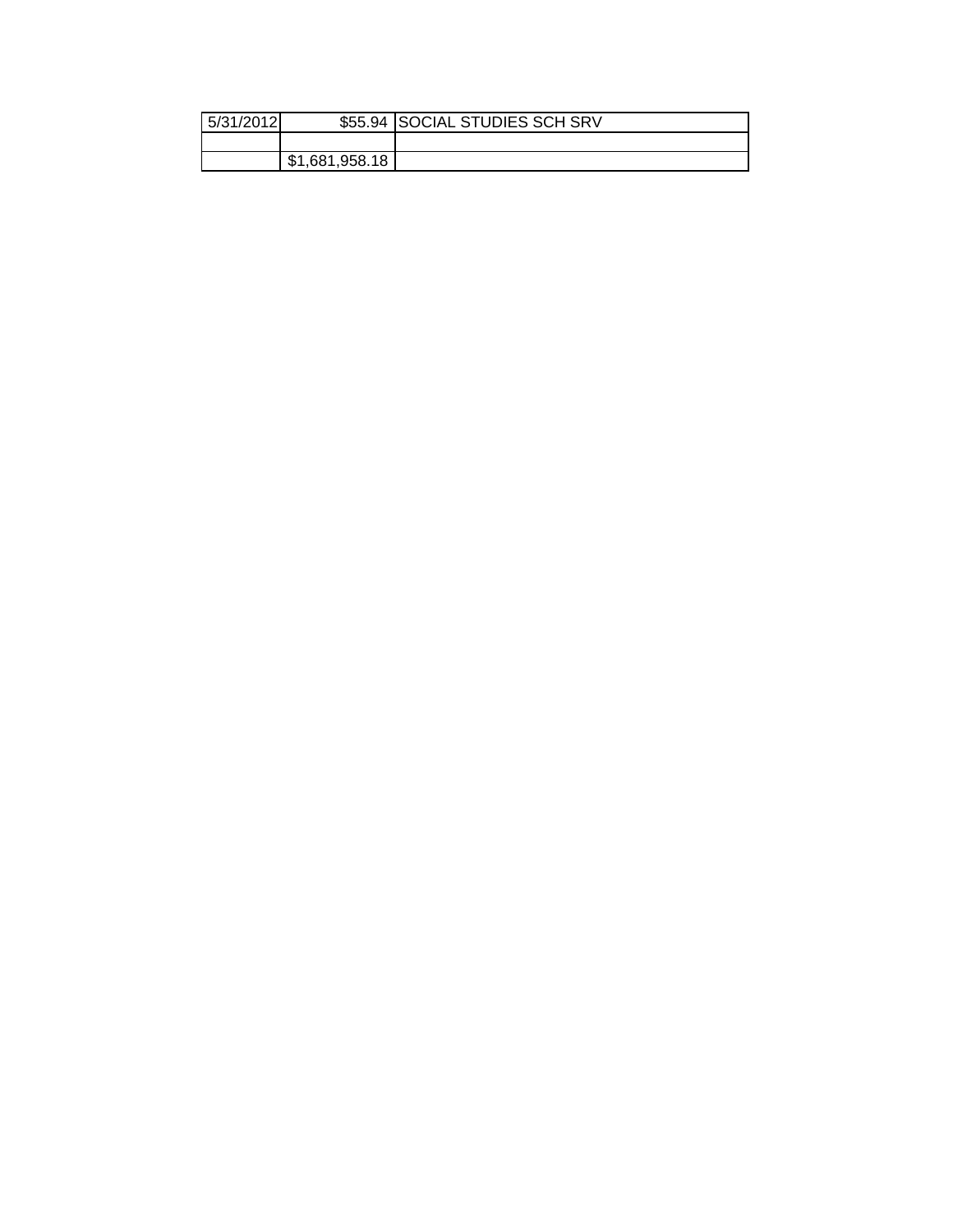| | | |
|---|---|---|
| 5/31/2012 | $55.94 | SOCIAL STUDIES SCH SRV |
| | | |
| | $1,681,958.18 | |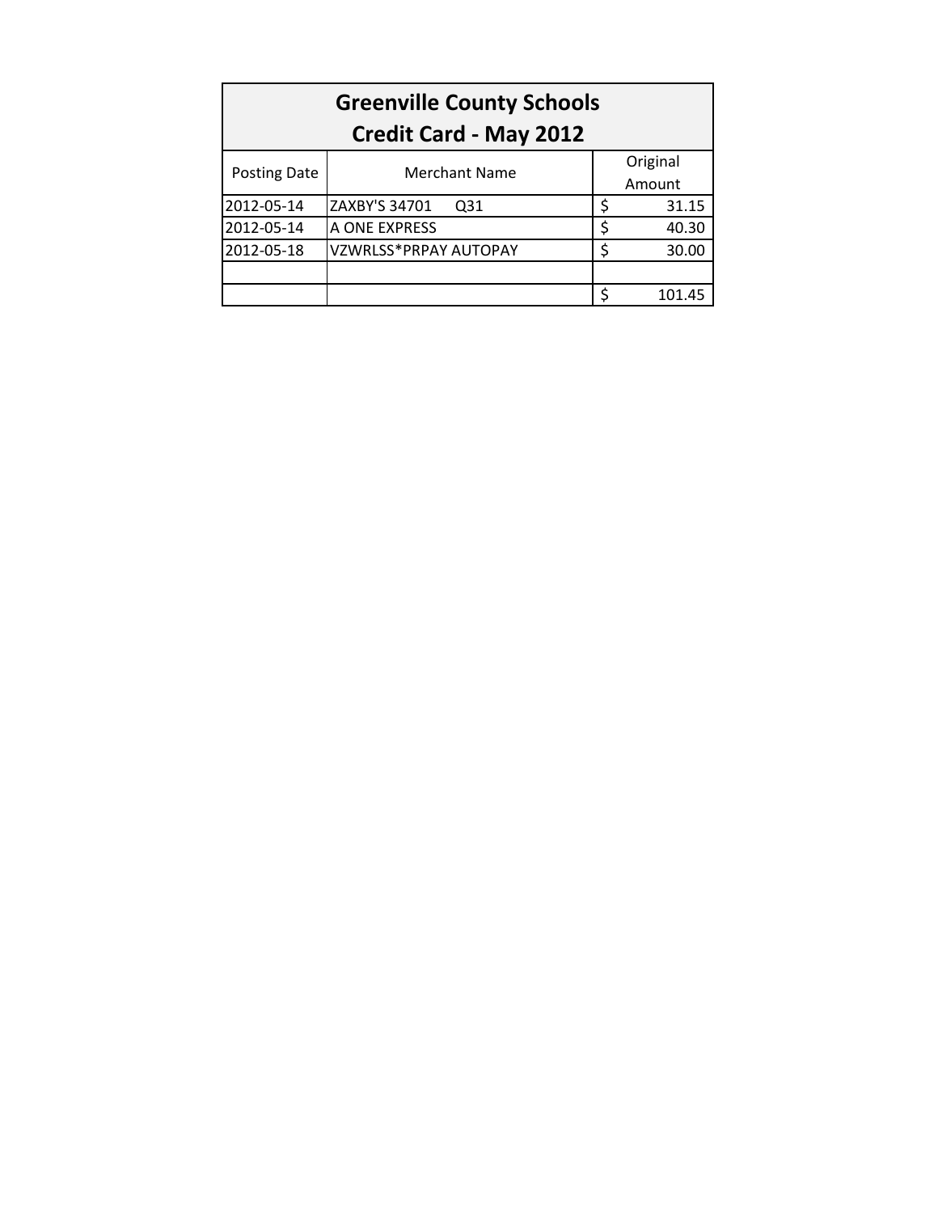# Greenville County Schools
## Credit Card - May 2012

| Posting Date | Merchant Name | Original Amount |
|---|---|---|
| 2012-05-14 | ZAXBY'S 34701 Q31 | $ 31.15 |
| 2012-05-14 | A ONE EXPRESS | $ 40.30 |
| 2012-05-18 | VZWRLSS*PRPAY AUTOPAY | $ 30.00 |
| | | |
| | | $ 101.45 |